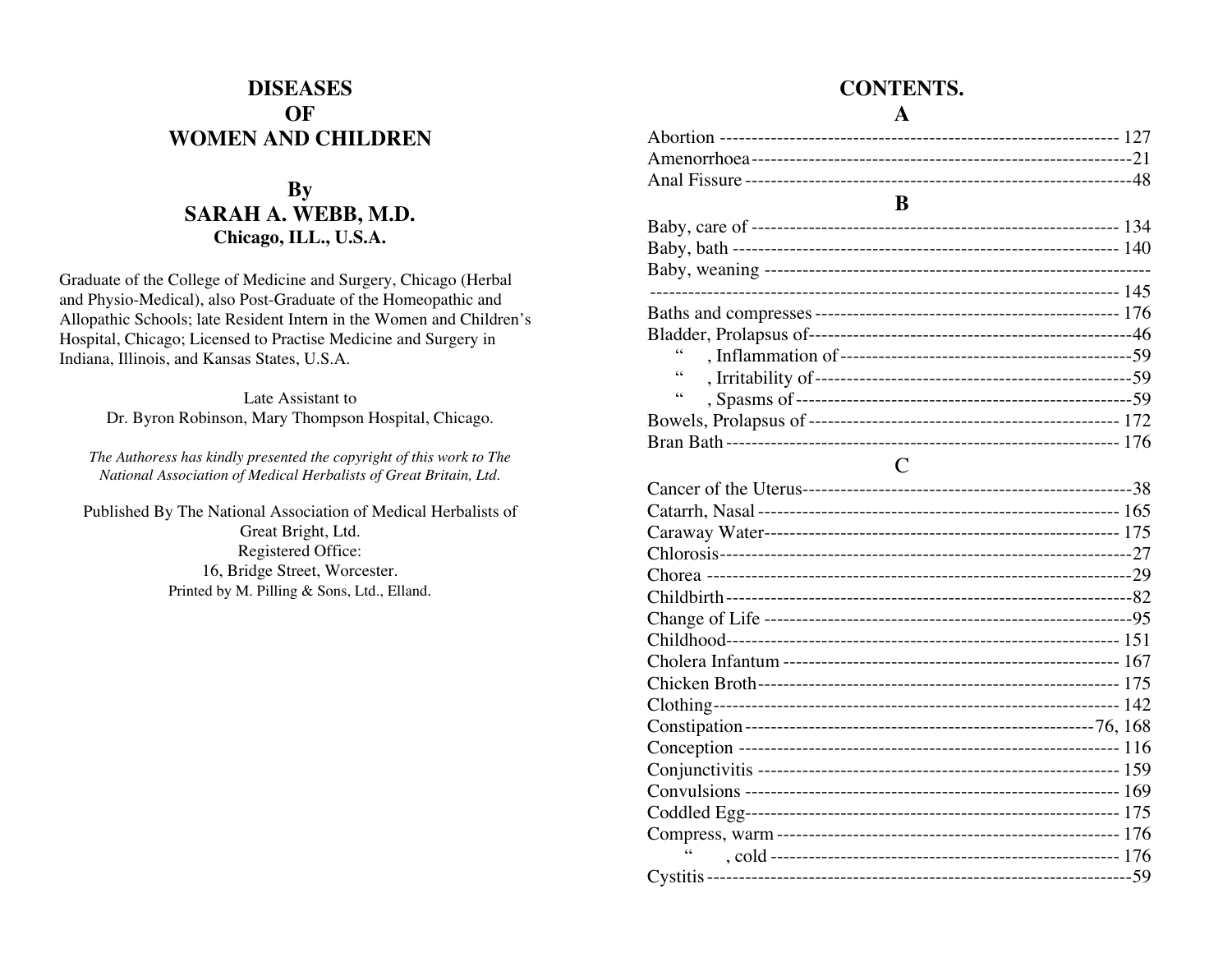# DISEASES
# OF
# WOMEN AND CHILDREN

## By
## SARAH A. WEBB, M.D.
**Chicago, ILL., U.S.A.**

Graduate of the College of Medicine and Surgery, Chicago (Herbal and Physio-Medical), also Post-Graduate of the Homeopathic and Allopathic Schools; late Resident Intern in the Women and Children's Hospital, Chicago; Licensed to Practise Medicine and Surgery in Indiana, Illinois, and Kansas States, U.S.A.

Late Assistant to
Dr. Byron Robinson, Mary Thompson Hospital, Chicago.

*The Authoress has kindly presented the copyright of this work to The National Association of Medical Herbalists of Great Britain, Ltd.*

Published By The National Association of Medical Herbalists of Great Bright, Ltd.
Registered Office:
16, Bridge Street, Worcester.
Printed by M. Pilling & Sons, Ltd., Elland.

# CONTENTS.

## A

Abortion ---------- 127
Amenorrhoea ---------- 21
Anal Fissure ---------- 48

## B

Baby, care of ---------- 134
Baby, bath ---------- 140
Baby, weaning ---------- 145
Baths and compresses ---------- 176
Bladder, Prolapsus of ---------- 46
" , Inflammation of ---------- 59
" , Irritability of ---------- 59
" , Spasms of ---------- 59
Bowels, Prolapsus of ---------- 172
Bran Bath ---------- 176

## C

Cancer of the Uterus ---------- 38
Catarrh, Nasal ---------- 165
Caraway Water ---------- 175
Chlorosis ---------- 27
Chorea ---------- 29
Childbirth ---------- 82
Change of Life ---------- 95
Childhood ---------- 151
Cholera Infantum ---------- 167
Chicken Broth ---------- 175
Clothing ---------- 142
Constipation ---------- 76, 168
Conception ---------- 116
Conjunctivitis ---------- 159
Convulsions ---------- 169
Coddled Egg ---------- 175
Compress, warm ---------- 176
" , cold ---------- 176
Cystitis ---------- 59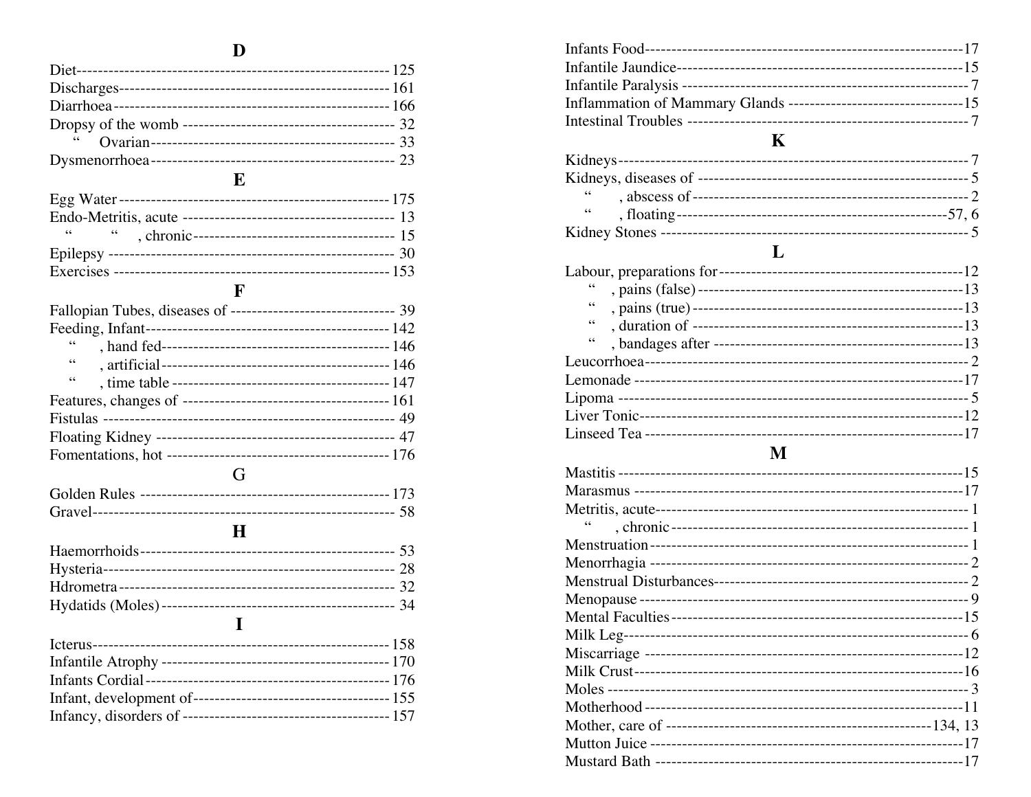## D

Diet---------------------------------------------------------- 125
Discharges-------------------------------------------------- 161
Diarrhoea--------------------------------------------------- 166
Dropsy of the womb ------------------------------------- 32
" Ovarian---------------------------------------------- 33
Dysmenorrhoea---------------------------------------- 23

## E

Egg Water-------------------------------------------------- 175
Endo-Metritis, acute ---------------------------------- 13
" " , chronic------------------------------------ 15
Epilepsy ----------------------------------------------- 30
Exercises ------------------------------------------------ 153

## F

Fallopian Tubes, diseases of -------------------------- 39
Feeding, Infant------------------------------------------ 142
" , hand fed------------------------------------------ 146
" , artificial------------------------------------------ 146
" , time table ---------------------------------------- 147
Features, changes of ---------------------------------- 161
Fistulas ------------------------------------------------- 49
Floating Kidney ------------------------------------------ 47
Fomentations, hot ------------------------------------ 176

## G

Golden Rules ---------------------------------------------- 173
Gravel------------------------------------------------------ 58

## H

Haemorrhoids------------------------------------------- 53
Hysteria------------------------------------------------- 28
Hdrometra----------------------------------------------- 32
Hydatids (Moles)-------------------------------------- 34

## I

Icterus---------------------------------------------------- 158
Infantile Atrophy ------------------------------------- 170
Infants Cordial----------------------------------------- 176
Infant, development of------------------------------- 155
Infancy, disorders of --------------------------------- 157
Infants Food--------------------------------------------------17
Infantile Jaundice--------------------------------------------15
Infantile Paralysis ------------------------------------------ 7
Inflammation of Mammary Glands -----------------------15
Intestinal Troubles ------------------------------------------ 7

## K

Kidneys--------------------------------------------------------- 7
Kidneys, diseases of ----------------------------------------- 5
" , abscess of-------------------------------------------- 2
" , floating-------------------------------------------57, 6
Kidney Stones ------------------------------------------------ 5

## L

Labour, preparations for------------------------------------12
" , pains (false)----------------------------------------------13
" , pains (true)-----------------------------------------------13
" , duration of -----------------------------------------------13
" , bandages after ----------------------------------------13
Leucorrhoea---------------------------------------------------- 2
Lemonade ----------------------------------------------------17
Lipoma --------------------------------------------------------- 5
Liver Tonic----------------------------------------------------12
Linseed Tea --------------------------------------------------17

## M

Mastitis --------------------------------------------------------15
Marasmus -----------------------------------------------------17
Metritis, acute-------------------------------------------------- 1
" , chronic---------------------------------------------------- 1
Menstruation--------------------------------------------------- 1
Menorrhagia --------------------------------------------------- 2
Menstrual Disturbances--------------------------------------- 2
Menopause----------------------------------------------------- 9
Mental Faculties----------------------------------------------15
Milk Leg--------------------------------------------------------- 6
Miscarriage ---------------------------------------------------12
Milk Crust------------------------------------------------------16
Moles ------------------------------------------------------------ 3
Motherhood ---------------------------------------------------11
Mother, care of -----------------------------------------134, 13
Mutton Juice ---------------------------------------------------17
Mustard Bath --------------------------------------------------17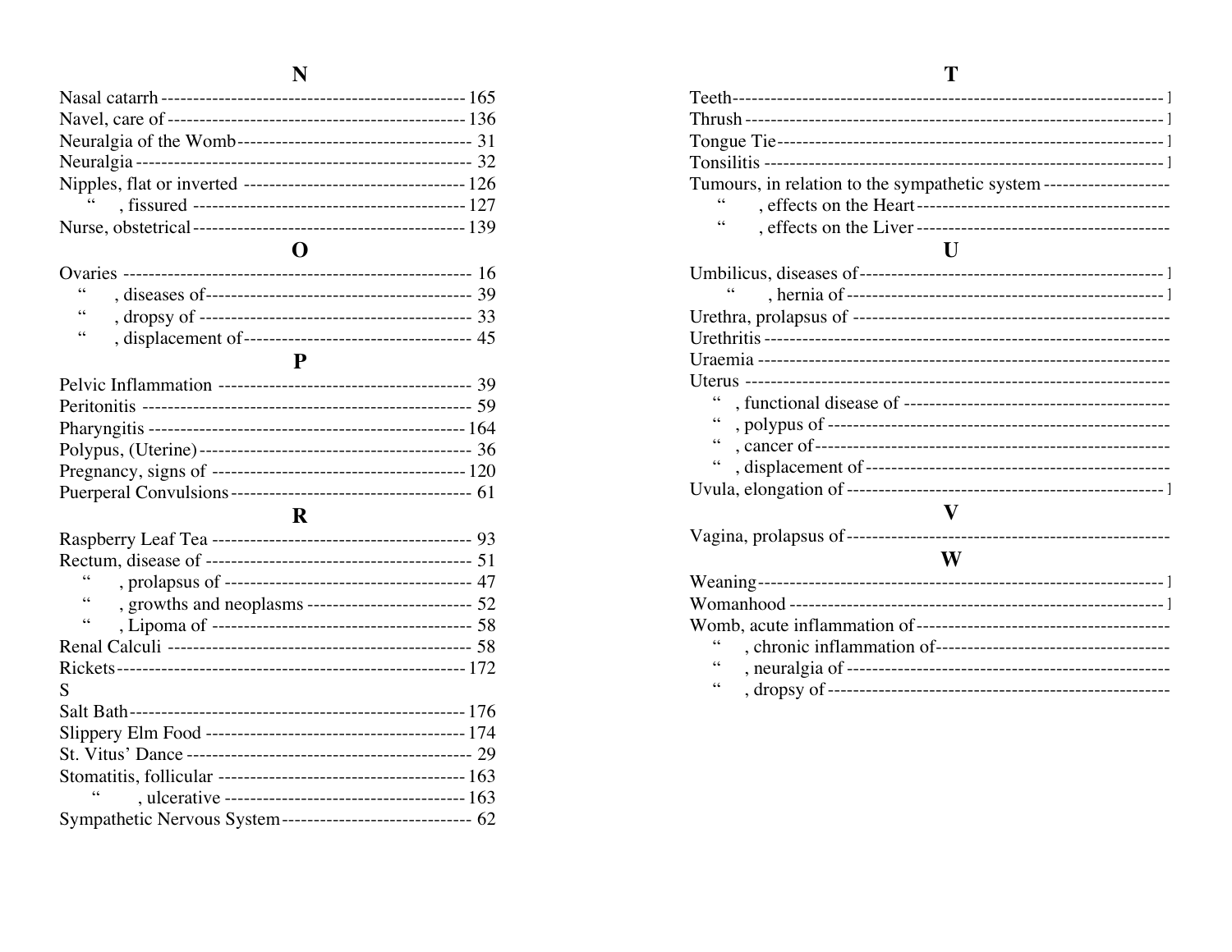## N

Nasal catarrh ---------------------------------------------- 165
Navel, care of ---------------------------------------------- 136
Neuralgia of the Womb---------------------------------------- 31
Neuralgia ---------------------------------------------------- 32
Nipples, flat or inverted ------------------------------------ 126
" , fissured ------------------------------------------------ 127
Nurse, obstetrical ------------------------------------------- 139

## O

Ovaries ------------------------------------------------------ 16
" , diseases of --------------------------------------------- 39
" , dropsy of ----------------------------------------------- 33
" , displacement of ----------------------------------------- 45

## P

Pelvic Inflammation ----------------------------------------- 39
Peritonitis -------------------------------------------------- 59
Pharyngitis ------------------------------------------------- 164
Polypus, (Uterine) ------------------------------------------- 36
Pregnancy, signs of ---------------------------------------- 120
Puerperal Convulsions ---------------------------------------- 61

## R

Raspberry Leaf Tea ------------------------------------------ 93
Rectum, disease of ------------------------------------------- 51
" , prolapsus of -------------------------------------------- 47
" , growths and neoplasms ----------------------------------- 52
" , Lipoma of ----------------------------------------------- 58
Renal Calculi ----------------------------------------------- 58
Rickets ---------------------------------------------------- 172

S

Salt Bath -------------------------------------------------- 176
Slippery Elm Food ------------------------------------------ 174
St. Vitus' Dance -------------------------------------------- 29
Stomatitis, follicular -------------------------------------- 163
" , ulcerative ---------------------------------------------- 163
Sympathetic Nervous System ---------------------------------- 62

## T

Teeth ------------------------------------------------------- 1
Thrush ------------------------------------------------------ 1
Tongue Tie -------------------------------------------------- 1
Tonsilitis -------------------------------------------------- 1
Tumours, in relation to the sympathetic system --------------
" , effects on the Heart -----------------------------------
" , effects on the Liver -----------------------------------

## U

Umbilicus, diseases of -------------------------------------- 1
" , hernia of ---------------------------------------------- 1
Urethra, prolapsus of ---------------------------------------
Urethritis -------------------------------------------------
Uraemia ----------------------------------------------------
Uterus -----------------------------------------------------
" , functional disease of ----------------------------------
" , polypus of ---------------------------------------------
" , cancer of ----------------------------------------------
" , displacement of ----------------------------------------
Uvula, elongation of --------------------------------------- 1

## V

Vagina, prolapsus of ---------------------------------------

## W

Weaning ---------------------------------------------------- 1
Womanhood ------------------------------------------------- 1
Womb, acute inflammation of --------------------------------
" , chronic inflammation of --------------------------------
" , neuralgia of -------------------------------------------
" , dropsy of ----------------------------------------------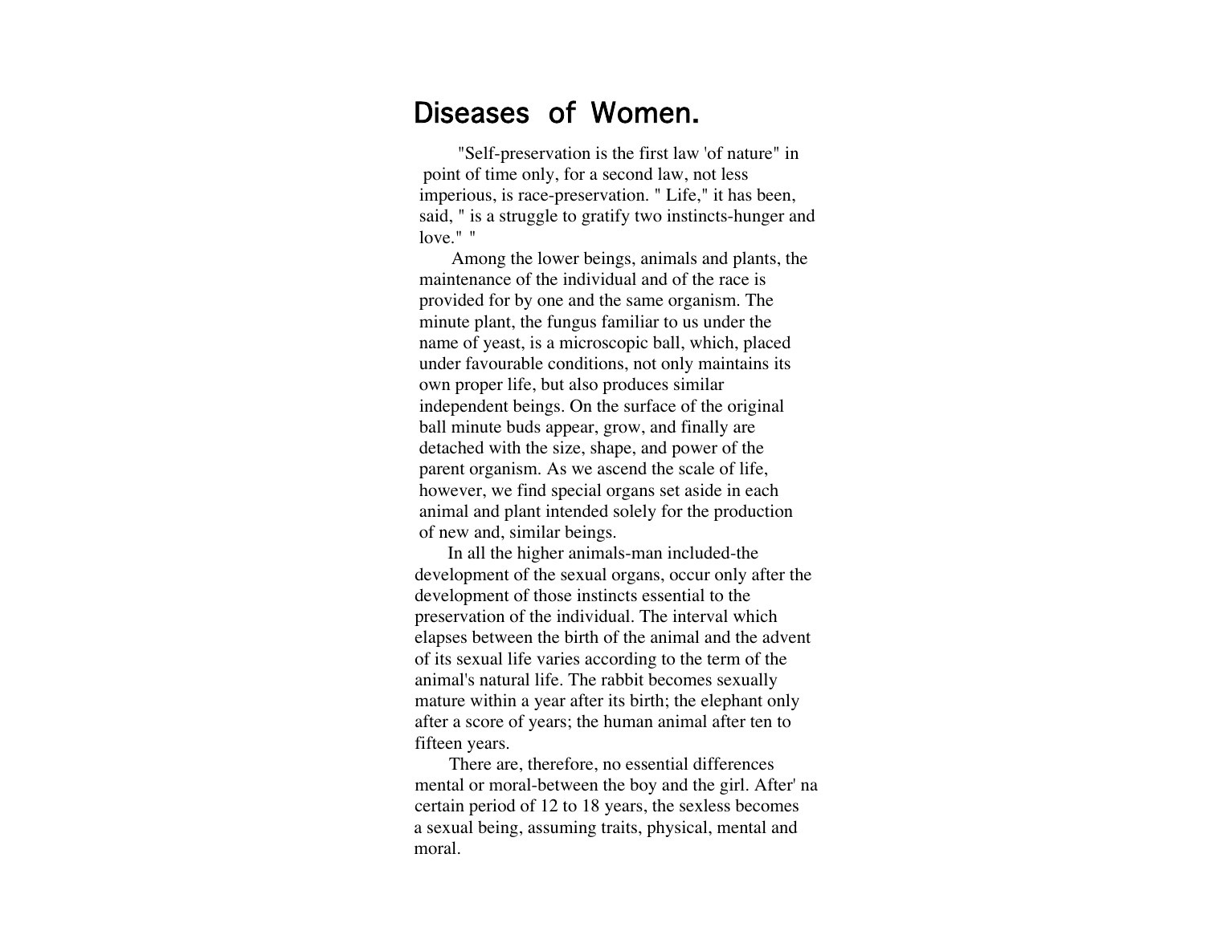# Diseases of Women.

"Self-preservation is the first law 'of nature" in point of time only, for a second law, not less imperious, is race-preservation. " Life," it has been, said, " is a struggle to gratify two instincts-hunger and love." "

Among the lower beings, animals and plants, the maintenance of the individual and of the race is provided for by one and the same organism. The minute plant, the fungus familiar to us under the name of yeast, is a microscopic ball, which, placed under favourable conditions, not only maintains its own proper life, but also produces similar independent beings. On the surface of the original ball minute buds appear, grow, and finally are detached with the size, shape, and power of the parent organism. As we ascend the scale of life, however, we find special organs set aside in each animal and plant intended solely for the production of new and, similar beings.

In all the higher animals-man included-the development of the sexual organs, occur only after the development of those instincts essential to the preservation of the individual. The interval which elapses between the birth of the animal and the advent of its sexual life varies according to the term of the animal's natural life. The rabbit becomes sexually mature within a year after its birth; the elephant only after a score of years; the human animal after ten to fifteen years.

There are, therefore, no essential differences mental or moral-between the boy and the girl. After' na certain period of 12 to 18 years, the sexless becomes a sexual being, assuming traits, physical, mental and moral.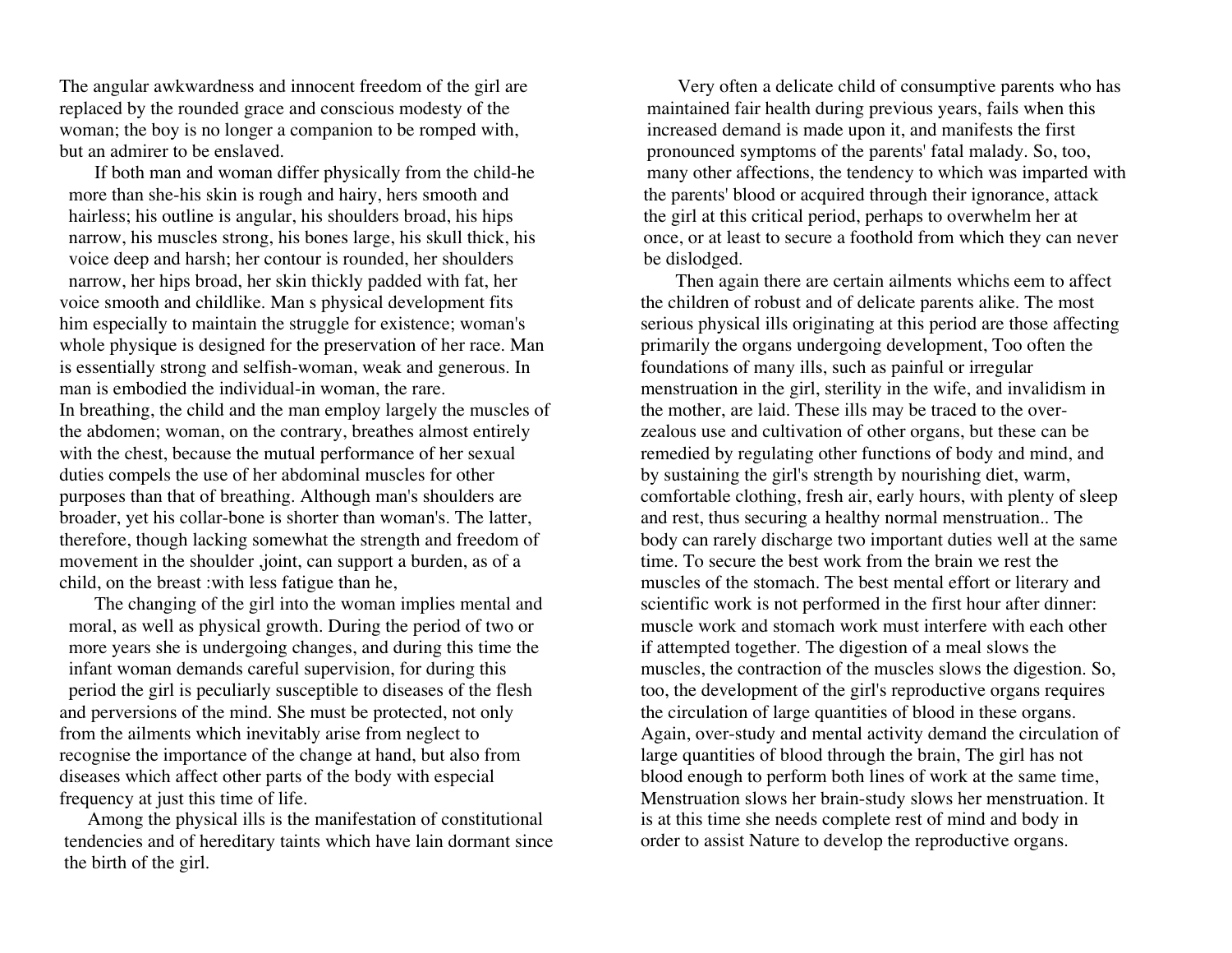The angular awkwardness and innocent freedom of the girl are replaced by the rounded grace and conscious modesty of the woman; the boy is no longer a companion to be romped with, but an admirer to be enslaved.

If both man and woman differ physically from the child-he more than she-his skin is rough and hairy, hers smooth and hairless; his outline is angular, his shoulders broad, his hips narrow, his muscles strong, his bones large, his skull thick, his voice deep and harsh; her contour is rounded, her shoulders narrow, her hips broad, her skin thickly padded with fat, her voice smooth and childlike. Man s physical development fits him especially to maintain the struggle for existence; woman's whole physique is designed for the preservation of her race. Man is essentially strong and selfish-woman, weak and generous. In man is embodied the individual-in woman, the rare.

In breathing, the child and the man employ largely the muscles of the abdomen; woman, on the contrary, breathes almost entirely with the chest, because the mutual performance of her sexual duties compels the use of her abdominal muscles for other purposes than that of breathing. Although man's shoulders are broader, yet his collar-bone is shorter than woman's. The latter, therefore, though lacking somewhat the strength and freedom of movement in the shoulder ,joint, can support a burden, as of a child, on the breast :with less fatigue than he,

The changing of the girl into the woman implies mental and moral, as well as physical growth. During the period of two or more years she is undergoing changes, and during this time the infant woman demands careful supervision, for during this period the girl is peculiarly susceptible to diseases of the flesh and perversions of the mind. She must be protected, not only from the ailments which inevitably arise from neglect to recognise the importance of the change at hand, but also from diseases which affect other parts of the body with especial frequency at just this time of life.

Among the physical ills is the manifestation of constitutional tendencies and of hereditary taints which have lain dormant since the birth of the girl.

Very often a delicate child of consumptive parents who has maintained fair health during previous years, fails when this increased demand is made upon it, and manifests the first pronounced symptoms of the parents' fatal malady. So, too, many other affections, the tendency to which was imparted with the parents' blood or acquired through their ignorance, attack the girl at this critical period, perhaps to overwhelm her at once, or at least to secure a foothold from which they can never be dislodged.

Then again there are certain ailments whichs eem to affect the children of robust and of delicate parents alike. The most serious physical ills originating at this period are those affecting primarily the organs undergoing development, Too often the foundations of many ills, such as painful or irregular menstruation in the girl, sterility in the wife, and invalidism in the mother, are laid. These ills may be traced to the over-zealous use and cultivation of other organs, but these can be remedied by regulating other functions of body and mind, and by sustaining the girl's strength by nourishing diet, warm, comfortable clothing, fresh air, early hours, with plenty of sleep and rest, thus securing a healthy normal menstruation.. The body can rarely discharge two important duties well at the same time. To secure the best work from the brain we rest the muscles of the stomach. The best mental effort or literary and scientific work is not performed in the first hour after dinner: muscle work and stomach work must interfere with each other if attempted together. The digestion of a meal slows the muscles, the contraction of the muscles slows the digestion. So, too, the development of the girl's reproductive organs requires the circulation of large quantities of blood in these organs. Again, over-study and mental activity demand the circulation of large quantities of blood through the brain, The girl has not blood enough to perform both lines of work at the same time, Menstruation slows her brain-study slows her menstruation. It is at this time she needs complete rest of mind and body in order to assist Nature to develop the reproductive organs.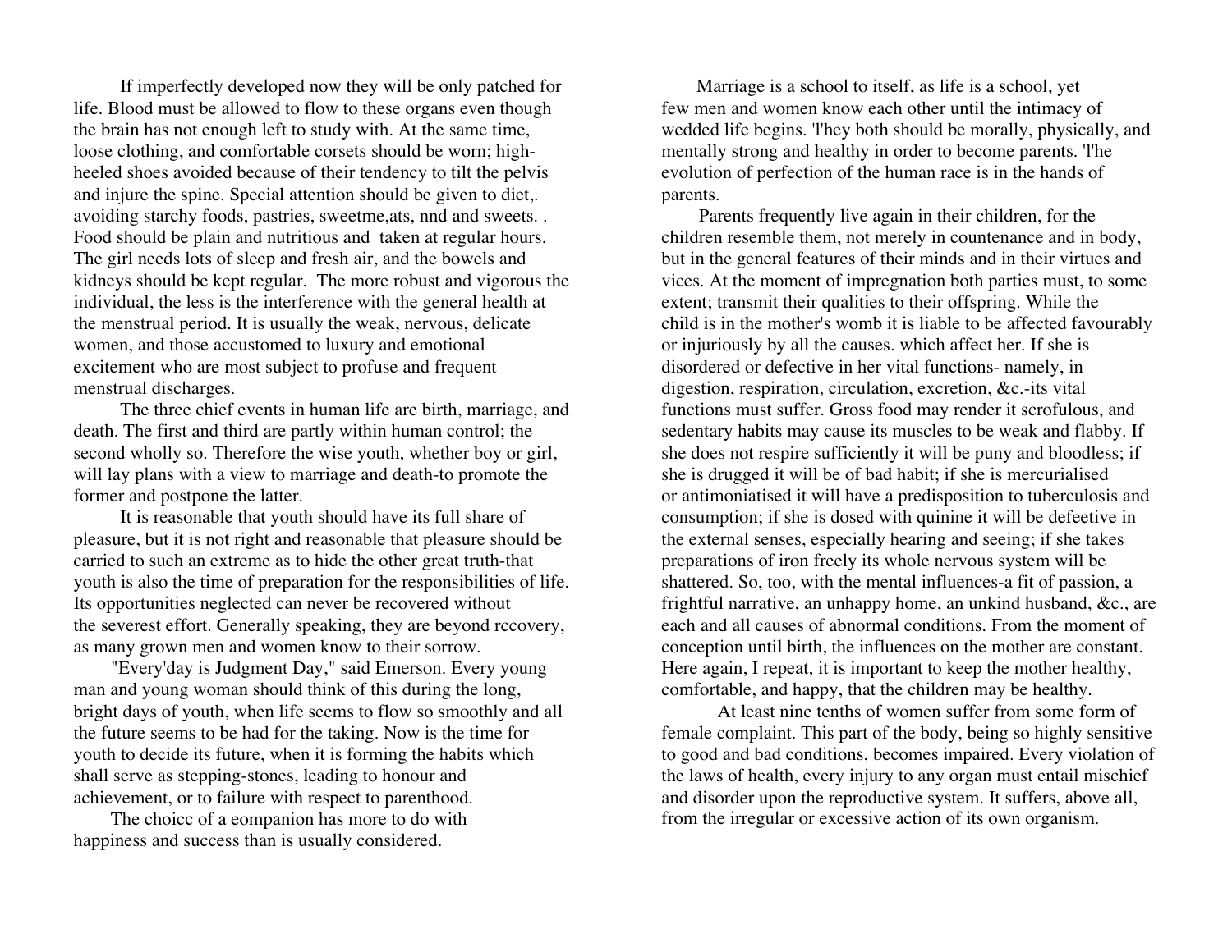If imperfectly developed now they will be only patched for life. Blood must be allowed to flow to these organs even though the brain has not enough left to study with. At the same time, loose clothing, and comfortable corsets should be worn; high-heeled shoes avoided because of their tendency to tilt the pelvis and injure the spine. Special attention should be given to diet,. avoiding starchy foods, pastries, sweetme,ats, nnd and sweets. . Food should be plain and nutritious and taken at regular hours. The girl needs lots of sleep and fresh air, and the bowels and kidneys should be kept regular. The more robust and vigorous the individual, the less is the interference with the general health at the menstrual period. It is usually the weak, nervous, delicate women, and those accustomed to luxury and emotional excitement who are most subject to profuse and frequent menstrual discharges.

The three chief events in human life are birth, marriage, and death. The first and third are partly within human control; the second wholly so. Therefore the wise youth, whether boy or girl, will lay plans with a view to marriage and death-to promote the former and postpone the latter.

It is reasonable that youth should have its full share of pleasure, but it is not right and reasonable that pleasure should be carried to such an extreme as to hide the other great truth-that youth is also the time of preparation for the responsibilities of life. Its opportunities neglected can never be recovered without the severest effort. Generally speaking, they are beyond rccovery, as many grown men and women know to their sorrow.

"Every'day is Judgment Day," said Emerson. Every young man and young woman should think of this during the long, bright days of youth, when life seems to flow so smoothly and all the future seems to be had for the taking. Now is the time for youth to decide its future, when it is forming the habits which shall serve as stepping-stones, leading to honour and achievement, or to failure with respect to parenthood.

The choicc of a eompanion has more to do with happiness and success than is usually considered.

Marriage is a school to itself, as life is a school, yet few men and women know each other until the intimacy of wedded life begins. 'l'hey both should be morally, physically, and mentally strong and healthy in order to become parents. 'l'he evolution of perfection of the human race is in the hands of parents.

Parents frequently live again in their children, for the children resemble them, not merely in countenance and in body, but in the general features of their minds and in their virtues and vices. At the moment of impregnation both parties must, to some extent; transmit their qualities to their offspring. While the child is in the mother's womb it is liable to be affected favourably or injuriously by all the causes. which affect her. If she is disordered or defective in her vital functions- namely, in digestion, respiration, circulation, excretion, &c.-its vital functions must suffer. Gross food may render it scrofulous, and sedentary habits may cause its muscles to be weak and flabby. If she does not respire sufficiently it will be puny and bloodless; if she is drugged it will be of bad habit; if she is mercurialised or antimoniatised it will have a predisposition to tuberculosis and consumption; if she is dosed with quinine it will be defeetive in the external senses, especially hearing and seeing; if she takes preparations of iron freely its whole nervous system will be shattered. So, too, with the mental influences-a fit of passion, a frightful narrative, an unhappy home, an unkind husband, &c., are each and all causes of abnormal conditions. From the moment of conception until birth, the influences on the mother are constant. Here again, I repeat, it is important to keep the mother healthy, comfortable, and happy, that the children may be healthy.

At least nine tenths of women suffer from some form of female complaint. This part of the body, being so highly sensitive to good and bad conditions, becomes impaired. Every violation of the laws of health, every injury to any organ must entail mischief and disorder upon the reproductive system. It suffers, above all, from the irregular or excessive action of its own organism.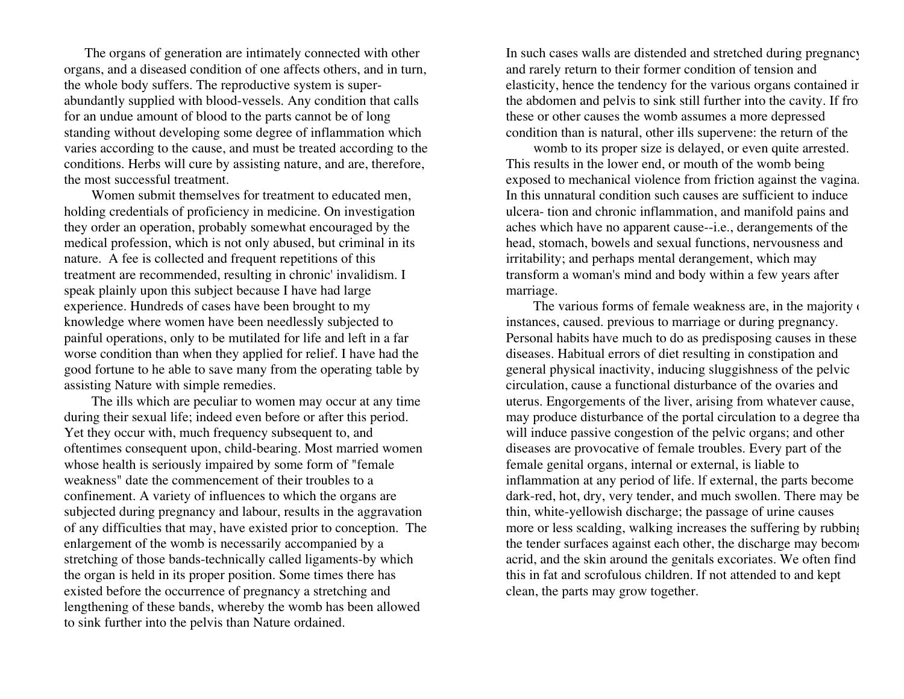The organs of generation are intimately connected with other organs, and a diseased condition of one affects others, and in turn, the whole body suffers. The reproductive system is super-abundantly supplied with blood-vessels. Any condition that calls for an undue amount of blood to the parts cannot be of long standing without developing some degree of inflammation which varies according to the cause, and must be treated according to the conditions. Herbs will cure by assisting nature, and are, therefore, the most successful treatment.

Women submit themselves for treatment to educated men, holding credentials of proficiency in medicine. On investigation they order an operation, probably somewhat encouraged by the medical profession, which is not only abused, but criminal in its nature. A fee is collected and frequent repetitions of this treatment are recommended, resulting in chronic' invalidism. I speak plainly upon this subject because I have had large experience. Hundreds of cases have been brought to my knowledge where women have been needlessly subjected to painful operations, only to be mutilated for life and left in a far worse condition than when they applied for relief. I have had the good fortune to he able to save many from the operating table by assisting Nature with simple remedies.

The ills which are peculiar to women may occur at any time during their sexual life; indeed even before or after this period. Yet they occur with, much frequency subsequent to, and oftentimes consequent upon, child-bearing. Most married women whose health is seriously impaired by some form of "female weakness" date the commencement of their troubles to a confinement. A variety of influences to which the organs are subjected during pregnancy and labour, results in the aggravation of any difficulties that may, have existed prior to conception. The enlargement of the womb is necessarily accompanied by a stretching of those bands-technically called ligaments-by which the organ is held in its proper position. Some times there has existed before the occurrence of pregnancy a stretching and lengthening of these bands, whereby the womb has been allowed to sink further into the pelvis than Nature ordained.

In such cases walls are distended and stretched during pregnancy and rarely return to their former condition of tension and elasticity, hence the tendency for the various organs contained in the abdomen and pelvis to sink still further into the cavity. If from these or other causes the womb assumes a more depressed condition than is natural, other ills supervene: the return of the womb to its proper size is delayed, or even quite arrested. This results in the lower end, or mouth of the womb being exposed to mechanical violence from friction against the vagina. In this unnatural condition such causes are sufficient to induce ulcera- tion and chronic inflammation, and manifold pains and aches which have no apparent cause--i.e., derangements of the head, stomach, bowels and sexual functions, nervousness and irritability; and perhaps mental derangement, which may transform a woman's mind and body within a few years after marriage.

The various forms of female weakness are, in the majority of instances, caused. previous to marriage or during pregnancy. Personal habits have much to do as predisposing causes in these diseases. Habitual errors of diet resulting in constipation and general physical inactivity, inducing sluggishness of the pelvic circulation, cause a functional disturbance of the ovaries and uterus. Engorgements of the liver, arising from whatever cause, may produce disturbance of the portal circulation to a degree that will induce passive congestion of the pelvic organs; and other diseases are provocative of female troubles. Every part of the female genital organs, internal or external, is liable to inflammation at any period of life. If external, the parts become dark-red, hot, dry, very tender, and much swollen. There may be thin, white-yellowish discharge; the passage of urine causes more or less scalding, walking increases the suffering by rubbing the tender surfaces against each other, the discharge may become acrid, and the skin around the genitals excoriates. We often find this in fat and scrofulous children. If not attended to and kept clean, the parts may grow together.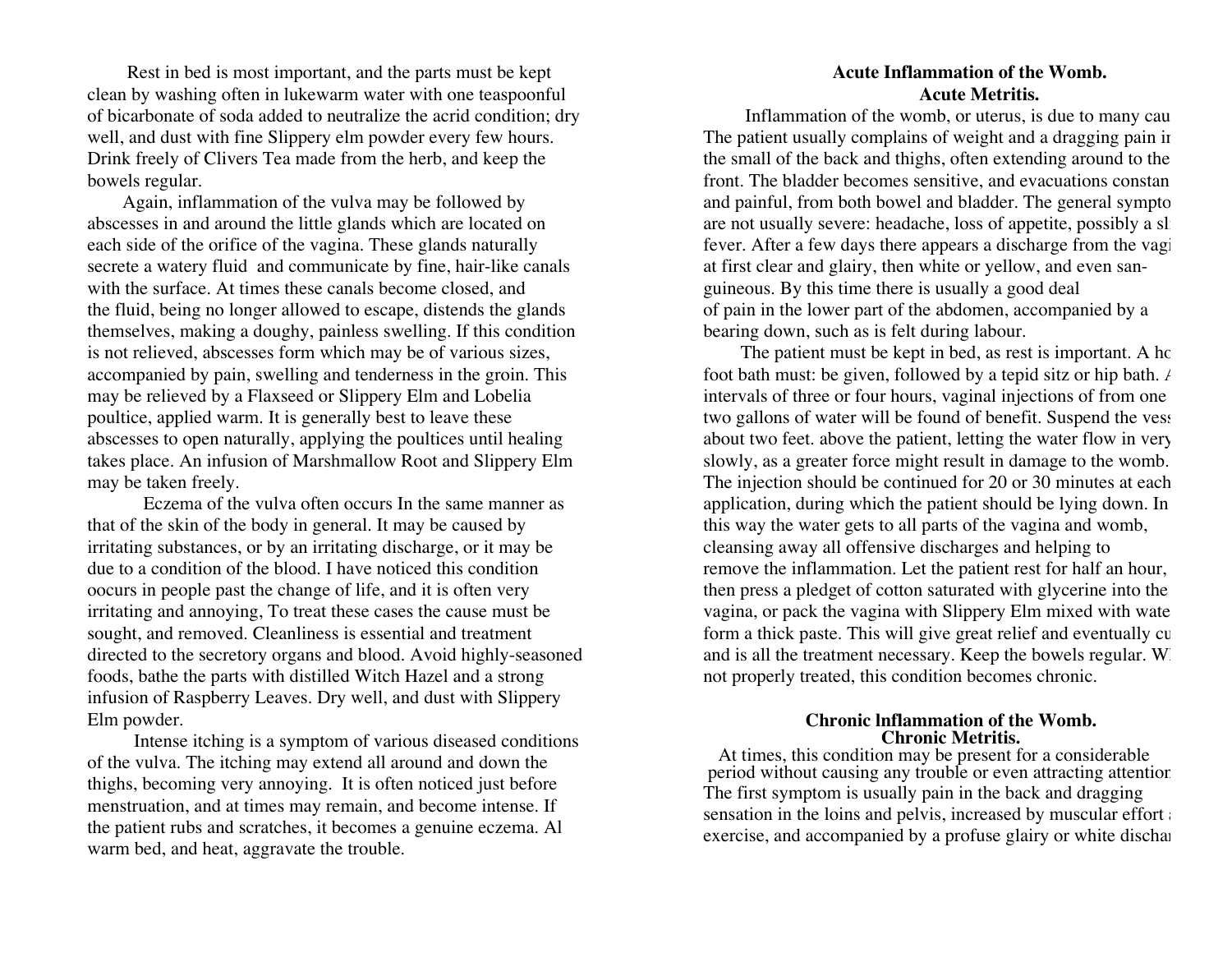Rest in bed is most important, and the parts must be kept clean by washing often in lukewarm water with one teaspoonful of bicarbonate of soda added to neutralize the acrid condition; dry well, and dust with fine Slippery elm powder every few hours. Drink freely of Clivers Tea made from the herb, and keep the bowels regular.

Again, inflammation of the vulva may be followed by abscesses in and around the little glands which are located on each side of the orifice of the vagina. These glands naturally secrete a watery fluid and communicate by fine, hair-like canals with the surface. At times these canals become closed, and the fluid, being no longer allowed to escape, distends the glands themselves, making a doughy, painless swelling. If this condition is not relieved, abscesses form which may be of various sizes, accompanied by pain, swelling and tenderness in the groin. This may be relieved by a Flaxseed or Slippery Elm and Lobelia poultice, applied warm. It is generally best to leave these abscesses to open naturally, applying the poultices until healing takes place. An infusion of Marshmallow Root and Slippery Elm may be taken freely.

Eczema of the vulva often occurs In the same manner as that of the skin of the body in general. It may be caused by irritating substances, or by an irritating discharge, or it may be due to a condition of the blood. I have noticed this condition oocurs in people past the change of life, and it is often very irritating and annoying, To treat these cases the cause must be sought, and removed. Cleanliness is essential and treatment directed to the secretory organs and blood. Avoid highly-seasoned foods, bathe the parts with distilled Witch Hazel and a strong infusion of Raspberry Leaves. Dry well, and dust with Slippery Elm powder.

Intense itching is a symptom of various diseased conditions of the vulva. The itching may extend all around and down the thighs, becoming very annoying. It is often noticed just before menstruation, and at times may remain, and become intense. If the patient rubs and scratches, it becomes a genuine eczema. Al warm bed, and heat, aggravate the trouble.

## Acute Inflammation of the Womb.
## Acute Metritis.

Inflammation of the womb, or uterus, is due to many cau The patient usually complains of weight and a dragging pain in the small of the back and thighs, often extending around to the front. The bladder becomes sensitive, and evacuations constan and painful, from both bowel and bladder. The general sympto are not usually severe: headache, loss of appetite, possibly a sl fever. After a few days there appears a discharge from the vagi at first clear and glairy, then white or yellow, and even sanguineous. By this time there is usually a good deal of pain in the lower part of the abdomen, accompanied by a bearing down, such as is felt during labour.

The patient must be kept in bed, as rest is important. A ho foot bath must: be given, followed by a tepid sitz or hip bath. A intervals of three or four hours, vaginal injections of from one two gallons of water will be found of benefit. Suspend the vess about two feet. above the patient, letting the water flow in very slowly, as a greater force might result in damage to the womb. The injection should be continued for 20 or 30 minutes at each application, during which the patient should be lying down. In this way the water gets to all parts of the vagina and womb, cleansing away all offensive discharges and helping to remove the inflammation. Let the patient rest for half an hour, then press a pledget of cotton saturated with glycerine into the vagina, or pack the vagina with Slippery Elm mixed with wate form a thick paste. This will give great relief and eventually cu and is all the treatment necessary. Keep the bowels regular. W not properly treated, this condition becomes chronic.

## Chronic lnflammation of the Womb.
## Chronic Metritis.

At times, this condition may be present for a considerable period without causing any trouble or even attracting attention The first symptom is usually pain in the back and dragging sensation in the loins and pelvis, increased by muscular effort a exercise, and accompanied by a profuse glairy or white dischar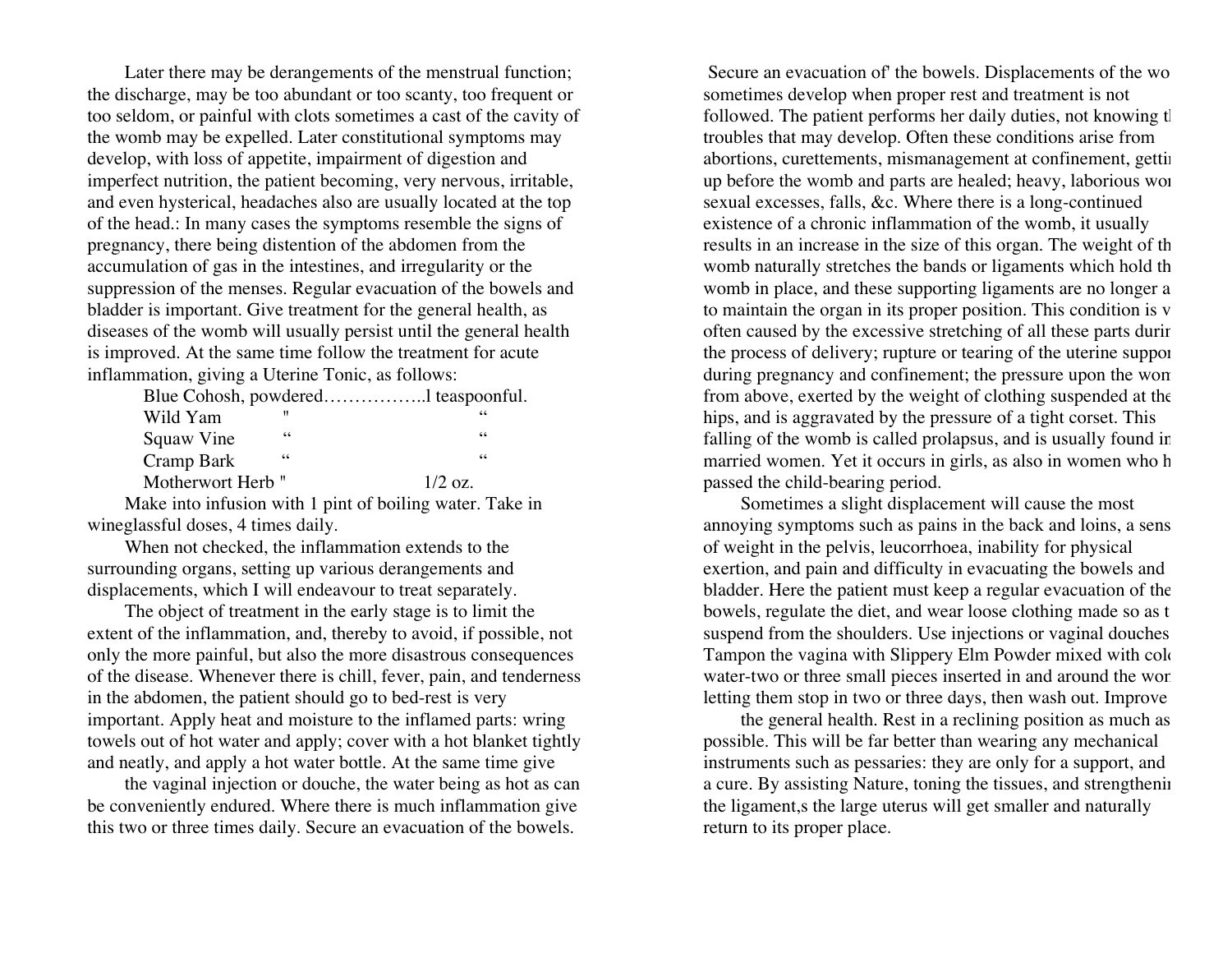Later there may be derangements of the menstrual function; the discharge, may be too abundant or too scanty, too frequent or too seldom, or painful with clots sometimes a cast of the cavity of the womb may be expelled. Later constitutional symptoms may develop, with loss of appetite, impairment of digestion and imperfect nutrition, the patient becoming, very nervous, irritable, and even hysterical, headaches also are usually located at the top of the head.: In many cases the symptoms resemble the signs of pregnancy, there being distention of the abdomen from the accumulation of gas in the intestines, and irregularity or the suppression of the menses. Regular evacuation of the bowels and bladder is important. Give treatment for the general health, as diseases of the womb will usually persist until the general health is improved. At the same time follow the treatment for acute inflammation, giving a Uterine Tonic, as follows:

| | | |
|---|---|---|
| Blue Cohosh, powdered | …………….. | l teaspoonful. |
| Wild Yam | " | " |
| Squaw Vine | " | " |
| Cramp Bark | " | " |
| Motherwort Herb | " | 1/2 oz. |

Make into infusion with 1 pint of boiling water. Take in wineglassful doses, 4 times daily.

When not checked, the inflammation extends to the surrounding organs, setting up various derangements and displacements, which I will endeavour to treat separately.

The object of treatment in the early stage is to limit the extent of the inflammation, and, thereby to avoid, if possible, not only the more painful, but also the more disastrous consequences of the disease. Whenever there is chill, fever, pain, and tenderness in the abdomen, the patient should go to bed-rest is very important. Apply heat and moisture to the inflamed parts: wring towels out of hot water and apply; cover with a hot blanket tightly and neatly, and apply a hot water bottle. At the same time give the vaginal injection or douche, the water being as hot as can be conveniently endured. Where there is much inflammation give this two or three times daily. Secure an evacuation of the bowels.

Secure an evacuation of' the bowels. Displacements of the wo sometimes develop when proper rest and treatment is not followed. The patient performs her daily duties, not knowing tl troubles that may develop. Often these conditions arise from abortions, curettements, mismanagement at confinement, gettir up before the womb and parts are healed; heavy, laborious wor sexual excesses, falls, &c. Where there is a long-continued existence of a chronic inflammation of the womb, it usually results in an increase in the size of this organ. The weight of th womb naturally stretches the bands or ligaments which hold th womb in place, and these supporting ligaments are no longer a to maintain the organ in its proper position. This condition is v often caused by the excessive stretching of all these parts durir the process of delivery; rupture or tearing of the uterine suppor during pregnancy and confinement; the pressure upon the wom from above, exerted by the weight of clothing suspended at the hips, and is aggravated by the pressure of a tight corset. This falling of the womb is called prolapsus, and is usually found in married women. Yet it occurs in girls, as also in women who h passed the child-bearing period.

Sometimes a slight displacement will cause the most annoying symptoms such as pains in the back and loins, a sens of weight in the pelvis, leucorrhoea, inability for physical exertion, and pain and difficulty in evacuating the bowels and bladder. Here the patient must keep a regular evacuation of the bowels, regulate the diet, and wear loose clothing made so as t suspend from the shoulders. Use injections or vaginal douches Tampon the vagina with Slippery Elm Powder mixed with cold water-two or three small pieces inserted in and around the wom letting them stop in two or three days, then wash out. Improve the general health. Rest in a reclining position as much as possible. This will be far better than wearing any mechanical instruments such as pessaries: they are only for a support, and a cure. By assisting Nature, toning the tissues, and strengthenin the ligament,s the large uterus will get smaller and naturally return to its proper place.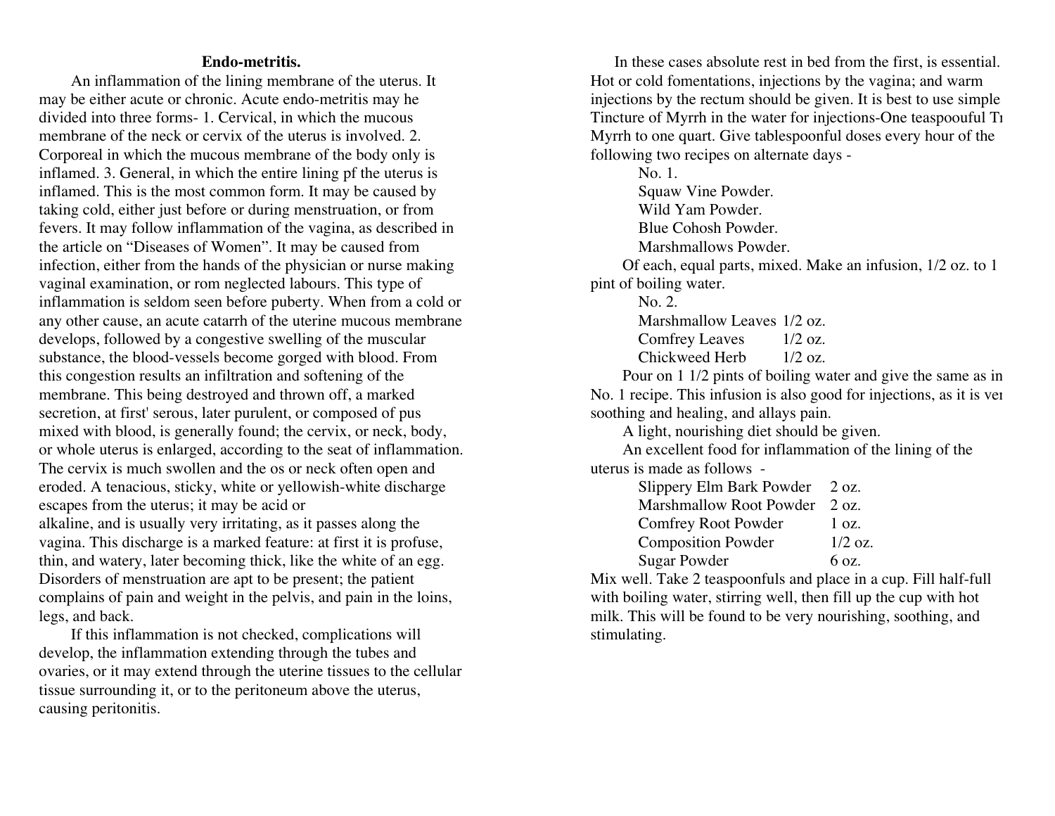**Endo-metritis.**

An inflammation of the lining membrane of the uterus. It may be either acute or chronic. Acute endo-metritis may he divided into three forms- 1. Cervical, in which the mucous membrane of the neck or cervix of the uterus is involved. 2. Corporeal in which the mucous membrane of the body only is inflamed. 3. General, in which the entire lining pf the uterus is inflamed. This is the most common form. It may be caused by taking cold, either just before or during menstruation, or from fevers. It may follow inflammation of the vagina, as described in the article on “Diseases of Women”. It may be caused from infection, either from the hands of the physician or nurse making vaginal examination, or rom neglected labours. This type of inflammation is seldom seen before puberty. When from a cold or any other cause, an acute catarrh of the uterine mucous membrane develops, followed by a congestive swelling of the muscular substance, the blood-vessels become gorged with blood. From this congestion results an infiltration and softening of the membrane. This being destroyed and thrown off, a marked secretion, at first' serous, later purulent, or composed of pus mixed with blood, is generally found; the cervix, or neck, body, or whole uterus is enlarged, according to the seat of inflammation. The cervix is much swollen and the os or neck often open and eroded. A tenacious, sticky, white or yellowish-white discharge escapes from the uterus; it may be acid or alkaline, and is usually very irritating, as it passes along the vagina. This discharge is a marked feature: at first it is profuse, thin, and watery, later becoming thick, like the white of an egg. Disorders of menstruation are apt to be present; the patient complains of pain and weight in the pelvis, and pain in the loins, legs, and back.

If this inflammation is not checked, complications will develop, the inflammation extending through the tubes and ovaries, or it may extend through the uterine tissues to the cellular tissue surrounding it, or to the peritoneum above the uterus, causing peritonitis.

In these cases absolute rest in bed from the first, is essential. Hot or cold fomentations, injections by the vagina; and warm injections by the rectum should be given. It is best to use simple Tincture of Myrrh in the water for injections-One teaspoouful Tr Myrrh to one quart. Give tablespoonful doses every hour of the following two recipes on alternate days -

No. 1.

Squaw Vine Powder.
Wild Yam Powder.
Blue Cohosh Powder.
Marshmallows Powder.

Of each, equal parts, mixed. Make an infusion, 1/2 oz. to 1 pint of boiling water.

No. 2.

| | |
|---|---|
| Marshmallow Leaves | 1/2 oz. |
| Comfrey Leaves | 1/2 oz. |
| Chickweed Herb | 1/2 oz. |

Pour on 1 1/2 pints of boiling water and give the same as in No. 1 recipe. This infusion is also good for injections, as it is ver soothing and healing, and allays pain.

A light, nourishing diet should be given.

An excellent food for inflammation of the lining of the uterus is made as follows -

| | |
|---|---|
| Slippery Elm Bark Powder | 2 oz. |
| Marshmallow Root Powder | 2 oz. |
| Comfrey Root Powder | 1 oz. |
| Composition Powder | 1/2 oz. |
| Sugar Powder | 6 oz. |

Mix well. Take 2 teaspoonfuls and place in a cup. Fill half-full with boiling water, stirring well, then fill up the cup with hot milk. This will be found to be very nourishing, soothing, and stimulating.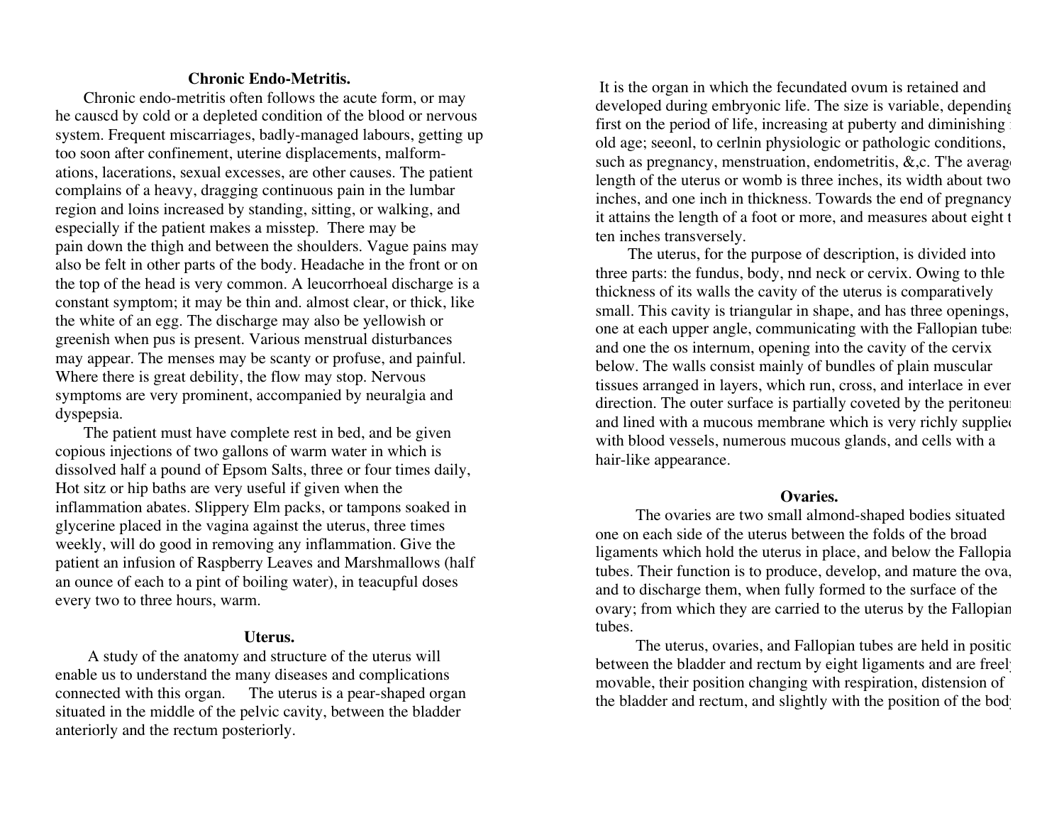## Chronic Endo-Metritis.

Chronic endo-metritis often follows the acute form, or may he causcd by cold or a depleted condition of the blood or nervous system. Frequent miscarriages, badly-managed labours, getting up too soon after confinement, uterine displacements, malformations, lacerations, sexual excesses, are other causes. The patient complains of a heavy, dragging continuous pain in the lumbar region and loins increased by standing, sitting, or walking, and especially if the patient makes a misstep. There may be pain down the thigh and between the shoulders. Vague pains may also be felt in other parts of the body. Headache in the front or on the top of the head is very common. A leucorrhoeal discharge is a constant symptom; it may be thin and. almost clear, or thick, like the white of an egg. The discharge may also be yellowish or greenish when pus is present. Various menstrual disturbances may appear. The menses may be scanty or profuse, and painful. Where there is great debility, the flow may stop. Nervous symptoms are very prominent, accompanied by neuralgia and dyspepsia.

The patient must have complete rest in bed, and be given copious injections of two gallons of warm water in which is dissolved half a pound of Epsom Salts, three or four times daily, Hot sitz or hip baths are very useful if given when the inflammation abates. Slippery Elm packs, or tampons soaked in glycerine placed in the vagina against the uterus, three times weekly, will do good in removing any inflammation. Give the patient an infusion of Raspberry Leaves and Marshmallows (half an ounce of each to a pint of boiling water), in teacupful doses every two to three hours, warm.

## Uterus.

A study of the anatomy and structure of the uterus will enable us to understand the many diseases and complications connected with this organ. The uterus is a pear-shaped organ situated in the middle of the pelvic cavity, between the bladder anteriorly and the rectum posteriorly. It is the organ in which the fecundated ovum is retained and developed during embryonic life. The size is variable, depending first on the period of life, increasing at puberty and diminishing in old age; seeonl, to cerlnin physiologic or pathologic conditions, such as pregnancy, menstruation, endometritis, &,c. T'he average length of the uterus or womb is three inches, its width about two inches, and one inch in thickness. Towards the end of pregnancy it attains the length of a foot or more, and measures about eight to ten inches transversely.

The uterus, for the purpose of description, is divided into three parts: the fundus, body, nnd neck or cervix. Owing to thle thickness of its walls the cavity of the uterus is comparatively small. This cavity is triangular in shape, and has three openings, one at each upper angle, communicating with the Fallopian tubes and one the os internum, opening into the cavity of the cervix below. The walls consist mainly of bundles of plain muscular tissues arranged in layers, which run, cross, and interlace in every direction. The outer surface is partially coveted by the peritoneum and lined with a mucous membrane which is very richly supplied with blood vessels, numerous mucous glands, and cells with a hair-like appearance.

## Ovaries.

The ovaries are two small almond-shaped bodies situated one on each side of the uterus between the folds of the broad ligaments which hold the uterus in place, and below the Fallopian tubes. Their function is to produce, develop, and mature the ova, and to discharge them, when fully formed to the surface of the ovary; from which they are carried to the uterus by the Fallopian tubes.

The uterus, ovaries, and Fallopian tubes are held in position between the bladder and rectum by eight ligaments and are freely movable, their position changing with respiration, distension of the bladder and rectum, and slightly with the position of the body.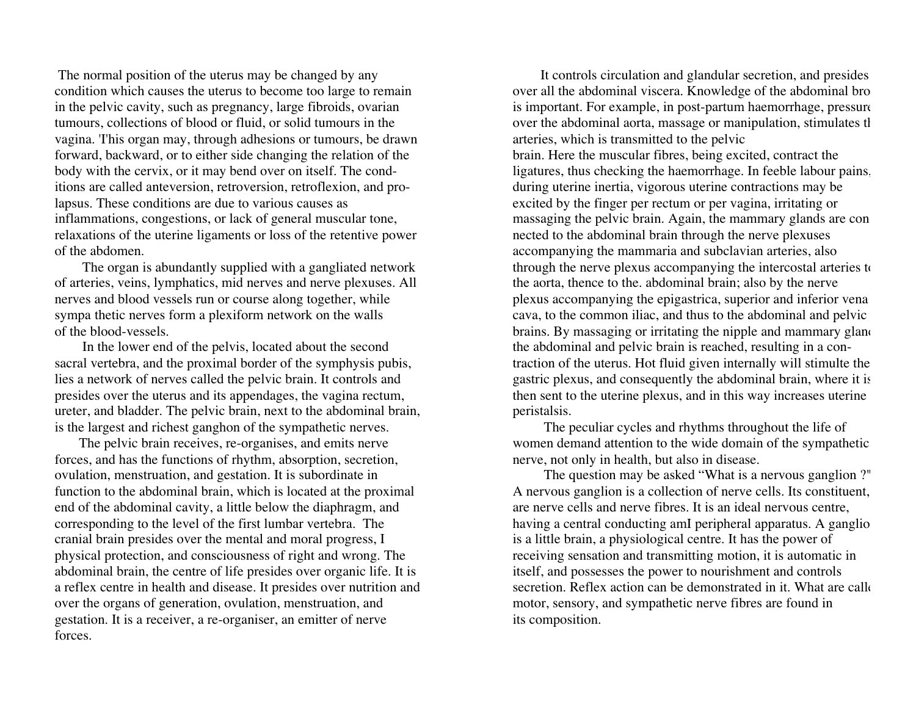The normal position of the uterus may be changed by any condition which causes the uterus to become too large to remain in the pelvic cavity, such as pregnancy, large fibroids, ovarian tumours, collections of blood or fluid, or solid tumours in the vagina. 'This organ may, through adhesions or tumours, be drawn forward, backward, or to either side changing the relation of the body with the cervix, or it may bend over on itself. The conditions are called anteversion, retroversion, retroflexion, and prolapsus. These conditions are due to various causes as inflammations, congestions, or lack of general muscular tone, relaxations of the uterine ligaments or loss of the retentive power of the abdomen.

The organ is abundantly supplied with a gangliated network of arteries, veins, lymphatics, mid nerves and nerve plexuses. All nerves and blood vessels run or course along together, while sympa thetic nerves form a plexiform network on the walls of the blood-vessels.

In the lower end of the pelvis, located about the second sacral vertebra, and the proximal border of the symphysis pubis, lies a network of nerves called the pelvic brain. It controls and presides over the uterus and its appendages, the vagina rectum, ureter, and bladder. The pelvic brain, next to the abdominal brain, is the largest and richest ganghon of the sympathetic nerves.

The pelvic brain receives, re-organises, and emits nerve forces, and has the functions of rhythm, absorption, secretion, ovulation, menstruation, and gestation. It is subordinate in function to the abdominal brain, which is located at the proximal end of the abdominal cavity, a little below the diaphragm, and corresponding to the level of the first lumbar vertebra. The cranial brain presides over the mental and moral progress, I physical protection, and consciousness of right and wrong. The abdominal brain, the centre of life presides over organic life. It is a reflex centre in health and disease. It presides over nutrition and over the organs of generation, ovulation, menstruation, and gestation. It is a receiver, a re-organiser, an emitter of nerve forces.

It controls circulation and glandular secretion, and presides over all the abdominal viscera. Knowledge of the abdominal bro is important. For example, in post-partum haemorrhage, pressure over the abdominal aorta, massage or manipulation, stimulates th arteries, which is transmitted to the pelvic brain. Here the muscular fibres, being excited, contract the ligatures, thus checking the haemorrhage. In feeble labour pains, during uterine inertia, vigorous uterine contractions may be excited by the finger per rectum or per vagina, irritating or massaging the pelvic brain. Again, the mammary glands are connected to the abdominal brain through the nerve plexuses accompanying the mammaria and subclavian arteries, also through the nerve plexus accompanying the intercostal arteries to the aorta, thence to the. abdominal brain; also by the nerve plexus accompanying the epigastrica, superior and inferior vena cava, to the common iliac, and thus to the abdominal and pelvic brains. By massaging or irritating the nipple and mammary gland the abdominal and pelvic brain is reached, resulting in a contraction of the uterus. Hot fluid given internally will stimulte the gastric plexus, and consequently the abdominal brain, where it is then sent to the uterine plexus, and in this way increases uterine peristalsis.

The peculiar cycles and rhythms throughout the life of women demand attention to the wide domain of the sympathetic nerve, not only in health, but also in disease.

The question may be asked "What is a nervous ganglion ?" A nervous ganglion is a collection of nerve cells. Its constituent, are nerve cells and nerve fibres. It is an ideal nervous centre, having a central conducting amI peripheral apparatus. A ganglio is a little brain, a physiological centre. It has the power of receiving sensation and transmitting motion, it is automatic in itself, and possesses the power to nourishment and controls secretion. Reflex action can be demonstrated in it. What are calle motor, sensory, and sympathetic nerve fibres are found in its composition.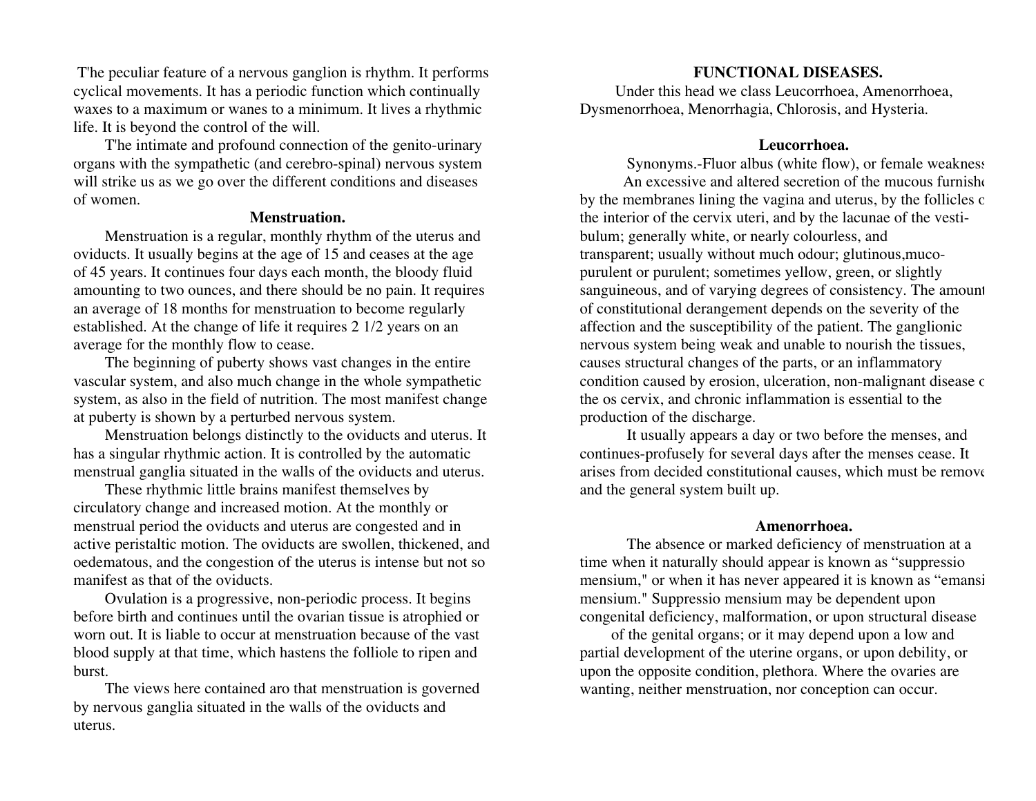T'he peculiar feature of a nervous ganglion is rhythm. It performs cyclical movements. It has a periodic function which continually waxes to a maximum or wanes to a minimum. It lives a rhythmic life. It is beyond the control of the will.

T'he intimate and profound connection of the genito-urinary organs with the sympathetic (and cerebro-spinal) nervous system will strike us as we go over the different conditions and diseases of women.

### Menstruation.

Menstruation is a regular, monthly rhythm of the uterus and oviducts. It usually begins at the age of 15 and ceases at the age of 45 years. It continues four days each month, the bloody fluid amounting to two ounces, and there should be no pain. It requires an average of 18 months for menstruation to become regularly established. At the change of life it requires 2 1/2 years on an average for the monthly flow to cease.

The beginning of puberty shows vast changes in the entire vascular system, and also much change in the whole sympathetic system, as also in the field of nutrition. The most manifest change at puberty is shown by a perturbed nervous system.

Menstruation belongs distinctly to the oviducts and uterus. It has a singular rhythmic action. It is controlled by the automatic menstrual ganglia situated in the walls of the oviducts and uterus.

These rhythmic little brains manifest themselves by circulatory change and increased motion. At the monthly or menstrual period the oviducts and uterus are congested and in active peristaltic motion. The oviducts are swollen, thickened, and oedematous, and the congestion of the uterus is intense but not so manifest as that of the oviducts.

Ovulation is a progressive, non-periodic process. It begins before birth and continues until the ovarian tissue is atrophied or worn out. It is liable to occur at menstruation because of the vast blood supply at that time, which hastens the folliole to ripen and burst.

The views here contained aro that menstruation is governed by nervous ganglia situated in the walls of the oviducts and uterus.

## FUNCTIONAL DISEASES.

Under this head we class Leucorrhoea, Amenorrhoea, Dysmenorrhoea, Menorrhagia, Chlorosis, and Hysteria.

### Leucorrhoea.

Synonyms.-Fluor albus (white flow), or female weakness

An excessive and altered secretion of the mucous furnished by the membranes lining the vagina and uterus, by the follicles of the interior of the cervix uteri, and by the lacunae of the vestibulum; generally white, or nearly colourless, and transparent; usually without much odour; glutinous,muco-purulent or purulent; sometimes yellow, green, or slightly sanguineous, and of varying degrees of consistency. The amount of constitutional derangement depends on the severity of the affection and the susceptibility of the patient. The ganglionic nervous system being weak and unable to nourish the tissues, causes structural changes of the parts, or an inflammatory condition caused by erosion, ulceration, non-malignant disease of the os cervix, and chronic inflammation is essential to the production of the discharge.

It usually appears a day or two before the menses, and continues-profusely for several days after the menses cease. It arises from decided constitutional causes, which must be removed and the general system built up.

### Amenorrhoea.

The absence or marked deficiency of menstruation at a time when it naturally should appear is known as "suppressio mensium," or when it has never appeared it is known as "emansio mensium." Suppressio mensium may be dependent upon congenital deficiency, malformation, or upon structural disease of the genital organs; or it may depend upon a low and partial development of the uterine organs, or upon debility, or upon the opposite condition, plethora. Where the ovaries are wanting, neither menstruation, nor conception can occur.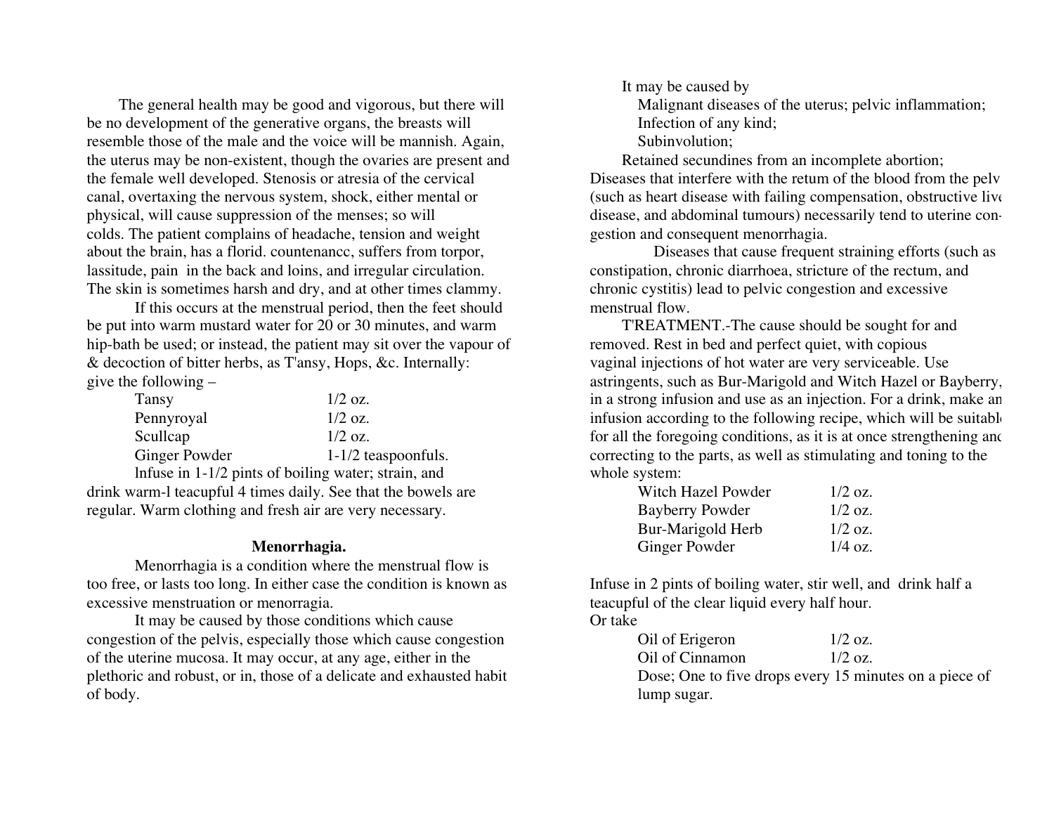The general health may be good and vigorous, but there will be no development of the generative organs, the breasts will resemble those of the male and the voice will be mannish. Again, the uterus may be non-existent, though the ovaries are present and the female well developed. Stenosis or atresia of the cervical canal, overtaxing the nervous system, shock, either mental or physical, will cause suppression of the menses; so will colds. The patient complains of headache, tension and weight about the brain, has a florid. countenancc, suffers from torpor, lassitude, pain in the back and loins, and irregular circulation. The skin is sometimes harsh and dry, and at other times clammy.

If this occurs at the menstrual period, then the feet should be put into warm mustard water for 20 or 30 minutes, and warm hip-bath be used; or instead, the patient may sit over the vapour of & decoction of bitter herbs, as T'ansy, Hops, &c. Internally: give the following –

| | |
|---|---|
| Tansy | 1/2 oz. |
| Pennyroyal | 1/2 oz. |
| Scullcap | 1/2 oz. |
| Ginger Powder | 1-1/2 teaspoonfuls. |

lnfuse in 1-1/2 pints of boiling water; strain, and drink warm-l teacupful 4 times daily. See that the bowels are regular. Warm clothing and fresh air are very necessary.

### Menorrhagia.

Menorrhagia is a condition where the menstrual flow is too free, or lasts too long. In either case the condition is known as excessive menstruation or menorragia.

It may be caused by those conditions which cause congestion of the pelvis, especially those which cause congestion of the uterine mucosa. It may occur, at any age, either in the plethoric and robust, or in, those of a delicate and exhausted habit of body.

It may be caused by

Malignant diseases of the uterus; pelvic inflammation;
Infection of any kind;
Subinvolution;

Retained secundines from an incomplete abortion; Diseases that interfere with the retum of the blood from the pelv (such as heart disease with failing compensation, obstructive live disease, and abdominal tumours) necessarily tend to uterine con-gestion and consequent menorrhagia.

Diseases that cause frequent straining efforts (such as constipation, chronic diarrhoea, stricture of the rectum, and chronic cystitis) lead to pelvic congestion and excessive menstrual flow.

T'REATMENT.-The cause should be sought for and removed. Rest in bed and perfect quiet, with copious vaginal injections of hot water are very serviceable. Use astringents, such as Bur-Marigold and Witch Hazel or Bayberry, in a strong infusion and use as an injection. For a drink, make an infusion according to the following recipe, which will be suitabl for all the foregoing conditions, as it is at once strengthening anc correcting to the parts, as well as stimulating and toning to the whole system:

| | |
|---|---|
| Witch Hazel Powder | 1/2 oz. |
| Bayberry Powder | 1/2 oz. |
| Bur-Marigold Herb | 1/2 oz. |
| Ginger Powder | 1/4 oz. |

Infuse in 2 pints of boiling water, stir well, and drink half a teacupful of the clear liquid every half hour.

Or take

| | |
|---|---|
| Oil of Erigeron | 1/2 oz. |
| Oil of Cinnamon | 1/2 oz. |

Dose; One to five drops every 15 minutes on a piece of lump sugar.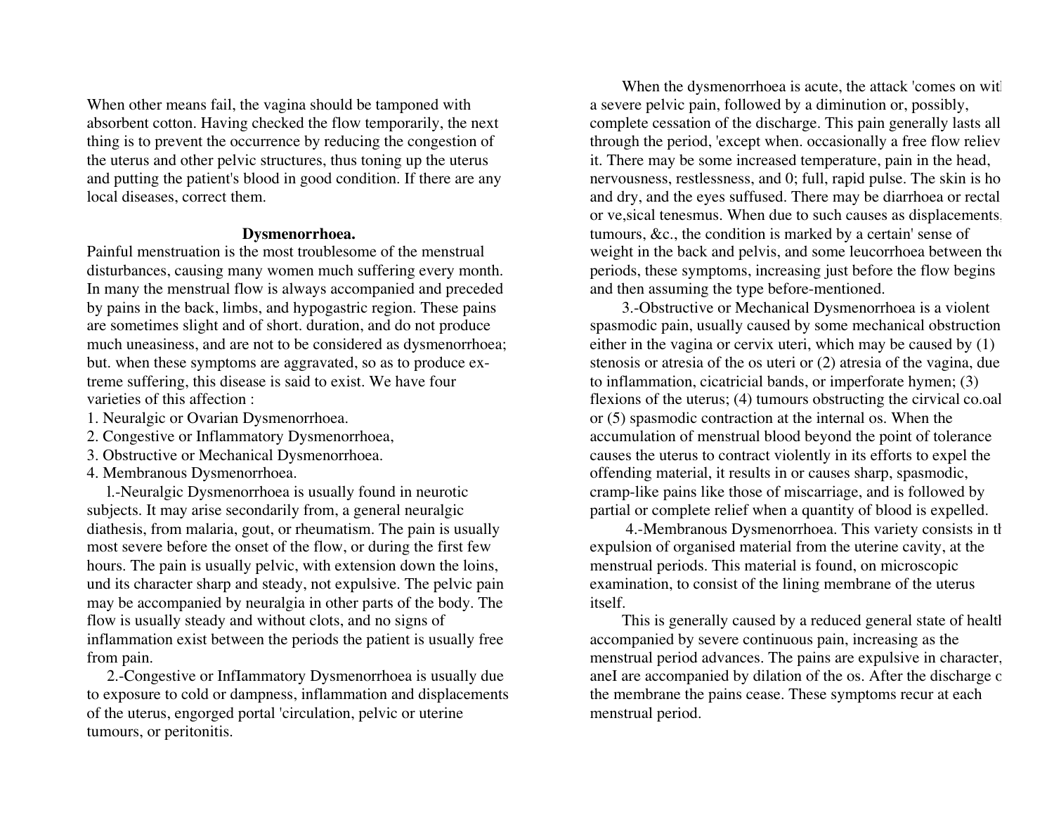When other means fail, the vagina should be tamponed with absorbent cotton. Having checked the flow temporarily, the next thing is to prevent the occurrence by reducing the congestion of the uterus and other pelvic structures, thus toning up the uterus and putting the patient's blood in good condition. If there are any local diseases, correct them.

### Dysmenorrhoea.

Painful menstruation is the most troublesome of the menstrual disturbances, causing many women much suffering every month. In many the menstrual flow is always accompanied and preceded by pains in the back, limbs, and hypogastric region. These pains are sometimes slight and of short. duration, and do not produce much uneasiness, and are not to be considered as dysmenorrhoea; but. when these symptoms are aggravated, so as to produce extreme suffering, this disease is said to exist. We have four varieties of this affection :

1. Neuralgic or Ovarian Dysmenorrhoea.
2. Congestive or Inflammatory Dysmenorrhoea,
3. Obstructive or Mechanical Dysmenorrhoea.
4. Membranous Dysmenorrhoea.

l.-Neuralgic Dysmenorrhoea is usually found in neurotic subjects. It may arise secondarily from, a general neuralgic diathesis, from malaria, gout, or rheumatism. The pain is usually most severe before the onset of the flow, or during the first few hours. The pain is usually pelvic, with extension down the loins, und its character sharp and steady, not expulsive. The pelvic pain may be accompanied by neuralgia in other parts of the body. The flow is usually steady and without clots, and no signs of inflammation exist between the periods the patient is usually free from pain.

2.-Congestive or InfIammatory Dysmenorrhoea is usually due to exposure to cold or dampness, inflammation and displacements of the uterus, engorged portal 'circulation, pelvic or uterine tumours, or peritonitis.

When the dysmenorrhoea is acute, the attack 'comes on with a severe pelvic pain, followed by a diminution or, possibly, complete cessation of the discharge. This pain generally lasts all through the period, 'except when. occasionally a free flow reliev it. There may be some increased temperature, pain in the head, nervousness, restlessness, and 0; full, rapid pulse. The skin is ho and dry, and the eyes suffused. There may be diarrhoea or rectal or ve,sical tenesmus. When due to such causes as displacements, tumours, &c., the condition is marked by a certain' sense of weight in the back and pelvis, and some leucorrhoea between the periods, these symptoms, increasing just before the flow begins and then assuming the type before-mentioned.

3.-Obstructive or Mechanical Dysmenorrhoea is a violent spasmodic pain, usually caused by some mechanical obstruction either in the vagina or cervix uteri, which may be caused by (1) stenosis or atresia of the os uteri or (2) atresia of the vagina, due to inflammation, cicatricial bands, or imperforate hymen; (3) flexions of the uterus; (4) tumours obstructing the cirvical co.oal or (5) spasmodic contraction at the internal os. When the accumulation of menstrual blood beyond the point of tolerance causes the uterus to contract violently in its efforts to expel the offending material, it results in or causes sharp, spasmodic, cramp-like pains like those of miscarriage, and is followed by partial or complete relief when a quantity of blood is expelled.

4.-Membranous Dysmenorrhoea. This variety consists in th expulsion of organised material from the uterine cavity, at the menstrual periods. This material is found, on microscopic examination, to consist of the lining membrane of the uterus itself.

This is generally caused by a reduced general state of health accompanied by severe continuous pain, increasing as the menstrual period advances. The pains are expulsive in character, aneI are accompanied by dilation of the os. After the discharge o the membrane the pains cease. These symptoms recur at each menstrual period.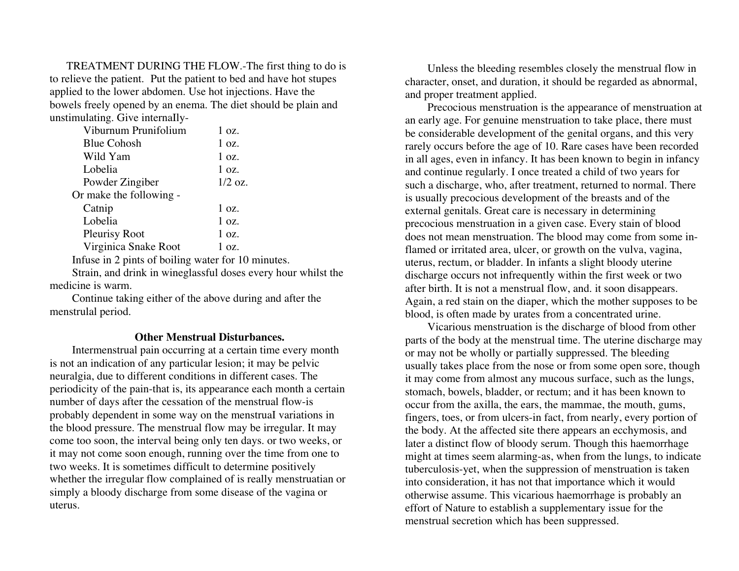TREATMENT DURING THE FLOW.-The first thing to do is to relieve the patient. Put the patient to bed and have hot stupes applied to the lower abdomen. Use hot injections. Have the bowels freely opened by an enema. The diet should be plain and unstimulating. Give internalIy-

| | |
|---|---|
| Viburnum Prunifolium | 1 oz. |
| Blue Cohosh | 1 oz. |
| Wild Yam | 1 oz. |
| Lobelia | 1 oz. |
| Powder Zingiber | 1/2 oz. |

Or make the following -

| | |
|---|---|
| Catnip | 1 oz. |
| Lobelia | 1 oz. |
| Pleurisy Root | 1 oz. |
| Virginica Snake Root | 1 oz. |

Infuse in 2 pints of boiling water for 10 minutes.

Strain, and drink in wineglassful doses every hour whilst the medicine is warm.

Continue taking either of the above during and after the menstrulal period.

**Other Menstrual Disturbances.**

Intermenstrual pain occurring at a certain time every month is not an indication of any particular lesion; it may be pelvic neuralgia, due to different conditions in different cases. The periodicity of the pain-that is, its appearance each month a certain number of days after the cessation of the menstrual flow-is probably dependent in some way on the menstruaI variations in the blood pressure. The menstrual flow may be irregular. It may come too soon, the interval being only ten days. or two weeks, or it may not come soon enough, running over the time from one to two weeks. It is sometimes difficult to determine positively whether the irregular flow complained of is really menstruatian or simply a bloody discharge from some disease of the vagina or uterus.

Unless the bleeding resembles closely the menstrual flow in character, onset, and duration, it should be regarded as abnormal, and proper treatment applied.

Precocious menstruation is the appearance of menstruation at an early age. For genuine menstruation to take place, there must be considerable development of the genital organs, and this very rarely occurs before the age of 10. Rare cases have been recorded in all ages, even in infancy. It has been known to begin in infancy and continue regularly. I once treated a child of two years for such a discharge, who, after treatment, returned to normal. There is usually precocious development of the breasts and of the external genitals. Great care is necessary in determining precocious menstruation in a given case. Every stain of blood does not mean menstruation. The blood may come from some inflamed or irritated area, ulcer, or growth on the vulva, vagina, uterus, rectum, or bladder. In infants a slight bloody uterine discharge occurs not infrequently within the first week or two after birth. It is not a menstrual flow, and. it soon disappears. Again, a red stain on the diaper, which the mother supposes to be blood, is often made by urates from a concentrated urine.

Vicarious menstruation is the discharge of blood from other parts of the body at the menstrual time. The uterine discharge may or may not be wholly or partially suppressed. The bleeding usually takes place from the nose or from some open sore, though it may come from almost any mucous surface, such as the lungs, stomach, bowels, bladder, or rectum; and it has been known to occur from the axilla, the ears, the mammae, the mouth, gums, fingers, toes, or from ulcers-in fact, from nearly, every portion of the body. At the affected site there appears an ecchymosis, and later a distinct flow of bloody serum. Though this haemorrhage might at times seem alarming-as, when from the lungs, to indicate tuberculosis-yet, when the suppression of menstruation is taken into consideration, it has not that importance which it would otherwise assume. This vicarious haemorrhage is probably an effort of Nature to establish a supplementary issue for the menstrual secretion which has been suppressed.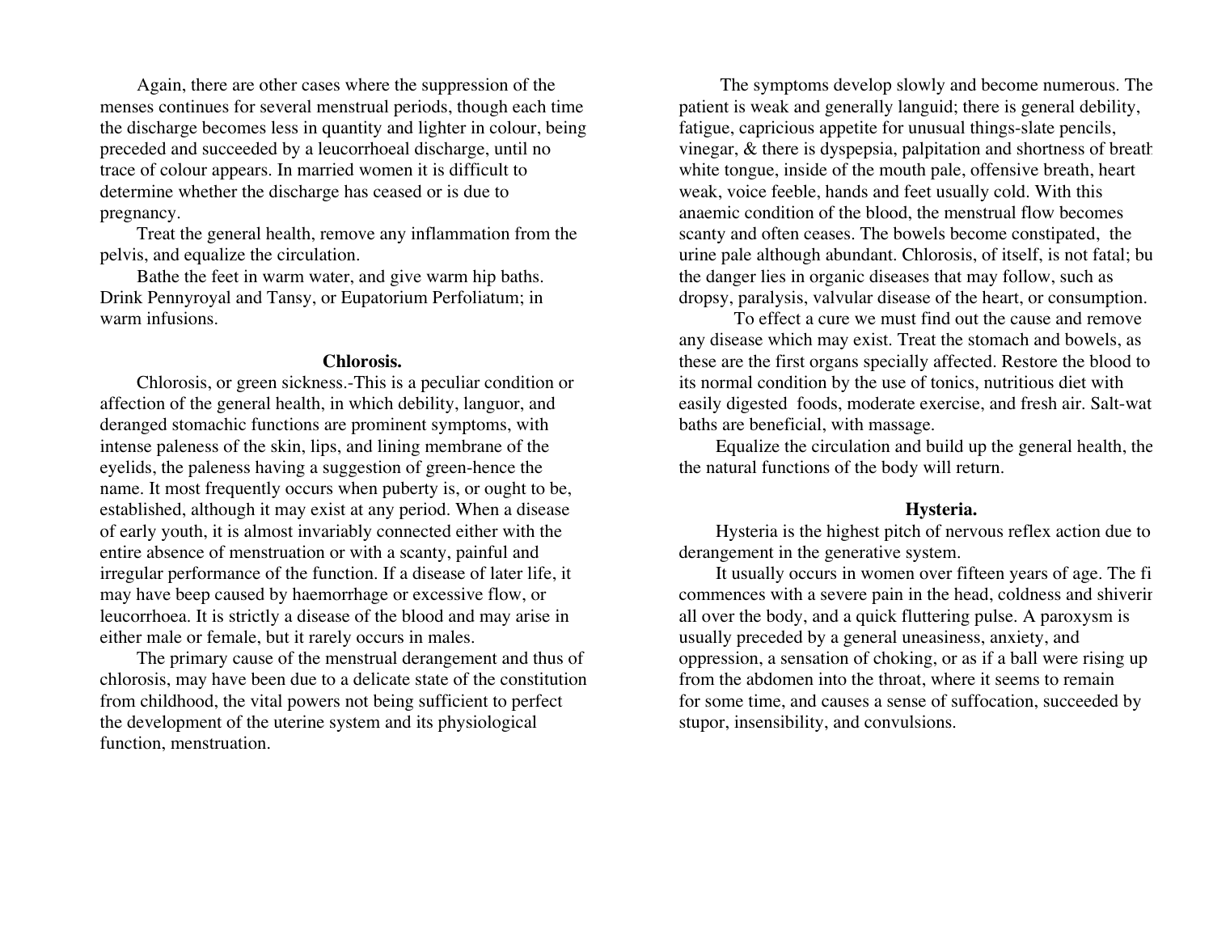Again, there are other cases where the suppression of the menses continues for several menstrual periods, though each time the discharge becomes less in quantity and lighter in colour, being preceded and succeeded by a leucorrhoeal discharge, until no trace of colour appears. In married women it is difficult to determine whether the discharge has ceased or is due to pregnancy.

Treat the general health, remove any inflammation from the pelvis, and equalize the circulation.

Bathe the feet in warm water, and give warm hip baths. Drink Pennyroyal and Tansy, or Eupatorium Perfoliatum; in warm infusions.

### Chlorosis.

Chlorosis, or green sickness.-This is a peculiar condition or affection of the general health, in which debility, languor, and deranged stomachic functions are prominent symptoms, with intense paleness of the skin, lips, and lining membrane of the eyelids, the paleness having a suggestion of green-hence the name. It most frequently occurs when puberty is, or ought to be, established, although it may exist at any period. When a disease of early youth, it is almost invariably connected either with the entire absence of menstruation or with a scanty, painful and irregular performance of the function. If a disease of later life, it may have beep caused by haemorrhage or excessive flow, or leucorrhoea. It is strictly a disease of the blood and may arise in either male or female, but it rarely occurs in males.

The primary cause of the menstrual derangement and thus of chlorosis, may have been due to a delicate state of the constitution from childhood, the vital powers not being sufficient to perfect the development of the uterine system and its physiological function, menstruation.

The symptoms develop slowly and become numerous. The patient is weak and generally languid; there is general debility, fatigue, capricious appetite for unusual things-slate pencils, vinegar, & there is dyspepsia, palpitation and shortness of breath white tongue, inside of the mouth pale, offensive breath, heart weak, voice feeble, hands and feet usually cold. With this anaemic condition of the blood, the menstrual flow becomes scanty and often ceases. The bowels become constipated, the urine pale although abundant. Chlorosis, of itself, is not fatal; bu the danger lies in organic diseases that may follow, such as dropsy, paralysis, valvular disease of the heart, or consumption.

To effect a cure we must find out the cause and remove any disease which may exist. Treat the stomach and bowels, as these are the first organs specially affected. Restore the blood to its normal condition by the use of tonics, nutritious diet with easily digested foods, moderate exercise, and fresh air. Salt-wat baths are beneficial, with massage.

Equalize the circulation and build up the general health, the the natural functions of the body will return.

### Hysteria.

Hysteria is the highest pitch of nervous reflex action due to derangement in the generative system.

It usually occurs in women over fifteen years of age. The fi commences with a severe pain in the head, coldness and shiverin all over the body, and a quick fluttering pulse. A paroxysm is usually preceded by a general uneasiness, anxiety, and oppression, a sensation of choking, or as if a ball were rising up from the abdomen into the throat, where it seems to remain for some time, and causes a sense of suffocation, succeeded by stupor, insensibility, and convulsions.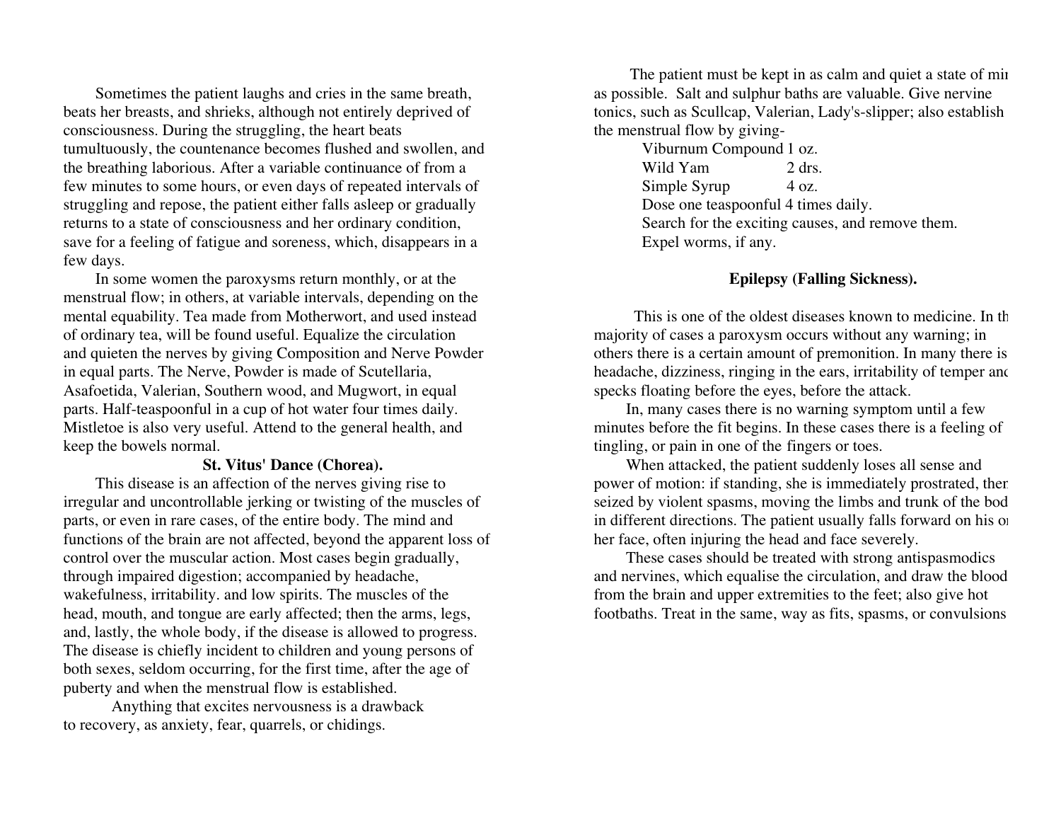Sometimes the patient laughs and cries in the same breath, beats her breasts, and shrieks, although not entirely deprived of consciousness. During the struggling, the heart beats tumultuously, the countenance becomes flushed and swollen, and the breathing laborious. After a variable continuance of from a few minutes to some hours, or even days of repeated intervals of struggling and repose, the patient either falls asleep or gradually returns to a state of consciousness and her ordinary condition, save for a feeling of fatigue and soreness, which, disappears in a few days.

In some women the paroxysms return monthly, or at the menstrual flow; in others, at variable intervals, depending on the mental equability. Tea made from Motherwort, and used instead of ordinary tea, will be found useful. Equalize the circulation and quieten the nerves by giving Composition and Nerve Powder in equal parts. The Nerve, Powder is made of Scutellaria, Asafoetida, Valerian, Southern wood, and Mugwort, in equal parts. Half-teaspoonful in a cup of hot water four times daily. Mistletoe is also very useful. Attend to the general health, and keep the bowels normal.

### St. Vitus' Dance (Chorea).

This disease is an affection of the nerves giving rise to irregular and uncontrollable jerking or twisting of the muscles of parts, or even in rare cases, of the entire body. The mind and functions of the brain are not affected, beyond the apparent loss of control over the muscular action. Most cases begin gradually, through impaired digestion; accompanied by headache, wakefulness, irritability. and low spirits. The muscles of the head, mouth, and tongue are early affected; then the arms, legs, and, lastly, the whole body, if the disease is allowed to progress. The disease is chiefly incident to children and young persons of both sexes, seldom occurring, for the first time, after the age of puberty and when the menstrual flow is established.

Anything that excites nervousness is a drawback to recovery, as anxiety, fear, quarrels, or chidings.

The patient must be kept in as calm and quiet a state of mi as possible. Salt and sulphur baths are valuable. Give nervine tonics, such as Scullcap, Valerian, Lady's-slipper; also establish the menstrual flow by giving-

| | |
|---|---|
| Viburnum Compound | 1 oz. |
| Wild Yam | 2 drs. |
| Simple Syrup | 4 oz. |

Dose one teaspoonful 4 times daily.

Search for the exciting causes, and remove them.

Expel worms, if any.

### Epilepsy (Falling Sickness).

This is one of the oldest diseases known to medicine. In th majority of cases a paroxysm occurs without any warning; in others there is a certain amount of premonition. In many there is headache, dizziness, ringing in the ears, irritability of temper anc specks floating before the eyes, before the attack.

In, many cases there is no warning symptom until a few minutes before the fit begins. In these cases there is a feeling of tingling, or pain in one of the fingers or toes.

When attacked, the patient suddenly loses all sense and power of motion: if standing, she is immediately prostrated, ther seized by violent spasms, moving the limbs and trunk of the bod in different directions. The patient usually falls forward on his o her face, often injuring the head and face severely.

These cases should be treated with strong antispasmodics and nervines, which equalise the circulation, and draw the blood from the brain and upper extremities to the feet; also give hot footbaths. Treat in the same, way as fits, spasms, or convulsions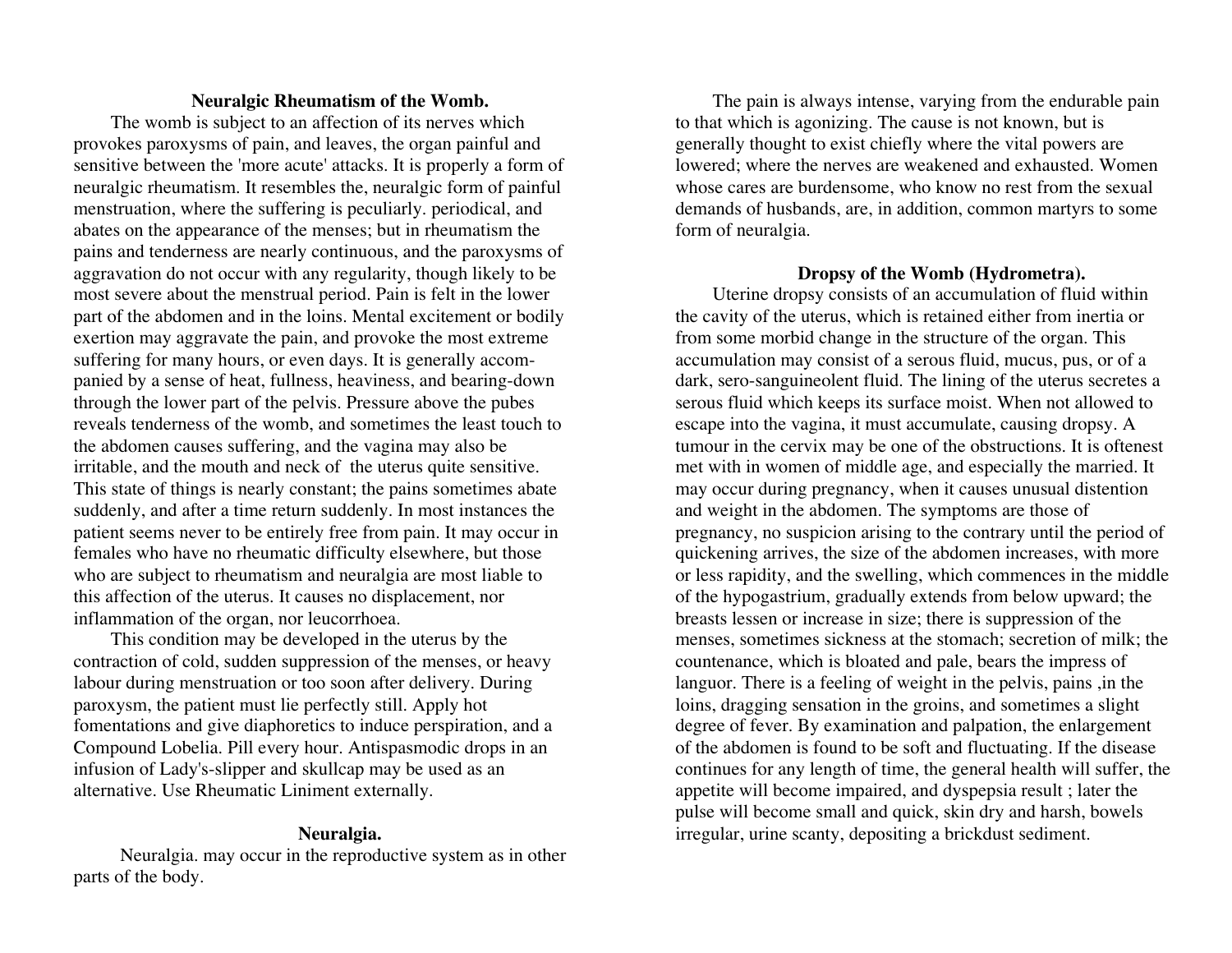### Neuralgic Rheumatism of the Womb.

The womb is subject to an affection of its nerves which provokes paroxysms of pain, and leaves, the organ painful and sensitive between the 'more acute' attacks. It is properly a form of neuralgic rheumatism. It resembles the, neuralgic form of painful menstruation, where the suffering is peculiarly. periodical, and abates on the appearance of the menses; but in rheumatism the pains and tenderness are nearly continuous, and the paroxysms of aggravation do not occur with any regularity, though likely to be most severe about the menstrual period. Pain is felt in the lower part of the abdomen and in the loins. Mental excitement or bodily exertion may aggravate the pain, and provoke the most extreme suffering for many hours, or even days. It is generally accompanied by a sense of heat, fullness, heaviness, and bearing-down through the lower part of the pelvis. Pressure above the pubes reveals tenderness of the womb, and sometimes the least touch to the abdomen causes suffering, and the vagina may also be irritable, and the mouth and neck of the uterus quite sensitive. This state of things is nearly constant; the pains sometimes abate suddenly, and after a time return suddenly. In most instances the patient seems never to be entirely free from pain. It may occur in females who have no rheumatic difficulty elsewhere, but those who are subject to rheumatism and neuralgia are most liable to this affection of the uterus. It causes no displacement, nor inflammation of the organ, nor leucorrhoea.

This condition may be developed in the uterus by the contraction of cold, sudden suppression of the menses, or heavy labour during menstruation or too soon after delivery. During paroxysm, the patient must lie perfectly still. Apply hot fomentations and give diaphoretics to induce perspiration, and a Compound Lobelia. Pill every hour. Antispasmodic drops in an infusion of Lady's-slipper and skullcap may be used as an alternative. Use Rheumatic Liniment externally.

### Neuralgia.

Neuralgia. may occur in the reproductive system as in other parts of the body.

The pain is always intense, varying from the endurable pain to that which is agonizing. The cause is not known, but is generally thought to exist chiefly where the vital powers are lowered; where the nerves are weakened and exhausted. Women whose cares are burdensome, who know no rest from the sexual demands of husbands, are, in addition, common martyrs to some form of neuralgia.

### Dropsy of the Womb (Hydrometra).

Uterine dropsy consists of an accumulation of fluid within the cavity of the uterus, which is retained either from inertia or from some morbid change in the structure of the organ. This accumulation may consist of a serous fluid, mucus, pus, or of a dark, sero-sanguineolent fluid. The lining of the uterus secretes a serous fluid which keeps its surface moist. When not allowed to escape into the vagina, it must accumulate, causing dropsy. A tumour in the cervix may be one of the obstructions. It is oftenest met with in women of middle age, and especially the married. It may occur during pregnancy, when it causes unusual distention and weight in the abdomen. The symptoms are those of pregnancy, no suspicion arising to the contrary until the period of quickening arrives, the size of the abdomen increases, with more or less rapidity, and the swelling, which commences in the middle of the hypogastrium, gradually extends from below upward; the breasts lessen or increase in size; there is suppression of the menses, sometimes sickness at the stomach; secretion of milk; the countenance, which is bloated and pale, bears the impress of languor. There is a feeling of weight in the pelvis, pains ,in the loins, dragging sensation in the groins, and sometimes a slight degree of fever. By examination and palpation, the enlargement of the abdomen is found to be soft and fluctuating. If the disease continues for any length of time, the general health will suffer, the appetite will become impaired, and dyspepsia result ; later the pulse will become small and quick, skin dry and harsh, bowels irregular, urine scanty, depositing a brickdust sediment.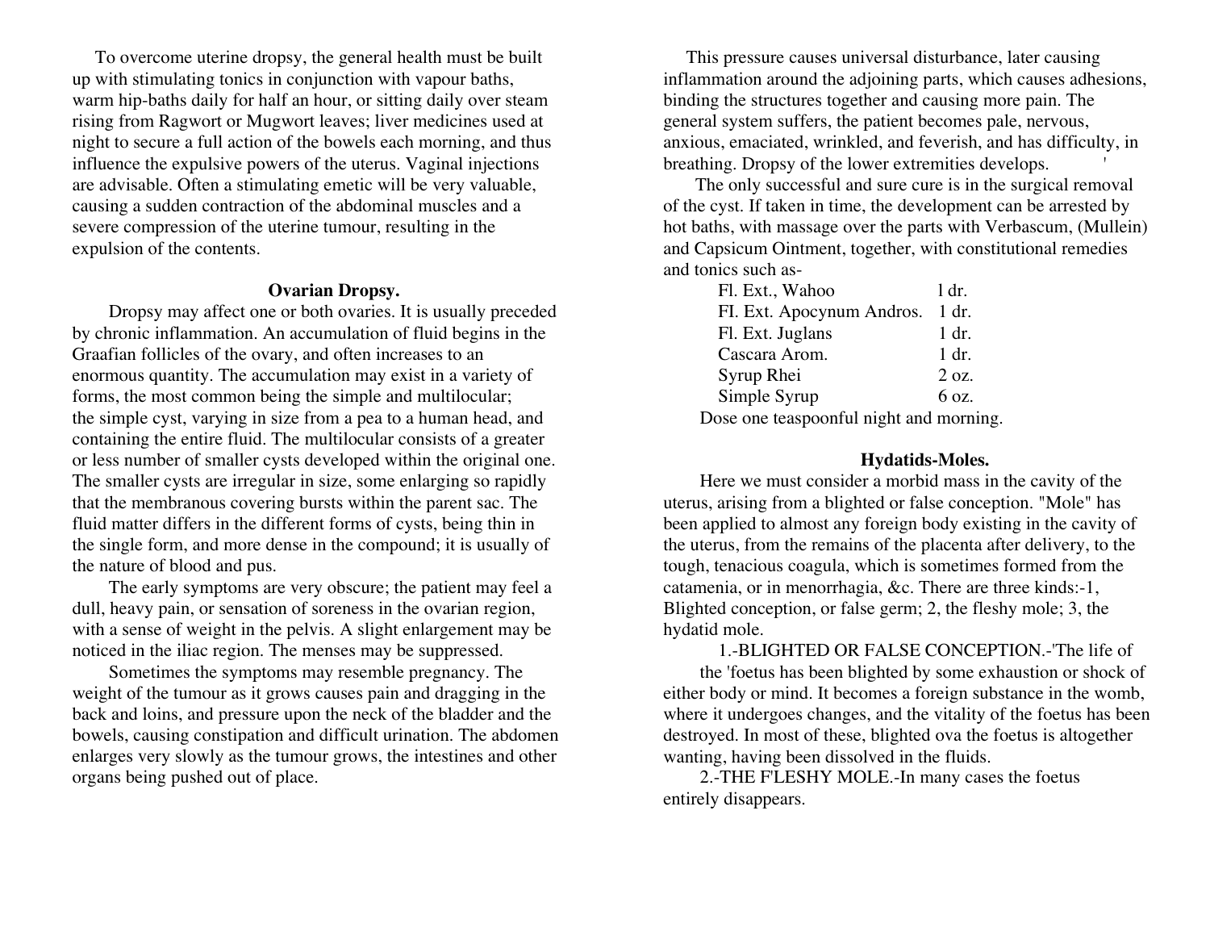To overcome uterine dropsy, the general health must be built up with stimulating tonics in conjunction with vapour baths, warm hip-baths daily for half an hour, or sitting daily over steam rising from Ragwort or Mugwort leaves; liver medicines used at night to secure a full action of the bowels each morning, and thus influence the expulsive powers of the uterus. Vaginal injections are advisable. Often a stimulating emetic will be very valuable, causing a sudden contraction of the abdominal muscles and a severe compression of the uterine tumour, resulting in the expulsion of the contents.

### Ovarian Dropsy.

Dropsy may affect one or both ovaries. It is usually preceded by chronic inflammation. An accumulation of fluid begins in the Graafian follicles of the ovary, and often increases to an enormous quantity. The accumulation may exist in a variety of forms, the most common being the simple and multilocular; the simple cyst, varying in size from a pea to a human head, and containing the entire fluid. The multilocular consists of a greater or less number of smaller cysts developed within the original one. The smaller cysts are irregular in size, some enlarging so rapidly that the membranous covering bursts within the parent sac. The fluid matter differs in the different forms of cysts, being thin in the single form, and more dense in the compound; it is usually of the nature of blood and pus.

The early symptoms are very obscure; the patient may feel a dull, heavy pain, or sensation of soreness in the ovarian region, with a sense of weight in the pelvis. A slight enlargement may be noticed in the iliac region. The menses may be suppressed.

Sometimes the symptoms may resemble pregnancy. The weight of the tumour as it grows causes pain and dragging in the back and loins, and pressure upon the neck of the bladder and the bowels, causing constipation and difficult urination. The abdomen enlarges very slowly as the tumour grows, the intestines and other organs being pushed out of place.

This pressure causes universal disturbance, later causing inflammation around the adjoining parts, which causes adhesions, binding the structures together and causing more pain. The general system suffers, the patient becomes pale, nervous, anxious, emaciated, wrinkled, and feverish, and has difficulty, in breathing. Dropsy of the lower extremities develops.

The only successful and sure cure is in the surgical removal of the cyst. If taken in time, the development can be arrested by hot baths, with massage over the parts with Verbascum, (Mullein) and Capsicum Ointment, together, with constitutional remedies and tonics such as-

| | |
|---|---|
| Fl. Ext., Wahoo | l dr. |
| Fl. Ext. Apocynum Andros. | 1 dr. |
| Fl. Ext. Juglans | 1 dr. |
| Cascara Arom. | 1 dr. |
| Syrup Rhei | 2 oz. |
| Simple Syrup | 6 oz. |

Dose one teaspoonful night and morning.

### Hydatids-Moles.

Here we must consider a morbid mass in the cavity of the uterus, arising from a blighted or false conception. "Mole" has been applied to almost any foreign body existing in the cavity of the uterus, from the remains of the placenta after delivery, to the tough, tenacious coagula, which is sometimes formed from the catamenia, or in menorrhagia, &c. There are three kinds:-1, Blighted conception, or false germ; 2, the fleshy mole; 3, the hydatid mole.

1.-BLIGHTED OR FALSE CONCEPTION.-'The life of the 'foetus has been blighted by some exhaustion or shock of either body or mind. It becomes a foreign substance in the womb, where it undergoes changes, and the vitality of the foetus has been destroyed. In most of these, blighted ova the foetus is altogether wanting, having been dissolved in the fluids.

2.-THE F'LESHY MOLE.-In many cases the foetus entirely disappears.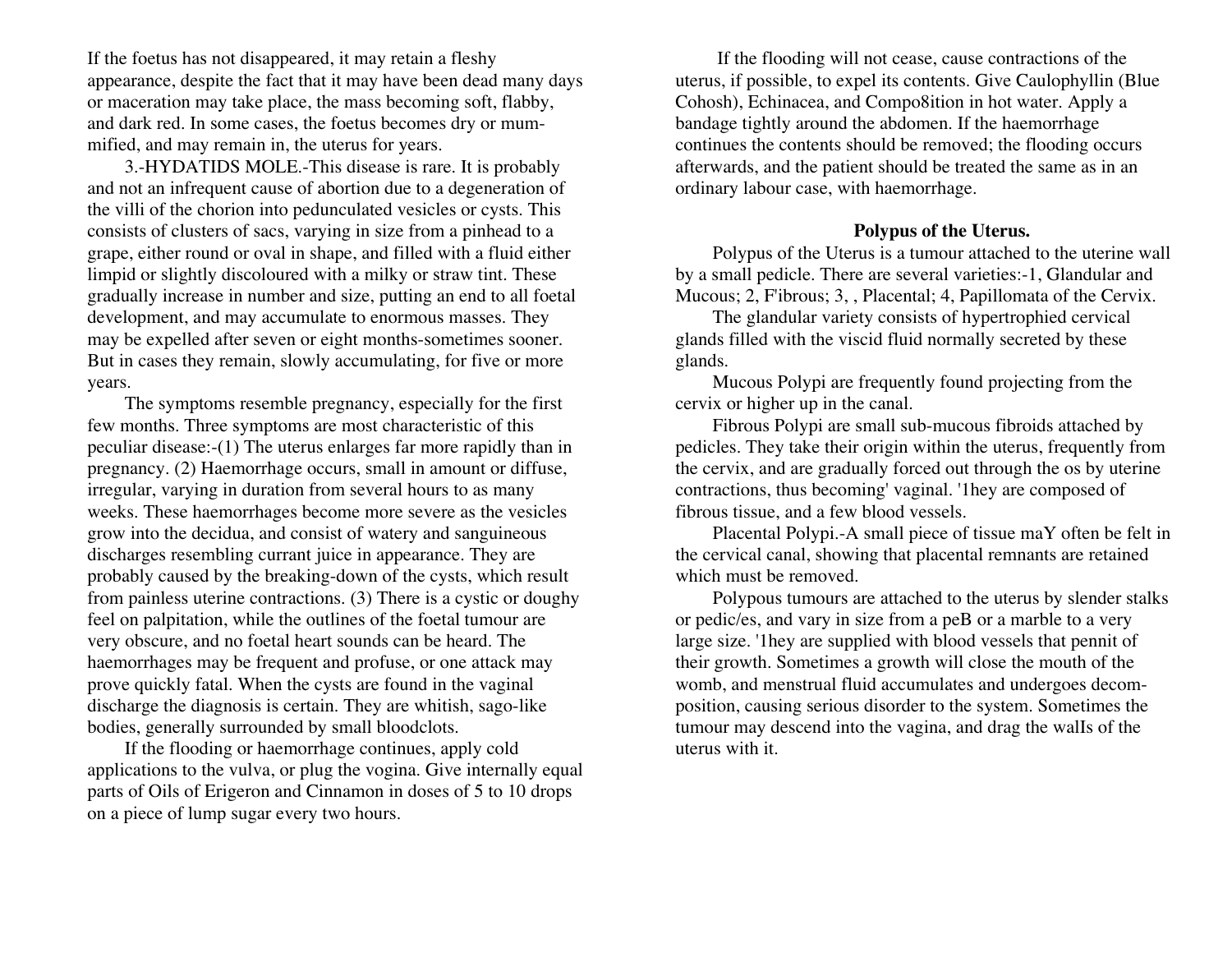If the foetus has not disappeared, it may retain a fleshy appearance, despite the fact that it may have been dead many days or maceration may take place, the mass becoming soft, flabby, and dark red. In some cases, the foetus becomes dry or mummified, and may remain in, the uterus for years.

3.-HYDATIDS MOLE.-This disease is rare. It is probably and not an infrequent cause of abortion due to a degeneration of the villi of the chorion into pedunculated vesicles or cysts. This consists of clusters of sacs, varying in size from a pinhead to a grape, either round or oval in shape, and filled with a fluid either limpid or slightly discoloured with a milky or straw tint. These gradually increase in number and size, putting an end to all foetal development, and may accumulate to enormous masses. They may be expelled after seven or eight months-sometimes sooner. But in cases they remain, slowly accumulating, for five or more years.

The symptoms resemble pregnancy, especially for the first few months. Three symptoms are most characteristic of this peculiar disease:-(1) The uterus enlarges far more rapidly than in pregnancy. (2) Haemorrhage occurs, small in amount or diffuse, irregular, varying in duration from several hours to as many weeks. These haemorrhages become more severe as the vesicles grow into the decidua, and consist of watery and sanguineous discharges resembling currant juice in appearance. They are probably caused by the breaking-down of the cysts, which result from painless uterine contractions. (3) There is a cystic or doughy feel on palpitation, while the outlines of the foetal tumour are very obscure, and no foetal heart sounds can be heard. The haemorrhages may be frequent and profuse, or one attack may prove quickly fatal. When the cysts are found in the vaginal discharge the diagnosis is certain. They are whitish, sago-like bodies, generally surrounded by small bloodclots.

If the flooding or haemorrhage continues, apply cold applications to the vulva, or plug the vogina. Give internally equal parts of Oils of Erigeron and Cinnamon in doses of 5 to 10 drops on a piece of lump sugar every two hours.

If the flooding will not cease, cause contractions of the uterus, if possible, to expel its contents. Give Caulophyllin (Blue Cohosh), Echinacea, and Compo8ition in hot water. Apply a bandage tightly around the abdomen. If the haemorrhage continues the contents should be removed; the flooding occurs afterwards, and the patient should be treated the same as in an ordinary labour case, with haemorrhage.

### Polypus of the Uterus.

Polypus of the Uterus is a tumour attached to the uterine wall by a small pedicle. There are several varieties:-1, Glandular and Mucous; 2, F'ibrous; 3, , Placental; 4, Papillomata of the Cervix.

The glandular variety consists of hypertrophied cervical glands filled with the viscid fluid normally secreted by these glands.

Mucous Polypi are frequently found projecting from the cervix or higher up in the canal.

Fibrous Polypi are small sub-mucous fibroids attached by pedicles. They take their origin within the uterus, frequently from the cervix, and are gradually forced out through the os by uterine contractions, thus becoming' vaginal. '1hey are composed of fibrous tissue, and a few blood vessels.

Placental Polypi.-A small piece of tissue maY often be felt in the cervical canal, showing that placental remnants are retained which must be removed.

Polypous tumours are attached to the uterus by slender stalks or pedic/es, and vary in size from a peB or a marble to a very large size. '1hey are supplied with blood vessels that pennit of their growth. Sometimes a growth will close the mouth of the womb, and menstrual fluid accumulates and undergoes decomposition, causing serious disorder to the system. Sometimes the tumour may descend into the vagina, and drag the walIs of the uterus with it.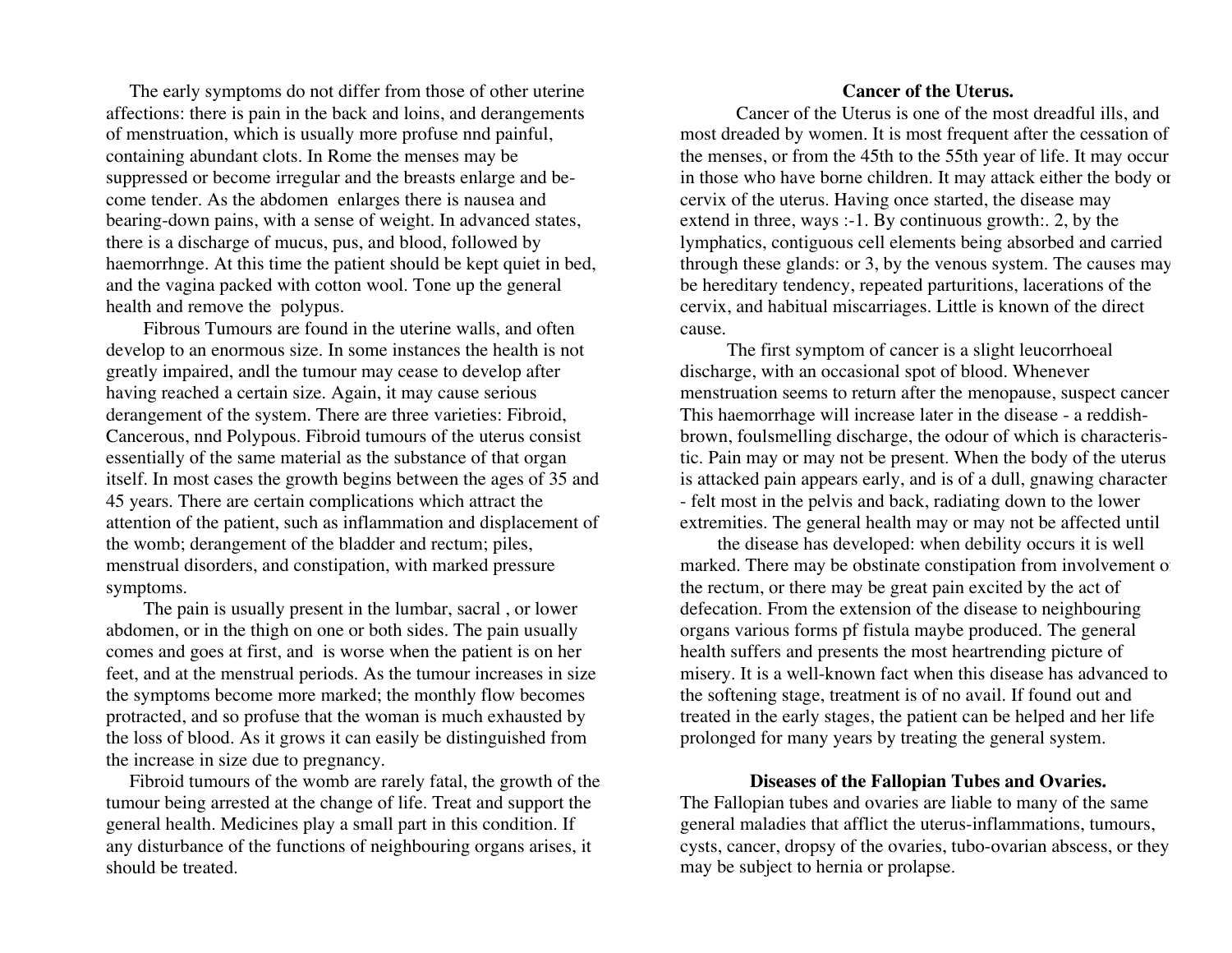The early symptoms do not differ from those of other uterine affections: there is pain in the back and loins, and derangements of menstruation, which is usually more profuse nnd painful, containing abundant clots. In Rome the menses may be suppressed or become irregular and the breasts enlarge and become tender. As the abdomen enlarges there is nausea and bearing-down pains, with a sense of weight. In advanced states, there is a discharge of mucus, pus, and blood, followed by haemorrhnge. At this time the patient should be kept quiet in bed, and the vagina packed with cotton wool. Tone up the general health and remove the polypus.

Fibrous Tumours are found in the uterine walls, and often develop to an enormous size. In some instances the health is not greatly impaired, andl the tumour may cease to develop after having reached a certain size. Again, it may cause serious derangement of the system. There are three varieties: Fibroid, Cancerous, nnd Polypous. Fibroid tumours of the uterus consist essentially of the same material as the substance of that organ itself. In most cases the growth begins between the ages of 35 and 45 years. There are certain complications which attract the attention of the patient, such as inflammation and displacement of the womb; derangement of the bladder and rectum; piles, menstrual disorders, and constipation, with marked pressure symptoms.

The pain is usually present in the lumbar, sacral , or lower abdomen, or in the thigh on one or both sides. The pain usually comes and goes at first, and is worse when the patient is on her feet, and at the menstrual periods. As the tumour increases in size the symptoms become more marked; the monthly flow becomes protracted, and so profuse that the woman is much exhausted by the loss of blood. As it grows it can easily be distinguished from the increase in size due to pregnancy.

Fibroid tumours of the womb are rarely fatal, the growth of the tumour being arrested at the change of life. Treat and support the general health. Medicines play a small part in this condition. If any disturbance of the functions of neighbouring organs arises, it should be treated.

### Cancer of the Uterus.

Cancer of the Uterus is one of the most dreadful ills, and most dreaded by women. It is most frequent after the cessation of the menses, or from the 45th to the 55th year of life. It may occur in those who have borne children. It may attack either the body or cervix of the uterus. Having once started, the disease may extend in three, ways :-1. By continuous growth:. 2, by the lymphatics, contiguous cell elements being absorbed and carried through these glands: or 3, by the venous system. The causes may be hereditary tendency, repeated parturitions, lacerations of the cervix, and habitual miscarriages. Little is known of the direct cause.

The first symptom of cancer is a slight leucorrhoeal discharge, with an occasional spot of blood. Whenever menstruation seems to return after the menopause, suspect cancer. This haemorrhage will increase later in the disease - a reddish-brown, foulsmelling discharge, the odour of which is characteristic. Pain may or may not be present. When the body of the uterus is attacked pain appears early, and is of a dull, gnawing character - felt most in the pelvis and back, radiating down to the lower extremities. The general health may or may not be affected until the disease has developed: when debility occurs it is well marked. There may be obstinate constipation from involvement of the rectum, or there may be great pain excited by the act of defecation. From the extension of the disease to neighbouring organs various forms pf fistula maybe produced. The general health suffers and presents the most heartrending picture of misery. It is a well-known fact when this disease has advanced to the softening stage, treatment is of no avail. If found out and treated in the early stages, the patient can be helped and her life prolonged for many years by treating the general system.

### Diseases of the Fallopian Tubes and Ovaries.

The Fallopian tubes and ovaries are liable to many of the same general maladies that afflict the uterus-inflammations, tumours, cysts, cancer, dropsy of the ovaries, tubo-ovarian abscess, or they may be subject to hernia or prolapse.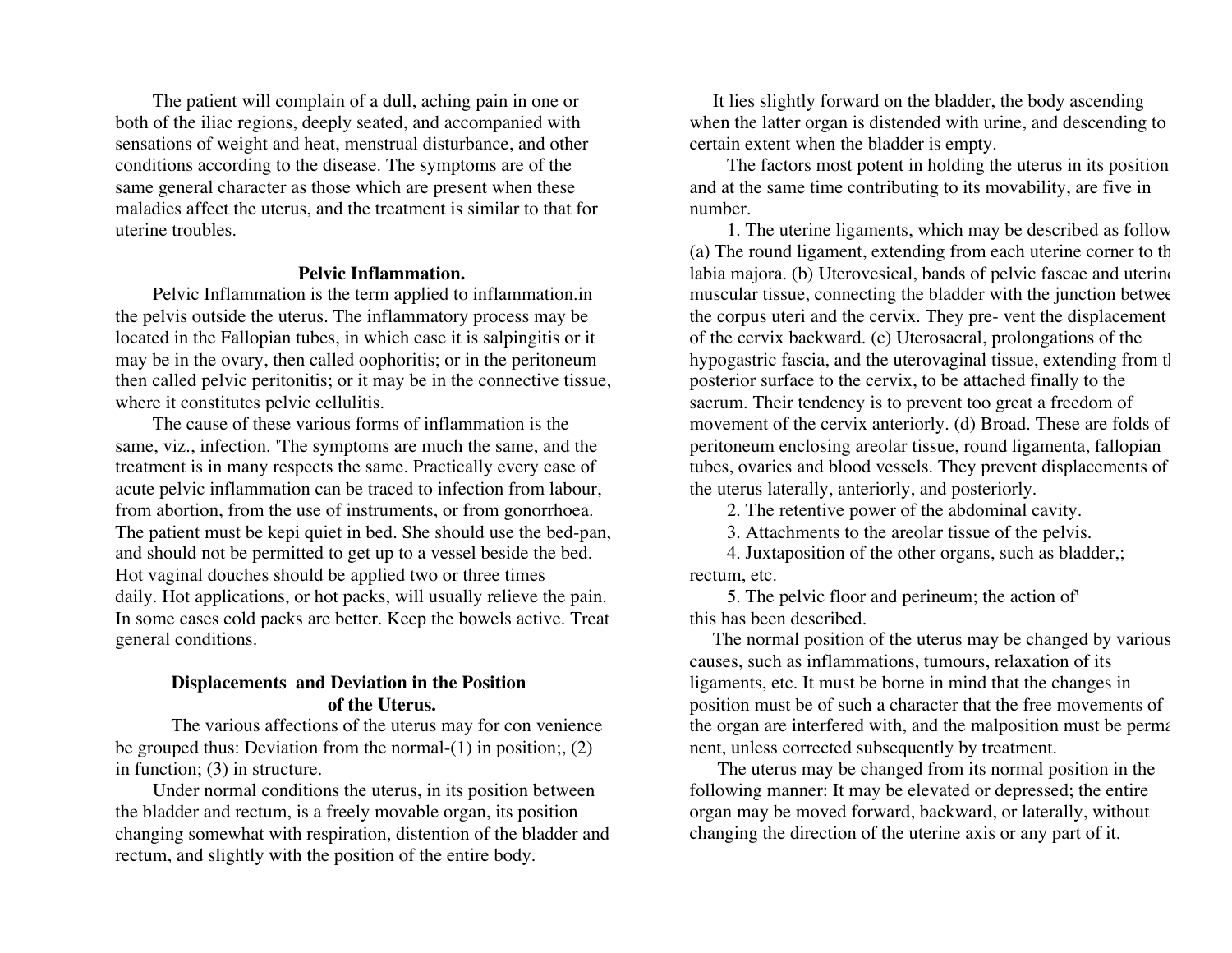The patient will complain of a dull, aching pain in one or both of the iliac regions, deeply seated, and accompanied with sensations of weight and heat, menstrual disturbance, and other conditions according to the disease. The symptoms are of the same general character as those which are present when these maladies affect the uterus, and the treatment is similar to that for uterine troubles.

### Pelvic Inflammation.

Pelvic Inflammation is the term applied to inflammation.in the pelvis outside the uterus. The inflammatory process may be located in the Fallopian tubes, in which case it is salpingitis or it may be in the ovary, then called oophoritis; or in the peritoneum then called pelvic peritonitis; or it may be in the connective tissue, where it constitutes pelvic cellulitis.

The cause of these various forms of inflammation is the same, viz., infection. 'The symptoms are much the same, and the treatment is in many respects the same. Practically every case of acute pelvic inflammation can be traced to infection from labour, from abortion, from the use of instruments, or from gonorrhoea. The patient must be kepi quiet in bed. She should use the bed-pan, and should not be permitted to get up to a vessel beside the bed. Hot vaginal douches should be applied two or three times daily. Hot applications, or hot packs, will usually relieve the pain. In some cases cold packs are better. Keep the bowels active. Treat general conditions.

### Displacements and Deviation in the Position of the Uterus.

The various affections of the uterus may for con venience be grouped thus: Deviation from the normal-(1) in position;, (2) in function; (3) in structure.

Under normal conditions the uterus, in its position between the bladder and rectum, is a freely movable organ, its position changing somewhat with respiration, distention of the bladder and rectum, and slightly with the position of the entire body.

It lies slightly forward on the bladder, the body ascending when the latter organ is distended with urine, and descending to certain extent when the bladder is empty.

The factors most potent in holding the uterus in its position and at the same time contributing to its movability, are five in number.

1. The uterine ligaments, which may be described as follow (a) The round ligament, extending from each uterine corner to th labia majora. (b) Uterovesical, bands of pelvic fascae and uterine muscular tissue, connecting the bladder with the junction betwee the corpus uteri and the cervix. They pre- vent the displacement of the cervix backward. (c) Uterosacral, prolongations of the hypogastric fascia, and the uterovaginal tissue, extending from th posterior surface to the cervix, to be attached finally to the sacrum. Their tendency is to prevent too great a freedom of movement of the cervix anteriorly. (d) Broad. These are folds of peritoneum enclosing areolar tissue, round ligamenta, fallopian tubes, ovaries and blood vessels. They prevent displacements of the uterus laterally, anteriorly, and posteriorly.

2. The retentive power of the abdominal cavity.

3. Attachments to the areolar tissue of the pelvis.

4. Juxtaposition of the other organs, such as bladder,; rectum, etc.

5. The pelvic floor and perineum; the action of' this has been described.

The normal position of the uterus may be changed by various causes, such as inflammations, tumours, relaxation of its ligaments, etc. It must be borne in mind that the changes in position must be of such a character that the free movements of the organ are interfered with, and the malposition must be perma nent, unless corrected subsequently by treatment.

The uterus may be changed from its normal position in the following manner: It may be elevated or depressed; the entire organ may be moved forward, backward, or laterally, without changing the direction of the uterine axis or any part of it.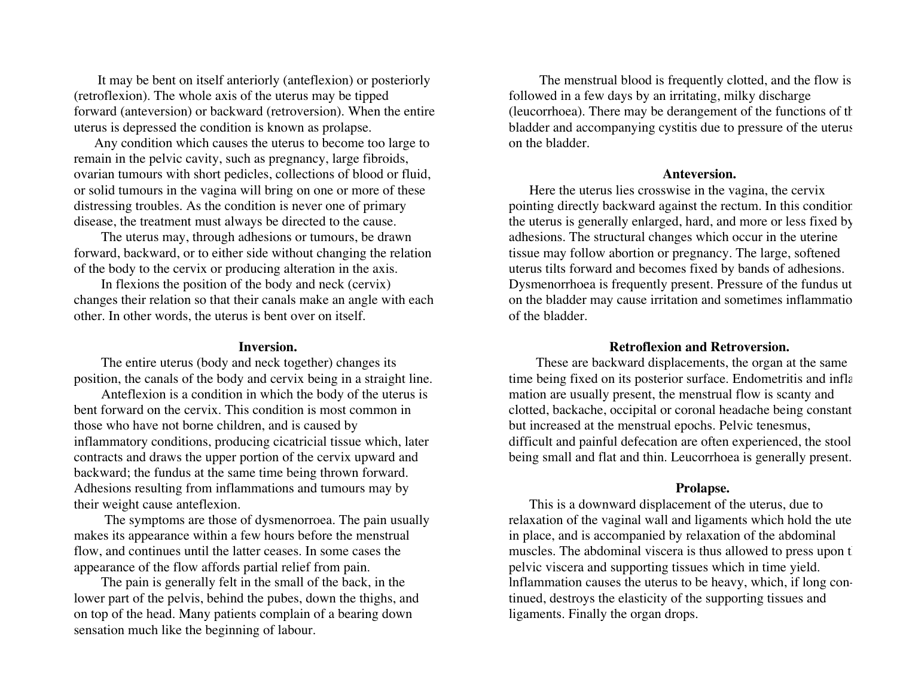It may be bent on itself anteriorly (anteflexion) or posteriorly (retroflexion). The whole axis of the uterus may be tipped forward (anteversion) or backward (retroversion). When the entire uterus is depressed the condition is known as prolapse.

Any condition which causes the uterus to become too large to remain in the pelvic cavity, such as pregnancy, large fibroids, ovarian tumours with short pedicles, collections of blood or fluid, or solid tumours in the vagina will bring on one or more of these distressing troubles. As the condition is never one of primary disease, the treatment must always be directed to the cause.

The uterus may, through adhesions or tumours, be drawn forward, backward, or to either side without changing the relation of the body to the cervix or producing alteration in the axis.

In flexions the position of the body and neck (cervix) changes their relation so that their canals make an angle with each other. In other words, the uterus is bent over on itself.

**Inversion.**

The entire uterus (body and neck together) changes its position, the canals of the body and cervix being in a straight line.

Anteflexion is a condition in which the body of the uterus is bent forward on the cervix. This condition is most common in those who have not borne children, and is caused by inflammatory conditions, producing cicatricial tissue which, later contracts and draws the upper portion of the cervix upward and backward; the fundus at the same time being thrown forward. Adhesions resulting from inflammations and tumours may by their weight cause anteflexion.

The symptoms are those of dysmenorroea. The pain usually makes its appearance within a few hours before the menstrual flow, and continues until the latter ceases. In some cases the appearance of the flow affords partial relief from pain.

The pain is generally felt in the small of the back, in the lower part of the pelvis, behind the pubes, down the thighs, and on top of the head. Many patients complain of a bearing down sensation much like the beginning of labour.

The menstrual blood is frequently clotted, and the flow is followed in a few days by an irritating, milky discharge (leucorrhoea). There may be derangement of the functions of th bladder and accompanying cystitis due to pressure of the uterus on the bladder.

**Anteversion.**

Here the uterus lies crosswise in the vagina, the cervix pointing directly backward against the rectum. In this condition the uterus is generally enlarged, hard, and more or less fixed by adhesions. The structural changes which occur in the uterine tissue may follow abortion or pregnancy. The large, softened uterus tilts forward and becomes fixed by bands of adhesions. Dysmenorrhoea is frequently present. Pressure of the fundus ut on the bladder may cause irritation and sometimes inflammatio of the bladder.

**Retroflexion and Retroversion.**

These are backward displacements, the organ at the same time being fixed on its posterior surface. Endometritis and infla mation are usually present, the menstrual flow is scanty and clotted, backache, occipital or coronal headache being constant but increased at the menstrual epochs. Pelvic tenesmus, difficult and painful defecation are often experienced, the stool being small and flat and thin. Leucorrhoea is generally present.

**Prolapse.**

This is a downward displacement of the uterus, due to relaxation of the vaginal wall and ligaments which hold the ute in place, and is accompanied by relaxation of the abdominal muscles. The abdominal viscera is thus allowed to press upon t pelvic viscera and supporting tissues which in time yield. Inflammation causes the uterus to be heavy, which, if long continued, destroys the elasticity of the supporting tissues and ligaments. Finally the organ drops.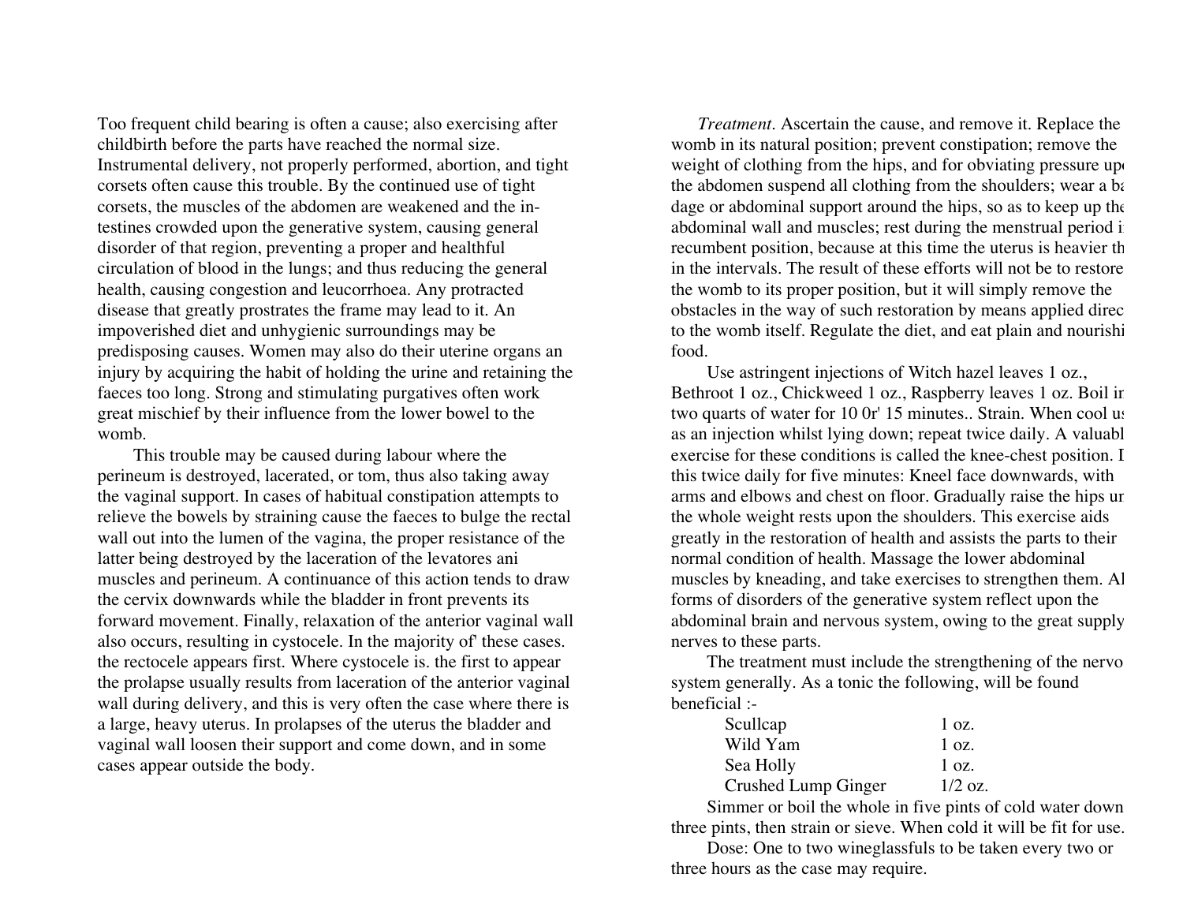Too frequent child bearing is often a cause; also exercising after childbirth before the parts have reached the normal size. Instrumental delivery, not properly performed, abortion, and tight corsets often cause this trouble. By the continued use of tight corsets, the muscles of the abdomen are weakened and the intestines crowded upon the generative system, causing general disorder of that region, preventing a proper and healthful circulation of blood in the lungs; and thus reducing the general health, causing congestion and leucorrhoea. Any protracted disease that greatly prostrates the frame may lead to it. An impoverished diet and unhygienic surroundings may be predisposing causes. Women may also do their uterine organs an injury by acquiring the habit of holding the urine and retaining the faeces too long. Strong and stimulating purgatives often work great mischief by their influence from the lower bowel to the womb.

This trouble may be caused during labour where the perineum is destroyed, lacerated, or tom, thus also taking away the vaginal support. In cases of habitual constipation attempts to relieve the bowels by straining cause the faeces to bulge the rectal wall out into the lumen of the vagina, the proper resistance of the latter being destroyed by the laceration of the levatores ani muscles and perineum. A continuance of this action tends to draw the cervix downwards while the bladder in front prevents its forward movement. Finally, relaxation of the anterior vaginal wall also occurs, resulting in cystocele. In the majority of' these cases. the rectocele appears first. Where cystocele is. the first to appear the prolapse usually results from laceration of the anterior vaginal wall during delivery, and this is very often the case where there is a large, heavy uterus. In prolapses of the uterus the bladder and vaginal wall loosen their support and come down, and in some cases appear outside the body.

*Treatment.* Ascertain the cause, and remove it. Replace the womb in its natural position; prevent constipation; remove the weight of clothing from the hips, and for obviating pressure upo the abdomen suspend all clothing from the shoulders; wear a ba dage or abdominal support around the hips, so as to keep up the abdominal wall and muscles; rest during the menstrual period i recumbent position, because at this time the uterus is heavier th in the intervals. The result of these efforts will not be to restore the womb to its proper position, but it will simply remove the obstacles in the way of such restoration by means applied direc to the womb itself. Regulate the diet, and eat plain and nourishi food.

Use astringent injections of Witch hazel leaves 1 oz., Bethroot 1 oz., Chickweed 1 oz., Raspberry leaves 1 oz. Boil ir two quarts of water for 10 0r' 15 minutes.. Strain. When cool us as an injection whilst lying down; repeat twice daily. A valuabl exercise for these conditions is called the knee-chest position. I this twice daily for five minutes: Kneel face downwards, with arms and elbows and chest on floor. Gradually raise the hips ur the whole weight rests upon the shoulders. This exercise aids greatly in the restoration of health and assists the parts to their normal condition of health. Massage the lower abdominal muscles by kneading, and take exercises to strengthen them. Al forms of disorders of the generative system reflect upon the abdominal brain and nervous system, owing to the great supply nerves to these parts.

The treatment must include the strengthening of the nervo system generally. As a tonic the following, will be found beneficial :-

| | |
|---|---|
| Scullcap | 1 oz. |
| Wild Yam | 1 oz. |
| Sea Holly | 1 oz. |
| Crushed Lump Ginger | 1/2 oz. |

Simmer or boil the whole in five pints of cold water down three pints, then strain or sieve. When cold it will be fit for use.

Dose: One to two wineglassfuls to be taken every two or three hours as the case may require.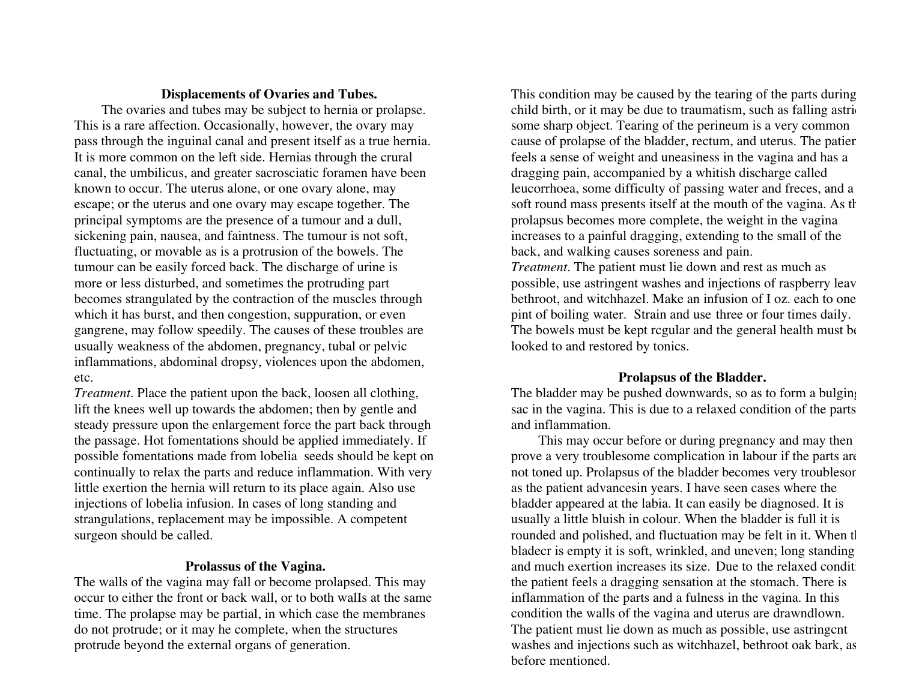### Displacements of Ovaries and Tubes.

The ovaries and tubes may be subject to hernia or prolapse. This is a rare affection. Occasionally, however, the ovary may pass through the inguinal canal and present itself as a true hernia. It is more common on the left side. Hernias through the crural canal, the umbilicus, and greater sacrosciatic foramen have been known to occur. The uterus alone, or one ovary alone, may escape; or the uterus and one ovary may escape together. The principal symptoms are the presence of a tumour and a dull, sickening pain, nausea, and faintness. The tumour is not soft, fluctuating, or movable as is a protrusion of the bowels. The tumour can be easily forced back. The discharge of urine is more or less disturbed, and sometimes the protruding part becomes strangulated by the contraction of the muscles through which it has burst, and then congestion, suppuration, or even gangrene, may follow speedily. The causes of these troubles are usually weakness of the abdomen, pregnancy, tubal or pelvic inflammations, abdominal dropsy, violences upon the abdomen, etc.

*Treatment*. Place the patient upon the back, loosen all clothing, lift the knees well up towards the abdomen; then by gentle and steady pressure upon the enlargement force the part back through the passage. Hot fomentations should be applied immediately. If possible fomentations made from lobelia seeds should be kept on continually to relax the parts and reduce inflammation. With very little exertion the hernia will return to its place again. Also use injections of lobelia infusion. In cases of long standing and strangulations, replacement may be impossible. A competent surgeon should be called.

### Prolassus of the Vagina.

The walls of the vagina may fall or become prolapsed. This may occur to either the front or back wall, or to both walIs at the same time. The prolapse may be partial, in which case the membranes do not protrude; or it may he complete, when the structures protrude beyond the external organs of generation.

This condition may be caused by the tearing of the parts during child birth, or it may be due to traumatism, such as falling astri some sharp object. Tearing of the perineum is a very common cause of prolapse of the bladder, rectum, and uterus. The patien feels a sense of weight and uneasiness in the vagina and has a dragging pain, accompanied by a whitish discharge called leucorrhoea, some difficulty of passing water and freces, and a soft round mass presents itself at the mouth of the vagina. As th prolapsus becomes more complete, the weight in the vagina increases to a painful dragging, extending to the small of the back, and walking causes soreness and pain.

*Treatment*. The patient must lie down and rest as much as possible, use astringent washes and injections of raspberry leav bethroot, and witchhazel. Make an infusion of I oz. each to one pint of boiling water. Strain and use three or four times daily. The bowels must be kept rcgular and the general health must be looked to and restored by tonics.

### Prolapsus of the Bladder.

The bladder may be pushed downwards, so as to form a bulging sac in the vagina. This is due to a relaxed condition of the parts and inflammation.

This may occur before or during pregnancy and may then prove a very troublesome complication in labour if the parts are not toned up. Prolapsus of the bladder becomes very troublesor as the patient advancesin years. I have seen cases where the bladder appeared at the labia. It can easily be diagnosed. It is usually a little bluish in colour. When the bladder is full it is rounded and polished, and fluctuation may be felt in it. When th bladecr is empty it is soft, wrinkled, and uneven; long standing and much exertion increases its size. Due to the relaxed condit the patient feels a dragging sensation at the stomach. There is inflammation of the parts and a fulness in the vagina. In this condition the walls of the vagina and uterus are drawndlown. The patient must lie down as much as possible, use astringcnt washes and injections such as witchhazel, bethroot oak bark, as before mentioned.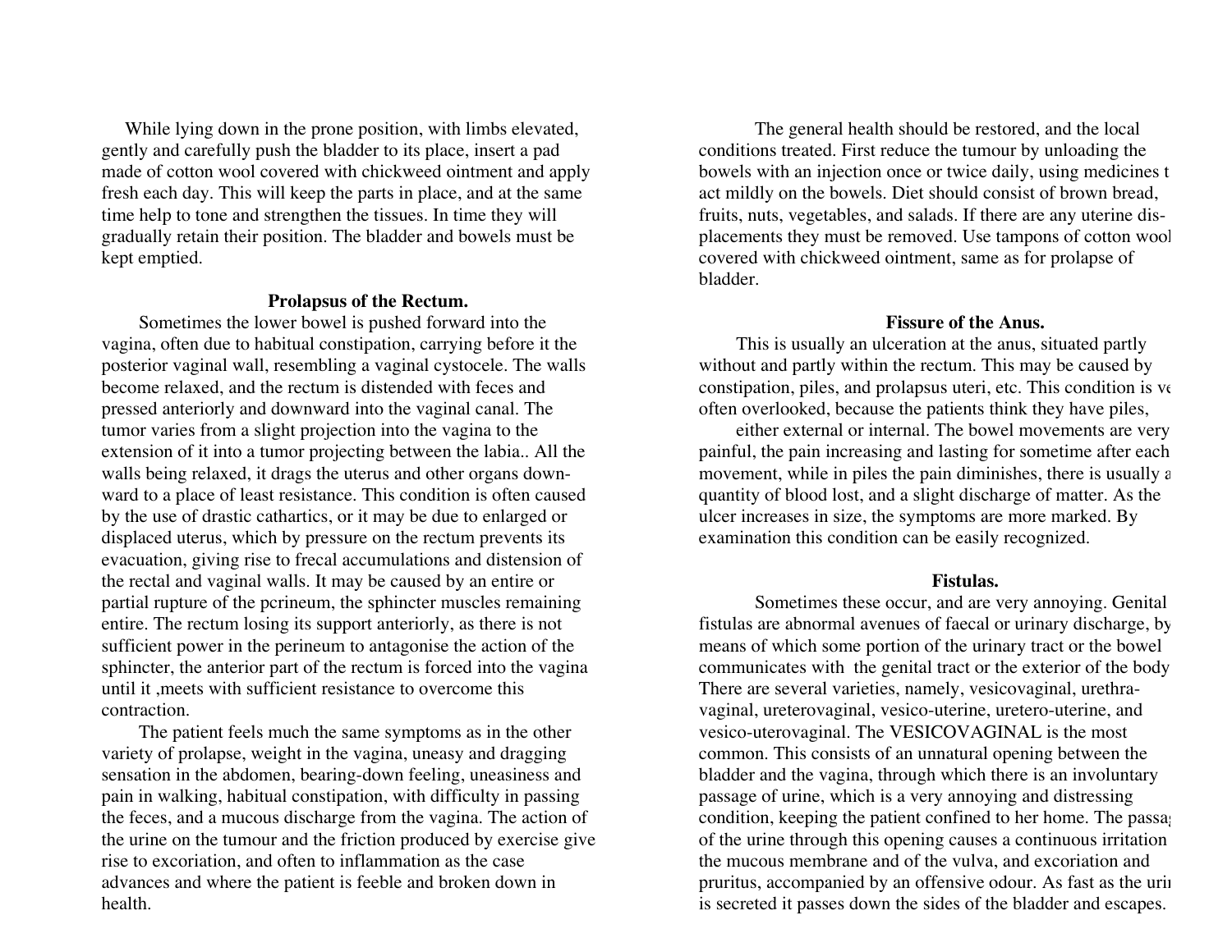While lying down in the prone position, with limbs elevated, gently and carefully push the bladder to its place, insert a pad made of cotton wool covered with chickweed ointment and apply fresh each day. This will keep the parts in place, and at the same time help to tone and strengthen the tissues. In time they will gradually retain their position. The bladder and bowels must be kept emptied.

### Prolapsus of the Rectum.

Sometimes the lower bowel is pushed forward into the vagina, often due to habitual constipation, carrying before it the posterior vaginal wall, resembling a vaginal cystocele. The walls become relaxed, and the rectum is distended with feces and pressed anteriorly and downward into the vaginal canal. The tumor varies from a slight projection into the vagina to the extension of it into a tumor projecting between the labia.. All the walls being relaxed, it drags the uterus and other organs downward to a place of least resistance. This condition is often caused by the use of drastic cathartics, or it may be due to enlarged or displaced uterus, which by pressure on the rectum prevents its evacuation, giving rise to frecal accumulations and distension of the rectal and vaginal walls. It may be caused by an entire or partial rupture of the pcrineum, the sphincter muscles remaining entire. The rectum losing its support anteriorly, as there is not sufficient power in the perineum to antagonise the action of the sphincter, the anterior part of the rectum is forced into the vagina until it ,meets with sufficient resistance to overcome this contraction.

The patient feels much the same symptoms as in the other variety of prolapse, weight in the vagina, uneasy and dragging sensation in the abdomen, bearing-down feeling, uneasiness and pain in walking, habitual constipation, with difficulty in passing the feces, and a mucous discharge from the vagina. The action of the urine on the tumour and the friction produced by exercise give rise to excoriation, and often to inflammation as the case advances and where the patient is feeble and broken down in health.

The general health should be restored, and the local conditions treated. First reduce the tumour by unloading the bowels with an injection once or twice daily, using medicines t act mildly on the bowels. Diet should consist of brown bread, fruits, nuts, vegetables, and salads. If there are any uterine displacements they must be removed. Use tampons of cotton wool covered with chickweed ointment, same as for prolapse of bladder.

### Fissure of the Anus.

This is usually an ulceration at the anus, situated partly without and partly within the rectum. This may be caused by constipation, piles, and prolapsus uteri, etc. This condition is ve often overlooked, because the patients think they have piles, either external or internal. The bowel movements are very painful, the pain increasing and lasting for sometime after each movement, while in piles the pain diminishes, there is usually a quantity of blood lost, and a slight discharge of matter. As the ulcer increases in size, the symptoms are more marked. By examination this condition can be easily recognized.

### Fistulas.

Sometimes these occur, and are very annoying. Genital fistulas are abnormal avenues of faecal or urinary discharge, by means of which some portion of the urinary tract or the bowel communicates with the genital tract or the exterior of the body There are several varieties, namely, vesicovaginal, urethravaginal, ureterovaginal, vesico-uterine, uretero-uterine, and vesico-uterovaginal. The VESICOVAGINAL is the most common. This consists of an unnatural opening between the bladder and the vagina, through which there is an involuntary passage of urine, which is a very annoying and distressing condition, keeping the patient confined to her home. The passag of the urine through this opening causes a continuous irritation the mucous membrane and of the vulva, and excoriation and pruritus, accompanied by an offensive odour. As fast as the uri is secreted it passes down the sides of the bladder and escapes.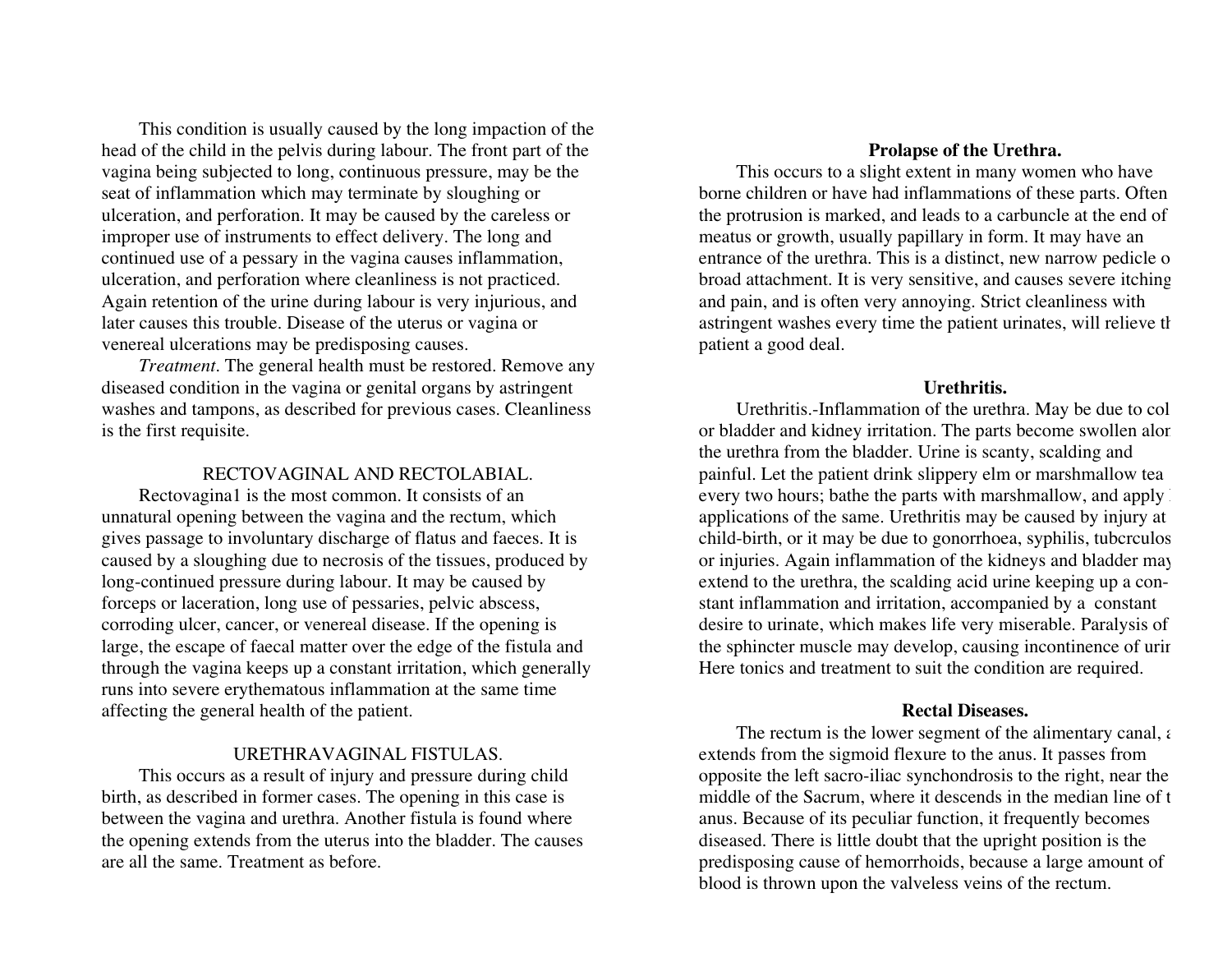This condition is usually caused by the long impaction of the head of the child in the pelvis during labour. The front part of the vagina being subjected to long, continuous pressure, may be the seat of inflammation which may terminate by sloughing or ulceration, and perforation. It may be caused by the careless or improper use of instruments to effect delivery. The long and continued use of a pessary in the vagina causes inflammation, ulceration, and perforation where cleanliness is not practiced. Again retention of the urine during labour is very injurious, and later causes this trouble. Disease of the uterus or vagina or venereal ulcerations may be predisposing causes.

*Treatment*. The general health must be restored. Remove any diseased condition in the vagina or genital organs by astringent washes and tampons, as described for previous cases. Cleanliness is the first requisite.

### RECTOVAGINAL AND RECTOLABIAL.

Rectovagina1 is the most common. It consists of an unnatural opening between the vagina and the rectum, which gives passage to involuntary discharge of flatus and faeces. It is caused by a sloughing due to necrosis of the tissues, produced by long-continued pressure during labour. It may be caused by forceps or laceration, long use of pessaries, pelvic abscess, corroding ulcer, cancer, or venereal disease. If the opening is large, the escape of faecal matter over the edge of the fistula and through the vagina keeps up a constant irritation, which generally runs into severe erythematous inflammation at the same time affecting the general health of the patient.

### URETHRAVAGINAL FISTULAS.

This occurs as a result of injury and pressure during child birth, as described in former cases. The opening in this case is between the vagina and urethra. Another fistula is found where the opening extends from the uterus into the bladder. The causes are all the same. Treatment as before.

### Prolapse of the Urethra.

This occurs to a slight extent in many women who have borne children or have had inflammations of these parts. Often the protrusion is marked, and leads to a carbuncle at the end of meatus or growth, usually papillary in form. It may have an entrance of the urethra. This is a distinct, new narrow pedicle o broad attachment. It is very sensitive, and causes severe itching and pain, and is often very annoying. Strict cleanliness with astringent washes every time the patient urinates, will relieve th patient a good deal.

### Urethritis.

Urethritis.-Inflammation of the urethra. May be due to col or bladder and kidney irritation. The parts become swollen alon the urethra from the bladder. Urine is scanty, scalding and painful. Let the patient drink slippery elm or marshmallow tea every two hours; bathe the parts with marshmallow, and apply applications of the same. Urethritis may be caused by injury at child-birth, or it may be due to gonorrhoea, syphilis, tubcrculos or injuries. Again inflammation of the kidneys and bladder may extend to the urethra, the scalding acid urine keeping up a constant inflammation and irritation, accompanied by a constant desire to urinate, which makes life very miserable. Paralysis of the sphincter muscle may develop, causing incontinence of urin Here tonics and treatment to suit the condition are required.

### Rectal Diseases.

The rectum is the lower segment of the alimentary canal, a extends from the sigmoid flexure to the anus. It passes from opposite the left sacro-iliac synchondrosis to the right, near the middle of the Sacrum, where it descends in the median line of t anus. Because of its peculiar function, it frequently becomes diseased. There is little doubt that the upright position is the predisposing cause of hemorrhoids, because a large amount of blood is thrown upon the valveless veins of the rectum.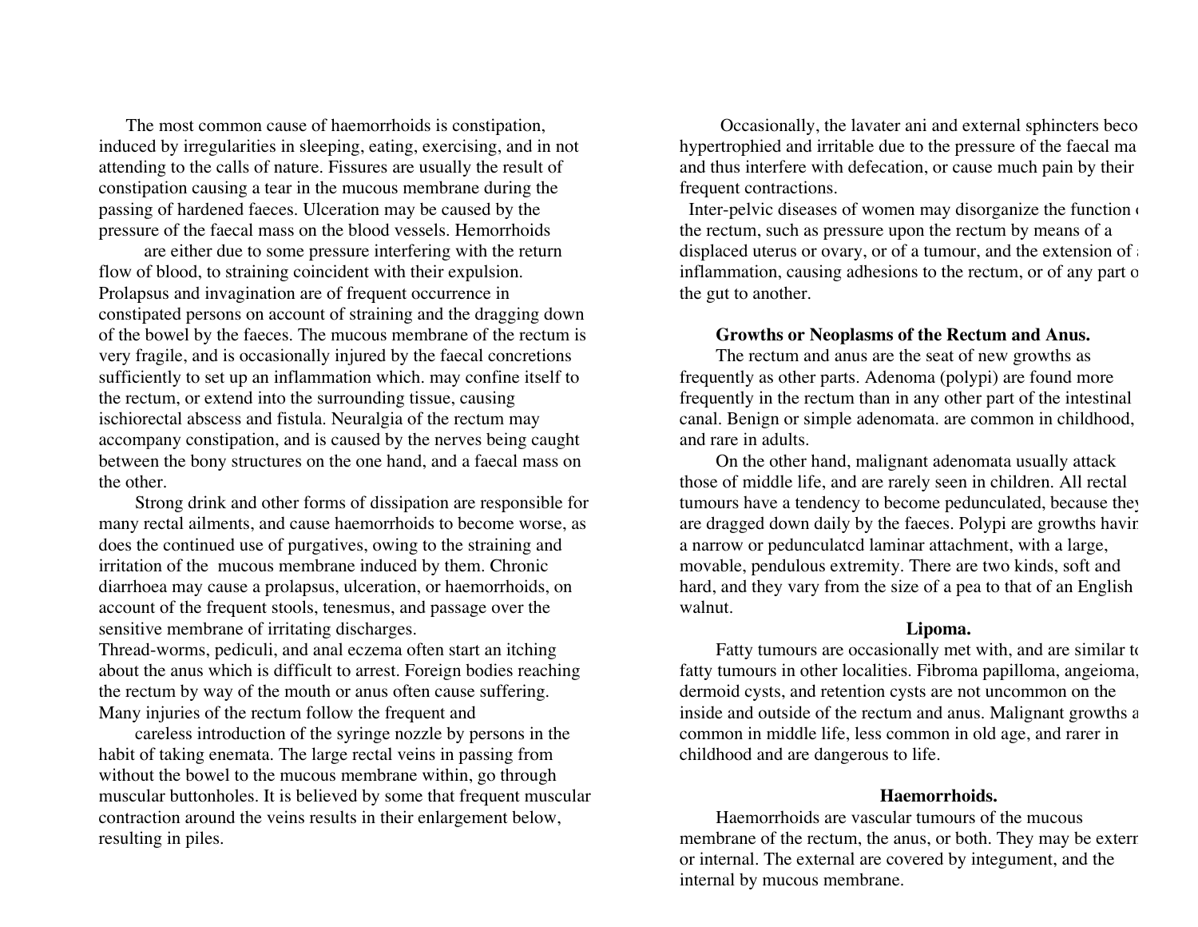The most common cause of haemorrhoids is constipation, induced by irregularities in sleeping, eating, exercising, and in not attending to the calls of nature. Fissures are usually the result of constipation causing a tear in the mucous membrane during the passing of hardened faeces. Ulceration may be caused by the pressure of the faecal mass on the blood vessels. Hemorrhoids are either due to some pressure interfering with the return flow of blood, to straining coincident with their expulsion. Prolapsus and invagination are of frequent occurrence in constipated persons on account of straining and the dragging down of the bowel by the faeces. The mucous membrane of the rectum is very fragile, and is occasionally injured by the faecal concretions sufficiently to set up an inflammation which. may confine itself to the rectum, or extend into the surrounding tissue, causing ischiorectal abscess and fistula. Neuralgia of the rectum may accompany constipation, and is caused by the nerves being caught between the bony structures on the one hand, and a faecal mass on the other.

Strong drink and other forms of dissipation are responsible for many rectal ailments, and cause haemorrhoids to become worse, as does the continued use of purgatives, owing to the straining and irritation of the mucous membrane induced by them. Chronic diarrhoea may cause a prolapsus, ulceration, or haemorrhoids, on account of the frequent stools, tenesmus, and passage over the sensitive membrane of irritating discharges.

Thread-worms, pediculi, and anal eczema often start an itching about the anus which is difficult to arrest. Foreign bodies reaching the rectum by way of the mouth or anus often cause suffering. Many injuries of the rectum follow the frequent and careless introduction of the syringe nozzle by persons in the habit of taking enemata. The large rectal veins in passing from without the bowel to the mucous membrane within, go through muscular buttonholes. It is believed by some that frequent muscular contraction around the veins results in their enlargement below, resulting in piles.

Occasionally, the lavater ani and external sphincters beco hypertrophied and irritable due to the pressure of the faecal ma and thus interfere with defecation, or cause much pain by their frequent contractions.

Inter-pelvic diseases of women may disorganize the function the rectum, such as pressure upon the rectum by means of a displaced uterus or ovary, or of a tumour, and the extension of inflammation, causing adhesions to the rectum, or of any part o the gut to another.

**Growths or Neoplasms of the Rectum and Anus.**

The rectum and anus are the seat of new growths as frequently as other parts. Adenoma (polypi) are found more frequently in the rectum than in any other part of the intestinal canal. Benign or simple adenomata. are common in childhood, and rare in adults.

On the other hand, malignant adenomata usually attack those of middle life, and are rarely seen in children. All rectal tumours have a tendency to become pedunculated, because they are dragged down daily by the faeces. Polypi are growths havin a narrow or pedunculatcd laminar attachment, with a large, movable, pendulous extremity. There are two kinds, soft and hard, and they vary from the size of a pea to that of an English walnut.

**Lipoma.**

Fatty tumours are occasionally met with, and are similar t fatty tumours in other localities. Fibroma papilloma, angeioma, dermoid cysts, and retention cysts are not uncommon on the inside and outside of the rectum and anus. Malignant growths a common in middle life, less common in old age, and rarer in childhood and are dangerous to life.

**Haemorrhoids.**

Haemorrhoids are vascular tumours of the mucous membrane of the rectum, the anus, or both. They may be extern or internal. The external are covered by integument, and the internal by mucous membrane.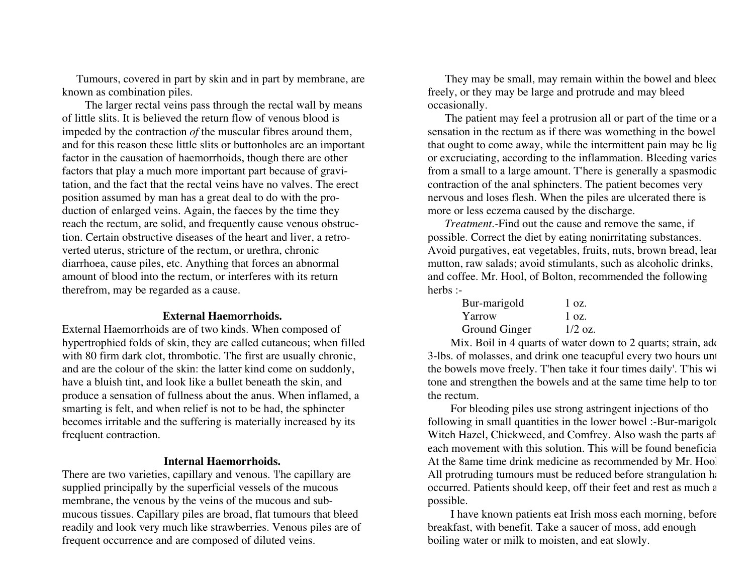Tumours, covered in part by skin and in part by membrane, are known as combination piles.

The larger rectal veins pass through the rectal wall by means of little slits. It is believed the return flow of venous blood is impeded by the contraction *of* the muscular fibres around them, and for this reason these little slits or buttonholes are an important factor in the causation of haemorrhoids, though there are other factors that play a much more important part because of gravitation, and the fact that the rectal veins have no valves. The erect position assumed by man has a great deal to do with the production of enlarged veins. Again, the faeces by the time they reach the rectum, are solid, and frequently cause venous obstruction. Certain obstructive diseases of the heart and liver, a retroverted uterus, stricture of the rectum, or urethra, chronic diarrhoea, cause piles, etc. Anything that forces an abnormal amount of blood into the rectum, or interferes with its return therefrom, may be regarded as a cause.

### External Haemorrhoids.

External Haemorrhoids are of two kinds. When composed of hypertrophied folds of skin, they are called cutaneous; when filled with 80 firm dark clot, thrombotic. The first are usually chronic, and are the colour of the skin: the latter kind come on suddonly, have a bluish tint, and look like a bullet beneath the skin, and produce a sensation of fullness about the anus. When inflamed, a smarting is felt, and when relief is not to be had, the sphincter becomes irritable and the suffering is materially increased by its freqluent contraction.

### Internal Haemorrhoids.

There are two varieties, capillary and venous. 'l'he capillary are supplied principally by the superficial vessels of the mucous membrane, the venous by the veins of the mucous and submucous tissues. Capillary piles are broad, flat tumours that bleed readily and look very much like strawberries. Venous piles are of frequent occurrence and are composed of diluted veins.

They may be small, may remain within the bowel and bleed freely, or they may be large and protrude and may bleed occasionally.

The patient may feel a protrusion all or part of the time or a sensation in the rectum as if there was womething in the bowel that ought to come away, while the intermittent pain may be lig or excruciating, according to the inflammation. Bleeding varies from a small to a large amount. T'here is generally a spasmodic contraction of the anal sphincters. The patient becomes very nervous and loses flesh. When the piles are ulcerated there is more or less eczema caused by the discharge.

*Treatment*.-Find out the cause and remove the same, if possible. Correct the diet by eating nonirritating substances. Avoid purgatives, eat vegetables, fruits, nuts, brown bread, lear mutton, raw salads; avoid stimulants, such as alcoholic drinks, and coffee. Mr. Hool, of Bolton, recommended the following herbs :-

| | |
|---|---|
| Bur-marigold | 1 oz. |
| Yarrow | 1 oz. |
| Ground Ginger | 1/2 oz. |

Mix. Boil in 4 quarts of water down to 2 quarts; strain, add 3-lbs. of molasses, and drink one teacupful every two hours unt the bowels move freely. T'hen take it four times daily'. T'his wi tone and strengthen the bowels and at the same time help to ton the rectum.

For bleoding piles use strong astringent injections of tho following in small quantities in the lower bowel :-Bur-marigold Witch Hazel, Chickweed, and Comfrey. Also wash the parts aft each movement with this solution. This will be found beneficia At the 8ame time drink medicine as recommended by Mr. Hool All protruding tumours must be reduced before strangulation ha occurred. Patients should keep, off their feet and rest as much a possible.

I have known patients eat Irish moss each morning, before breakfast, with benefit. Take a saucer of moss, add enough boiling water or milk to moisten, and eat slowly.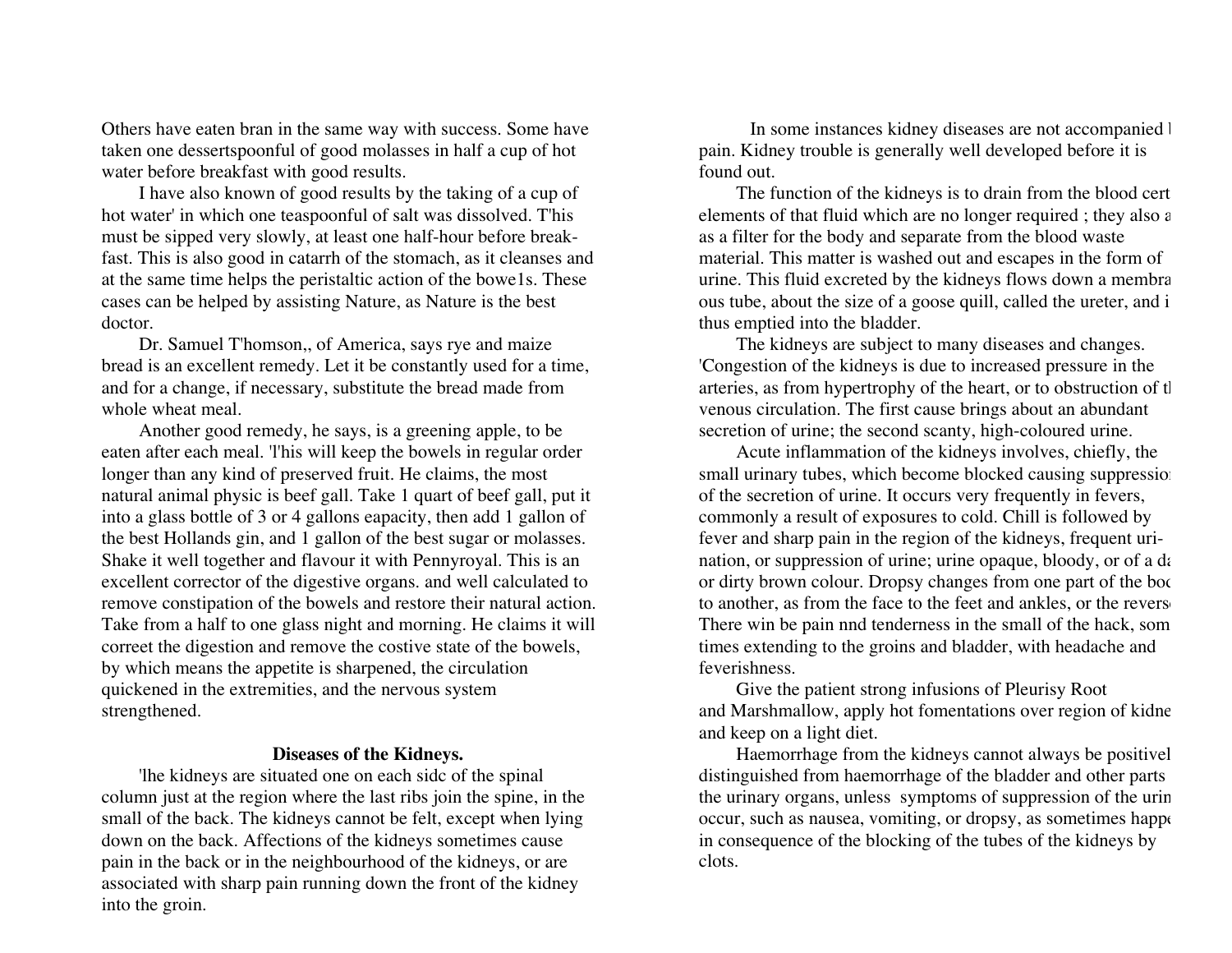Others have eaten bran in the same way with success. Some have taken one dessertspoonful of good molasses in half a cup of hot water before breakfast with good results.

I have also known of good results by the taking of a cup of hot water' in which one teaspoonful of salt was dissolved. T'his must be sipped very slowly, at least one half-hour before breakfast. This is also good in catarrh of the stomach, as it cleanses and at the same time helps the peristaltic action of the bowe1s. These cases can be helped by assisting Nature, as Nature is the best doctor.

Dr. Samuel T'homson,, of America, says rye and maize bread is an excellent remedy. Let it be constantly used for a time, and for a change, if necessary, substitute the bread made from whole wheat meal.

Another good remedy, he says, is a greening apple, to be eaten after each meal. 'l'his will keep the bowels in regular order longer than any kind of preserved fruit. He claims, the most natural animal physic is beef gall. Take 1 quart of beef gall, put it into a glass bottle of 3 or 4 gallons eapacity, then add 1 gallon of the best Hollands gin, and 1 gallon of the best sugar or molasses. Shake it well together and flavour it with Pennyroyal. This is an excellent corrector of the digestive organs. and well calculated to remove constipation of the bowels and restore their natural action. Take from a half to one glass night and morning. He claims it will correet the digestion and remove the costive state of the bowels, by which means the appetite is sharpened, the circulation quickened in the extremities, and the nervous system strengthened.

**Diseases of the Kidneys.**

'lhe kidneys are situated one on each sidc of the spinal column just at the region where the last ribs join the spine, in the small of the back. The kidneys cannot be felt, except when lying down on the back. Affections of the kidneys sometimes cause pain in the back or in the neighbourhood of the kidneys, or are associated with sharp pain running down the front of the kidney into the groin.

In some instances kidney diseases are not accompanied l pain. Kidney trouble is generally well developed before it is found out.

The function of the kidneys is to drain from the blood cert elements of that fluid which are no longer required ; they also a as a filter for the body and separate from the blood waste material. This matter is washed out and escapes in the form of urine. This fluid excreted by the kidneys flows down a membra ous tube, about the size of a goose quill, called the ureter, and i thus emptied into the bladder.

The kidneys are subject to many diseases and changes. 'Congestion of the kidneys is due to increased pressure in the arteries, as from hypertrophy of the heart, or to obstruction of tl venous circulation. The first cause brings about an abundant secretion of urine; the second scanty, high-coloured urine.

Acute inflammation of the kidneys involves, chiefly, the small urinary tubes, which become blocked causing suppressio of the secretion of urine. It occurs very frequently in fevers, commonly a result of exposures to cold. Chill is followed by fever and sharp pain in the region of the kidneys, frequent urination, or suppression of urine; urine opaque, bloody, or of a da or dirty brown colour. Dropsy changes from one part of the boc to another, as from the face to the feet and ankles, or the revers There win be pain nnd tenderness in the small of the hack, som times extending to the groins and bladder, with headache and feverishness.

Give the patient strong infusions of Pleurisy Root and Marshmallow, apply hot fomentations over region of kidne and keep on a light diet.

Haemorrhage from the kidneys cannot always be positivel distinguished from haemorrhage of the bladder and other parts the urinary organs, unless symptoms of suppression of the urin occur, such as nausea, vomiting, or dropsy, as sometimes happe in consequence of the blocking of the tubes of the kidneys by clots.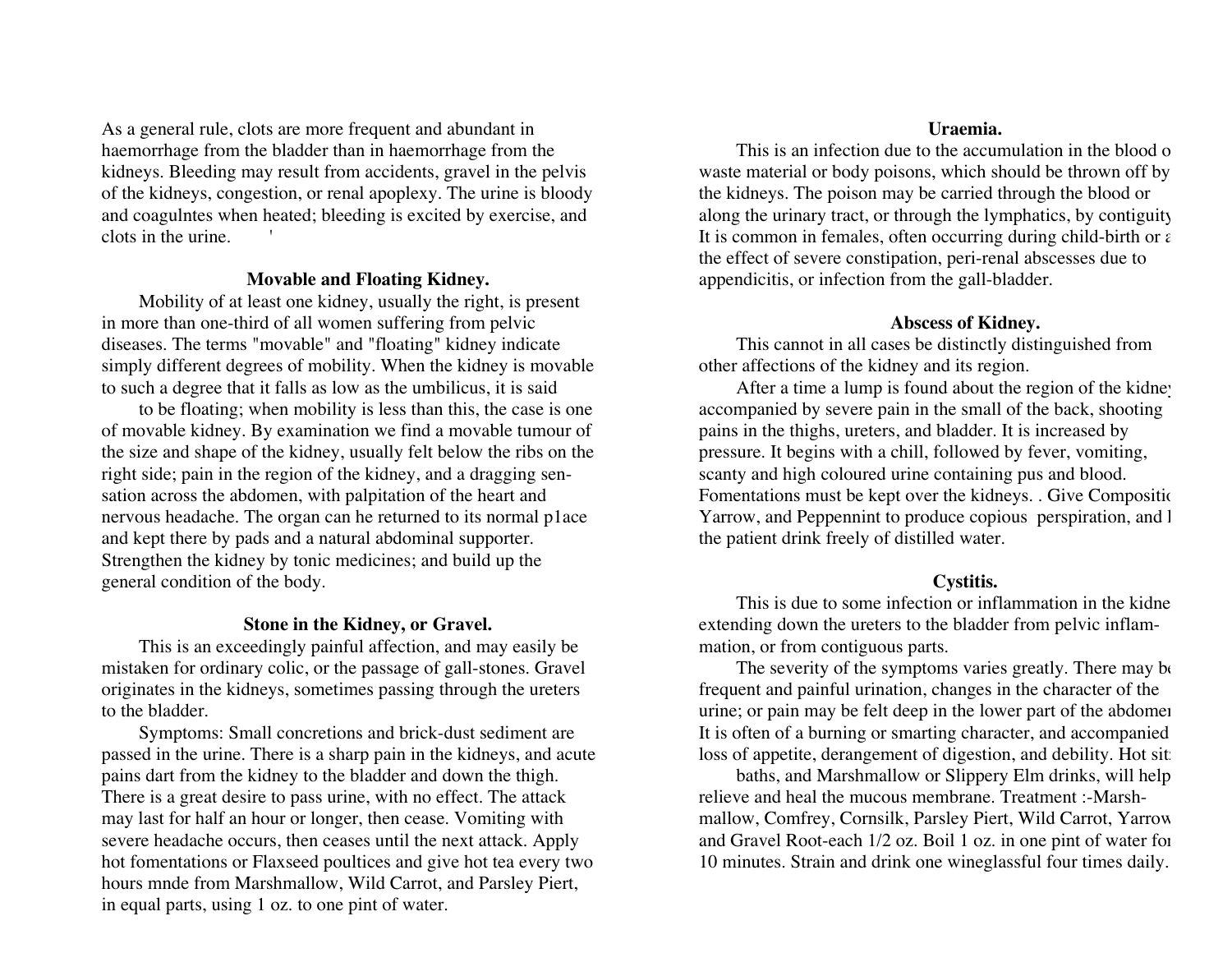As a general rule, clots are more frequent and abundant in haemorrhage from the bladder than in haemorrhage from the kidneys. Bleeding may result from accidents, gravel in the pelvis of the kidneys, congestion, or renal apoplexy. The urine is bloody and coagulntes when heated; bleeding is excited by exercise, and clots in the urine.

### Movable and Floating Kidney.

Mobility of at least one kidney, usually the right, is present in more than one-third of all women suffering from pelvic diseases. The terms "movable" and "floating" kidney indicate simply different degrees of mobility. When the kidney is movable to such a degree that it falls as low as the umbilicus, it is said to be floating; when mobility is less than this, the case is one of movable kidney. By examination we find a movable tumour of the size and shape of the kidney, usually felt below the ribs on the right side; pain in the region of the kidney, and a dragging sensation across the abdomen, with palpitation of the heart and nervous headache. The organ can he returned to its normal p1ace and kept there by pads and a natural abdominal supporter. Strengthen the kidney by tonic medicines; and build up the general condition of the body.

### Stone in the Kidney, or Gravel.

This is an exceedingly painful affection, and may easily be mistaken for ordinary colic, or the passage of gall-stones. Gravel originates in the kidneys, sometimes passing through the ureters to the bladder.

Symptoms: Small concretions and brick-dust sediment are passed in the urine. There is a sharp pain in the kidneys, and acute pains dart from the kidney to the bladder and down the thigh. There is a great desire to pass urine, with no effect. The attack may last for half an hour or longer, then cease. Vomiting with severe headache occurs, then ceases until the next attack. Apply hot fomentations or Flaxseed poultices and give hot tea every two hours mnde from Marshmallow, Wild Carrot, and Parsley Piert, in equal parts, using 1 oz. to one pint of water.

### Uraemia.

This is an infection due to the accumulation in the blood o waste material or body poisons, which should be thrown off by the kidneys. The poison may be carried through the blood or along the urinary tract, or through the lymphatics, by contiguity It is common in females, often occurring during child-birth or a the effect of severe constipation, peri-renal abscesses due to appendicitis, or infection from the gall-bladder.

### Abscess of Kidney.

This cannot in all cases be distinctly distinguished from other affections of the kidney and its region.

After a time a lump is found about the region of the kidney accompanied by severe pain in the small of the back, shooting pains in the thighs, ureters, and bladder. It is increased by pressure. It begins with a chill, followed by fever, vomiting, scanty and high coloured urine containing pus and blood. Fomentations must be kept over the kidneys. . Give Compositic Yarrow, and Peppennint to produce copious perspiration, and l the patient drink freely of distilled water.

### Cystitis.

This is due to some infection or inflammation in the kidne extending down the ureters to the bladder from pelvic inflammation, or from contiguous parts.

The severity of the symptoms varies greatly. There may be frequent and painful urination, changes in the character of the urine; or pain may be felt deep in the lower part of the abdomen It is often of a burning or smarting character, and accompanied loss of appetite, derangement of digestion, and debility. Hot sit baths, and Marshmallow or Slippery Elm drinks, will help relieve and heal the mucous membrane. Treatment :-Marshmallow, Comfrey, Cornsilk, Parsley Piert, Wild Carrot, Yarrow and Gravel Root-each 1/2 oz. Boil 1 oz. in one pint of water for 10 minutes. Strain and drink one wineglassful four times daily.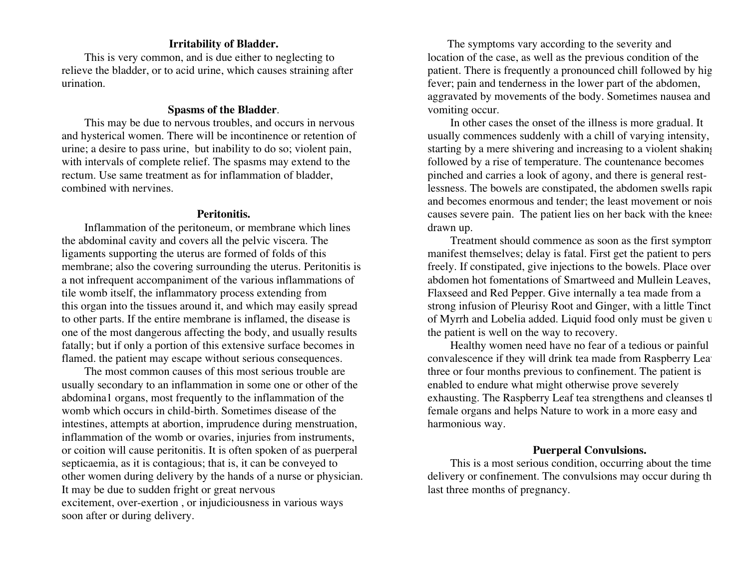**Irritability of Bladder.**

This is very common, and is due either to neglecting to relieve the bladder, or to acid urine, which causes straining after urination.

**Spasms of the Bladder**.

This may be due to nervous troubles, and occurs in nervous and hysterical women. There will be incontinence or retention of urine; a desire to pass urine, but inability to do so; violent pain, with intervals of complete relief. The spasms may extend to the rectum. Use same treatment as for inflammation of bladder, combined with nervines.

**Peritonitis.**

Inflammation of the peritoneum, or membrane which lines the abdominal cavity and covers all the pelvic viscera. The ligaments supporting the uterus are formed of folds of this membrane; also the covering surrounding the uterus. Peritonitis is a not infrequent accompaniment of the various inflammations of tile womb itself, the inflammatory process extending from this organ into the tissues around it, and which may easily spread to other parts. If the entire membrane is inflamed, the disease is one of the most dangerous affecting the body, and usually results fatally; but if only a portion of this extensive surface becomes in flamed. the patient may escape without serious consequences.

The most common causes of this most serious trouble are usually secondary to an inflammation in some one or other of the abdomina1 organs, most frequently to the inflammation of the womb which occurs in child-birth. Sometimes disease of the intestines, attempts at abortion, imprudence during menstruation, inflammation of the womb or ovaries, injuries from instruments, or coition will cause peritonitis. It is often spoken of as puerperal septicaemia, as it is contagious; that is, it can be conveyed to other women during delivery by the hands of a nurse or physician. It may be due to sudden fright or great nervous excitement, over-exertion , or injudiciousness in various ways soon after or during delivery.

The symptoms vary according to the severity and location of the case, as well as the previous condition of the patient. There is frequently a pronounced chill followed by hig fever; pain and tenderness in the lower part of the abdomen, aggravated by movements of the body. Sometimes nausea and vomiting occur.

In other cases the onset of the illness is more gradual. It usually commences suddenly with a chill of varying intensity, starting by a mere shivering and increasing to a violent shaking followed by a rise of temperature. The countenance becomes pinched and carries a look of agony, and there is general rest-lessness. The bowels are constipated, the abdomen swells rapic and becomes enormous and tender; the least movement or nois causes severe pain. The patient lies on her back with the knees drawn up.

Treatment should commence as soon as the first symptom manifest themselves; delay is fatal. First get the patient to pers freely. If constipated, give injections to the bowels. Place over abdomen hot fomentations of Smartweed and Mullein Leaves, Flaxseed and Red Pepper. Give internally a tea made from a strong infusion of Pleurisy Root and Ginger, with a little Tinct of Myrrh and Lobelia added. Liquid food only must be given u the patient is well on the way to recovery.

Healthy women need have no fear of a tedious or painful convalescence if they will drink tea made from Raspberry Lea three or four months previous to confinement. The patient is enabled to endure what might otherwise prove severely exhausting. The Raspberry Leaf tea strengthens and cleanses tl female organs and helps Nature to work in a more easy and harmonious way.

**Puerperal Convulsions.**

This is a most serious condition, occurring about the time delivery or confinement. The convulsions may occur during th last three months of pregnancy.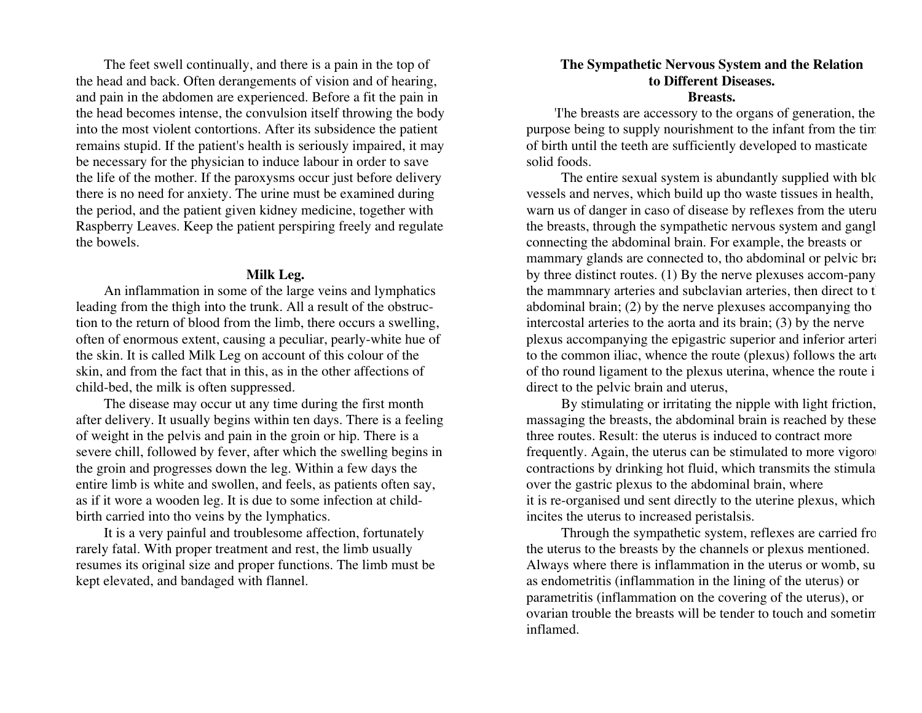The feet swell continually, and there is a pain in the top of the head and back. Often derangements of vision and of hearing, and pain in the abdomen are experienced. Before a fit the pain in the head becomes intense, the convulsion itself throwing the body into the most violent contortions. After its subsidence the patient remains stupid. If the patient's health is seriously impaired, it may be necessary for the physician to induce labour in order to save the life of the mother. If the paroxysms occur just before delivery there is no need for anxiety. The urine must be examined during the period, and the patient given kidney medicine, together with Raspberry Leaves. Keep the patient perspiring freely and regulate the bowels.

### Milk Leg.

An inflammation in some of the large veins and lymphatics leading from the thigh into the trunk. All a result of the obstruction to the return of blood from the limb, there occurs a swelling, often of enormous extent, causing a peculiar, pearly-white hue of the skin. It is called Milk Leg on account of this colour of the skin, and from the fact that in this, as in the other affections of child-bed, the milk is often suppressed.

The disease may occur ut any time during the first month after delivery. It usually begins within ten days. There is a feeling of weight in the pelvis and pain in the groin or hip. There is a severe chill, followed by fever, after which the swelling begins in the groin and progresses down the leg. Within a few days the entire limb is white and swollen, and feels, as patients often say, as if it wore a wooden leg. It is due to some infection at child-birth carried into tho veins by the lymphatics.

It is a very painful and troublesome affection, fortunately rarely fatal. With proper treatment and rest, the limb usually resumes its original size and proper functions. The limb must be kept elevated, and bandaged with flannel.

## The Sympathetic Nervous System and the Relation to Different Diseases.

### Breasts.

'I'he breasts are accessory to the organs of generation, the purpose being to supply nourishment to the infant from the tim of birth until the teeth are sufficiently developed to masticate solid foods.

The entire sexual system is abundantly supplied with blo vessels and nerves, which build up tho waste tissues in health, warn us of danger in caso of disease by reflexes from the uteru the breasts, through the sympathetic nervous system and gangl connecting the abdominal brain. For example, the breasts or mammary glands are connected to, tho abdominal or pelvic bra by three distinct routes. (1) By the nerve plexuses accom-pany the mammnary arteries and subclavian arteries, then direct to t abdominal brain; (2) by the nerve plexuses accompanying tho intercostal arteries to the aorta and its brain; (3) by the nerve plexus accompanying the epigastric superior and inferior arteri to the common iliac, whence the route (plexus) follows the arte of tho round ligament to the plexus uterina, whence the route i direct to the pelvic brain and uterus,

By stimulating or irritating the nipple with light friction, massaging the breasts, the abdominal brain is reached by these three routes. Result: the uterus is induced to contract more frequently. Again, the uterus can be stimulated to more vigorou contractions by drinking hot fluid, which transmits the stimula over the gastric plexus to the abdominal brain, where it is re-organised und sent directly to the uterine plexus, which incites the uterus to increased peristalsis.

Through the sympathetic system, reflexes are carried fro the uterus to the breasts by the channels or plexus mentioned. Always where there is inflammation in the uterus or womb, su as endometritis (inflammation in the lining of the uterus) or parametritis (inflammation on the covering of the uterus), or ovarian trouble the breasts will be tender to touch and sometim inflamed.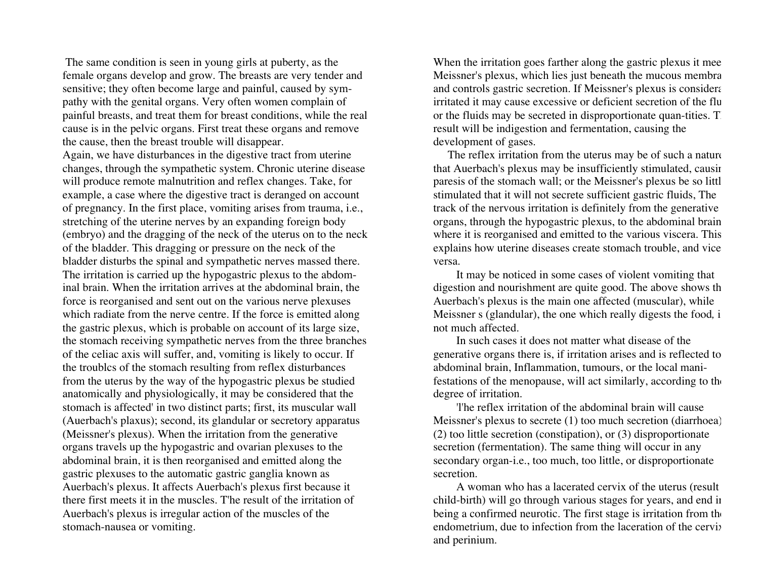The same condition is seen in young girls at puberty, as the female organs develop and grow. The breasts are very tender and sensitive; they often become large and painful, caused by sympathy with the genital organs. Very often women complain of painful breasts, and treat them for breast conditions, while the real cause is in the pelvic organs. First treat these organs and remove the cause, then the breast trouble will disappear.

Again, we have disturbances in the digestive tract from uterine changes, through the sympathetic system. Chronic uterine disease will produce remote malnutrition and reflex changes. Take, for example, a case where the digestive tract is deranged on account of pregnancy. In the first place, vomiting arises from trauma, i.e., stretching of the uterine nerves by an expanding foreign body (embryo) and the dragging of the neck of the uterus on to the neck of the bladder. This dragging or pressure on the neck of the bladder disturbs the spinal and sympathetic nerves massed there. The irritation is carried up the hypogastric plexus to the abdominal brain. When the irritation arrives at the abdominal brain, the force is reorganised and sent out on the various nerve plexuses which radiate from the nerve centre. If the force is emitted along the gastric plexus, which is probable on account of its large size, the stomach receiving sympathetic nerves from the three branches of the celiac axis will suffer, and, vomiting is likely to occur. If the troublcs of the stomach resulting from reflex disturbances from the uterus by the way of the hypogastric plexus be studied anatomically and physiologically, it may be considered that the stomach is affected' in two distinct parts; first, its muscular wall (Auerbach's plaxus); second, its glandular or secretory apparatus (Meissner's plexus). When the irritation from the generative organs travels up the hypogastric and ovarian plexuses to the abdominal brain, it is then reorganised and emitted along the gastric plexuses to the automatic gastric ganglia known as Auerbach's plexus. It affects Auerbach's plexus first because it there first meets it in the muscles. T'he result of the irritation of Auerbach's plexus is irregular action of the muscles of the stomach-nausea or vomiting.

When the irritation goes farther along the gastric plexus it meet Meissner's plexus, which lies just beneath the mucous membra and controls gastric secretion. If Meissner's plexus is considera irritated it may cause excessive or deficient secretion of the flu or the fluids may be secreted in disproportionate quan-tities. T result will be indigestion and fermentation, causing the development of gases.

The reflex irritation from the uterus may be of such a nature that Auerbach's plexus may be insufficiently stimulated, causin paresis of the stomach wall; or the Meissner's plexus be so littl stimulated that it will not secrete sufficient gastric fluids, The track of the nervous irritation is definitely from the generative organs, through the hypogastric plexus, to the abdominal brain where it is reorganised and emitted to the various viscera. This explains how uterine diseases create stomach trouble, and vice versa.

It may be noticed in some cases of violent vomiting that digestion and nourishment are quite good. The above shows th Auerbach's plexus is the main one affected (muscular), while Meissner s (glandular), the one which really digests the food, i not much affected.

In such cases it does not matter what disease of the generative organs there is, if irritation arises and is reflected to abdominal brain, Inflammation, tumours, or the local manifestations of the menopause, will act similarly, according to the degree of irritation.

'l'he reflex irritation of the abdominal brain will cause Meissner's plexus to secrete (1) too much secretion (diarrhoea) (2) too little secretion (constipation), or (3) disproportionate secretion (fermentation). The same thing will occur in any secondary organ-i.e., too much, too little, or disproportionate secretion.

A woman who has a lacerated cervix of the uterus (result child-birth) will go through various stages for years, and end in being a confirmed neurotic. The first stage is irritation from the endometrium, due to infection from the laceration of the cervix and perinium.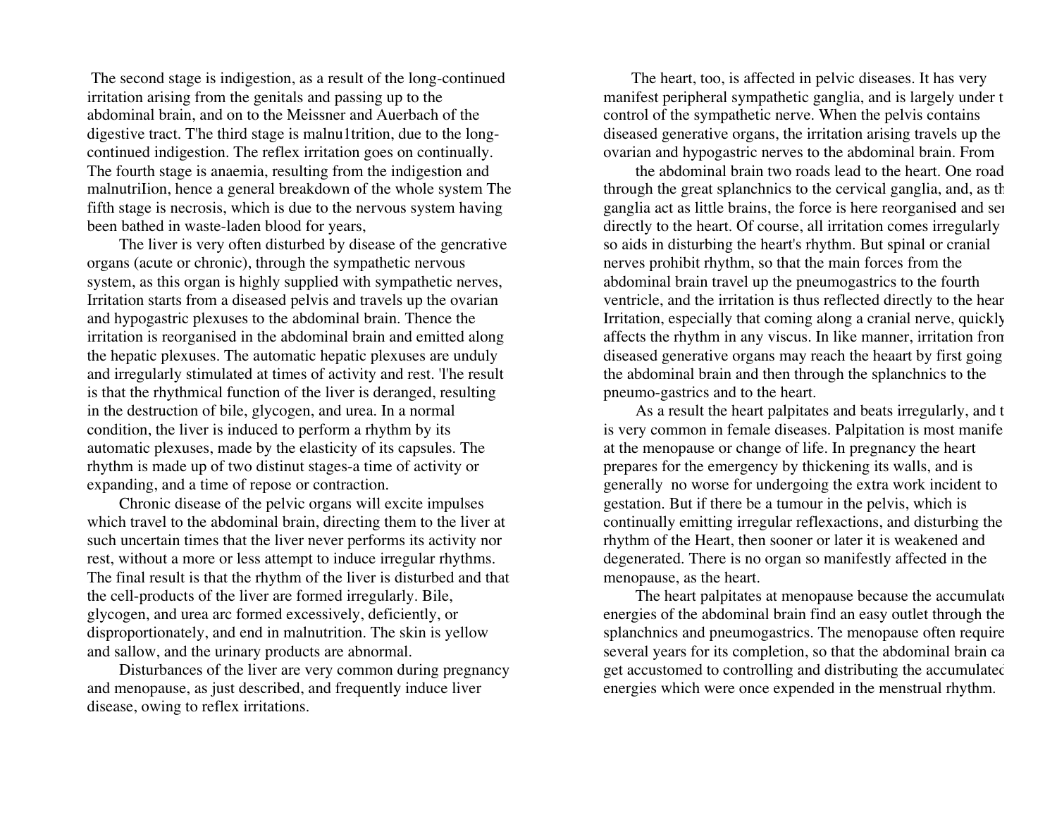The second stage is indigestion, as a result of the long-continued irritation arising from the genitals and passing up to the abdominal brain, and on to the Meissner and Auerbach of the digestive tract. T'he third stage is malnu1trition, due to the long-continued indigestion. The reflex irritation goes on continually. The fourth stage is anaemia, resulting from the indigestion and malnutriIion, hence a general breakdown of the whole system The fifth stage is necrosis, which is due to the nervous system having been bathed in waste-laden blood for years,

The liver is very often disturbed by disease of the gencrative organs (acute or chronic), through the sympathetic nervous system, as this organ is highly supplied with sympathetic nerves, Irritation starts from a diseased pelvis and travels up the ovarian and hypogastric plexuses to the abdominal brain. Thence the irritation is reorganised in the abdominal brain and emitted along the hepatic plexuses. The automatic hepatic plexuses are unduly and irregularly stimulated at times of activity and rest. 'l'he result is that the rhythmical function of the liver is deranged, resulting in the destruction of bile, glycogen, and urea. In a normal condition, the liver is induced to perform a rhythm by its automatic plexuses, made by the elasticity of its capsules. The rhythm is made up of two distinut stages-a time of activity or expanding, and a time of repose or contraction.

Chronic disease of the pelvic organs will excite impulses which travel to the abdominal brain, directing them to the liver at such uncertain times that the liver never performs its activity nor rest, without a more or less attempt to induce irregular rhythms. The final result is that the rhythm of the liver is disturbed and that the cell-products of the liver are formed irregularly. Bile, glycogen, and urea arc formed excessively, deficiently, or disproportionately, and end in malnutrition. The skin is yellow and sallow, and the urinary products are abnormal.

Disturbances of the liver are very common during pregnancy and menopause, as just described, and frequently induce liver disease, owing to reflex irritations.

The heart, too, is affected in pelvic diseases. It has very manifest peripheral sympathetic ganglia, and is largely under t control of the sympathetic nerve. When the pelvis contains diseased generative organs, the irritation arising travels up the ovarian and hypogastric nerves to the abdominal brain. From the abdominal brain two roads lead to the heart. One road through the great splanchnics to the cervical ganglia, and, as th ganglia act as little brains, the force is here reorganised and se directly to the heart. Of course, all irritation comes irregularly so aids in disturbing the heart's rhythm. But spinal or cranial nerves prohibit rhythm, so that the main forces from the abdominal brain travel up the pneumogastrics to the fourth ventricle, and the irritation is thus reflected directly to the hear Irritation, especially that coming along a cranial nerve, quickly affects the rhythm in any viscus. In like manner, irritation from diseased generative organs may reach the heaart by first going the abdominal brain and then through the splanchnics to the pneumo-gastrics and to the heart.

As a result the heart palpitates and beats irregularly, and t is very common in female diseases. Palpitation is most manife at the menopause or change of life. In pregnancy the heart prepares for the emergency by thickening its walls, and is generally no worse for undergoing the extra work incident to gestation. But if there be a tumour in the pelvis, which is continually emitting irregular reflexactions, and disturbing the rhythm of the Heart, then sooner or later it is weakened and degenerated. There is no organ so manifestly affected in the menopause, as the heart.

The heart palpitates at menopause because the accumulate energies of the abdominal brain find an easy outlet through the splanchnics and pneumogastrics. The menopause often require several years for its completion, so that the abdominal brain ca get accustomed to controlling and distributing the accumulatec energies which were once expended in the menstrual rhythm.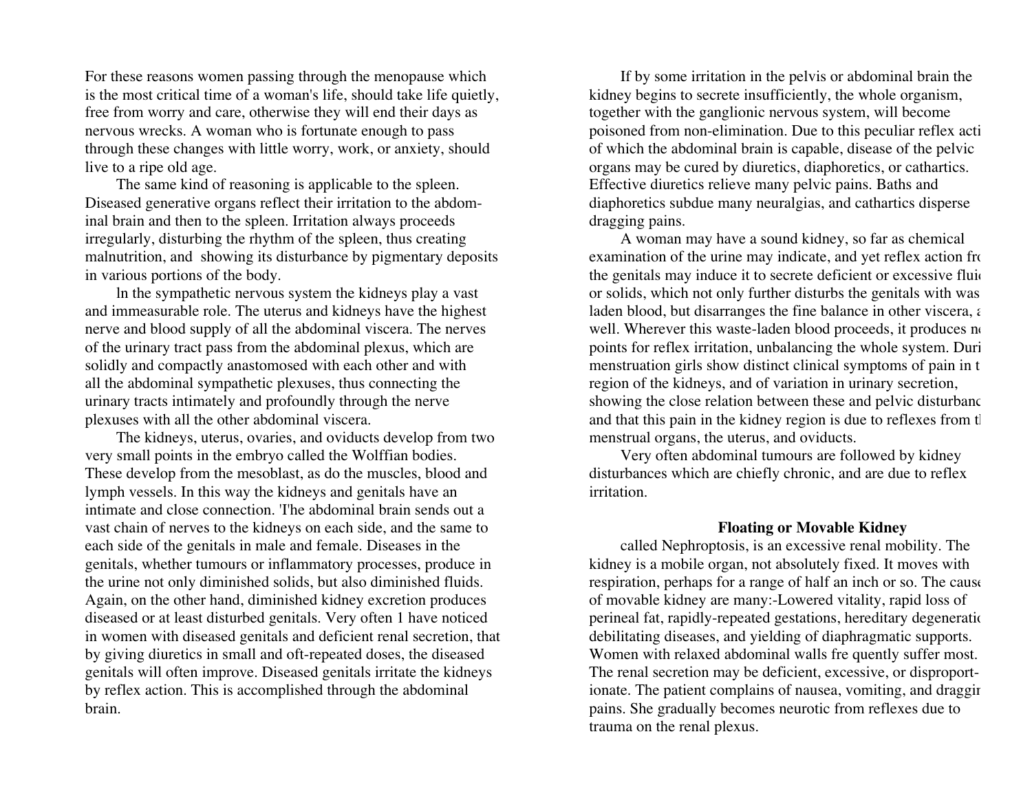For these reasons women passing through the menopause which is the most critical time of a woman's life, should take life quietly, free from worry and care, otherwise they will end their days as nervous wrecks. A woman who is fortunate enough to pass through these changes with little worry, work, or anxiety, should live to a ripe old age.

The same kind of reasoning is applicable to the spleen. Diseased generative organs reflect their irritation to the abdominal brain and then to the spleen. Irritation always proceeds irregularly, disturbing the rhythm of the spleen, thus creating malnutrition, and showing its disturbance by pigmentary deposits in various portions of the body.

ln the sympathetic nervous system the kidneys play a vast and immeasurable role. The uterus and kidneys have the highest nerve and blood supply of all the abdominal viscera. The nerves of the urinary tract pass from the abdominal plexus, which are solidly and compactly anastomosed with each other and with all the abdominal sympathetic plexuses, thus connecting the urinary tracts intimately and profoundly through the nerve plexuses with all the other abdominal viscera.

The kidneys, uterus, ovaries, and oviducts develop from two very small points in the embryo called the Wolffian bodies. These develop from the mesoblast, as do the muscles, blood and lymph vessels. In this way the kidneys and genitals have an intimate and close connection. 'I'he abdominal brain sends out a vast chain of nerves to the kidneys on each side, and the same to each side of the genitals in male and female. Diseases in the genitals, whether tumours or inflammatory processes, produce in the urine not only diminished solids, but also diminished fluids. Again, on the other hand, diminished kidney excretion produces diseased or at least disturbed genitals. Very often 1 have noticed in women with diseased genitals and deficient renal secretion, that by giving diuretics in small and oft-repeated doses, the diseased genitals will often improve. Diseased genitals irritate the kidneys by reflex action. This is accomplished through the abdominal brain.

If by some irritation in the pelvis or abdominal brain the kidney begins to secrete insufficiently, the whole organism, together with the ganglionic nervous system, will become poisoned from non-elimination. Due to this peculiar reflex acti of which the abdominal brain is capable, disease of the pelvic organs may be cured by diuretics, diaphoretics, or cathartics. Effective diuretics relieve many pelvic pains. Baths and diaphoretics subdue many neuralgias, and cathartics disperse dragging pains.

A woman may have a sound kidney, so far as chemical examination of the urine may indicate, and yet reflex action fro the genitals may induce it to secrete deficient or excessive flui or solids, which not only further disturbs the genitals with was laden blood, but disarranges the fine balance in other viscera, a well. Wherever this waste-laden blood proceeds, it produces n points for reflex irritation, unbalancing the whole system. Duri menstruation girls show distinct clinical symptoms of pain in t region of the kidneys, and of variation in urinary secretion, showing the close relation between these and pelvic disturbanc and that this pain in the kidney region is due to reflexes from t menstrual organs, the uterus, and oviducts.

Very often abdominal tumours are followed by kidney disturbances which are chiefly chronic, and are due to reflex irritation.

**Floating or Movable Kidney**

called Nephroptosis, is an excessive renal mobility. The kidney is a mobile organ, not absolutely fixed. It moves with respiration, perhaps for a range of half an inch or so. The cause of movable kidney are many:-Lowered vitality, rapid loss of perineal fat, rapidly-repeated gestations, hereditary degeneratio debilitating diseases, and yielding of diaphragmatic supports. Women with relaxed abdominal walls fre quently suffer most. The renal secretion may be deficient, excessive, or disproport-ionate. The patient complains of nausea, vomiting, and draggi pains. She gradually becomes neurotic from reflexes due to trauma on the renal plexus.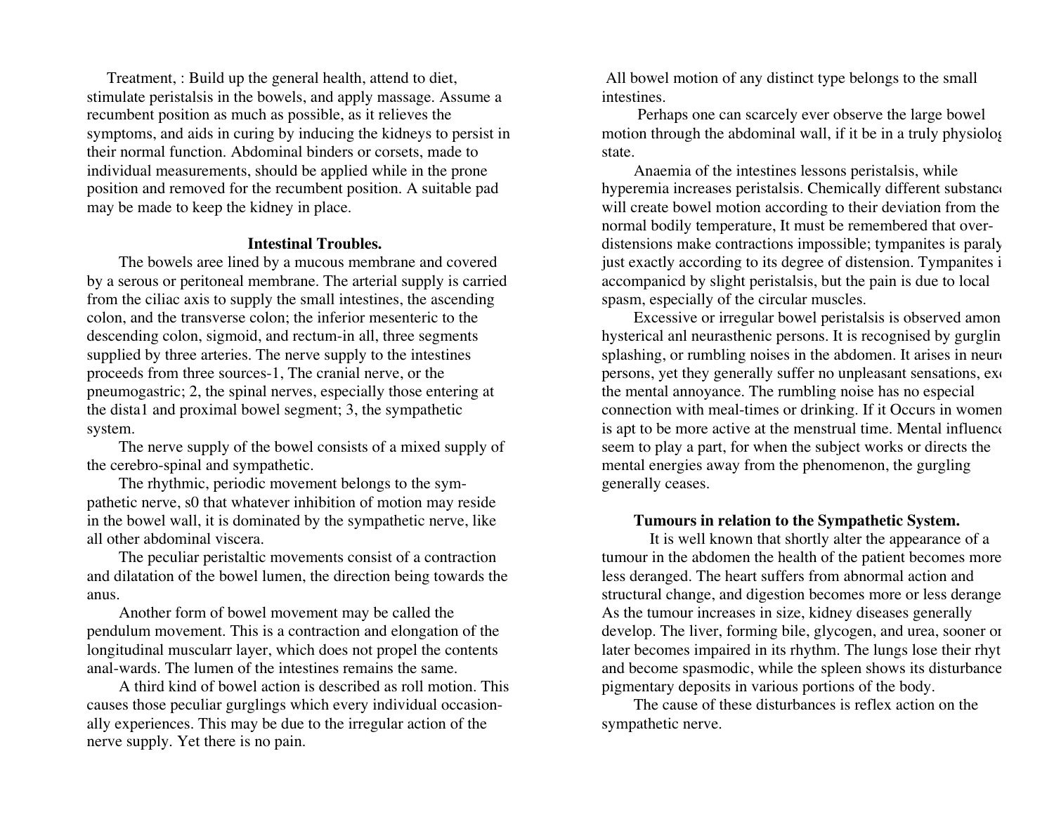Treatment, : Build up the general health, attend to diet, stimulate peristalsis in the bowels, and apply massage. Assume a recumbent position as much as possible, as it relieves the symptoms, and aids in curing by inducing the kidneys to persist in their normal function. Abdominal binders or corsets, made to individual measurements, should be applied while in the prone position and removed for the recumbent position. A suitable pad may be made to keep the kidney in place.

### Intestinal Troubles.

The bowels aree lined by a mucous membrane and covered by a serous or peritoneal membrane. The arterial supply is carried from the ciliac axis to supply the small intestines, the ascending colon, and the transverse colon; the inferior mesenteric to the descending colon, sigmoid, and rectum-in all, three segments supplied by three arteries. The nerve supply to the intestines proceeds from three sources-1, The cranial nerve, or the pneumogastric; 2, the spinal nerves, especially those entering at the dista1 and proximal bowel segment; 3, the sympathetic system.

The nerve supply of the bowel consists of a mixed supply of the cerebro-spinal and sympathetic.

The rhythmic, periodic movement belongs to the sympathetic nerve, s0 that whatever inhibition of motion may reside in the bowel wall, it is dominated by the sympathetic nerve, like all other abdominal viscera.

The peculiar peristaltic movements consist of a contraction and dilatation of the bowel lumen, the direction being towards the anus.

Another form of bowel movement may be called the pendulum movement. This is a contraction and elongation of the longitudinal musculárr layer, which does not propel the contents anal-wards. The lumen of the intestines remains the same.

A third kind of bowel action is described as roll motion. This causes those peculiar gurglings which every individual occasionally experiences. This may be due to the irregular action of the nerve supply. Yet there is no pain.

All bowel motion of any distinct type belongs to the small intestines.

Perhaps one can scarcely ever observe the large bowel motion through the abdominal wall, if it be in a truly physiolog state.

Anaemia of the intestines lessons peristalsis, while hyperemia increases peristalsis. Chemically different substanc will create bowel motion according to their deviation from the normal bodily temperature, It must be remembered that over-distensions make contractions impossible; tympanites is paraly just exactly according to its degree of distension. Tympanites i accompanicd by slight peristalsis, but the pain is due to local spasm, especially of the circular muscles.

Excessive or irregular bowel peristalsis is observed amon hysterical anl neurasthenic persons. It is recognised by gurglin splashing, or rumbling noises in the abdomen. It arises in neur persons, yet they generally suffer no unpleasant sensations, ex the mental annoyance. The rumbling noise has no especial connection with meal-times or drinking. If it Occurs in women is apt to be more active at the menstrual time. Mental influenc seem to play a part, for when the subject works or directs the mental energies away from the phenomenon, the gurgling generally ceases.

### Tumours in relation to the Sympathetic System.

It is well known that shortly alter the appearance of a tumour in the abdomen the health of the patient becomes more less deranged. The heart suffers from abnormal action and structural change, and digestion becomes more or less derange As the tumour increases in size, kidney diseases generally develop. The liver, forming bile, glycogen, and urea, sooner or later becomes impaired in its rhythm. The lungs lose their ryt and become spasmodic, while the spleen shows its disturbance pigmentary deposits in various portions of the body.

The cause of these disturbances is reflex action on the sympathetic nerve.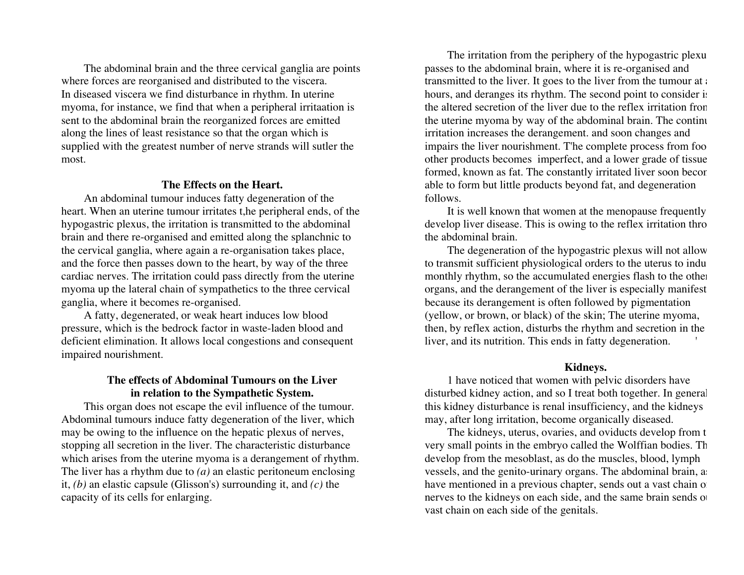The abdominal brain and the three cervical ganglia are points where forces are reorganised and distributed to the viscera. In diseased viscera we find disturbance in rhythm. In uterine myoma, for instance, we find that when a peripheral irritaation is sent to the abdominal brain the reorganized forces are emitted along the lines of least resistance so that the organ which is supplied with the greatest number of nerve strands will sutler the most.

### The Effects on the Heart.

An abdominal tumour induces fatty degeneration of the heart. When an uterine tumour irritates t,he peripheral ends, of the hypogastric plexus, the irritation is transmitted to the abdominal brain and there re-organised and emitted along the splanchnic to the cervical ganglia, where again a re-organisation takes place, and the force then passes down to the heart, by way of the three cardiac nerves. The irritation could pass directly from the uterine myoma up the lateral chain of sympathetics to the three cervical ganglia, where it becomes re-organised.

A fatty, degenerated, or weak heart induces low blood pressure, which is the bedrock factor in waste-laden blood and deficient elimination. It allows local congestions and consequent impaired nourishment.

### The effects of Abdominal Tumours on the Liver in relation to the Sympathetic System.

This organ does not escape the evil influence of the tumour. Abdominal tumours induce fatty degeneration of the liver, which may be owing to the influence on the hepatic plexus of nerves, stopping all secretion in the liver. The characteristic disturbance which arises from the uterine myoma is a derangement of rhythm. The liver has a rhythm due to *(a)* an elastic peritoneum enclosing it, *(b)* an elastic capsule (Glisson's) surrounding it, and *(c)* the capacity of its cells for enlarging.

The irritation from the periphery of the hypogastric plexu passes to the abdominal brain, where it is re-organised and transmitted to the liver. It goes to the liver from the tumour at a hours, and deranges its rhythm. The second point to consider is the altered secretion of the liver due to the reflex irritation from the uterine myoma by way of the abdominal brain. The continu irritation increases the derangement. and soon changes and impairs the liver nourishment. T'he complete process from foo other products becomes imperfect, and a lower grade of tissue formed, known as fat. The constantly irritated liver soon becor able to form but little products beyond fat, and degeneration follows.

It is well known that women at the menopause frequently develop liver disease. This is owing to the reflex irritation thro the abdominal brain.

The degeneration of the hypogastric plexus will not allow to transmit sufficient physiological orders to the uterus to indu monthly rhythm, so the accumulated energies flash to the other organs, and the derangement of the liver is especially manifest because its derangement is often followed by pigmentation (yellow, or brown, or black) of the skin; The uterine myoma, then, by reflex action, disturbs the rhythm and secretion in the liver, and its nutrition. This ends in fatty degeneration.

### Kidneys.

1 have noticed that women with pelvic disorders have disturbed kidney action, and so I treat both together. In general this kidney disturbance is renal insufficiency, and the kidneys may, after long irritation, become organically diseased.

The kidneys, uterus, ovaries, and oviducts develop from t very small points in the embryo called the Wolffian bodies. Th develop from the mesoblast, as do the muscles, blood, lymph vessels, and the genito-urinary organs. The abdominal brain, as have mentioned in a previous chapter, sends out a vast chain of nerves to the kidneys on each side, and the same brain sends ou vast chain on each side of the genitals.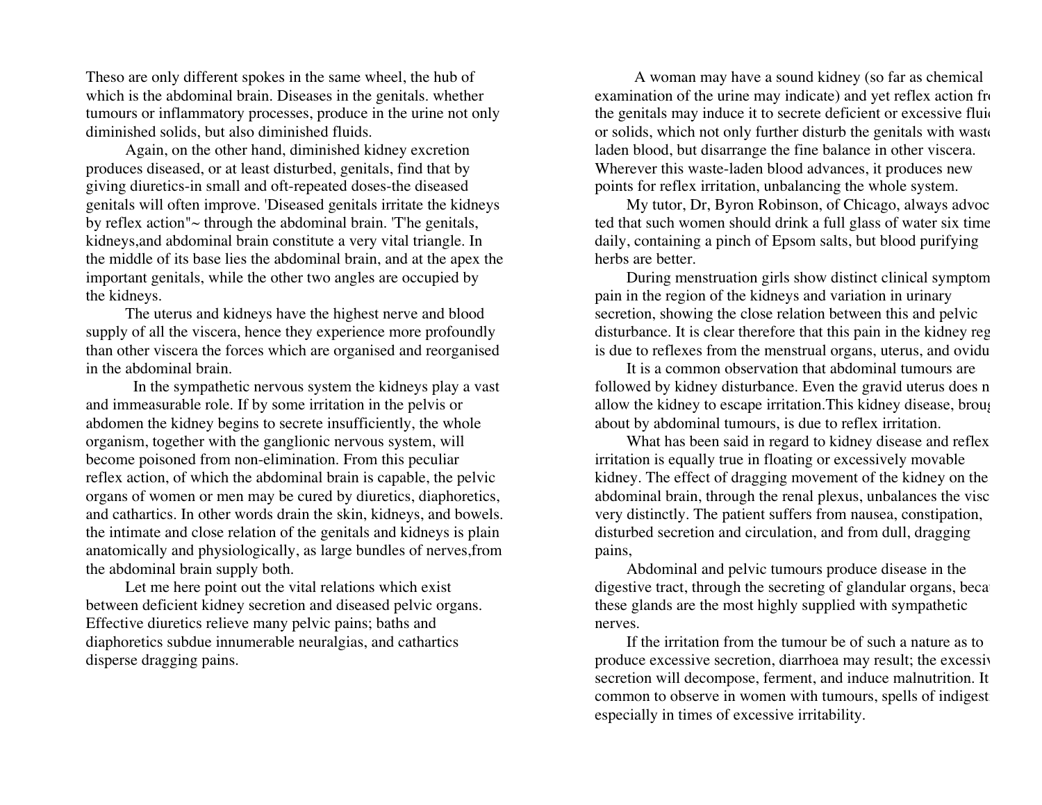Theso are only different spokes in the same wheel, the hub of which is the abdominal brain. Diseases in the genitals. whether tumours or inflammatory processes, produce in the urine not only diminished solids, but also diminished fluids.

Again, on the other hand, diminished kidney excretion produces diseased, or at least disturbed, genitals, find that by giving diuretics-in small and oft-repeated doses-the diseased genitals will often improve. 'Diseased genitals irritate the kidneys by reflex action"~ through the abdominal brain. 'T'he genitals, kidneys,and abdominal brain constitute a very vital triangle. In the middle of its base lies the abdominal brain, and at the apex the important genitals, while the other two angles are occupied by the kidneys.

The uterus and kidneys have the highest nerve and blood supply of all the viscera, hence they experience more profoundly than other viscera the forces which are organised and reorganised in the abdominal brain.

In the sympathetic nervous system the kidneys play a vast and immeasurable role. If by some irritation in the pelvis or abdomen the kidney begins to secrete insufficiently, the whole organism, together with the ganglionic nervous system, will become poisoned from non-elimination. From this peculiar reflex action, of which the abdominal brain is capable, the pelvic organs of women or men may be cured by diuretics, diaphoretics, and cathartics. In other words drain the skin, kidneys, and bowels. the intimate and close relation of the genitals and kidneys is plain anatomically and physiologically, as large bundles of nerves,from the abdominal brain supply both.

Let me here point out the vital relations which exist between deficient kidney secretion and diseased pelvic organs. Effective diuretics relieve many pelvic pains; baths and diaphoretics subdue innumerable neuralgias, and cathartics disperse dragging pains.

A woman may have a sound kidney (so far as chemical examination of the urine may indicate) and yet reflex action fr the genitals may induce it to secrete deficient or excessive flui or solids, which not only further disturb the genitals with wast laden blood, but disarrange the fine balance in other viscera. Wherever this waste-laden blood advances, it produces new points for reflex irritation, unbalancing the whole system.

My tutor, Dr, Byron Robinson, of Chicago, always advoc ted that such women should drink a full glass of water six time daily, containing a pinch of Epsom salts, but blood purifying herbs are better.

During menstruation girls show distinct clinical symptom pain in the region of the kidneys and variation in urinary secretion, showing the close relation between this and pelvic disturbance. It is clear therefore that this pain in the kidney reg is due to reflexes from the menstrual organs, uterus, and ovidu

It is a common observation that abdominal tumours are followed by kidney disturbance. Even the gravid uterus does n allow the kidney to escape irritation.This kidney disease, broug about by abdominal tumours, is due to reflex irritation.

What has been said in regard to kidney disease and reflex irritation is equally true in floating or excessively movable kidney. The effect of dragging movement of the kidney on the abdominal brain, through the renal plexus, unbalances the visc very distinctly. The patient suffers from nausea, constipation, disturbed secretion and circulation, and from dull, dragging pains,

Abdominal and pelvic tumours produce disease in the digestive tract, through the secreting of glandular organs, beca these glands are the most highly supplied with sympathetic nerves.

If the irritation from the tumour be of such a nature as to produce excessive secretion, diarrhoea may result; the excessiv secretion will decompose, ferment, and induce malnutrition. It common to observe in women with tumours, spells of indigest especially in times of excessive irritability.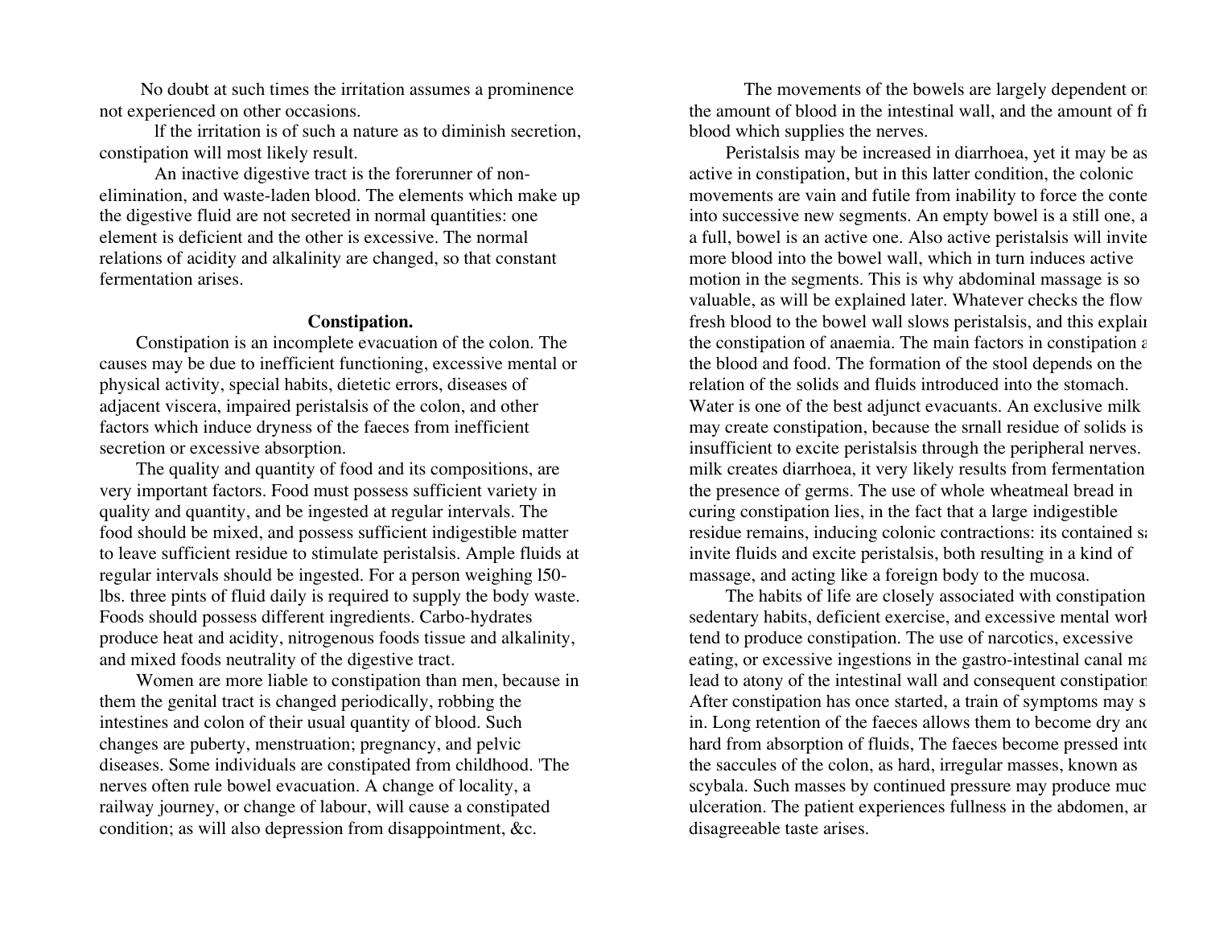No doubt at such times the irritation assumes a prominence not experienced on other occasions.

If the irritation is of such a nature as to diminish secretion, constipation will most likely result.

An inactive digestive tract is the forerunner of non-elimination, and waste-laden blood. The elements which make up the digestive fluid are not secreted in normal quantities: one element is deficient and the other is excessive. The normal relations of acidity and alkalinity are changed, so that constant fermentation arises.

**Constipation.**

Constipation is an incomplete evacuation of the colon. The causes may be due to inefficient functioning, excessive mental or physical activity, special habits, dietetic errors, diseases of adjacent viscera, impaired peristalsis of the colon, and other factors which induce dryness of the faeces from inefficient secretion or excessive absorption.

The quality and quantity of food and its compositions, are very important factors. Food must possess sufficient variety in quality and quantity, and be ingested at regular intervals. The food should be mixed, and possess sufficient indigestible matter to leave sufficient residue to stimulate peristalsis. Ample fluids at regular intervals should be ingested. For a person weighing 150-lbs. three pints of fluid daily is required to supply the body waste. Foods should possess different ingredients. Carbo-hydrates produce heat and acidity, nitrogenous foods tissue and alkalinity, and mixed foods neutrality of the digestive tract.

Women are more liable to constipation than men, because in them the genital tract is changed periodically, robbing the intestines and colon of their usual quantity of blood. Such changes are puberty, menstruation; pregnancy, and pelvic diseases. Some individuals are constipated from childhood. 'The nerves often rule bowel evacuation. A change of locality, a railway journey, or change of labour, will cause a constipated condition; as will also depression from disappointment, &c.

The movements of the bowels are largely dependent on the amount of blood in the intestinal wall, and the amount of fr blood which supplies the nerves.

Peristalsis may be increased in diarrhoea, yet it may be as active in constipation, but in this latter condition, the colonic movements are vain and futile from inability to force the conte into successive new segments. An empty bowel is a still one, a a full, bowel is an active one. Also active peristalsis will invite more blood into the bowel wall, which in turn induces active motion in the segments. This is why abdominal massage is so valuable, as will be explained later. Whatever checks the flow fresh blood to the bowel wall slows peristalsis, and this explain the constipation of anaemia. The main factors in constipation a the blood and food. The formation of the stool depends on the relation of the solids and fluids introduced into the stomach. Water is one of the best adjunct evacuants. An exclusive milk may create constipation, because the small residue of solids is insufficient to excite peristalsis through the peripheral nerves. milk creates diarrhoea, it very likely results from fermentation the presence of germs. The use of whole wheatmeal bread in curing constipation lies, in the fact that a large indigestible residue remains, inducing colonic contractions: its contained sa invite fluids and excite peristalsis, both resulting in a kind of massage, and acting like a foreign body to the mucosa.

The habits of life are closely associated with constipation sedentary habits, deficient exercise, and excessive mental work tend to produce constipation. The use of narcotics, excessive eating, or excessive ingestions in the gastro-intestinal canal ma lead to atony of the intestinal wall and consequent constipation After constipation has once started, a train of symptoms may s in. Long retention of the faeces allows them to become dry and hard from absorption of fluids, The faeces become pressed into the saccules of the colon, as hard, irregular masses, known as scybala. Such masses by continued pressure may produce muc ulceration. The patient experiences fullness in the abdomen, ar disagreeable taste arises.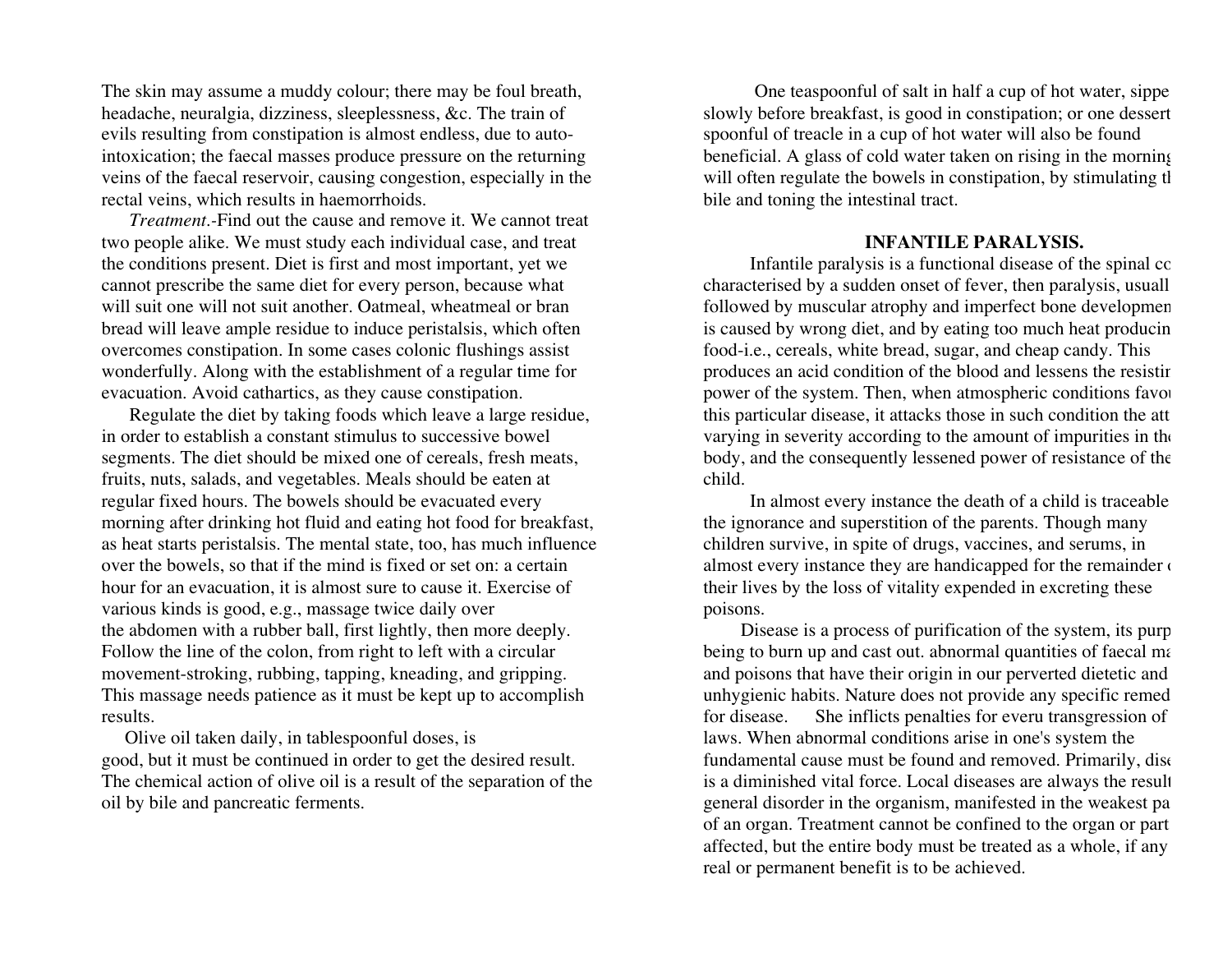The skin may assume a muddy colour; there may be foul breath, headache, neuralgia, dizziness, sleeplessness, &c. The train of evils resulting from constipation is almost endless, due to auto-intoxication; the faecal masses produce pressure on the returning veins of the faecal reservoir, causing congestion, especially in the rectal veins, which results in haemorrhoids.

*Treatment*.-Find out the cause and remove it. We cannot treat two people alike. We must study each individual case, and treat the conditions present. Diet is first and most important, yet we cannot prescribe the same diet for every person, because what will suit one will not suit another. Oatmeal, wheatmeal or bran bread will leave ample residue to induce peristalsis, which often overcomes constipation. In some cases colonic flushings assist wonderfully. Along with the establishment of a regular time for evacuation. Avoid cathartics, as they cause constipation.

Regulate the diet by taking foods which leave a large residue, in order to establish a constant stimulus to successive bowel segments. The diet should be mixed one of cereals, fresh meats, fruits, nuts, salads, and vegetables. Meals should be eaten at regular fixed hours. The bowels should be evacuated every morning after drinking hot fluid and eating hot food for breakfast, as heat starts peristalsis. The mental state, too, has much influence over the bowels, so that if the mind is fixed or set on: a certain hour for an evacuation, it is almost sure to cause it. Exercise of various kinds is good, e.g., massage twice daily over the abdomen with a rubber ball, first lightly, then more deeply. Follow the line of the colon, from right to left with a circular movement-stroking, rubbing, tapping, kneading, and gripping. This massage needs patience as it must be kept up to accomplish results.

Olive oil taken daily, in tablespoonful doses, is good, but it must be continued in order to get the desired result. The chemical action of olive oil is a result of the separation of the oil by bile and pancreatic ferments.

One teaspoonful of salt in half a cup of hot water, sippe slowly before breakfast, is good in constipation; or one dessert spoonful of treacle in a cup of hot water will also be found beneficial. A glass of cold water taken on rising in the morning will often regulate the bowels in constipation, by stimulating th bile and toning the intestinal tract.

## INFANTILE PARALYSIS.

Infantile paralysis is a functional disease of the spinal co characterised by a sudden onset of fever, then paralysis, usuall followed by muscular atrophy and imperfect bone developmen is caused by wrong diet, and by eating too much heat producin food-i.e., cereals, white bread, sugar, and cheap candy. This produces an acid condition of the blood and lessens the resistin power of the system. Then, when atmospheric conditions favou this particular disease, it attacks those in such condition the att varying in severity according to the amount of impurities in the body, and the consequently lessened power of resistance of the child.

In almost every instance the death of a child is traceable the ignorance and superstition of the parents. Though many children survive, in spite of drugs, vaccines, and serums, in almost every instance they are handicapped for the remainder o their lives by the loss of vitality expended in excreting these poisons.

Disease is a process of purification of the system, its purp being to burn up and cast out. abnormal quantities of faecal ma and poisons that have their origin in our perverted dietetic and unhygienic habits. Nature does not provide any specific remed for disease. She inflicts penalties for everu transgression of laws. When abnormal conditions arise in one's system the fundamental cause must be found and removed. Primarily, dise is a diminished vital force. Local diseases are always the result general disorder in the organism, manifested in the weakest pa of an organ. Treatment cannot be confined to the organ or part affected, but the entire body must be treated as a whole, if any real or permanent benefit is to be achieved.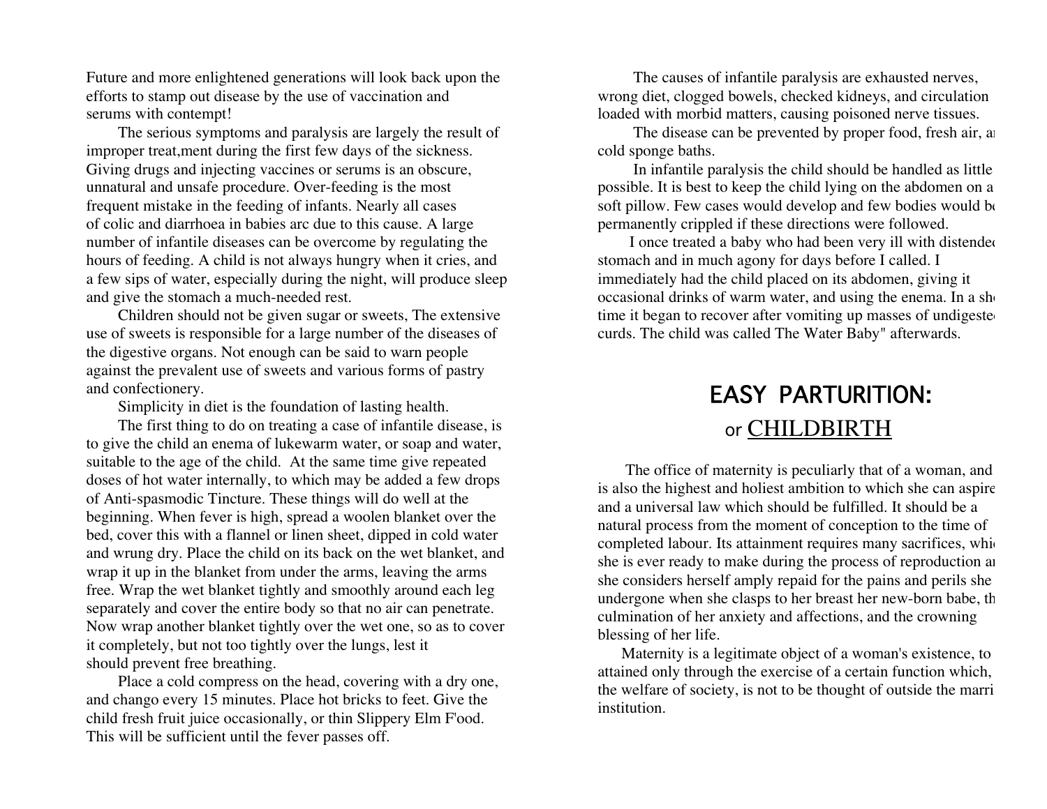Future and more enlightened generations will look back upon the efforts to stamp out disease by the use of vaccination and serums with contempt!

The serious symptoms and paralysis are largely the result of improper treat,ment during the first few days of the sickness. Giving drugs and injecting vaccines or serums is an obscure, unnatural and unsafe procedure. Over-feeding is the most frequent mistake in the feeding of infants. Nearly all cases of colic and diarrhoea in babies arc due to this cause. A large number of infantile diseases can be overcome by regulating the hours of feeding. A child is not always hungry when it cries, and a few sips of water, especially during the night, will produce sleep and give the stomach a much-needed rest.

Children should not be given sugar or sweets, The extensive use of sweets is responsible for a large number of the diseases of the digestive organs. Not enough can be said to warn people against the prevalent use of sweets and various forms of pastry and confectionery.

Simplicity in diet is the foundation of lasting health.

The first thing to do on treating a case of infantile disease, is to give the child an enema of lukewarm water, or soap and water, suitable to the age of the child. At the same time give repeated doses of hot water internally, to which may be added a few drops of Anti-spasmodic Tincture. These things will do well at the beginning. When fever is high, spread a woolen blanket over the bed, cover this with a flannel or linen sheet, dipped in cold water and wrung dry. Place the child on its back on the wet blanket, and wrap it up in the blanket from under the arms, leaving the arms free. Wrap the wet blanket tightly and smoothly around each leg separately and cover the entire body so that no air can penetrate. Now wrap another blanket tightly over the wet one, so as to cover it completely, but not too tightly over the lungs, lest it should prevent free breathing.

Place a cold compress on the head, covering with a dry one, and chango every 15 minutes. Place hot bricks to feet. Give the child fresh fruit juice occasionally, or thin Slippery Elm F'ood. This will be sufficient until the fever passes off.

The causes of infantile paralysis are exhausted nerves, wrong diet, clogged bowels, checked kidneys, and circulation loaded with morbid matters, causing poisoned nerve tissues.

The disease can be prevented by proper food, fresh air, a cold sponge baths.

In infantile paralysis the child should be handled as little possible. It is best to keep the child lying on the abdomen on a soft pillow. Few cases would develop and few bodies would b permanently crippled if these directions were followed.

I once treated a baby who had been very ill with distende stomach and in much agony for days before I called. I immediately had the child placed on its abdomen, giving it occasional drinks of warm water, and using the enema. In a sh time it began to recover after vomiting up masses of undigeste curds. The child was called The Water Baby" afterwards.

# EASY PARTURITION: or CHILDBIRTH

The office of maternity is peculiarly that of a woman, and is also the highest and holiest ambition to which she can aspire and a universal law which should be fulfilled. It should be a natural process from the moment of conception to the time of completed labour. Its attainment requires many sacrifices, whi she is ever ready to make during the process of reproduction a she considers herself amply repaid for the pains and perils she undergone when she clasps to her breast her new-born babe, th culmination of her anxiety and affections, and the crowning blessing of her life.

Maternity is a legitimate object of a woman's existence, to attained only through the exercise of a certain function which, the welfare of society, is not to be thought of outside the marri institution.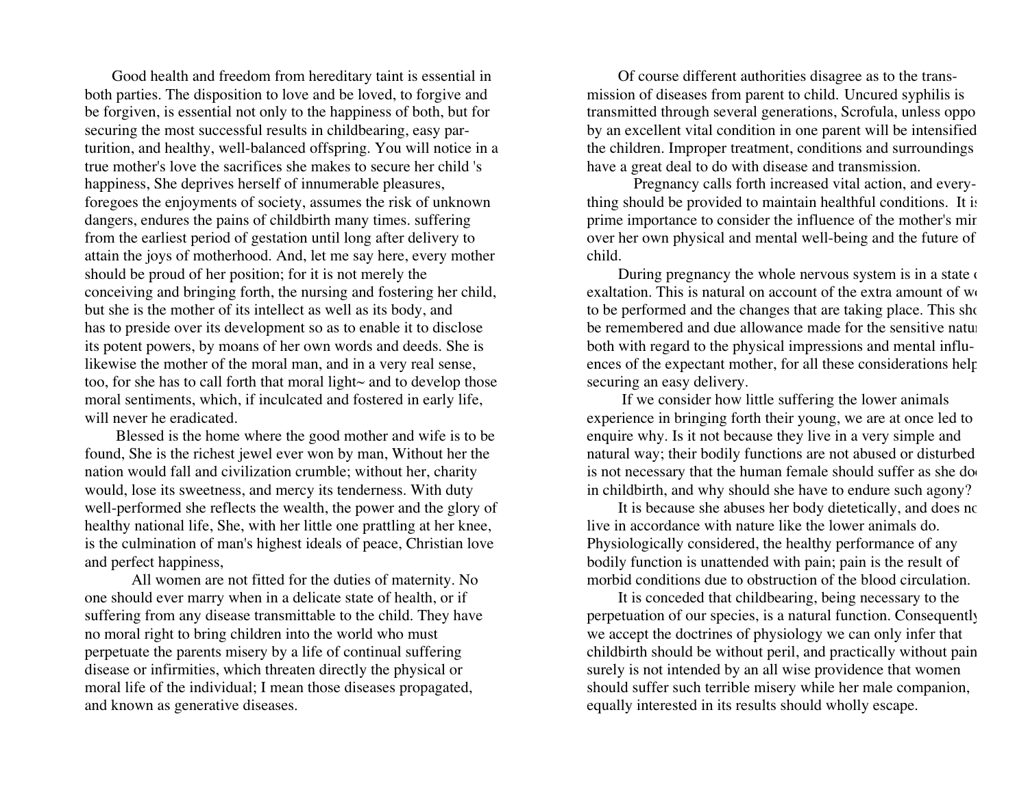Good health and freedom from hereditary taint is essential in both parties. The disposition to love and be loved, to forgive and be forgiven, is essential not only to the happiness of both, but for securing the most successful results in childbearing, easy parturition, and healthy, well-balanced offspring. You will notice in a true mother's love the sacrifices she makes to secure her child 's happiness, She deprives herself of innumerable pleasures, foregoes the enjoyments of society, assumes the risk of unknown dangers, endures the pains of childbirth many times. suffering from the earliest period of gestation until long after delivery to attain the joys of motherhood. And, let me say here, every mother should be proud of her position; for it is not merely the conceiving and bringing forth, the nursing and fostering her child, but she is the mother of its intellect as well as its body, and has to preside over its development so as to enable it to disclose its potent powers, by moans of her own words and deeds. She is likewise the mother of the moral man, and in a very real sense, too, for she has to call forth that moral light~ and to develop those moral sentiments, which, if inculcated and fostered in early life, will never he eradicated.

Blessed is the home where the good mother and wife is to be found, She is the richest jewel ever won by man, Without her the nation would fall and civilization crumble; without her, charity would, lose its sweetness, and mercy its tenderness. With duty well-performed she reflects the wealth, the power and the glory of healthy national life, She, with her little one prattling at her knee, is the culmination of man's highest ideals of peace, Christian love and perfect happiness,

All women are not fitted for the duties of maternity. No one should ever marry when in a delicate state of health, or if suffering from any disease transmittable to the child. They have no moral right to bring children into the world who must perpetuate the parents misery by a life of continual suffering disease or infirmities, which threaten directly the physical or moral life of the individual; I mean those diseases propagated, and known as generative diseases.

Of course different authorities disagree as to the transmission of diseases from parent to child. Uncured syphilis is transmitted through several generations, Scrofula, unless oppo by an excellent vital condition in one parent will be intensified the children. Improper treatment, conditions and surroundings have a great deal to do with disease and transmission.

Pregnancy calls forth increased vital action, and everything should be provided to maintain healthful conditions. It is prime importance to consider the influence of the mother's mir over her own physical and mental well-being and the future of child.

During pregnancy the whole nervous system is in a state of exaltation. This is natural on account of the extra amount of w to be performed and the changes that are taking place. This sho be remembered and due allowance made for the sensitive natur both with regard to the physical impressions and mental influences of the expectant mother, for all these considerations help securing an easy delivery.

If we consider how little suffering the lower animals experience in bringing forth their young, we are at once led to enquire why. Is it not because they live in a very simple and natural way; their bodily functions are not abused or disturbed is not necessary that the human female should suffer as she do in childbirth, and why should she have to endure such agony?

It is because she abuses her body dietetically, and does no live in accordance with nature like the lower animals do. Physiologically considered, the healthy performance of any bodily function is unattended with pain; pain is the result of morbid conditions due to obstruction of the blood circulation.

It is conceded that childbearing, being necessary to the perpetuation of our species, is a natural function. Consequently we accept the doctrines of physiology we can only infer that childbirth should be without peril, and practically without pain surely is not intended by an all wise providence that women should suffer such terrible misery while her male companion, equally interested in its results should wholly escape.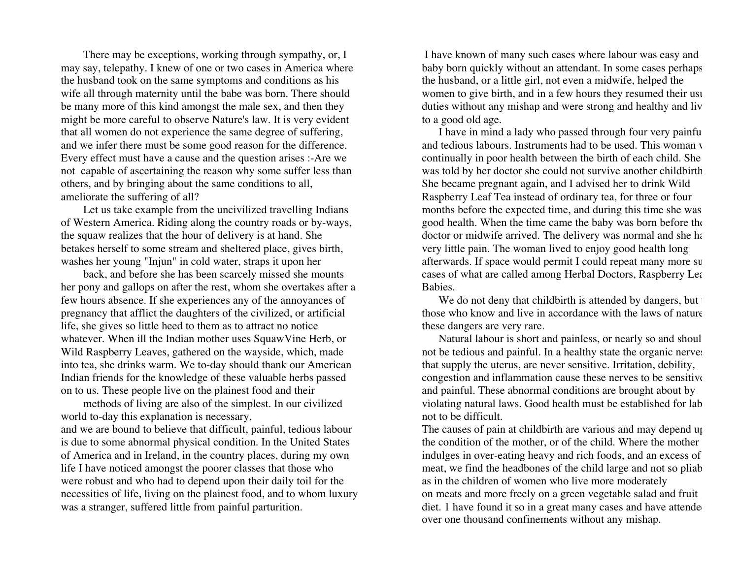There may be exceptions, working through sympathy, or, I may say, telepathy. I knew of one or two cases in America where the husband took on the same symptoms and conditions as his wife all through maternity until the babe was born. There should be many more of this kind amongst the male sex, and then they might be more careful to observe Nature's law. It is very evident that all women do not experience the same degree of suffering, and we infer there must be some good reason for the difference. Every effect must have a cause and the question arises :-Are we not capable of ascertaining the reason why some suffer less than others, and by bringing about the same conditions to all, ameliorate the suffering of all?

Let us take example from the uncivilized travelling Indians of Western America. Riding along the country roads or by-ways, the squaw realizes that the hour of delivery is at hand. She betakes herself to some stream and sheltered place, gives birth, washes her young "Injun" in cold water, straps it upon her back, and before she has been scarcely missed she mounts her pony and gallops on after the rest, whom she overtakes after a few hours absence. If she experiences any of the annoyances of pregnancy that afflict the daughters of the civilized, or artificial life, she gives so little heed to them as to attract no notice whatever. When ill the Indian mother uses SquawVine Herb, or Wild Raspberry Leaves, gathered on the wayside, which, made into tea, she drinks warm. We to-day should thank our American Indian friends for the knowledge of these valuable herbs passed on to us. These people live on the plainest food and their methods of living are also of the simplest. In our civilized world to-day this explanation is necessary, and we are bound to believe that difficult, painful, tedious labour is due to some abnormal physical condition. In the United States of America and in Ireland, in the country places, during my own life I have noticed amongst the poorer classes that those who were robust and who had to depend upon their daily toil for the necessities of life, living on the plainest food, and to whom luxury was a stranger, suffered little from painful parturition.

I have known of many such cases where labour was easy and baby born quickly without an attendant. In some cases perhaps the husband, or a little girl, not even a midwife, helped the women to give birth, and in a few hours they resumed their usu duties without any mishap and were strong and healthy and liv to a good old age.

I have in mind a lady who passed through four very painfu and tedious labours. Instruments had to be used. This woman v continually in poor health between the birth of each child. She was told by her doctor she could not survive another childbirth She became pregnant again, and I advised her to drink Wild Raspberry Leaf Tea instead of ordinary tea, for three or four months before the expected time, and during this time she was good health. When the time came the baby was born before the doctor or midwife arrived. The delivery was normal and she ha very little pain. The woman lived to enjoy good health long afterwards. If space would permit I could repeat many more su cases of what are called among Herbal Doctors, Raspberry Lea Babies.

We do not deny that childbirth is attended by dangers, but those who know and live in accordance with the laws of nature these dangers are very rare.

Natural labour is short and painless, or nearly so and shoul not be tedious and painful. In a healthy state the organic nerves that supply the uterus, are never sensitive. Irritation, debility, congestion and inflammation cause these nerves to be sensitive and painful. These abnormal conditions are brought about by violating natural laws. Good health must be established for lab not to be difficult.

The causes of pain at childbirth are various and may depend up the condition of the mother, or of the child. Where the mother indulges in over-eating heavy and rich foods, and an excess of meat, we find the headbones of the child large and not so pliab as in the children of women who live more moderately on meats and more freely on a green vegetable salad and fruit diet. 1 have found it so in a great many cases and have attende over one thousand confinements without any mishap.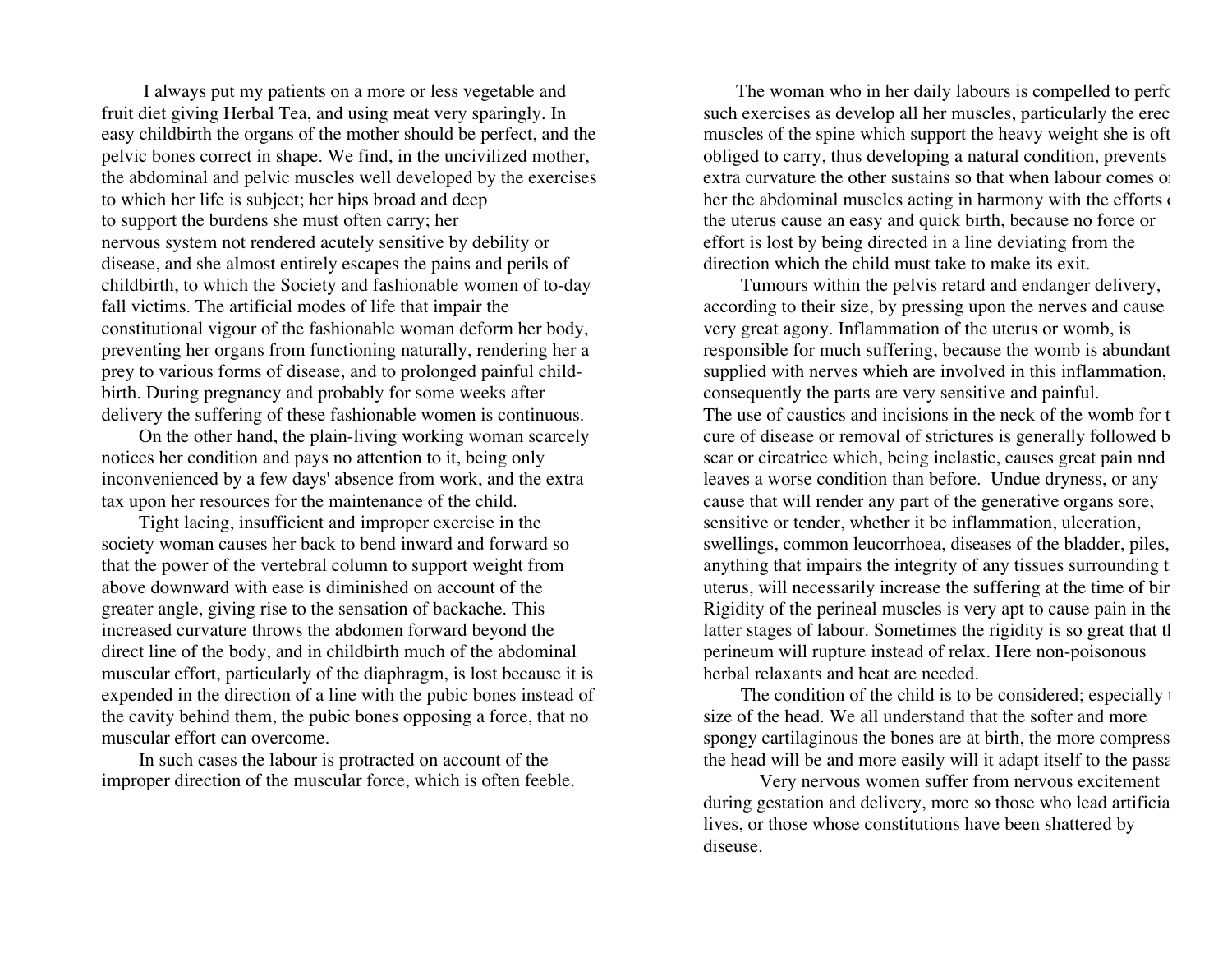I always put my patients on a more or less vegetable and fruit diet giving Herbal Tea, and using meat very sparingly. In easy childbirth the organs of the mother should be perfect, and the pelvic bones correct in shape. We find, in the uncivilized mother, the abdominal and pelvic muscles well developed by the exercises to which her life is subject; her hips broad and deep to support the burdens she must often carry; her nervous system not rendered acutely sensitive by debility or disease, and she almost entirely escapes the pains and perils of childbirth, to which the Society and fashionable women of to-day fall victims. The artificial modes of life that impair the constitutional vigour of the fashionable woman deform her body, preventing her organs from functioning naturally, rendering her a prey to various forms of disease, and to prolonged painful child-birth. During pregnancy and probably for some weeks after delivery the suffering of these fashionable women is continuous.

On the other hand, the plain-living working woman scarcely notices her condition and pays no attention to it, being only inconvenienced by a few days' absence from work, and the extra tax upon her resources for the maintenance of the child.

Tight lacing, insufficient and improper exercise in the society woman causes her back to bend inward and forward so that the power of the vertebral column to support weight from above downward with ease is diminished on account of the greater angle, giving rise to the sensation of backache. This increased curvature throws the abdomen forward beyond the direct line of the body, and in childbirth much of the abdominal muscular effort, particularly of the diaphragm, is lost because it is expended in the direction of a line with the pubic bones instead of the cavity behind them, the pubic bones opposing a force, that no muscular effort can overcome.

In such cases the labour is protracted on account of the improper direction of the muscular force, which is often feeble.

The woman who in her daily labours is compelled to perfo such exercises as develop all her muscles, particularly the erec muscles of the spine which support the heavy weight she is oft obliged to carry, thus developing a natural condition, prevents extra curvature the other sustains so that when labour comes or her the abdominal musclcs acting in harmony with the efforts o the uterus cause an easy and quick birth, because no force or effort is lost by being directed in a line deviating from the direction which the child must take to make its exit.

Tumours within the pelvis retard and endanger delivery, according to their size, by pressing upon the nerves and cause very great agony. Inflammation of the uterus or womb, is responsible for much suffering, because the womb is abundant supplied with nerves whieh are involved in this inflammation, consequently the parts are very sensitive and painful. The use of caustics and incisions in the neck of the womb for t cure of disease or removal of strictures is generally followed b scar or cireatrice which, being inelastic, causes great pain nnd leaves a worse condition than before. Undue dryness, or any cause that will render any part of the generative organs sore, sensitive or tender, whether it be inflammation, ulceration, swellings, common leucorrhoea, diseases of the bladder, piles, anything that impairs the integrity of any tissues surrounding t uterus, will necessarily increase the suffering at the time of bir Rigidity of the perineal muscles is very apt to cause pain in the latter stages of labour. Sometimes the rigidity is so great that t perineum will rupture instead of relax. Here non-poisonous herbal relaxants and heat are needed.

The condition of the child is to be considered; especially t size of the head. We all understand that the softer and more spongy cartilaginous the bones are at birth, the more compress the head will be and more easily will it adapt itself to the passa

Very nervous women suffer from nervous excitement during gestation and delivery, more so those who lead artificia lives, or those whose constitutions have been shattered by diseuse.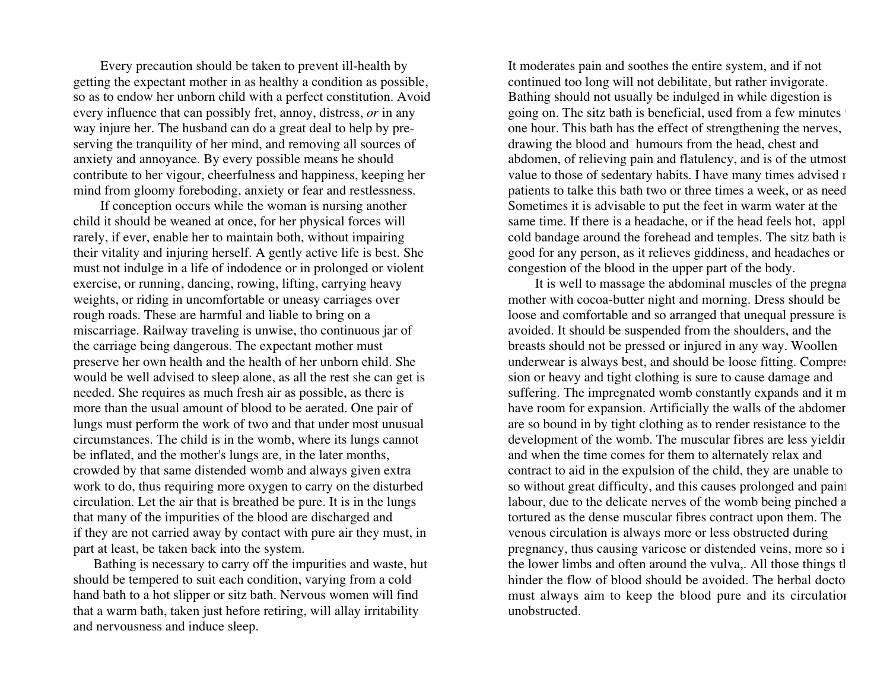Every precaution should be taken to prevent ill-health by getting the expectant mother in as healthy a condition as possible, so as to endow her unborn child with a perfect constitution. Avoid every influence that can possibly fret, annoy, distress, *or* in any way injure her. The husband can do a great deal to help by preserving the tranquility of her mind, and removing all sources of anxiety and annoyance. By every possible means he should contribute to her vigour, cheerfulness and happiness, keeping her mind from gloomy foreboding, anxiety or fear and restlessness.

If conception occurs while the woman is nursing another child it should be weaned at once, for her physical forces will rarely, if ever, enable her to maintain both, without impairing their vitality and injuring herself. A gently active life is best. She must not indulge in a life of indodence or in prolonged or violent exercise, or running, dancing, rowing, lifting, carrying heavy weights, or riding in uncomfortable or uneasy carriages over rough roads. These are harmful and liable to bring on a miscarriage. Railway traveling is unwise, tho continuous jar of the carriage being dangerous. The expectant mother must preserve her own health and the health of her unborn ehild. She would be well advised to sleep alone, as all the rest she can get is needed. She requires as much fresh air as possible, as there is more than the usual amount of blood to be aerated. One pair of lungs must perform the work of two and that under most unusual circumstances. The child is in the womb, where its lungs cannot be inflated, and the mother's lungs are, in the later months, crowded by that same distended womb and always given extra work to do, thus requiring more oxygen to carry on the disturbed circulation. Let the air that is breathed be pure. It is in the lungs that many of the impurities of the blood are discharged and if they are not carried away by contact with pure air they must, in part at least, be taken back into the system.

Bathing is necessary to carry off the impurities and waste, hut should be tempered to suit each condition, varying from a cold hand bath to a hot slipper or sitz bath. Nervous women will find that a warm bath, taken just hefore retiring, will allay irritability and nervousness and induce sleep. It moderates pain and soothes the entire system, and if not continued too long will not debilitate, but rather invigorate. Bathing should not usually be indulged in while digestion is going on. The sitz bath is beneficial, used from a few minutes t one hour. This bath has the effect of strengthening the nerves, drawing the blood and humours from the head, chest and abdomen, of relieving pain and flatulency, and is of the utmost value to those of sedentary habits. I have many times advised r patients to talke this bath two or three times a week, or as need Sometimes it is advisable to put the feet in warm water at the same time. If there is a headache, or if the head feels hot, appl cold bandage around the forehead and temples. The sitz bath is good for any person, as it relieves giddiness, and headaches or congestion of the blood in the upper part of the body.

It is well to massage the abdominal muscles of the pregna mother with cocoa-butter night and morning. Dress should be loose and comfortable and so arranged that unequal pressure is avoided. It should be suspended from the shoulders, and the breasts should not be pressed or injured in any way. Woollen underwear is always best, and should be loose fitting. Compres sion or heavy and tight clothing is sure to cause damage and suffering. The impregnated womb constantly expands and it m have room for expansion. Artificially the walls of the abdomen are so bound in by tight clothing as to render resistance to the development of the womb. The muscular fibres are less yieldin and when the time comes for them to alternately relax and contract to aid in the expulsion of the child, they are unable to so without great difficulty, and this causes prolonged and painf labour, due to the delicate nerves of the womb being pinched a tortured as the dense muscular fibres contract upon them. The venous circulation is always more or less obstructed during pregnancy, thus causing varicose or distended veins, more so i the lower limbs and often around the vulva,. All those things th hinder the flow of blood should be avoided. The herbal docto must always aim to keep the blood pure and its circulation unobstructed.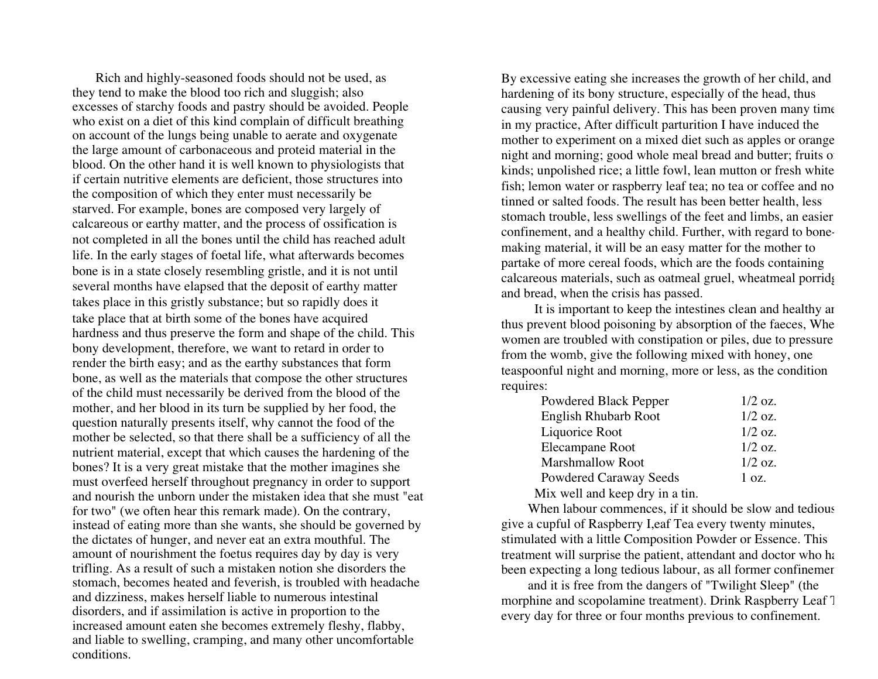Rich and highly-seasoned foods should not be used, as they tend to make the blood too rich and sluggish; also excesses of starchy foods and pastry should be avoided. People who exist on a diet of this kind complain of difficult breathing on account of the lungs being unable to aerate and oxygenate the large amount of carbonaceous and proteid material in the blood. On the other hand it is well known to physiologists that if certain nutritive elements are deficient, those structures into the composition of which they enter must necessarily be starved. For example, bones are composed very largely of calcareous or earthy matter, and the process of ossification is not completed in all the bones until the child has reached adult life. In the early stages of foetal life, what afterwards becomes bone is in a state closely resembling gristle, and it is not until several months have elapsed that the deposit of earthy matter takes place in this gristly substance; but so rapidly does it take place that at birth some of the bones have acquired hardness and thus preserve the form and shape of the child. This bony development, therefore, we want to retard in order to render the birth easy; and as the earthy substances that form bone, as well as the materials that compose the other structures of the child must necessarily be derived from the blood of the mother, and her blood in its turn be supplied by her food, the question naturally presents itself, why cannot the food of the mother be selected, so that there shall be a sufficiency of all the nutrient material, except that which causes the hardening of the bones? It is a very great mistake that the mother imagines she must overfeed herself throughout pregnancy in order to support and nourish the unborn under the mistaken idea that she must "eat for two" (we often hear this remark made). On the contrary, instead of eating more than she wants, she should be governed by the dictates of hunger, and never eat an extra mouthful. The amount of nourishment the foetus requires day by day is very trifling. As a result of such a mistaken notion she disorders the stomach, becomes heated and feverish, is troubled with headache and dizziness, makes herself liable to numerous intestinal disorders, and if assimilation is active in proportion to the increased amount eaten she becomes extremely fleshy, flabby, and liable to swelling, cramping, and many other uncomfortable conditions.

By excessive eating she increases the growth of her child, and hardening of its bony structure, especially of the head, thus causing very painful delivery. This has been proven many time in my practice, After difficult parturition I have induced the mother to experiment on a mixed diet such as apples or orange night and morning; good whole meal bread and butter; fruits o kinds; unpolished rice; a little fowl, lean mutton or fresh white fish; lemon water or raspberry leaf tea; no tea or coffee and no tinned or salted foods. The result has been better health, less stomach trouble, less swellings of the feet and limbs, an easier confinement, and a healthy child. Further, with regard to bone-making material, it will be an easy matter for the mother to partake of more cereal foods, which are the foods containing calcareous materials, such as oatmeal gruel, wheatmeal porridg and bread, when the crisis has passed.

It is important to keep the intestines clean and healthy ar thus prevent blood poisoning by absorption of the faeces, Whe women are troubled with constipation or piles, due to pressure from the womb, give the following mixed with honey, one teaspoonful night and morning, more or less, as the condition requires:

| | |
|---|---|
| Powdered Black Pepper | 1/2 oz. |
| English Rhubarb Root | 1/2 oz. |
| Liquorice Root | 1/2 oz. |
| Elecampane Root | 1/2 oz. |
| Marshmallow Root | 1/2 oz. |
| Powdered Caraway Seeds | 1 oz. |

Mix well and keep dry in a tin.

When labour commences, if it should be slow and tedious give a cupful of Raspberry I,eaf Tea every twenty minutes, stimulated with a little Composition Powder or Essence. This treatment will surprise the patient, attendant and doctor who ha been expecting a long tedious labour, as all former confinemer

and it is free from the dangers of "Twilight Sleep" (the morphine and scopolamine treatment). Drink Raspberry Leaf T every day for three or four months previous to confinement.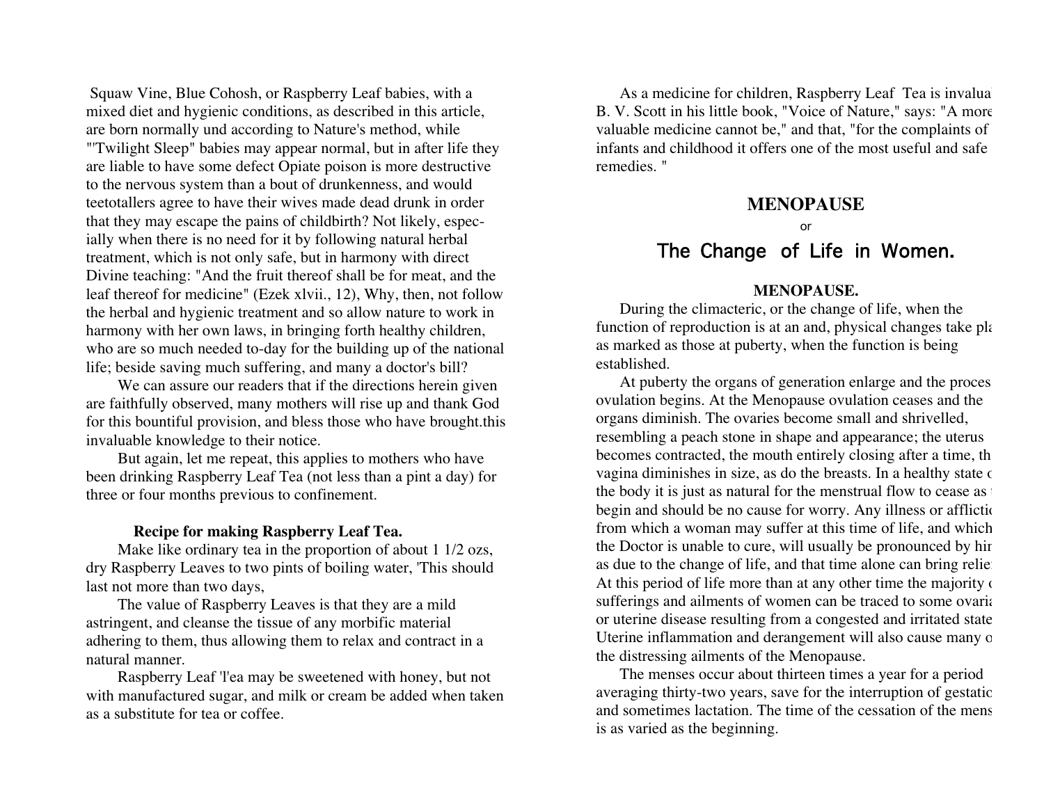Squaw Vine, Blue Cohosh, or Raspberry Leaf babies, with a mixed diet and hygienic conditions, as described in this article, are born normally und according to Nature's method, while "'Twilight Sleep" babies may appear normal, but in after life they are liable to have some defect Opiate poison is more destructive to the nervous system than a bout of drunkenness, and would teetotallers agree to have their wives made dead drunk in order that they may escape the pains of childbirth? Not likely, especially when there is no need for it by following natural herbal treatment, which is not only safe, but in harmony with direct Divine teaching: "And the fruit thereof shall be for meat, and the leaf thereof for medicine" (Ezek xlvii., 12), Why, then, not follow the herbal and hygienic treatment and so allow nature to work in harmony with her own laws, in bringing forth healthy children, who are so much needed to-day for the building up of the national life; beside saving much suffering, and many a doctor's bill?

We can assure our readers that if the directions herein given are faithfully observed, many mothers will rise up and thank God for this bountiful provision, and bless those who have brought.this invaluable knowledge to their notice.

But again, let me repeat, this applies to mothers who have been drinking Raspberry Leaf Tea (not less than a pint a day) for three or four months previous to confinement.

**Recipe for making Raspberry Leaf Tea.**

Make like ordinary tea in the proportion of about 1 1/2 ozs, dry Raspberry Leaves to two pints of boiling water, 'This should last not more than two days,

The value of Raspberry Leaves is that they are a mild astringent, and cleanse the tissue of any morbific material adhering to them, thus allowing them to relax and contract in a natural manner.

Raspberry Leaf 'l'ea may be sweetened with honey, but not with manufactured sugar, and milk or cream be added when taken as a substitute for tea or coffee.

As a medicine for children, Raspberry Leaf Tea is invalua B. V. Scott in his little book, "Voice of Nature," says: "A more valuable medicine cannot be," and that, "for the complaints of infants and childhood it offers one of the most useful and safe remedies. "

## MENOPAUSE

or

## The Change of Life in Women.

### MENOPAUSE.

During the climacteric, or the change of life, when the function of reproduction is at an and, physical changes take pla as marked as those at puberty, when the function is being established.

At puberty the organs of generation enlarge and the proces ovulation begins. At the Menopause ovulation ceases and the organs diminish. The ovaries become small and shrivelled, resembling a peach stone in shape and appearance; the uterus becomes contracted, the mouth entirely closing after a time, th vagina diminishes in size, as do the breasts. In a healthy state c the body it is just as natural for the menstrual flow to cease as begin and should be no cause for worry. Any illness or afflictio from which a woman may suffer at this time of life, and which the Doctor is unable to cure, will usually be pronounced by hir as due to the change of life, and that time alone can bring relie At this period of life more than at any other time the majority c sufferings and ailments of women can be traced to some ovaria or uterine disease resulting from a congested and irritated state Uterine inflammation and derangement will also cause many o the distressing ailments of the Menopause.

The menses occur about thirteen times a year for a period averaging thirty-two years, save for the interruption of gestatic and sometimes lactation. The time of the cessation of the mens is as varied as the beginning.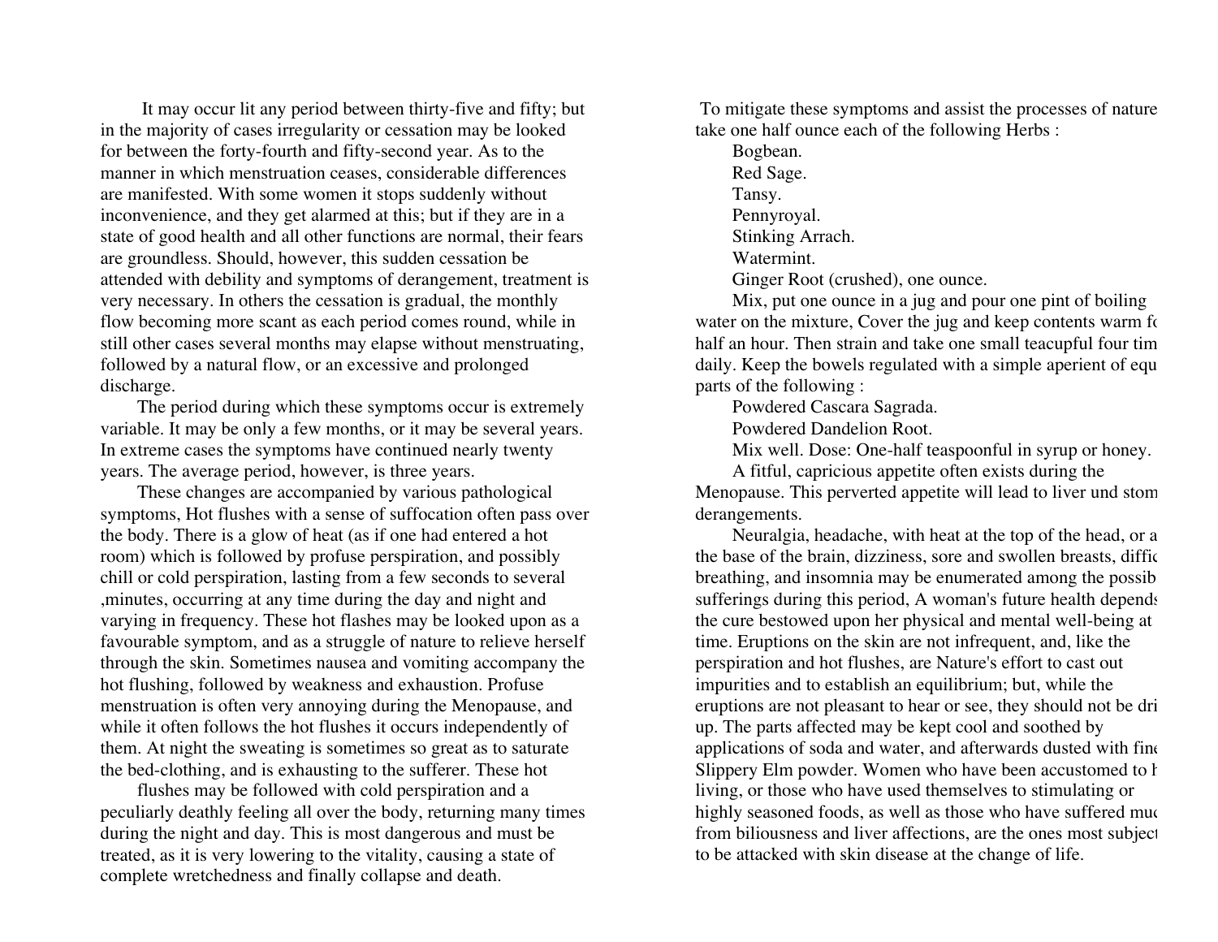It may occur lit any period between thirty-five and fifty; but in the majority of cases irregularity or cessation may be looked for between the forty-fourth and fifty-second year. As to the manner in which menstruation ceases, considerable differences are manifested. With some women it stops suddenly without inconvenience, and they get alarmed at this; but if they are in a state of good health and all other functions are normal, their fears are groundless. Should, however, this sudden cessation be attended with debility and symptoms of derangement, treatment is very necessary. In others the cessation is gradual, the monthly flow becoming more scant as each period comes round, while in still other cases several months may elapse without menstruating, followed by a natural flow, or an excessive and prolonged discharge.

The period during which these symptoms occur is extremely variable. It may be only a few months, or it may be several years. In extreme cases the symptoms have continued nearly twenty years. The average period, however, is three years.

These changes are accompanied by various pathological symptoms, Hot flushes with a sense of suffocation often pass over the body. There is a glow of heat (as if one had entered a hot room) which is followed by profuse perspiration, and possibly chill or cold perspiration, lasting from a few seconds to several ,minutes, occurring at any time during the day and night and varying in frequency. These hot flashes may be looked upon as a favourable symptom, and as a struggle of nature to relieve herself through the skin. Sometimes nausea and vomiting accompany the hot flushing, followed by weakness and exhaustion. Profuse menstruation is often very annoying during the Menopause, and while it often follows the hot flushes it occurs independently of them. At night the sweating is sometimes so great as to saturate the bed-clothing, and is exhausting to the sufferer. These hot flushes may be followed with cold perspiration and a peculiarly deathly feeling all over the body, returning many times during the night and day. This is most dangerous and must be treated, as it is very lowering to the vitality, causing a state of complete wretchedness and finally collapse and death.

To mitigate these symptoms and assist the processes of nature take one half ounce each of the following Herbs :

Bogbean.
Red Sage.
Tansy.
Pennyroyal.
Stinking Arrach.
Watermint.
Ginger Root (crushed), one ounce.

Mix, put one ounce in a jug and pour one pint of boiling water on the mixture, Cover the jug and keep contents warm fo half an hour. Then strain and take one small teacupful four tim daily. Keep the bowels regulated with a simple aperient of equ parts of the following :

Powdered Cascara Sagrada.
Powdered Dandelion Root.

Mix well. Dose: One-half teaspoonful in syrup or honey.

A fitful, capricious appetite often exists during the Menopause. This perverted appetite will lead to liver und stom derangements.

Neuralgia, headache, with heat at the top of the head, or a the base of the brain, dizziness, sore and swollen breasts, diffic breathing, and insomnia may be enumerated among the possib sufferings during this period, A woman's future health depends the cure bestowed upon her physical and mental well-being at time. Eruptions on the skin are not infrequent, and, like the perspiration and hot flushes, are Nature's effort to cast out impurities and to establish an equilibrium; but, while the eruptions are not pleasant to hear or see, they should not be dri up. The parts affected may be kept cool and soothed by applications of soda and water, and afterwards dusted with fine Slippery Elm powder. Women who have been accustomed to h living, or those who have used themselves to stimulating or highly seasoned foods, as well as those who have suffered muc from biliousness and liver affections, are the ones most subject to be attacked with skin disease at the change of life.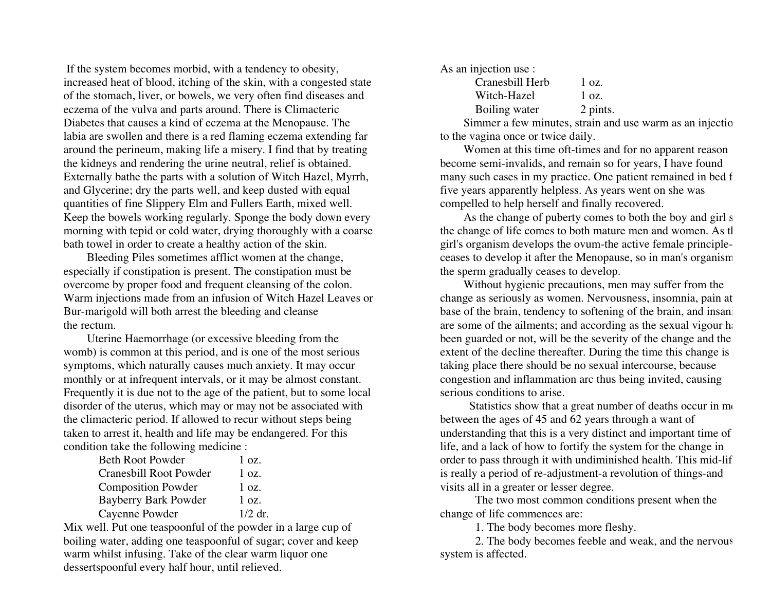If the system becomes morbid, with a tendency to obesity, increased heat of blood, itching of the skin, with a congested state of the stomach, liver, or bowels, we very often find diseases and eczema of the vulva and parts around. There is Climacteric Diabetes that causes a kind of eczema at the Menopause. The labia are swollen and there is a red flaming eczema extending far around the perineum, making life a misery. I find that by treating the kidneys and rendering the urine neutral, relief is obtained. Externally bathe the parts with a solution of Witch Hazel, Myrrh, and Glycerine; dry the parts well, and keep dusted with equal quantities of fine Slippery Elm and Fullers Earth, mixed well. Keep the bowels working regularly. Sponge the body down every morning with tepid or cold water, drying thoroughly with a coarse bath towel in order to create a healthy action of the skin.

Bleeding Piles sometimes afflict women at the change, especially if constipation is present. The constipation must be overcome by proper food and frequent cleansing of the colon. Warm injections made from an infusion of Witch Hazel Leaves or Bur-marigold will both arrest the bleeding and cleanse the rectum.

Uterine Haemorrhage (or excessive bleeding from the womb) is common at this period, and is one of the most serious symptoms, which naturally causes much anxiety. It may occur monthly or at infrequent intervals, or it may be almost constant. Frequently it is due not to the age of the patient, but to some local disorder of the uterus, which may or may not be associated with the climacteric period. If allowed to recur without steps being taken to arrest it, health and life may be endangered. For this condition take the following medicine :

| | |
|---|---|
| Beth Root Powder | 1 oz. |
| Cranesbill Root Powder | 1 oz. |
| Composition Powder | 1 oz. |
| Bayberry Bark Powder | 1 oz. |
| Cayenne Powder | 1/2 dr. |

Mix well. Put one teaspoonful of the powder in a large cup of boiling water, adding one teaspoonful of sugar; cover and keep warm whilst infusing. Take of the clear warm liquor one dessertspoonful every half hour, until relieved.

As an injection use :

| | |
|---|---|
| Cranesbill Herb | 1 oz. |
| Witch-Hazel | 1 oz. |
| Boiling water | 2 pints. |

Simmer a few minutes, strain and use warm as an injectio to the vagina once or twice daily.

Women at this time oft-times and for no apparent reason become semi-invalids, and remain so for years, I have found many such cases in my practice. One patient remained in bed f five years apparently helpless. As years went on she was compelled to help herself and finally recovered.

As the change of puberty comes to both the boy and girl s the change of life comes to both mature men and women. As tl girl's organism develops the ovum-the active female principle- ceases to develop it after the Menopause, so in man's organism the sperm gradually ceases to develop.

Without hygienic precautions, men may suffer from the change as seriously as women. Nervousness, insomnia, pain at base of the brain, tendency to softening of the brain, and insani are some of the ailments; and according as the sexual vigour ha been guarded or not, will be the severity of the change and the extent of the decline thereafter. During the time this change is taking place there should be no sexual intercourse, because congestion and inflammation arc thus being invited, causing serious conditions to arise.

Statistics show that a great number of deaths occur in me between the ages of 45 and 62 years through a want of understanding that this is a very distinct and important time of life, and a lack of how to fortify the system for the change in order to pass through it with undiminished health. This mid-lif is really a period of re-adjustment-a revolution of things-and visits all in a greater or lesser degree.

The two most common conditions present when the change of life commences are:

1. The body becomes more fleshy.

2. The body becomes feeble and weak, and the nervous system is affected.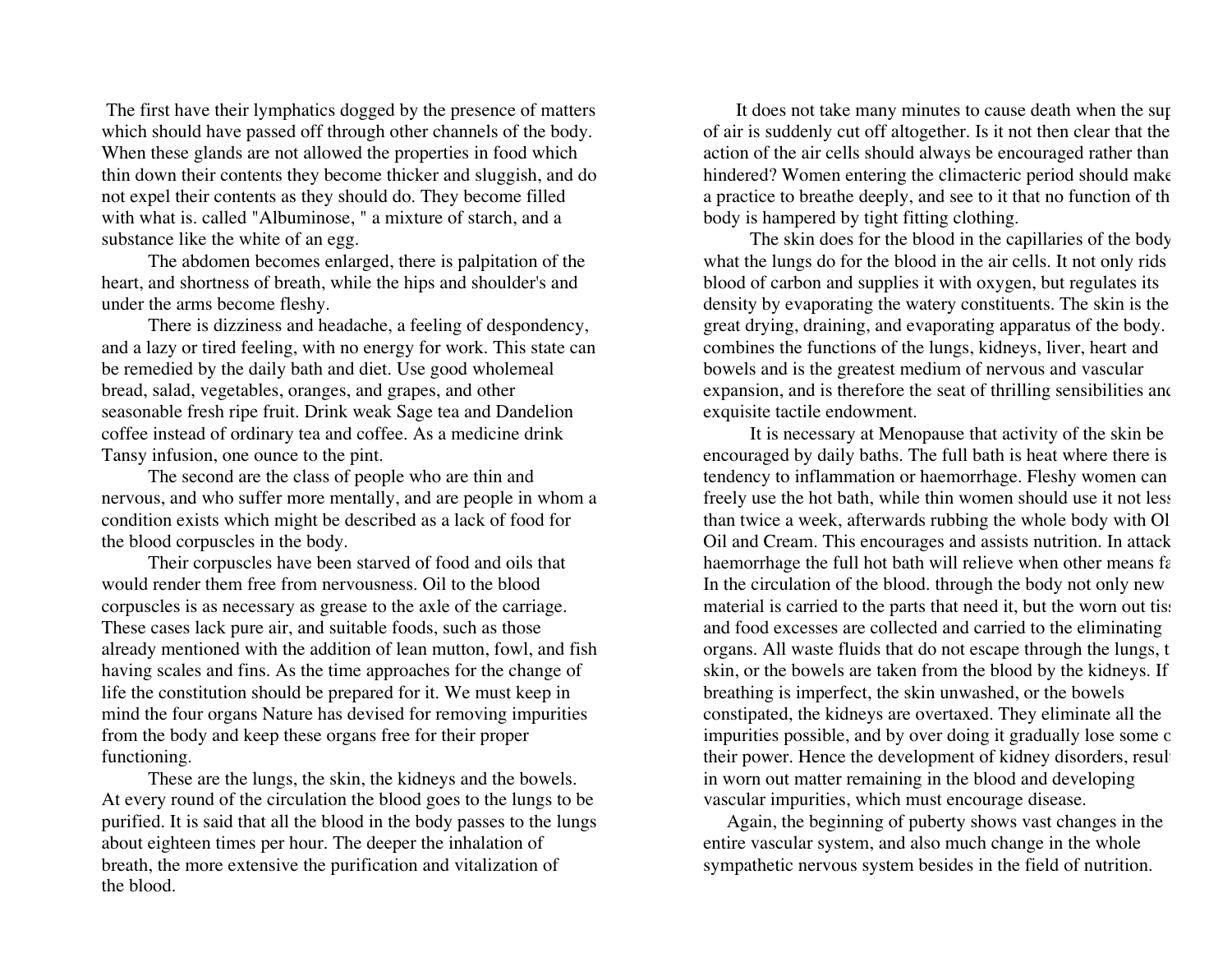The first have their lymphatics dogged by the presence of matters which should have passed off through other channels of the body. When these glands are not allowed the properties in food which thin down their contents they become thicker and sluggish, and do not expel their contents as they should do. They become filled with what is. called "Albuminose, " a mixture of starch, and a substance like the white of an egg.

The abdomen becomes enlarged, there is palpitation of the heart, and shortness of breath, while the hips and shoulder's and under the arms become fleshy.

There is dizziness and headache, a feeling of despondency, and a lazy or tired feeling, with no energy for work. This state can be remedied by the daily bath and diet. Use good wholemeal bread, salad, vegetables, oranges, and grapes, and other seasonable fresh ripe fruit. Drink weak Sage tea and Dandelion coffee instead of ordinary tea and coffee. As a medicine drink Tansy infusion, one ounce to the pint.

The second are the class of people who are thin and nervous, and who suffer more mentally, and are people in whom a condition exists which might be described as a lack of food for the blood corpuscles in the body.

Their corpuscles have been starved of food and oils that would render them free from nervousness. Oil to the blood corpuscles is as necessary as grease to the axle of the carriage. These cases lack pure air, and suitable foods, such as those already mentioned with the addition of lean mutton, fowl, and fish having scales and fins. As the time approaches for the change of life the constitution should be prepared for it. We must keep in mind the four organs Nature has devised for removing impurities from the body and keep these organs free for their proper functioning.

These are the lungs, the skin, the kidneys and the bowels. At every round of the circulation the blood goes to the lungs to be purified. It is said that all the blood in the body passes to the lungs about eighteen times per hour. The deeper the inhalation of breath, the more extensive the purification and vitalization of the blood.

It does not take many minutes to cause death when the sup of air is suddenly cut off altogether. Is it not then clear that the action of the air cells should always be encouraged rather than hindered? Women entering the climacteric period should make a practice to breathe deeply, and see to it that no function of th body is hampered by tight fitting clothing.

The skin does for the blood in the capillaries of the body what the lungs do for the blood in the air cells. It not only rids blood of carbon and supplies it with oxygen, but regulates its density by evaporating the watery constituents. The skin is the great drying, draining, and evaporating apparatus of the body. combines the functions of the lungs, kidneys, liver, heart and bowels and is the greatest medium of nervous and vascular expansion, and is therefore the seat of thrilling sensibilities and exquisite tactile endowment.

It is necessary at Menopause that activity of the skin be encouraged by daily baths. The full bath is heat where there is tendency to inflammation or haemorrhage. Fleshy women can freely use the hot bath, while thin women should use it not less than twice a week, afterwards rubbing the whole body with Ol Oil and Cream. This encourages and assists nutrition. In attack haemorrhage the full hot bath will relieve when other means fa In the circulation of the blood. through the body not only new material is carried to the parts that need it, but the worn out tiss and food excesses are collected and carried to the eliminating organs. All waste fluids that do not escape through the lungs, t skin, or the bowels are taken from the blood by the kidneys. If breathing is imperfect, the skin unwashed, or the bowels constipated, the kidneys are overtaxed. They eliminate all the impurities possible, and by over doing it gradually lose some c their power. Hence the development of kidney disorders, result in worn out matter remaining in the blood and developing vascular impurities, which must encourage disease.

Again, the beginning of puberty shows vast changes in the entire vascular system, and also much change in the whole sympathetic nervous system besides in the field of nutrition.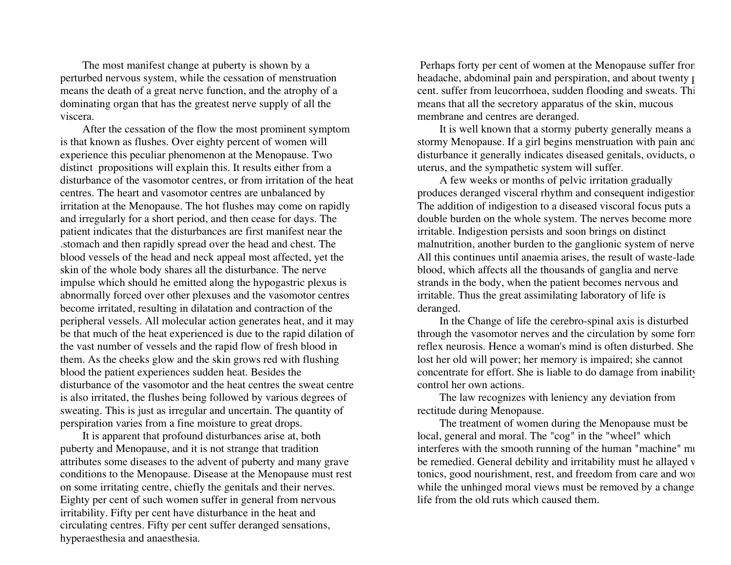The most manifest change at puberty is shown by a perturbed nervous system, while the cessation of menstruation means the death of a great nerve function, and the atrophy of a dominating organ that has the greatest nerve supply of all the viscera.

After the cessation of the flow the most prominent symptom is that known as flushes. Over eighty percent of women will experience this peculiar phenomenon at the Menopause. Two distinct propositions will explain this. It results either from a disturbance of the vasomotor centres, or from irritation of the heat centres. The heart and vasomotor centres are unbalanced by irritation at the Menopause. The hot flushes may come on rapidly and irregularly for a short period, and then cease for days. The patient indicates that the disturbances are first manifest near the .stomach and then rapidly spread over the head and chest. The blood vessels of the head and neck appeal most affected, yet the skin of the whole body shares all the disturbance. The nerve impulse which should he emitted along the hypogastric plexus is abnormally forced over other plexuses and the vasomotor centres become irritated, resulting in dilatation and contraction of the peripheral vessels. All molecular action generates heat, and it may be that much of the heat experienced is due to the rapid dilation of the vast number of vessels and the rapid flow of fresh blood in them. As the cheeks glow and the skin grows red with flushing blood the patient experiences sudden heat. Besides the disturbance of the vasomotor and the heat centres the sweat centre is also irritated, the flushes being followed by various degrees of sweating. This is just as irregular and uncertain. The quantity of perspiration varies from a fine moisture to great drops.

It is apparent that profound disturbances arise at, both puberty and Menopause, and it is not strange that tradition attributes some diseases to the advent of puberty and many grave conditions to the Menopause. Disease at the Menopause must rest on some irritating centre, chiefly the genitals and their nerves. Eighty per cent of such women suffer in general from nervous irritability. Fifty per cent have disturbance in the heat and circulating centres. Fifty per cent suffer deranged sensations, hyperaesthesia and anaesthesia.

Perhaps forty per cent of women at the Menopause suffer from headache, abdominal pain and perspiration, and about twenty per cent. suffer from leucorrhoea, sudden flooding and sweats. This means that all the secretory apparatus of the skin, mucous membrane and centres are deranged.

It is well known that a stormy puberty generally means a stormy Menopause. If a girl begins menstruation with pain and disturbance it generally indicates diseased genitals, oviducts, or uterus, and the sympathetic system will suffer.

A few weeks or months of pelvic irritation gradually produces deranged visceral rhythm and consequent indigestion. The addition of indigestion to a diseased viscoral focus puts a double burden on the whole system. The nerves become more irritable. Indigestion persists and soon brings on distinct malnutrition, another burden to the ganglionic system of nerves. All this continues until anaemia arises, the result of waste-laden blood, which affects all the thousands of ganglia and nerve strands in the body, when the patient becomes nervous and irritable. Thus the great assimilating laboratory of life is deranged.

In the Change of life the cerebro-spinal axis is disturbed through the vasomotor nerves and the circulation by some form of reflex neurosis. Hence a woman's mind is often disturbed. She has lost her old will power; her memory is impaired; she cannot concentrate for effort. She is liable to do damage from inability to control her own actions.

The law recognizes with leniency any deviation from rectitude during Menopause.

The treatment of women during the Menopause must be local, general and moral. The "cog" in the "wheel" which interferes with the smooth running of the human "machine" must be remedied. General debility and irritability must he allayed with tonics, good nourishment, rest, and freedom from care and worry, while the unhinged moral views must be removed by a change of life from the old ruts which caused them.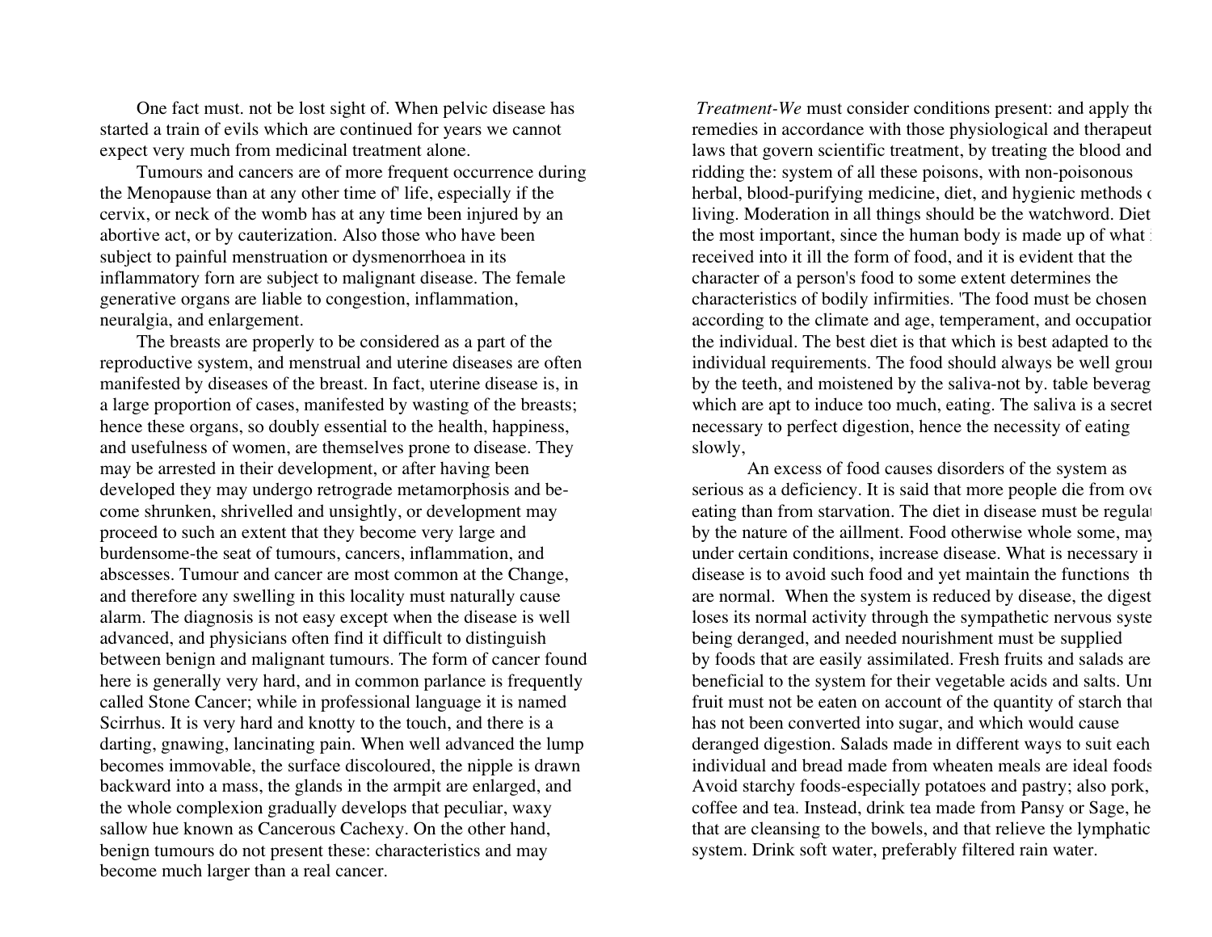One fact must. not be lost sight of. When pelvic disease has started a train of evils which are continued for years we cannot expect very much from medicinal treatment alone.

Tumours and cancers are of more frequent occurrence during the Menopause than at any other time of' life, especially if the cervix, or neck of the womb has at any time been injured by an abortive act, or by cauterization. Also those who have been subject to painful menstruation or dysmenorrhoea in its inflammatory forn are subject to malignant disease. The female generative organs are liable to congestion, inflammation, neuralgia, and enlargement.

The breasts are properly to be considered as a part of the reproductive system, and menstrual and uterine diseases are often manifested by diseases of the breast. In fact, uterine disease is, in a large proportion of cases, manifested by wasting of the breasts; hence these organs, so doubly essential to the health, happiness, and usefulness of women, are themselves prone to disease. They may be arrested in their development, or after having been developed they may undergo retrograde metamorphosis and become shrunken, shrivelled and unsightly, or development may proceed to such an extent that they become very large and burdensome-the seat of tumours, cancers, inflammation, and abscesses. Tumour and cancer are most common at the Change, and therefore any swelling in this locality must naturally cause alarm. The diagnosis is not easy except when the disease is well advanced, and physicians often find it difficult to distinguish between benign and malignant tumours. The form of cancer found here is generally very hard, and in common parlance is frequently called Stone Cancer; while in professional language it is named Scirrhus. It is very hard and knotty to the touch, and there is a darting, gnawing, lancinating pain. When well advanced the lump becomes immovable, the surface discoloured, the nipple is drawn backward into a mass, the glands in the armpit are enlarged, and the whole complexion gradually develops that peculiar, waxy sallow hue known as Cancerous Cachexy. On the other hand, benign tumours do not present these: characteristics and may become much larger than a real cancer.

*Treatment-We* must consider conditions present: and apply the remedies in accordance with those physiological and therapeut laws that govern scientific treatment, by treating the blood and ridding the: system of all these poisons, with non-poisonous herbal, blood-purifying medicine, diet, and hygienic methods o living. Moderation in all things should be the watchword. Diet the most important, since the human body is made up of what i received into it ill the form of food, and it is evident that the character of a person's food to some extent determines the characteristics of bodily infirmities. 'The food must be chosen according to the climate and age, temperament, and occupation the individual. The best diet is that which is best adapted to the individual requirements. The food should always be well grour by the teeth, and moistened by the saliva-not by. table beverag which are apt to induce too much, eating. The saliva is a secret necessary to perfect digestion, hence the necessity of eating slowly,

An excess of food causes disorders of the system as serious as a deficiency. It is said that more people die from ove eating than from starvation. The diet in disease must be regulat by the nature of the aillment. Food otherwise whole some, may under certain conditions, increase disease. What is necessary in disease is to avoid such food and yet maintain the functions th are normal. When the system is reduced by disease, the digest loses its normal activity through the sympathetic nervous syste being deranged, and needed nourishment must be supplied by foods that are easily assimilated. Fresh fruits and salads are beneficial to the system for their vegetable acids and salts. Unr fruit must not be eaten on account of the quantity of starch that has not been converted into sugar, and which would cause deranged digestion. Salads made in different ways to suit each individual and bread made from wheaten meals are ideal foods Avoid starchy foods-especially potatoes and pastry; also pork, coffee and tea. Instead, drink tea made from Pansy or Sage, he that are cleansing to the bowels, and that relieve the lymphatic system. Drink soft water, preferably filtered rain water.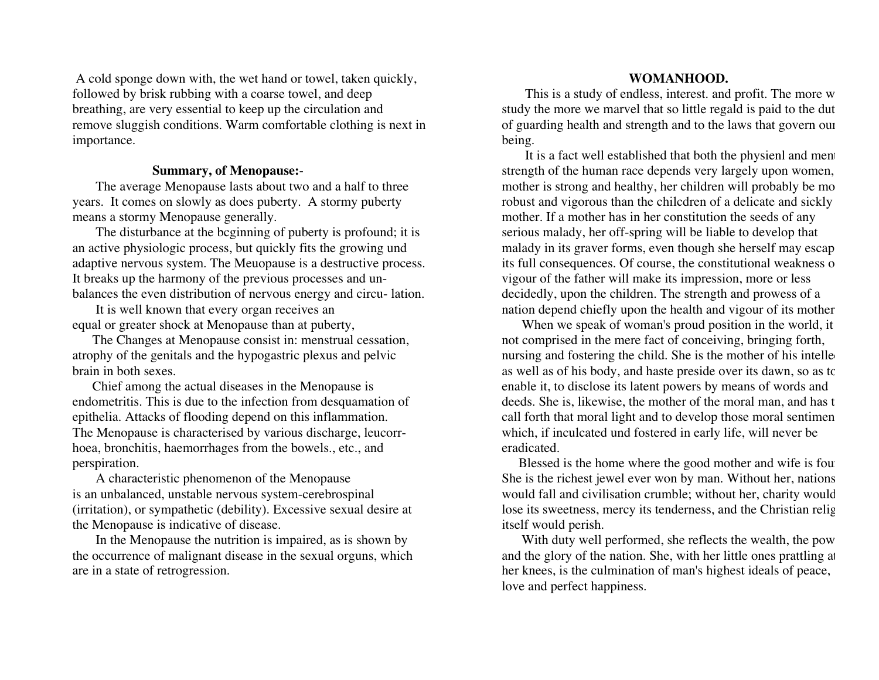A cold sponge down with, the wet hand or towel, taken quickly, followed by brisk rubbing with a coarse towel, and deep breathing, are very essential to keep up the circulation and remove sluggish conditions. Warm comfortable clothing is next in importance.

**Summary, of Menopause:**-

The average Menopause lasts about two and a half to three years. It comes on slowly as does puberty. A stormy puberty means a stormy Menopause generally.

The disturbance at the bcginning of puberty is profound; it is an active physiologic process, but quickly fits the growing und adaptive nervous system. The Meuopause is a destructive process. It breaks up the harmony of the previous processes and un-balances the even distribution of nervous energy and circu- lation.

It is well known that every organ receives an equal or greater shock at Menopause than at puberty,

The Changes at Menopause consist in: menstrual cessation, atrophy of the genitals and the hypogastric plexus and pelvic brain in both sexes.

Chief among the actual diseases in the Menopause is endometritis. This is due to the infection from desquamation of epithelia. Attacks of flooding depend on this inflammation. The Menopause is characterised by various discharge, leucorr-hoea, bronchitis, haemorrhages from the bowels., etc., and perspiration.

A characteristic phenomenon of the Menopause is an unbalanced, unstable nervous system-cerebrospinal (irritation), or sympathetic (debility). Excessive sexual desire at the Menopause is indicative of disease.

In the Menopause the nutrition is impaired, as is shown by the occurrence of malignant disease in the sexual orguns, which are in a state of retrogression.

**WOMANHOOD.**

This is a study of endless, interest. and profit. The more w study the more we marvel that so little regald is paid to the dut of guarding health and strength and to the laws that govern our being.

It is a fact well established that both the physienl and ment strength of the human race depends very largely upon women, mother is strong and healthy, her children will probably be mo robust and vigorous than the chilcdren of a delicate and sickly mother. If a mother has in her constitution the seeds of any serious malady, her off-spring will be liable to develop that malady in its graver forms, even though she herself may escap its full consequences. Of course, the constitutional weakness o vigour of the father will make its impression, more or less decidedly, upon the children. The strength and prowess of a nation depend chiefly upon the health and vigour of its mother

When we speak of woman's proud position in the world, it not comprised in the mere fact of conceiving, bringing forth, nursing and fostering the child. She is the mother of his intelle as well as of his body, and haste preside over its dawn, so as to enable it, to disclose its latent powers by means of words and deeds. She is, likewise, the mother of the moral man, and has t call forth that moral light and to develop those moral sentimen which, if inculcated und fostered in early life, will never be eradicated.

Blessed is the home where the good mother and wife is fou She is the richest jewel ever won by man. Without her, nations would fall and civilisation crumble; without her, charity would lose its sweetness, mercy its tenderness, and the Christian relig itself would perish.

With duty well performed, she reflects the wealth, the pow and the glory of the nation. She, with her little ones prattling at her knees, is the culmination of man's highest ideals of peace, love and perfect happiness.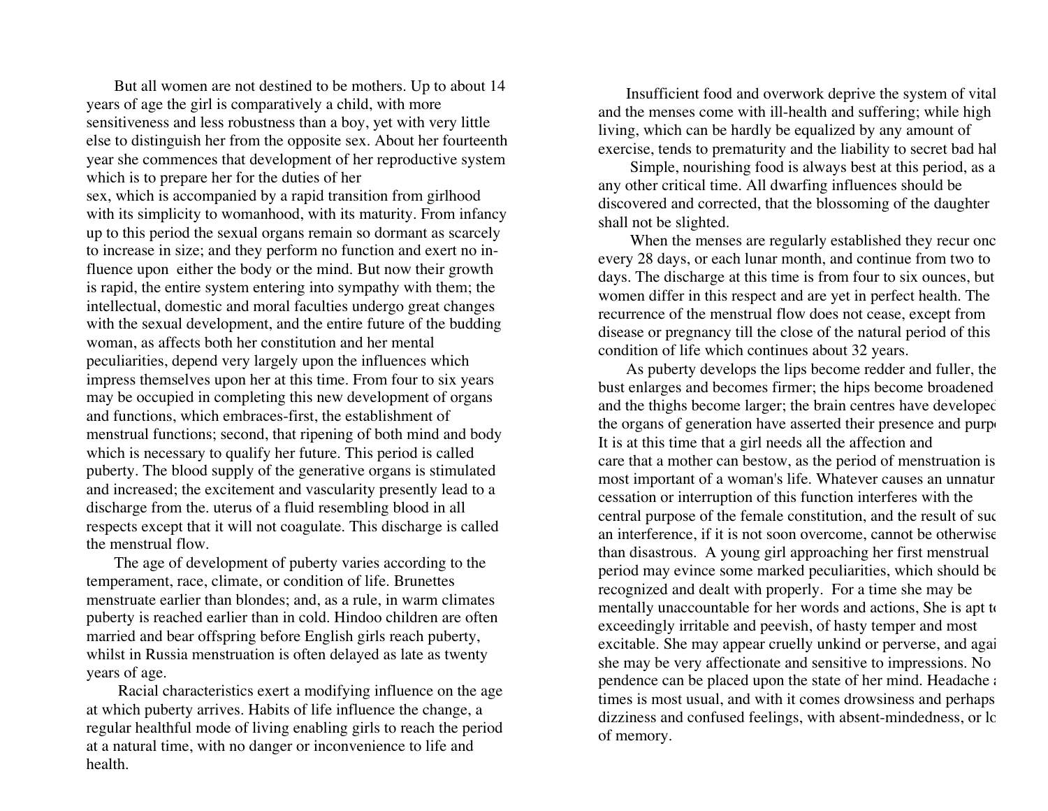But all women are not destined to be mothers. Up to about 14 years of age the girl is comparatively a child, with more sensitiveness and less robustness than a boy, yet with very little else to distinguish her from the opposite sex. About her fourteenth year she commences that development of her reproductive system which is to prepare her for the duties of her sex, which is accompanied by a rapid transition from girlhood with its simplicity to womanhood, with its maturity. From infancy up to this period the sexual organs remain so dormant as scarcely to increase in size; and they perform no function and exert no influence upon either the body or the mind. But now their growth is rapid, the entire system entering into sympathy with them; the intellectual, domestic and moral faculties undergo great changes with the sexual development, and the entire future of the budding woman, as affects both her constitution and her mental peculiarities, depend very largely upon the influences which impress themselves upon her at this time. From four to six years may be occupied in completing this new development of organs and functions, which embraces-first, the establishment of menstrual functions; second, that ripening of both mind and body which is necessary to qualify her future. This period is called puberty. The blood supply of the generative organs is stimulated and increased; the excitement and vascularity presently lead to a discharge from the. uterus of a fluid resembling blood in all respects except that it will not coagulate. This discharge is called the menstrual flow.

The age of development of puberty varies according to the temperament, race, climate, or condition of life. Brunettes menstruate earlier than blondes; and, as a rule, in warm climates puberty is reached earlier than in cold. Hindoo children are often married and bear offspring before English girls reach puberty, whilst in Russia menstruation is often delayed as late as twenty years of age.

Racial characteristics exert a modifying influence on the age at which puberty arrives. Habits of life influence the change, a regular healthful mode of living enabling girls to reach the period at a natural time, with no danger or inconvenience to life and health.

Insufficient food and overwork deprive the system of vital and the menses come with ill-health and suffering; while high living, which can be hardly be equalized by any amount of exercise, tends to prematurity and the liability to secret bad hal

Simple, nourishing food is always best at this period, as a any other critical time. All dwarfing influences should be discovered and corrected, that the blossoming of the daughter shall not be slighted.

When the menses are regularly established they recur onc every 28 days, or each lunar month, and continue from two to days. The discharge at this time is from four to six ounces, but women differ in this respect and are yet in perfect health. The recurrence of the menstrual flow does not cease, except from disease or pregnancy till the close of the natural period of this condition of life which continues about 32 years.

As puberty develops the lips become redder and fuller, the bust enlarges and becomes firmer; the hips become broadened and the thighs become larger; the brain centres have developed the organs of generation have asserted their presence and purp It is at this time that a girl needs all the affection and care that a mother can bestow, as the period of menstruation is most important of a woman's life. Whatever causes an unnatur cessation or interruption of this function interferes with the central purpose of the female constitution, and the result of suc an interference, if it is not soon overcome, cannot be otherwise than disastrous. A young girl approaching her first menstrual period may evince some marked peculiarities, which should be recognized and dealt with properly. For a time she may be mentally unaccountable for her words and actions, She is apt t exceedingly irritable and peevish, of hasty temper and most excitable. She may appear cruelly unkind or perverse, and agai she may be very affectionate and sensitive to impressions. No pendence can be placed upon the state of her mind. Headache a times is most usual, and with it comes drowsiness and perhaps dizziness and confused feelings, with absent-mindedness, or lo of memory.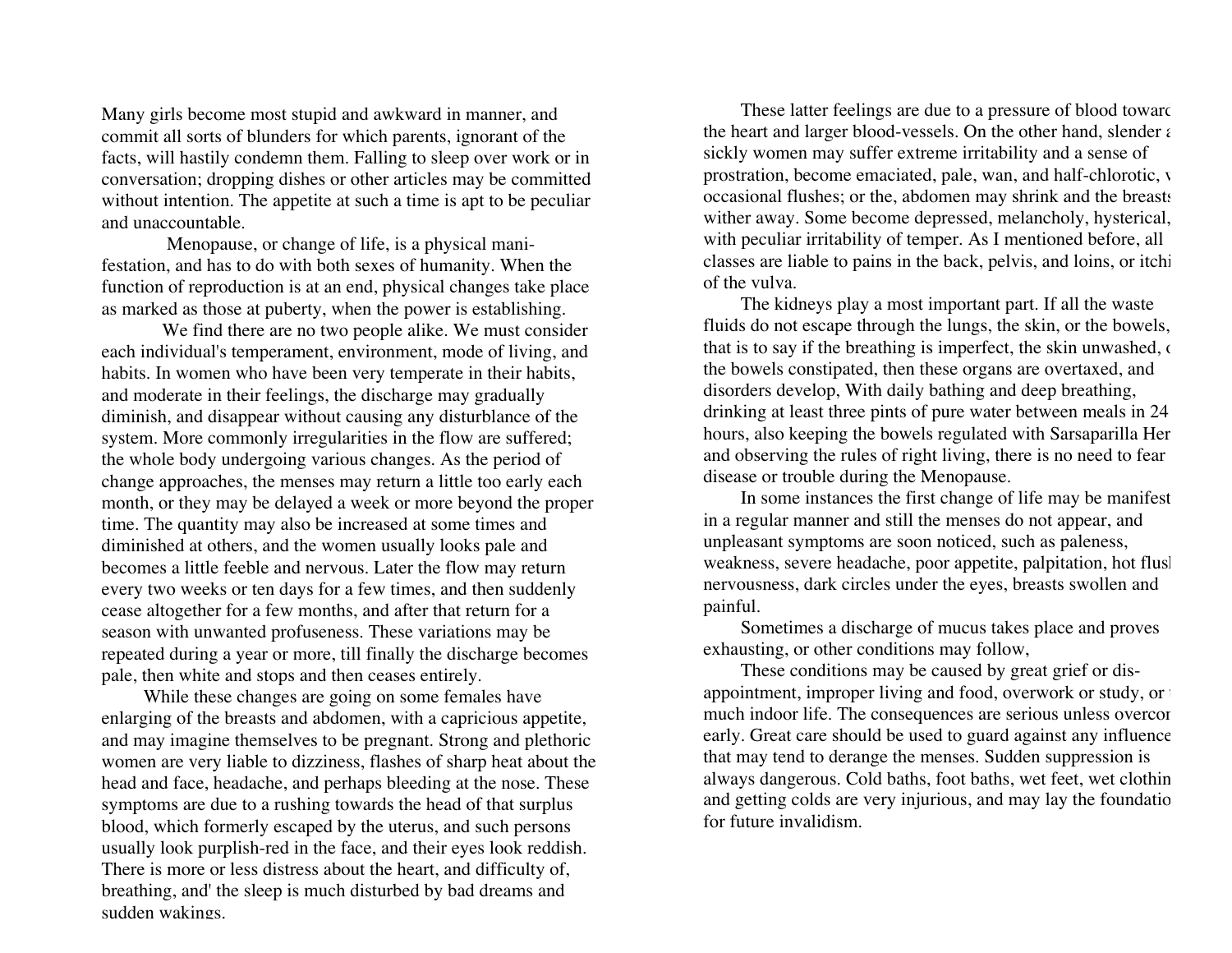Many girls become most stupid and awkward in manner, and commit all sorts of blunders for which parents, ignorant of the facts, will hastily condemn them. Falling to sleep over work or in conversation; dropping dishes or other articles may be committed without intention. The appetite at such a time is apt to be peculiar and unaccountable.

Menopause, or change of life, is a physical manifestation, and has to do with both sexes of humanity. When the function of reproduction is at an end, physical changes take place as marked as those at puberty, when the power is establishing.

We find there are no two people alike. We must consider each individual's temperament, environment, mode of living, and habits. In women who have been very temperate in their habits, and moderate in their feelings, the discharge may gradually diminish, and disappear without causing any disturblance of the system. More commonly irregularities in the flow are suffered; the whole body undergoing various changes. As the period of change approaches, the menses may return a little too early each month, or they may be delayed a week or more beyond the proper time. The quantity may also be increased at some times and diminished at others, and the women usually looks pale and becomes a little feeble and nervous. Later the flow may return every two weeks or ten days for a few times, and then suddenly cease altogether for a few months, and after that return for a season with unwanted profuseness. These variations may be repeated during a year or more, till finally the discharge becomes pale, then white and stops and then ceases entirely.

While these changes are going on some females have enlarging of the breasts and abdomen, with a capricious appetite, and may imagine themselves to be pregnant. Strong and plethoric women are very liable to dizziness, flashes of sharp heat about the head and face, headache, and perhaps bleeding at the nose. These symptoms are due to a rushing towards the head of that surplus blood, which formerly escaped by the uterus, and such persons usually look purplish-red in the face, and their eyes look reddish. There is more or less distress about the heart, and difficulty of, breathing, and' the sleep is much disturbed by bad dreams and sudden wakings.

These latter feelings are due to a pressure of blood toward the heart and larger blood-vessels. On the other hand, slender a sickly women may suffer extreme irritability and a sense of prostration, become emaciated, pale, wan, and half-chlorotic, v occasional flushes; or the, abdomen may shrink and the breasts wither away. Some become depressed, melancholy, hysterical, with peculiar irritability of temper. As I mentioned before, all classes are liable to pains in the back, pelvis, and loins, or itchi of the vulva.

The kidneys play a most important part. If all the waste fluids do not escape through the lungs, the skin, or the bowels, that is to say if the breathing is imperfect, the skin unwashed, o the bowels constipated, then these organs are overtaxed, and disorders develop, With daily bathing and deep breathing, drinking at least three pints of pure water between meals in 24 hours, also keeping the bowels regulated with Sarsaparilla Her and observing the rules of right living, there is no need to fear disease or trouble during the Menopause.

In some instances the first change of life may be manifest in a regular manner and still the menses do not appear, and unpleasant symptoms are soon noticed, such as paleness, weakness, severe headache, poor appetite, palpitation, hot flusl nervousness, dark circles under the eyes, breasts swollen and painful.

Sometimes a discharge of mucus takes place and proves exhausting, or other conditions may follow,

These conditions may be caused by great grief or disappointment, improper living and food, overwork or study, or much indoor life. The consequences are serious unless overcor early. Great care should be used to guard against any influence that may tend to derange the menses. Sudden suppression is always dangerous. Cold baths, foot baths, wet feet, wet clothin and getting colds are very injurious, and may lay the foundatio for future invalidism.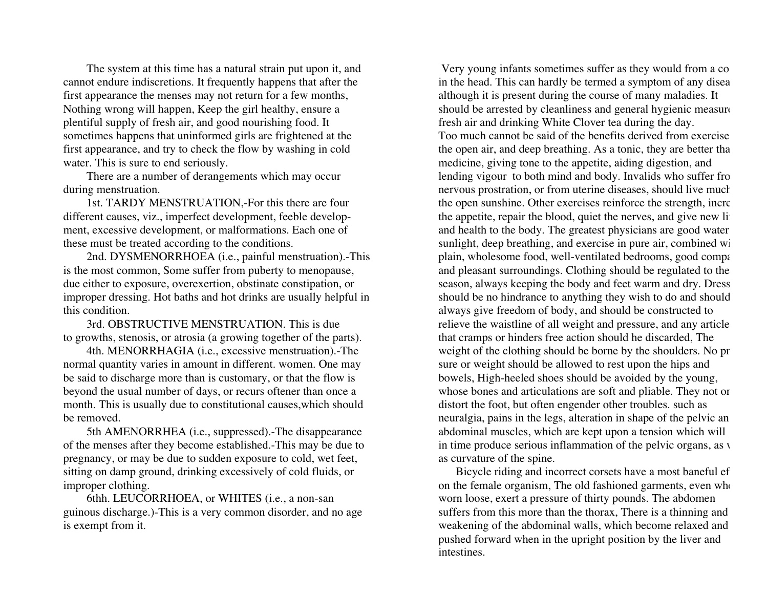The system at this time has a natural strain put upon it, and cannot endure indiscretions. It frequently happens that after the first appearance the menses may not return for a few months, Nothing wrong will happen, Keep the girl healthy, ensure a plentiful supply of fresh air, and good nourishing food. It sometimes happens that uninformed girls are frightened at the first appearance, and try to check the flow by washing in cold water. This is sure to end seriously.

There are a number of derangements which may occur during menstruation.

1st. TARDY MENSTRUATION,-For this there are four different causes, viz., imperfect development, feeble development, excessive development, or malformations. Each one of these must be treated according to the conditions.

2nd. DYSMENORRHOEA (i.e., painful menstruation).-This is the most common, Some suffer from puberty to menopause, due either to exposure, overexertion, obstinate constipation, or improper dressing. Hot baths and hot drinks are usually helpful in this condition.

3rd. OBSTRUCTIVE MENSTRUATION. This is due to growths, stenosis, or atrosia (a growing together of the parts).

4th. MENORRHAGIA (i.e., excessive menstruation).-The normal quantity varies in amount in different. women. One may be said to discharge more than is customary, or that the flow is beyond the usual number of days, or recurs oftener than once a month. This is usually due to constitutional causes,which should be removed.

5th AMENORRHEA (i.e., suppressed).-The disappearance of the menses after they become established.-This may be due to pregnancy, or may be due to sudden exposure to cold, wet feet, sitting on damp ground, drinking excessively of cold fluids, or improper clothing.

6thh. LEUCORRHOEA, or WHITES (i.e., a non-sanguinous discharge.)-This is a very common disorder, and no age is exempt from it.

Very young infants sometimes suffer as they would from a co in the head. This can hardly be termed a symptom of any disea although it is present during the course of many maladies. It should be arrested by cleanliness and general hygienic measur fresh air and drinking White Clover tea during the day.
Too much cannot be said of the benefits derived from exercise the open air, and deep breathing. As a tonic, they are better tha medicine, giving tone to the appetite, aiding digestion, and lending vigour to both mind and body. Invalids who suffer fro nervous prostration, or from uterine diseases, should live much the open sunshine. Other exercises reinforce the strength, incre the appetite, repair the blood, quiet the nerves, and give new li and health to the body. The greatest physicians are good water sunlight, deep breathing, and exercise in pure air, combined wi plain, wholesome food, well-ventilated bedrooms, good compa and pleasant surroundings. Clothing should be regulated to the season, always keeping the body and feet warm and dry. Dress should be no hindrance to anything they wish to do and should always give freedom of body, and should be constructed to relieve the waistline of all weight and pressure, and any article that cramps or hinders free action should he discarded, The weight of the clothing should be borne by the shoulders. No pr sure or weight should be allowed to rest upon the hips and bowels, High-heeled shoes should be avoided by the young, whose bones and articulations are soft and pliable. They not or distort the foot, but often engender other troubles. such as neuralgia, pains in the legs, alteration in shape of the pelvic an abdominal muscles, which are kept upon a tension which will in time produce serious inflammation of the pelvic organs, as v as curvature of the spine.

Bicycle riding and incorrect corsets have a most baneful ef on the female organism, The old fashioned garments, even wh worn loose, exert a pressure of thirty pounds. The abdomen suffers from this more than the thorax, There is a thinning and weakening of the abdominal walls, which become relaxed and pushed forward when in the upright position by the liver and intestines.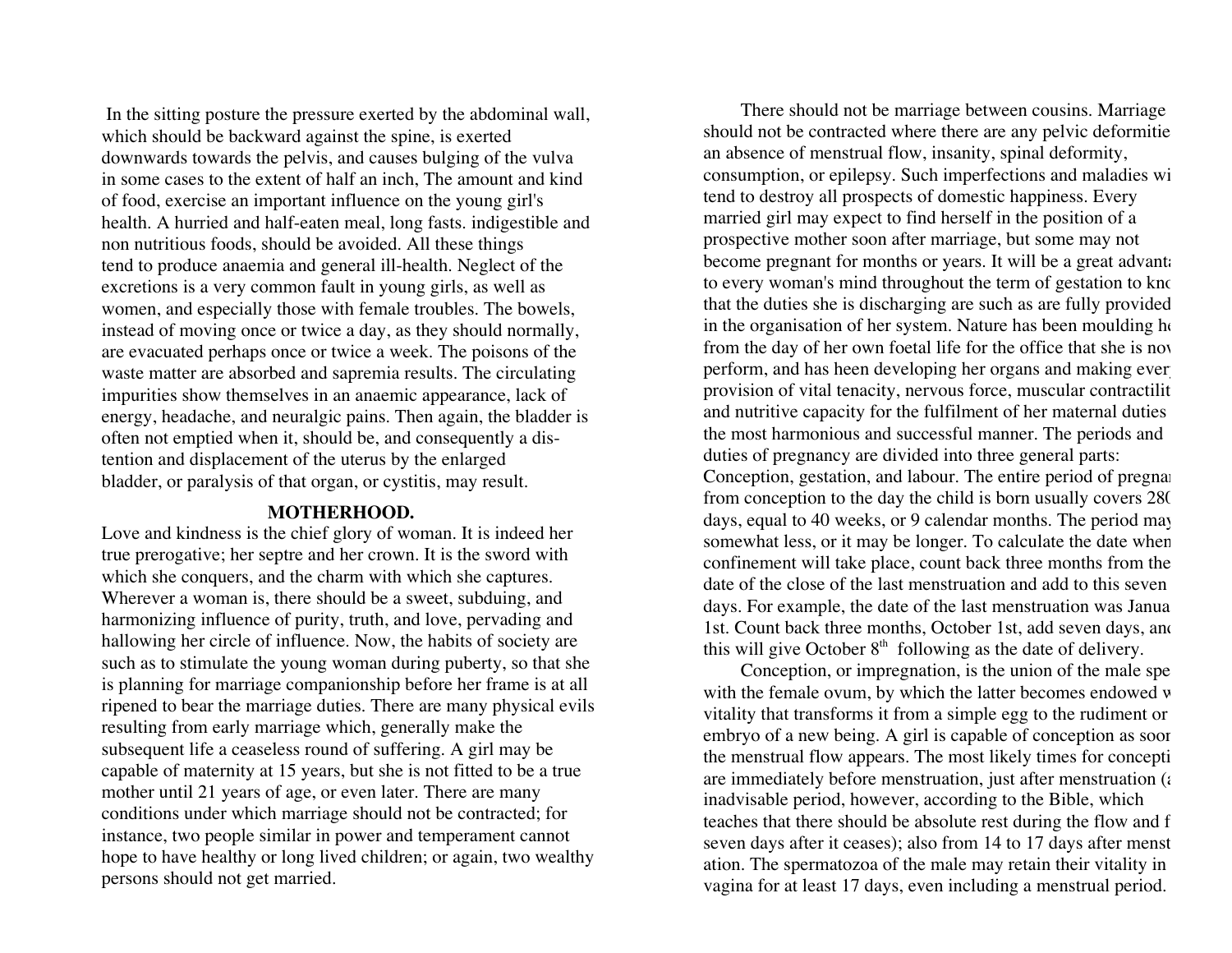In the sitting posture the pressure exerted by the abdominal wall, which should be backward against the spine, is exerted downwards towards the pelvis, and causes bulging of the vulva in some cases to the extent of half an inch, The amount and kind of food, exercise an important influence on the young girl's health. A hurried and half-eaten meal, long fasts. indigestible and non nutritious foods, should be avoided. All these things tend to produce anaemia and general ill-health. Neglect of the excretions is a very common fault in young girls, as well as women, and especially those with female troubles. The bowels, instead of moving once or twice a day, as they should normally, are evacuated perhaps once or twice a week. The poisons of the waste matter are absorbed and sapremia results. The circulating impurities show themselves in an anaemic appearance, lack of energy, headache, and neuralgic pains. Then again, the bladder is often not emptied when it, should be, and consequently a distention and displacement of the uterus by the enlarged bladder, or paralysis of that organ, or cystitis, may result.

## MOTHERHOOD.

Love and kindness is the chief glory of woman. It is indeed her true prerogative; her septre and her crown. It is the sword with which she conquers, and the charm with which she captures. Wherever a woman is, there should be a sweet, subduing, and harmonizing influence of purity, truth, and love, pervading and hallowing her circle of influence. Now, the habits of society are such as to stimulate the young woman during puberty, so that she is planning for marriage companionship before her frame is at all ripened to bear the marriage duties. There are many physical evils resulting from early marriage which, generally make the subsequent life a ceaseless round of suffering. A girl may be capable of maternity at 15 years, but she is not fitted to be a true mother until 21 years of age, or even later. There are many conditions under which marriage should not be contracted; for instance, two people similar in power and temperament cannot hope to have healthy or long lived children; or again, two wealthy persons should not get married.

There should not be marriage between cousins. Marriage should not be contracted where there are any pelvic deformitie an absence of menstrual flow, insanity, spinal deformity, consumption, or epilepsy. Such imperfections and maladies wi tend to destroy all prospects of domestic happiness. Every married girl may expect to find herself in the position of a prospective mother soon after marriage, but some may not become pregnant for months or years. It will be a great advant to every woman's mind throughout the term of gestation to kno that the duties she is discharging are such as are fully provided in the organisation of her system. Nature has been moulding h from the day of her own foetal life for the office that she is no perform, and has heen developing her organs and making ever provision of vital tenacity, nervous force, muscular contractilit and nutritive capacity for the fulfilment of her maternal duties the most harmonious and successful manner. The periods and duties of pregnancy are divided into three general parts: Conception, gestation, and labour. The entire period of pregnan from conception to the day the child is born usually covers 28( days, equal to 40 weeks, or 9 calendar months. The period may somewhat less, or it may be longer. To calculate the date whe confinement will take place, count back three months from the date of the close of the last menstruation and add to this seven days. For example, the date of the last menstruation was Janua 1st. Count back three months, October 1st, add seven days, an this will give October 8th following as the date of delivery.

Conception, or impregnation, is the union of the male spe with the female ovum, by which the latter becomes endowed w vitality that transforms it from a simple egg to the rudiment or embryo of a new being. A girl is capable of conception as soo the menstrual flow appears. The most likely times for concepti are immediately before menstruation, just after menstruation (a inadvisable period, however, according to the Bible, which teaches that there should be absolute rest during the flow and f seven days after it ceases); also from 14 to 17 days after menst ation. The spermatozoa of the male may retain their vitality in vagina for at least 17 days, even including a menstrual period.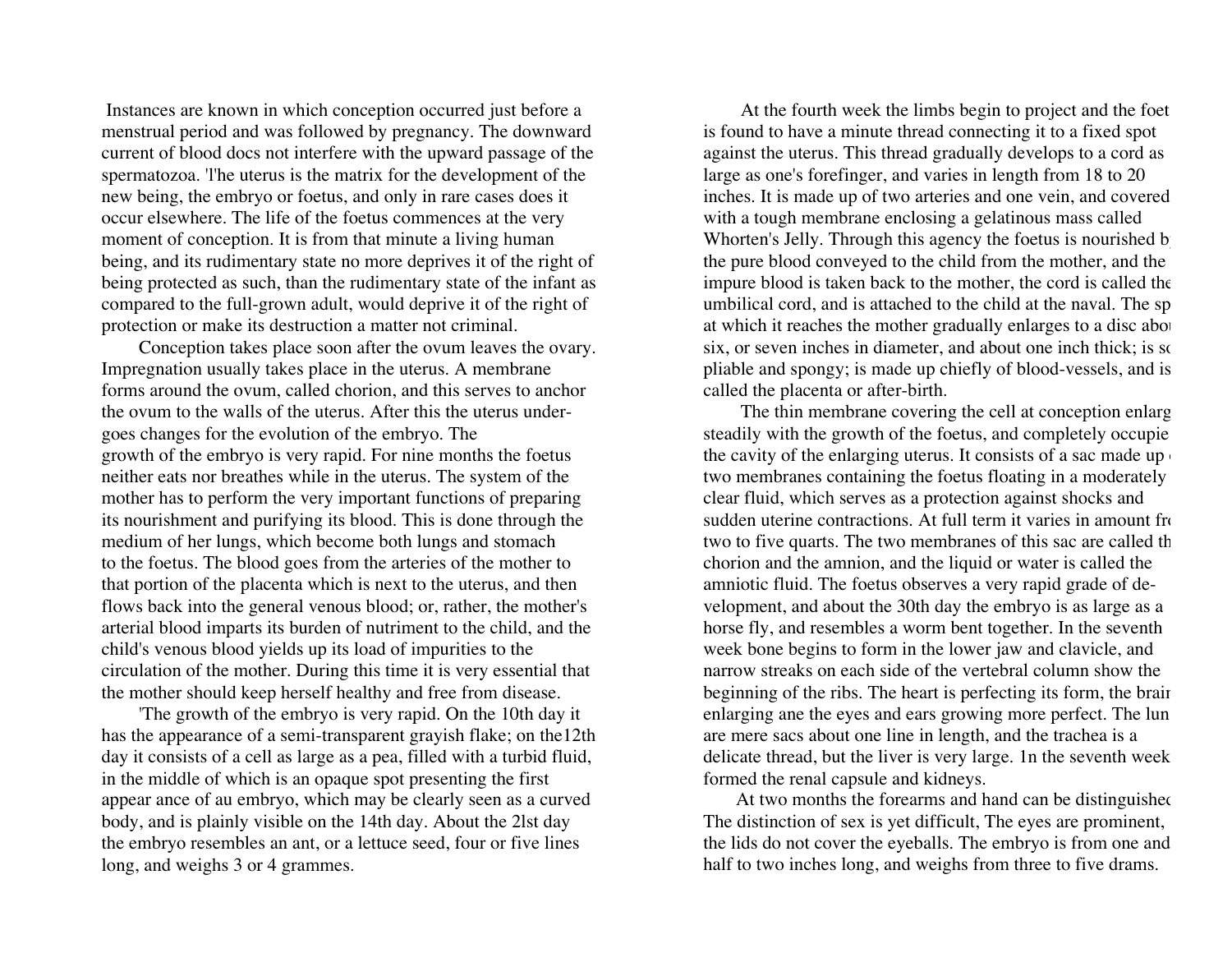Instances are known in which conception occurred just before a menstrual period and was followed by pregnancy. The downward current of blood docs not interfere with the upward passage of the spermatozoa. 'l'he uterus is the matrix for the development of the new being, the embryo or foetus, and only in rare cases does it occur elsewhere. The life of the foetus commences at the very moment of conception. It is from that minute a living human being, and its rudimentary state no more deprives it of the right of being protected as such, than the rudimentary state of the infant as compared to the full-grown adult, would deprive it of the right of protection or make its destruction a matter not criminal.

Conception takes place soon after the ovum leaves the ovary. Impregnation usually takes place in the uterus. A membrane forms around the ovum, called chorion, and this serves to anchor the ovum to the walls of the uterus. After this the uterus undergoes changes for the evolution of the embryo. The growth of the embryo is very rapid. For nine months the foetus neither eats nor breathes while in the uterus. The system of the mother has to perform the very important functions of preparing its nourishment and purifying its blood. This is done through the medium of her lungs, which become both lungs and stomach to the foetus. The blood goes from the arteries of the mother to that portion of the placenta which is next to the uterus, and then flows back into the general venous blood; or, rather, the mother's arterial blood imparts its burden of nutriment to the child, and the child's venous blood yields up its load of impurities to the circulation of the mother. During this time it is very essential that the mother should keep herself healthy and free from disease.

'The growth of the embryo is very rapid. On the 10th day it has the appearance of a semi-transparent grayish flake; on the12th day it consists of a cell as large as a pea, filled with a turbid fluid, in the middle of which is an opaque spot presenting the first appear ance of au embryo, which may be clearly seen as a curved body, and is plainly visible on the 14th day. About the 2lst day the embryo resembles an ant, or a lettuce seed, four or five lines long, and weighs 3 or 4 grammes.

At the fourth week the limbs begin to project and the foet is found to have a minute thread connecting it to a fixed spot against the uterus. This thread gradually develops to a cord as large as one's forefinger, and varies in length from 18 to 20 inches. It is made up of two arteries and one vein, and covered with a tough membrane enclosing a gelatinous mass called Whorten's Jelly. Through this agency the foetus is nourished b the pure blood conveyed to the child from the mother, and the impure blood is taken back to the mother, the cord is called the umbilical cord, and is attached to the child at the naval. The sp at which it reaches the mother gradually enlarges to a disc abou six, or seven inches in diameter, and about one inch thick; is so pliable and spongy; is made up chiefly of blood-vessels, and is called the placenta or after-birth.

The thin membrane covering the cell at conception enlarg steadily with the growth of the foetus, and completely occupie the cavity of the enlarging uterus. It consists of a sac made up of two membranes containing the foetus floating in a moderately clear fluid, which serves as a protection against shocks and sudden uterine contractions. At full term it varies in amount fro two to five quarts. The two membranes of this sac are called th chorion and the amnion, and the liquid or water is called the amniotic fluid. The foetus observes a very rapid grade of development, and about the 30th day the embryo is as large as a horse fly, and resembles a worm bent together. In the seventh week bone begins to form in the lower jaw and clavicle, and narrow streaks on each side of the vertebral column show the beginning of the ribs. The heart is perfecting its form, the brain enlarging ane the eyes and ears growing more perfect. The lun are mere sacs about one line in length, and the trachea is a delicate thread, but the liver is very large. 1n the seventh week formed the renal capsule and kidneys.

At two months the forearms and hand can be distinguished The distinction of sex is yet difficult, The eyes are prominent, the lids do not cover the eyeballs. The embryo is from one and half to two inches long, and weighs from three to five drams.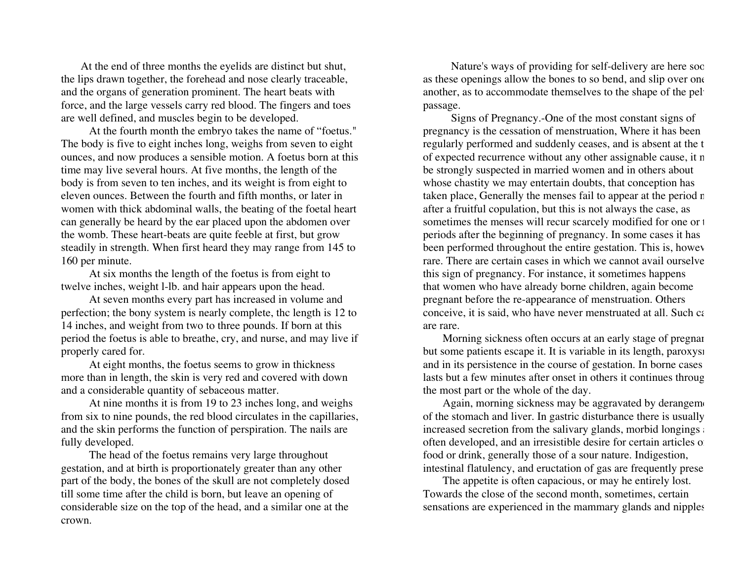At the end of three months the eyelids are distinct but shut, the lips drawn together, the forehead and nose clearly traceable, and the organs of generation prominent. The heart beats with force, and the large vessels carry red blood. The fingers and toes are well defined, and muscles begin to be developed.

At the fourth month the embryo takes the name of "foetus." The body is five to eight inches long, weighs from seven to eight ounces, and now produces a sensible motion. A foetus born at this time may live several hours. At five months, the length of the body is from seven to ten inches, and its weight is from eight to eleven ounces. Between the fourth and fifth months, or later in women with thick abdominal walls, the beating of the foetal heart can generally be heard by the ear placed upon the abdomen over the womb. These heart-beats are quite feeble at first, but grow steadily in strength. When first heard they may range from 145 to 160 per minute.

At six months the length of the foetus is from eight to twelve inches, weight l-lb. and hair appears upon the head.

At seven months every part has increased in volume and perfection; the bony system is nearly complete, thc length is 12 to 14 inches, and weight from two to three pounds. If born at this period the foetus is able to breathe, cry, and nurse, and may live if properly cared for.

At eight months, the foetus seems to grow in thickness more than in length, the skin is very red and covered with down and a considerable quantity of sebaceous matter.

At nine months it is from 19 to 23 inches long, and weighs from six to nine pounds, the red blood circulates in the capillaries, and the skin performs the function of perspiration. The nails are fully developed.

The head of the foetus remains very large throughout gestation, and at birth is proportionately greater than any other part of the body, the bones of the skull are not completely dosed till some time after the child is born, but leave an opening of considerable size on the top of the head, and a similar one at the crown.

Nature's ways of providing for self-delivery are here soo as these openings allow the bones to so bend, and slip over one another, as to accommodate themselves to the shape of the pel passage.

Signs of Pregnancy.-One of the most constant signs of pregnancy is the cessation of menstruation, Where it has been regularly performed and suddenly ceases, and is absent at the t of expected recurrence without any other assignable cause, it m be strongly suspected in married women and in others about whose chastity we may entertain doubts, that conception has taken place, Generally the menses fail to appear at the period n after a fruitful copulation, but this is not always the case, as sometimes the menses will recur scarcely modified for one or t periods after the beginning of pregnancy. In some cases it has been performed throughout the entire gestation. This is, howev rare. There are certain cases in which we cannot avail ourselve this sign of pregnancy. For instance, it sometimes happens that women who have already borne children, again become pregnant before the re-appearance of menstruation. Others conceive, it is said, who have never menstruated at all. Such ca are rare.

Morning sickness often occurs at an early stage of pregnan but some patients escape it. It is variable in its length, paroxysi and in its persistence in the course of gestation. In borne cases lasts but a few minutes after onset in others it continues throug the most part or the whole of the day.

Again, morning sickness may be aggravated by derangem of the stomach and liver. In gastric disturbance there is usually increased secretion from the salivary glands, morbid longings often developed, and an irresistible desire for certain articles o food or drink, generally those of a sour nature. Indigestion, intestinal flatulency, and eructation of gas are frequently prese

The appetite is often capacious, or may he entirely lost. Towards the close of the second month, sometimes, certain sensations are experienced in the mammary glands and nipples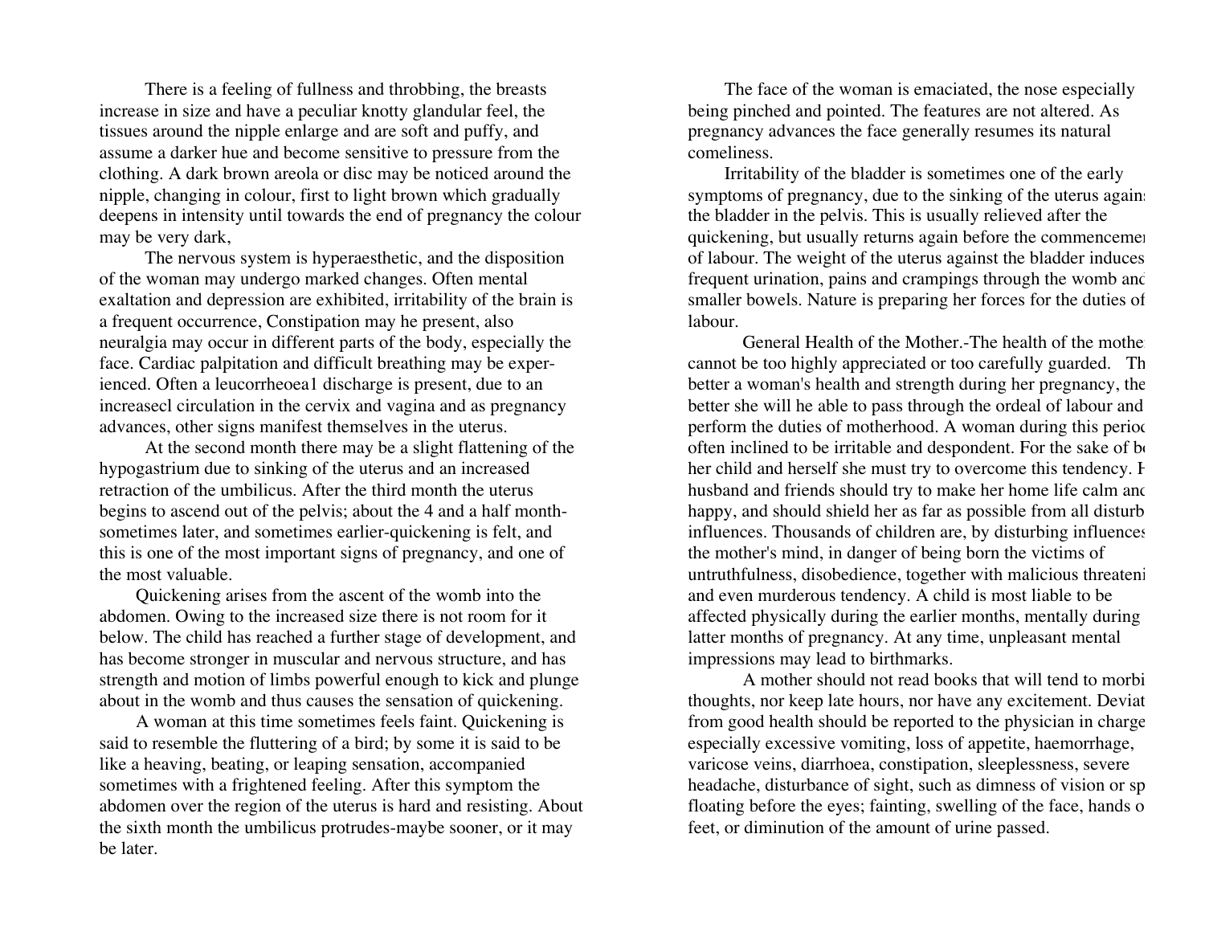There is a feeling of fullness and throbbing, the breasts increase in size and have a peculiar knotty glandular feel, the tissues around the nipple enlarge and are soft and puffy, and assume a darker hue and become sensitive to pressure from the clothing. A dark brown areola or disc may be noticed around the nipple, changing in colour, first to light brown which gradually deepens in intensity until towards the end of pregnancy the colour may be very dark,

The nervous system is hyperaesthetic, and the disposition of the woman may undergo marked changes. Often mental exaltation and depression are exhibited, irritability of the brain is a frequent occurrence, Constipation may he present, also neuralgia may occur in different parts of the body, especially the face. Cardiac palpitation and difficult breathing may be experienced. Often a leucorrheoea1 discharge is present, due to an increasecl circulation in the cervix and vagina and as pregnancy advances, other signs manifest themselves in the uterus.

At the second month there may be a slight flattening of the hypogastrium due to sinking of the uterus and an increased retraction of the umbilicus. After the third month the uterus begins to ascend out of the pelvis; about the 4 and a half month-sometimes later, and sometimes earlier-quickening is felt, and this is one of the most important signs of pregnancy, and one of the most valuable.

Quickening arises from the ascent of the womb into the abdomen. Owing to the increased size there is not room for it below. The child has reached a further stage of development, and has become stronger in muscular and nervous structure, and has strength and motion of limbs powerful enough to kick and plunge about in the womb and thus causes the sensation of quickening.

A woman at this time sometimes feels faint. Quickening is said to resemble the fluttering of a bird; by some it is said to be like a heaving, beating, or leaping sensation, accompanied sometimes with a frightened feeling. After this symptom the abdomen over the region of the uterus is hard and resisting. About the sixth month the umbilicus protrudes-maybe sooner, or it may be later.

The face of the woman is emaciated, the nose especially being pinched and pointed. The features are not altered. As pregnancy advances the face generally resumes its natural comeliness.

Irritability of the bladder is sometimes one of the early symptoms of pregnancy, due to the sinking of the uterus agains the bladder in the pelvis. This is usually relieved after the quickening, but usually returns again before the commencemer of labour. The weight of the uterus against the bladder induces frequent urination, pains and crampings through the womb and smaller bowels. Nature is preparing her forces for the duties of labour.

General Health of the Mother.-The health of the mothe cannot be too highly appreciated or too carefully guarded. Th better a woman's health and strength during her pregnancy, the better she will he able to pass through the ordeal of labour and perform the duties of motherhood. A woman during this perioc often inclined to be irritable and despondent. For the sake of b her child and herself she must try to overcome this tendency. H husband and friends should try to make her home life calm and happy, and should shield her as far as possible from all disturb influences. Thousands of children are, by disturbing influences the mother's mind, in danger of being born the victims of untruthfulness, disobedience, together with malicious threateni and even murderous tendency. A child is most liable to be affected physically during the earlier months, mentally during latter months of pregnancy. At any time, unpleasant mental impressions may lead to birthmarks.

A mother should not read books that will tend to morbi thoughts, nor keep late hours, nor have any excitement. Deviat from good health should be reported to the physician in charge especially excessive vomiting, loss of appetite, haemorrhage, varicose veins, diarrhoea, constipation, sleeplessness, severe headache, disturbance of sight, such as dimness of vision or sp floating before the eyes; fainting, swelling of the face, hands o feet, or diminution of the amount of urine passed.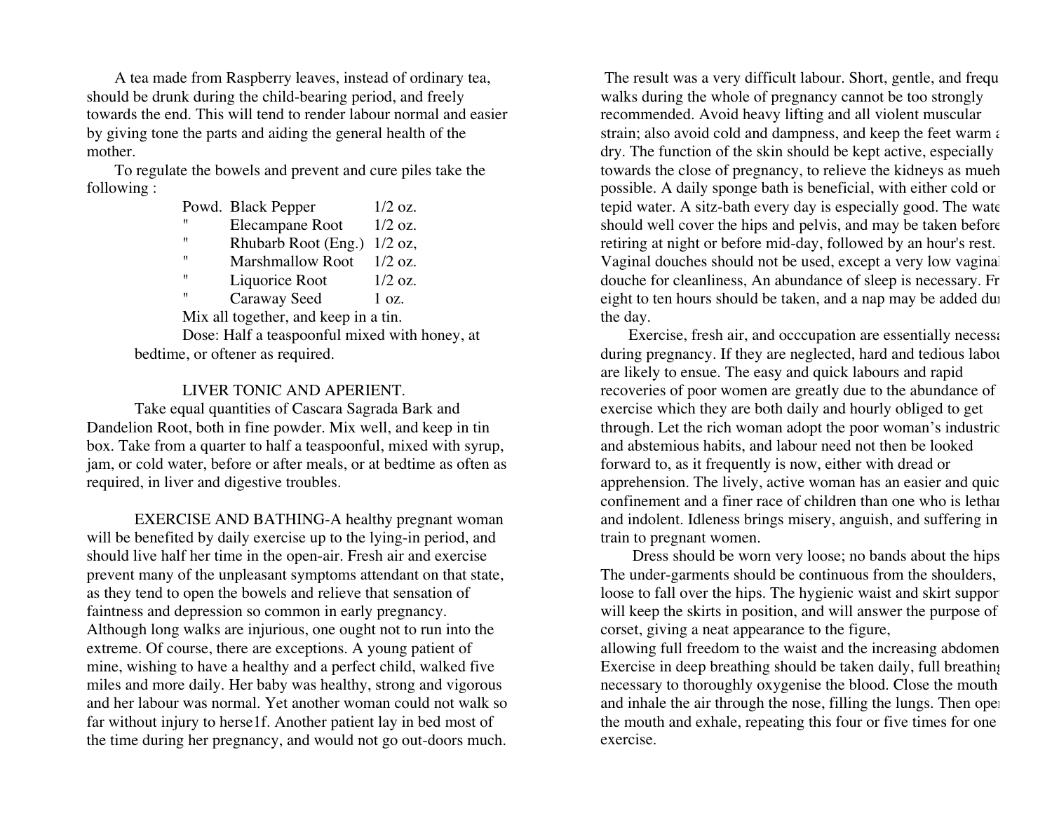A tea made from Raspberry leaves, instead of ordinary tea, should be drunk during the child-bearing period, and freely towards the end. This will tend to render labour normal and easier by giving tone the parts and aiding the general health of the mother.

To regulate the bowels and prevent and cure piles take the following :

| | | |
|---|---|---|
| Powd. | Black Pepper | 1/2 oz. |
| " | Elecampane Root | 1/2 oz. |
| " | Rhubarb Root (Eng.) | 1/2 oz, |
| " | Marshmallow Root | 1/2 oz. |
| " | Liquorice Root | 1/2 oz. |
| " | Caraway Seed | 1 oz. |

Mix all together, and keep in a tin.

Dose: Half a teaspoonful mixed with honey, at bedtime, or oftener as required.

LIVER TONIC AND APERIENT.

Take equal quantities of Cascara Sagrada Bark and Dandelion Root, both in fine powder. Mix well, and keep in tin box. Take from a quarter to half a teaspoonful, mixed with syrup, jam, or cold water, before or after meals, or at bedtime as often as required, in liver and digestive troubles.

EXERCISE AND BATHING-A healthy pregnant woman will be benefited by daily exercise up to the lying-in period, and should live half her time in the open-air. Fresh air and exercise prevent many of the unpleasant symptoms attendant on that state, as they tend to open the bowels and relieve that sensation of faintness and depression so common in early pregnancy. Although long walks are injurious, one ought not to run into the extreme. Of course, there are exceptions. A young patient of mine, wishing to have a healthy and a perfect child, walked five miles and more daily. Her baby was healthy, strong and vigorous and her labour was normal. Yet another woman could not walk so far without injury to herse1f. Another patient lay in bed most of the time during her pregnancy, and would not go out-doors much. The result was a very difficult labour. Short, gentle, and frequ walks during the whole of pregnancy cannot be too strongly recommended. Avoid heavy lifting and all violent muscular strain; also avoid cold and dampness, and keep the feet warm a dry. The function of the skin should be kept active, especially towards the close of pregnancy, to relieve the kidneys as mueh possible. A daily sponge bath is beneficial, with either cold or tepid water. A sitz-bath every day is especially good. The wate should well cover the hips and pelvis, and may be taken before retiring at night or before mid-day, followed by an hour's rest. Vaginal douches should not be used, except a very low vaginal douche for cleanliness, An abundance of sleep is necessary. Fr eight to ten hours should be taken, and a nap may be added dur the day.

Exercise, fresh air, and occcupation are essentially necessa during pregnancy. If they are neglected, hard and tedious labou are likely to ensue. The easy and quick labours and rapid recoveries of poor women are greatly due to the abundance of exercise which they are both daily and hourly obliged to get through. Let the rich woman adopt the poor woman's industric and abstemious habits, and labour need not then be looked forward to, as it frequently is now, either with dread or apprehension. The lively, active woman has an easier and quic confinement and a finer race of children than one who is lethar and indolent. Idleness brings misery, anguish, and suffering in train to pregnant women.

Dress should be worn very loose; no bands about the hips The under-garments should be continuous from the shoulders, loose to fall over the hips. The hygienic waist and skirt suppor will keep the skirts in position, and will answer the purpose of corset, giving a neat appearance to the figure, allowing full freedom to the waist and the increasing abdomen Exercise in deep breathing should be taken daily, full breathing necessary to thoroughly oxygenise the blood. Close the mouth and inhale the air through the nose, filling the lungs. Then open the mouth and exhale, repeating this four or five times for one exercise.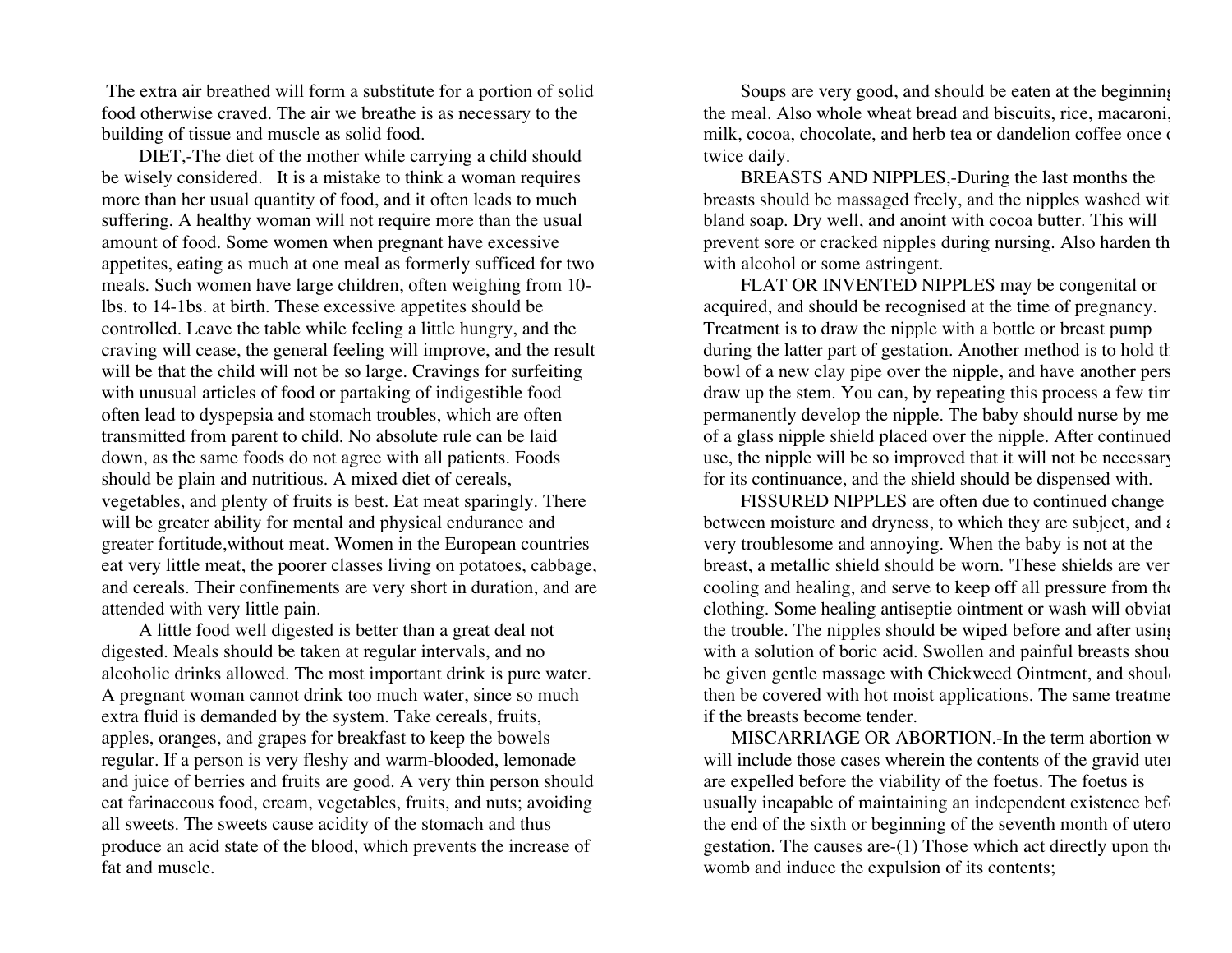The extra air breathed will form a substitute for a portion of solid food otherwise craved. The air we breathe is as necessary to the building of tissue and muscle as solid food.

DIET,-The diet of the mother while carrying a child should be wisely considered. It is a mistake to think a woman requires more than her usual quantity of food, and it often leads to much suffering. A healthy woman will not require more than the usual amount of food. Some women when pregnant have excessive appetites, eating as much at one meal as formerly sufficed for two meals. Such women have large children, often weighing from 10-lbs. to 14-1bs. at birth. These excessive appetites should be controlled. Leave the table while feeling a little hungry, and the craving will cease, the general feeling will improve, and the result will be that the child will not be so large. Cravings for surfeiting with unusual articles of food or partaking of indigestible food often lead to dyspepsia and stomach troubles, which are often transmitted from parent to child. No absolute rule can be laid down, as the same foods do not agree with all patients. Foods should be plain and nutritious. A mixed diet of cereals, vegetables, and plenty of fruits is best. Eat meat sparingly. There will be greater ability for mental and physical endurance and greater fortitude,without meat. Women in the European countries eat very little meat, the poorer classes living on potatoes, cabbage, and cereals. Their confinements are very short in duration, and are attended with very little pain.

A little food well digested is better than a great deal not digested. Meals should be taken at regular intervals, and no alcoholic drinks allowed. The most important drink is pure water. A pregnant woman cannot drink too much water, since so much extra fluid is demanded by the system. Take cereals, fruits, apples, oranges, and grapes for breakfast to keep the bowels regular. If a person is very fleshy and warm-blooded, lemonade and juice of berries and fruits are good. A very thin person should eat farinaceous food, cream, vegetables, fruits, and nuts; avoiding all sweets. The sweets cause acidity of the stomach and thus produce an acid state of the blood, which prevents the increase of fat and muscle.

Soups are very good, and should be eaten at the beginning the meal. Also whole wheat bread and biscuits, rice, macaroni, milk, cocoa, chocolate, and herb tea or dandelion coffee once or twice daily.

BREASTS AND NIPPLES,-During the last months the breasts should be massaged freely, and the nipples washed with bland soap. Dry well, and anoint with cocoa butter. This will prevent sore or cracked nipples during nursing. Also harden them with alcohol or some astringent.

FLAT OR INVENTED NIPPLES may be congenital or acquired, and should be recognised at the time of pregnancy. Treatment is to draw the nipple with a bottle or breast pump during the latter part of gestation. Another method is to hold the bowl of a new clay pipe over the nipple, and have another person draw up the stem. You can, by repeating this process a few times permanently develop the nipple. The baby should nurse by means of a glass nipple shield placed over the nipple. After continued use, the nipple will be so improved that it will not be necessary for its continuance, and the shield should be dispensed with.

FISSURED NIPPLES are often due to continued change between moisture and dryness, to which they are subject, and are very troublesome and annoying. When the baby is not at the breast, a metallic shield should be worn. 'These shields are very cooling and healing, and serve to keep off all pressure from the clothing. Some healing antiseptie ointment or wash will obviate the trouble. The nipples should be wiped before and after using with a solution of boric acid. Swollen and painful breasts should be given gentle massage with Chickweed Ointment, and should then be covered with hot moist applications. The same treatment if the breasts become tender.

MISCARRIAGE OR ABORTION.-In the term abortion we will include those cases wherein the contents of the gravid uterus are expelled before the viability of the foetus. The foetus is usually incapable of maintaining an independent existence before the end of the sixth or beginning of the seventh month of utero gestation. The causes are-(1) Those which act directly upon the womb and induce the expulsion of its contents;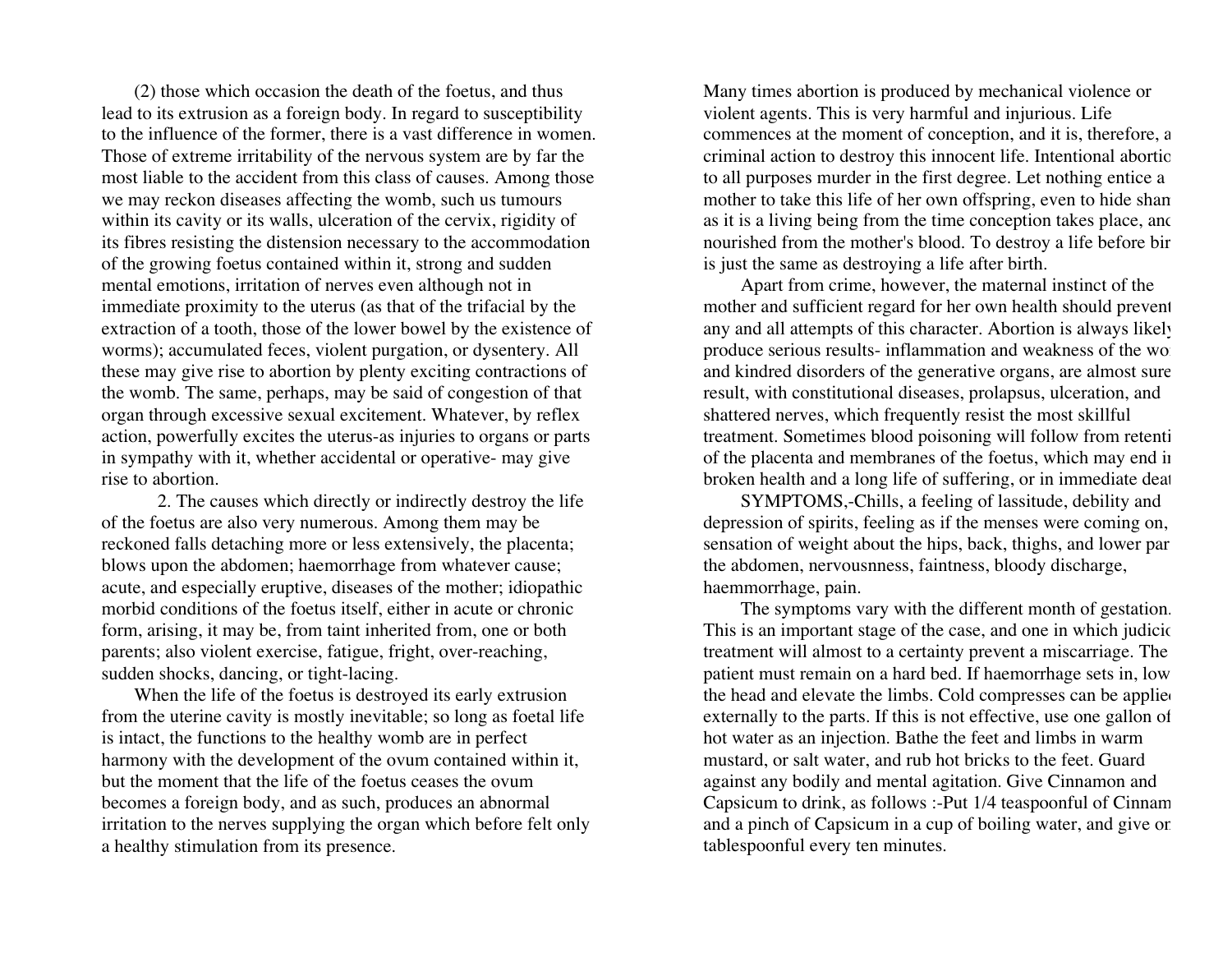(2) those which occasion the death of the foetus, and thus lead to its extrusion as a foreign body. In regard to susceptibility to the influence of the former, there is a vast difference in women. Those of extreme irritability of the nervous system are by far the most liable to the accident from this class of causes. Among those we may reckon diseases affecting the womb, such us tumours within its cavity or its walls, ulceration of the cervix, rigidity of its fibres resisting the distension necessary to the accommodation of the growing foetus contained within it, strong and sudden mental emotions, irritation of nerves even although not in immediate proximity to the uterus (as that of the trifacial by the extraction of a tooth, those of the lower bowel by the existence of worms); accumulated feces, violent purgation, or dysentery. All these may give rise to abortion by plenty exciting contractions of the womb. The same, perhaps, may be said of congestion of that organ through excessive sexual excitement. Whatever, by reflex action, powerfully excites the uterus-as injuries to organs or parts in sympathy with it, whether accidental or operative- may give rise to abortion.

2. The causes which directly or indirectly destroy the life of the foetus are also very numerous. Among them may be reckoned falls detaching more or less extensively, the placenta; blows upon the abdomen; haemorrhage from whatever cause; acute, and especially eruptive, diseases of the mother; idiopathic morbid conditions of the foetus itself, either in acute or chronic form, arising, it may be, from taint inherited from, one or both parents; also violent exercise, fatigue, fright, over-reaching, sudden shocks, dancing, or tight-lacing.

When the life of the foetus is destroyed its early extrusion from the uterine cavity is mostly inevitable; so long as foetal life is intact, the functions to the healthy womb are in perfect harmony with the development of the ovum contained within it, but the moment that the life of the foetus ceases the ovum becomes a foreign body, and as such, produces an abnormal irritation to the nerves supplying the organ which before felt only a healthy stimulation from its presence.

Many times abortion is produced by mechanical violence or violent agents. This is very harmful and injurious. Life commences at the moment of conception, and it is, therefore, a criminal action to destroy this innocent life. Intentional abortio to all purposes murder in the first degree. Let nothing entice a mother to take this life of her own offspring, even to hide shan as it is a living being from the time conception takes place, anc nourished from the mother's blood. To destroy a life before bir is just the same as destroying a life after birth.

Apart from crime, however, the maternal instinct of the mother and sufficient regard for her own health should prevent any and all attempts of this character. Abortion is always likely produce serious results- inflammation and weakness of the wo and kindred disorders of the generative organs, are almost sure result, with constitutional diseases, prolapsus, ulceration, and shattered nerves, which frequently resist the most skillful treatment. Sometimes blood poisoning will follow from retenti of the placenta and membranes of the foetus, which may end ir broken health and a long life of suffering, or in immediate deat

SYMPTOMS,-Chills, a feeling of lassitude, debility and depression of spirits, feeling as if the menses were coming on, sensation of weight about the hips, back, thighs, and lower par the abdomen, nervousness, faintness, bloody discharge, haemmorrhage, pain.

The symptoms vary with the different month of gestation. This is an important stage of the case, and one in which judicio treatment will almost to a certainty prevent a miscarriage. The patient must remain on a hard bed. If haemorrhage sets in, low the head and elevate the limbs. Cold compresses can be applied externally to the parts. If this is not effective, use one gallon of hot water as an injection. Bathe the feet and limbs in warm mustard, or salt water, and rub hot bricks to the feet. Guard against any bodily and mental agitation. Give Cinnamon and Capsicum to drink, as follows :-Put 1/4 teaspoonful of Cinnam and a pinch of Capsicum in a cup of boiling water, and give or tablespoonful every ten minutes.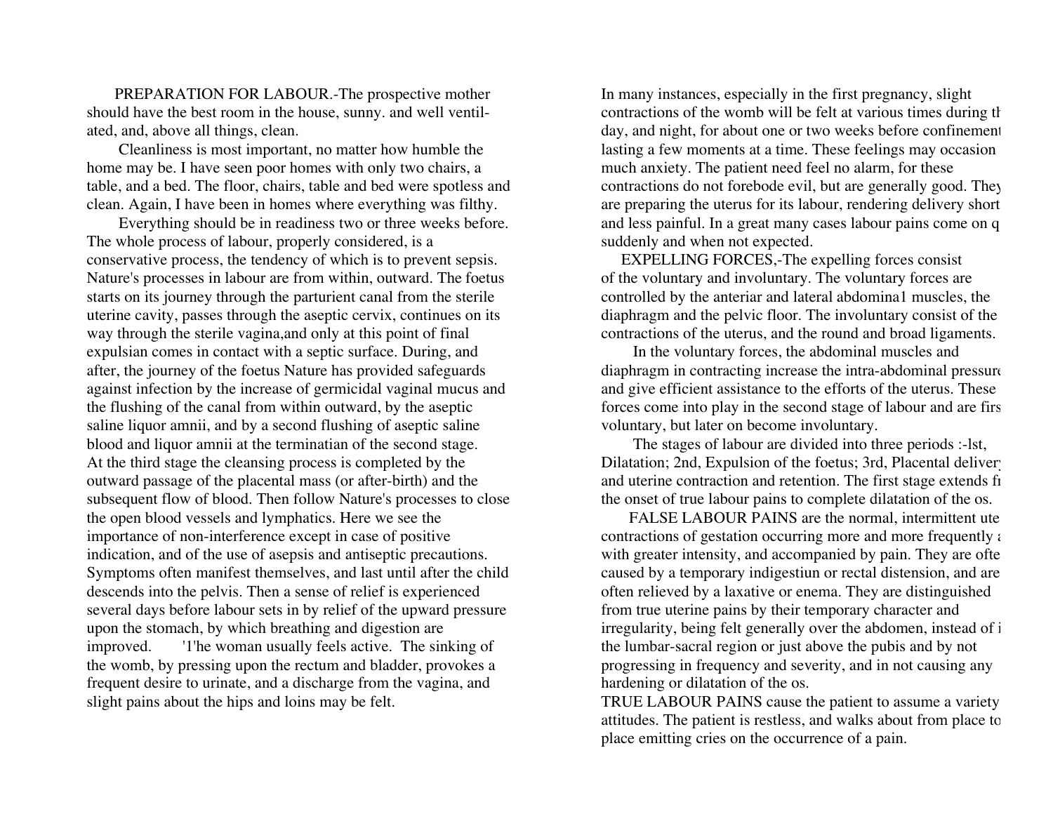PREPARATION FOR LABOUR.-The prospective mother should have the best room in the house, sunny. and well ventilated, and, above all things, clean.

Cleanliness is most important, no matter how humble the home may be. I have seen poor homes with only two chairs, a table, and a bed. The floor, chairs, table and bed were spotless and clean. Again, I have been in homes where everything was filthy.

Everything should be in readiness two or three weeks before. The whole process of labour, properly considered, is a conservative process, the tendency of which is to prevent sepsis. Nature's processes in labour are from within, outward. The foetus starts on its journey through the parturient canal from the sterile uterine cavity, passes through the aseptic cervix, continues on its way through the sterile vagina,and only at this point of final expulsian comes in contact with a septic surface. During, and after, the journey of the foetus Nature has provided safeguards against infection by the increase of germicidal vaginal mucus and the flushing of the canal from within outward, by the aseptic saline liquor amnii, and by a second flushing of aseptic saline blood and liquor amnii at the terminatian of the second stage. At the third stage the cleansing process is completed by the outward passage of the placental mass (or after-birth) and the subsequent flow of blood. Then follow Nature's processes to close the open blood vessels and lymphatics. Here we see the importance of non-interference except in case of positive indication, and of the use of asepsis and antiseptic precautions. Symptoms often manifest themselves, and last until after the child descends into the pelvis. Then a sense of relief is experienced several days before labour sets in by relief of the upward pressure upon the stomach, by which breathing and digestion are improved. '1'he woman usually feels active. The sinking of the womb, by pressing upon the rectum and bladder, provokes a frequent desire to urinate, and a discharge from the vagina, and slight pains about the hips and loins may be felt.

In many instances, especially in the first pregnancy, slight contractions of the womb will be felt at various times during th day, and night, for about one or two weeks before confinement lasting a few moments at a time. These feelings may occasion much anxiety. The patient need feel no alarm, for these contractions do not forebode evil, but are generally good. They are preparing the uterus for its labour, rendering delivery short and less painful. In a great many cases labour pains come on q suddenly and when not expected.

EXPELLING FORCES,-The expelling forces consist of the voluntary and involuntary. The voluntary forces are controlled by the anteriar and lateral abdomina1 muscles, the diaphragm and the pelvic floor. The involuntary consist of the contractions of the uterus, and the round and broad ligaments.

In the voluntary forces, the abdominal muscles and diaphragm in contracting increase the intra-abdominal pressure and give efficient assistance to the efforts of the uterus. These forces come into play in the second stage of labour and are firs voluntary, but later on become involuntary.

The stages of labour are divided into three periods :-lst, Dilatation; 2nd, Expulsion of the foetus; 3rd, Placental delivery and uterine contraction and retention. The first stage extends fr the onset of true labour pains to complete dilatation of the os.

FALSE LABOUR PAINS are the normal, intermittent ute contractions of gestation occurring more and more frequently a with greater intensity, and accompanied by pain. They are ofte caused by a temporary indigestiun or rectal distension, and are often relieved by a laxative or enema. They are distinguished from true uterine pains by their temporary character and irregularity, being felt generally over the abdomen, instead of i the lumbar-sacral region or just above the pubis and by not progressing in frequency and severity, and in not causing any hardening or dilatation of the os.

TRUE LABOUR PAINS cause the patient to assume a variety attitudes. The patient is restless, and walks about from place to place emitting cries on the occurrence of a pain.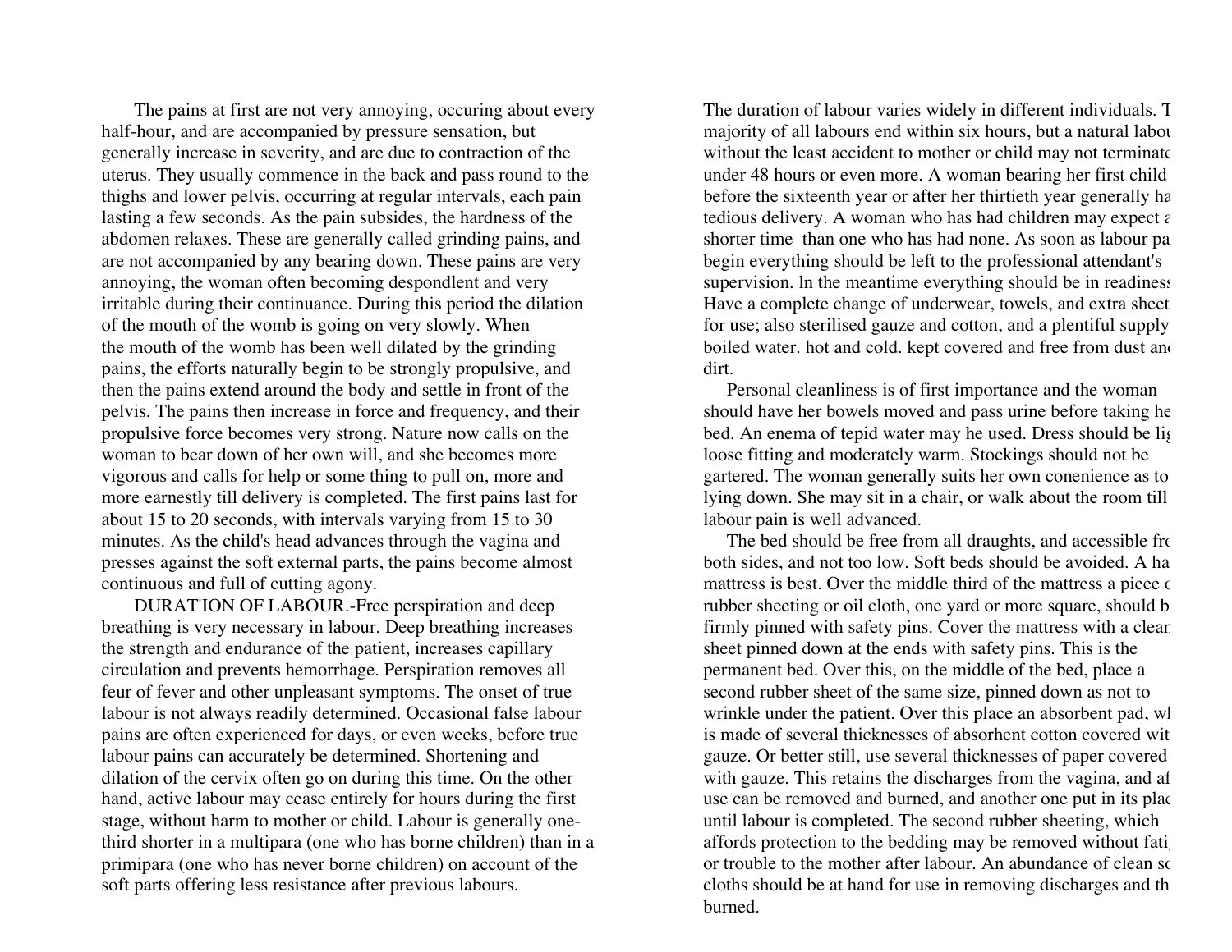The pains at first are not very annoying, occuring about every half-hour, and are accompanied by pressure sensation, but generally increase in severity, and are due to contraction of the uterus. They usually commence in the back and pass round to the thighs and lower pelvis, occurring at regular intervals, each pain lasting a few seconds. As the pain subsides, the hardness of the abdomen relaxes. These are generally called grinding pains, and are not accompanied by any bearing down. These pains are very annoying, the woman often becoming despondlent and very irritable during their continuance. During this period the dilation of the mouth of the womb is going on very slowly. When the mouth of the womb has been well dilated by the grinding pains, the efforts naturally begin to be strongly propulsive, and then the pains extend around the body and settle in front of the pelvis. The pains then increase in force and frequency, and their propulsive force becomes very strong. Nature now calls on the woman to bear down of her own will, and she becomes more vigorous and calls for help or some thing to pull on, more and more earnestly till delivery is completed. The first pains last for about 15 to 20 seconds, with intervals varying from 15 to 30 minutes. As the child's head advances through the vagina and presses against the soft external parts, the pains become almost continuous and full of cutting agony.

DURAT'ION OF LABOUR.-Free perspiration and deep breathing is very necessary in labour. Deep breathing increases the strength and endurance of the patient, increases capillary circulation and prevents hemorrhage. Perspiration removes all feur of fever and other unpleasant symptoms. The onset of true labour is not always readily determined. Occasional false labour pains are often experienced for days, or even weeks, before true labour pains can accurately be determined. Shortening and dilation of the cervix often go on during this time. On the other hand, active labour may cease entirely for hours during the first stage, without harm to mother or child. Labour is generally one-third shorter in a multipara (one who has borne children) than in a primipara (one who has never borne children) on account of the soft parts offering less resistance after previous labours.

The duration of labour varies widely in different individuals. T majority of all labours end within six hours, but a natural labou without the least accident to mother or child may not terminate under 48 hours or even more. A woman bearing her first child before the sixteenth year or after her thirtieth year generally ha tedious delivery. A woman who has had children may expect a shorter time than one who has had none. As soon as labour pa begin everything should be left to the professional attendant's supervision. ln the meantime everything should be in readiness Have a complete change of underwear, towels, and extra sheet for use; also sterilised gauze and cotton, and a plentiful supply boiled water. hot and cold. kept covered and free from dust and dirt.

Personal cleanliness is of first importance and the woman should have her bowels moved and pass urine before taking he bed. An enema of tepid water may he used. Dress should be lig loose fitting and moderately warm. Stockings should not be gartered. The woman generally suits her own conenience as to lying down. She may sit in a chair, or walk about the room till labour pain is well advanced.

The bed should be free from all draughts, and accessible fro both sides, and not too low. Soft beds should be avoided. A ha mattress is best. Over the middle third of the mattress a pieee c rubber sheeting or oil cloth, one yard or more square, should b firmly pinned with safety pins. Cover the mattress with a clean sheet pinned down at the ends with safety pins. This is the permanent bed. Over this, on the middle of the bed, place a second rubber sheet of the same size, pinned down as not to wrinkle under the patient. Over this place an absorbent pad, wh is made of several thicknesses of absorhent cotton covered wit gauze. Or better still, use several thicknesses of paper covered with gauze. This retains the discharges from the vagina, and af use can be removed and burned, and another one put in its plac until labour is completed. The second rubber sheeting, which affords protection to the bedding may be removed without fati or trouble to the mother after labour. An abundance of clean sc cloths should be at hand for use in removing discharges and th burned.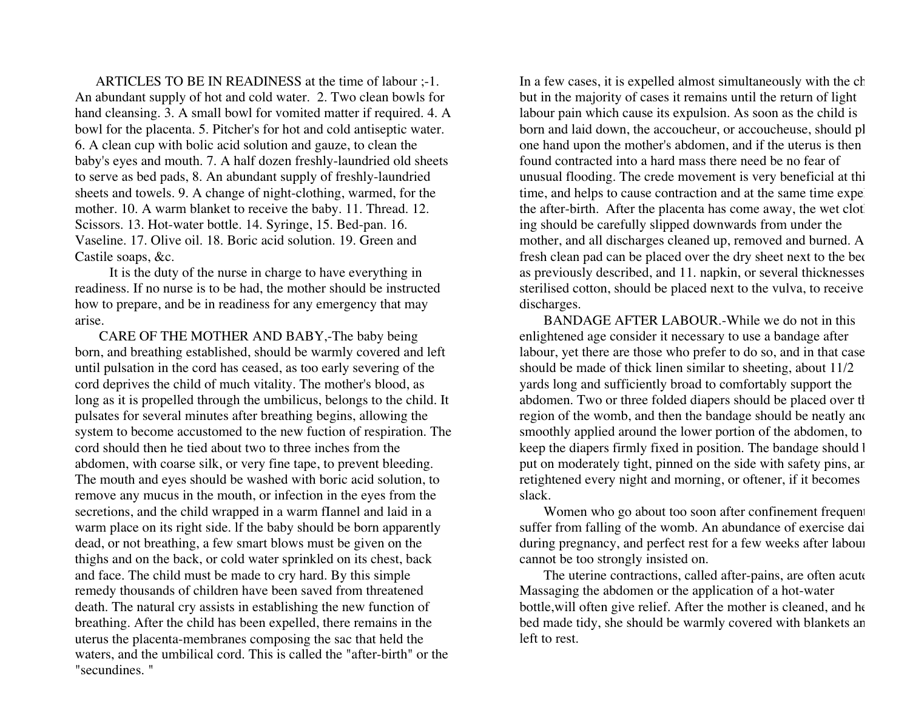ARTICLES TO BE IN READINESS at the time of labour ;-1. An abundant supply of hot and cold water. 2. Two clean bowls for hand cleansing. 3. A small bowl for vomited matter if required. 4. A bowl for the placenta. 5. Pitcher's for hot and cold antiseptic water. 6. A clean cup with bolic acid solution and gauze, to clean the baby's eyes and mouth. 7. A half dozen freshly-laundried old sheets to serve as bed pads, 8. An abundant supply of freshly-laundried sheets and towels. 9. A change of night-clothing, warmed, for the mother. 10. A warm blanket to receive the baby. 11. Thread. 12. Scissors. 13. Hot-water bottle. 14. Syringe, 15. Bed-pan. 16. Vaseline. 17. Olive oil. 18. Boric acid solution. 19. Green and Castile soaps, &c.

It is the duty of the nurse in charge to have everything in readiness. If no nurse is to be had, the mother should be instructed how to prepare, and be in readiness for any emergency that may arise.

CARE OF THE MOTHER AND BABY,-The baby being born, and breathing established, should be warmly covered and left until pulsation in the cord has ceased, as too early severing of the cord deprives the child of much vitality. The mother's blood, as long as it is propelled through the umbilicus, belongs to the child. It pulsates for several minutes after breathing begins, allowing the system to become accustomed to the new fuction of respiration. The cord should then he tied about two to three inches from the abdomen, with coarse silk, or very fine tape, to prevent bleeding. The mouth and eyes should be washed with boric acid solution, to remove any mucus in the mouth, or infection in the eyes from the secretions, and the child wrapped in a warm fIannel and laid in a warm place on its right side. lf the baby should be born apparently dead, or not breathing, a few smart blows must be given on the thighs and on the back, or cold water sprinkled on its chest, back and face. The child must be made to cry hard. By this simple remedy thousands of children have been saved from threatened death. The natural cry assists in establishing the new function of breathing. After the child has been expelled, there remains in the uterus the placenta-membranes composing the sac that held the waters, and the umbilical cord. This is called the "after-birth" or the "secundines. "

In a few cases, it is expelled almost simultaneously with the ch but in the majority of cases it remains until the return of light labour pain which cause its expulsion. As soon as the child is born and laid down, the accoucheur, or accoucheuse, should pl one hand upon the mother's abdomen, and if the uterus is then found contracted into a hard mass there need be no fear of unusual flooding. The crede movement is very beneficial at thi time, and helps to cause contraction and at the same time expe the after-birth. After the placenta has come away, the wet clot ing should be carefully slipped downwards from under the mother, and all discharges cleaned up, removed and burned. A fresh clean pad can be placed over the dry sheet next to the bed as previously described, and 11. napkin, or several thicknesses sterilised cotton, should be placed next to the vulva, to receive discharges.

BANDAGE AFTER LABOUR.-While we do not in this enlightened age consider it necessary to use a bandage after labour, yet there are those who prefer to do so, and in that case should be made of thick linen similar to sheeting, about 11/2 yards long and sufficiently broad to comfortably support the abdomen. Two or three folded diapers should be placed over th region of the womb, and then the bandage should be neatly and smoothly applied around the lower portion of the abdomen, to keep the diapers firmly fixed in position. The bandage should l put on moderately tight, pinned on the side with safety pins, ar retightened every night and morning, or oftener, if it becomes slack.

Women who go about too soon after confinement frequent suffer from falling of the womb. An abundance of exercise dai during pregnancy, and perfect rest for a few weeks after labour cannot be too strongly insisted on.

The uterine contractions, called after-pains, are often acute Massaging the abdomen or the application of a hot-water bottle,will often give relief. After the mother is cleaned, and he bed made tidy, she should be warmly covered with blankets an left to rest.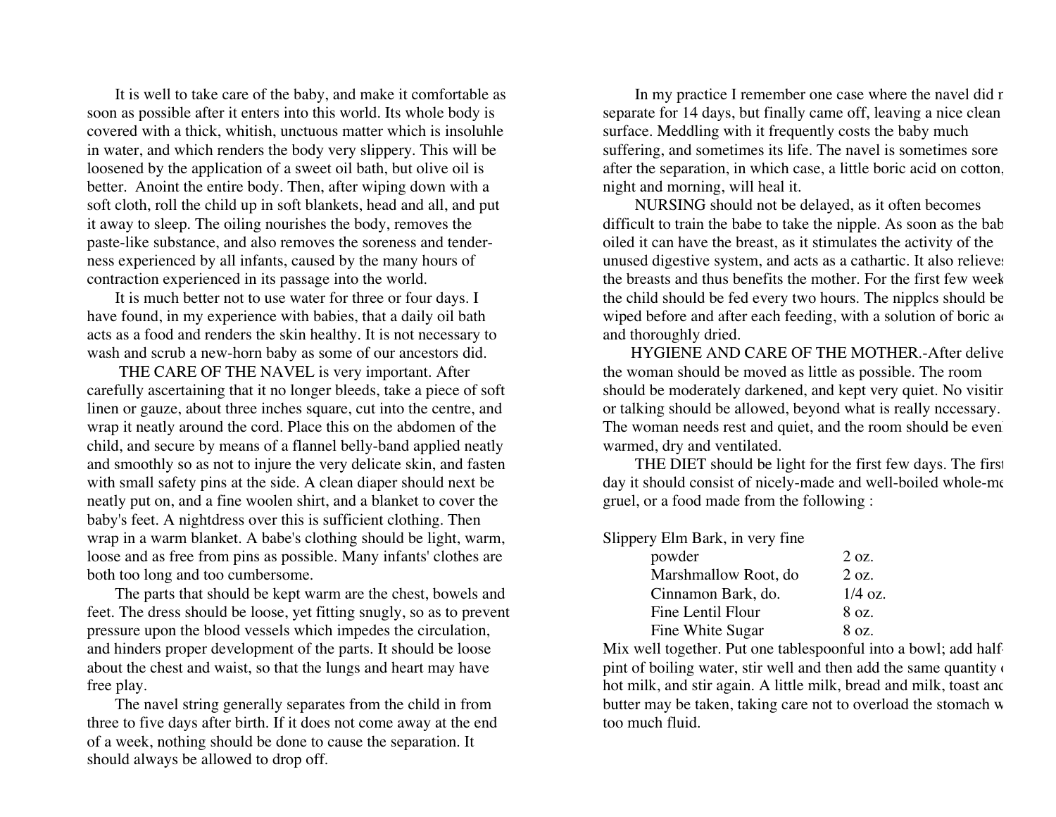It is well to take care of the baby, and make it comfortable as soon as possible after it enters into this world. Its whole body is covered with a thick, whitish, unctuous matter which is insoluhle in water, and which renders the body very slippery. This will be loosened by the application of a sweet oil bath, but olive oil is better. Anoint the entire body. Then, after wiping down with a soft cloth, roll the child up in soft blankets, head and all, and put it away to sleep. The oiling nourishes the body, removes the paste-like substance, and also removes the soreness and tenderness experienced by all infants, caused by the many hours of contraction experienced in its passage into the world.

It is much better not to use water for three or four days. I have found, in my experience with babies, that a daily oil bath acts as a food and renders the skin healthy. It is not necessary to wash and scrub a new-horn baby as some of our ancestors did.

THE CARE OF THE NAVEL is very important. After carefully ascertaining that it no longer bleeds, take a piece of soft linen or gauze, about three inches square, cut into the centre, and wrap it neatly around the cord. Place this on the abdomen of the child, and secure by means of a flannel belly-band applied neatly and smoothly so as not to injure the very delicate skin, and fasten with small safety pins at the side. A clean diaper should next be neatly put on, and a fine woolen shirt, and a blanket to cover the baby's feet. A nightdress over this is sufficient clothing. Then wrap in a warm blanket. A babe's clothing should be light, warm, loose and as free from pins as possible. Many infants' clothes are both too long and too cumbersome.

The parts that should be kept warm are the chest, bowels and feet. The dress should be loose, yet fitting snugly, so as to prevent pressure upon the blood vessels which impedes the circulation, and hinders proper development of the parts. It should be loose about the chest and waist, so that the lungs and heart may have free play.

The navel string generally separates from the child in from three to five days after birth. If it does not come away at the end of a week, nothing should be done to cause the separation. It should always be allowed to drop off.

In my practice I remember one case where the navel did n separate for 14 days, but finally came off, leaving a nice clean surface. Meddling with it frequently costs the baby much suffering, and sometimes its life. The navel is sometimes sore after the separation, in which case, a little boric acid on cotton, night and morning, will heal it.

NURSING should not be delayed, as it often becomes difficult to train the babe to take the nipple. As soon as the bab oiled it can have the breast, as it stimulates the activity of the unused digestive system, and acts as a cathartic. It also relieves the breasts and thus benefits the mother. For the first few week the child should be fed every two hours. The nipplcs should be wiped before and after each feeding, with a solution of boric ac and thoroughly dried.

HYGIENE AND CARE OF THE MOTHER.-After delive the woman should be moved as little as possible. The room should be moderately darkened, and kept very quiet. No visitin or talking should be allowed, beyond what is really nccessary. The woman needs rest and quiet, and the room should be even warmed, dry and ventilated.

THE DIET should be light for the first few days. The first day it should consist of nicely-made and well-boiled whole-me gruel, or a food made from the following :

| | |
|---|---|
| Slippery Elm Bark, in very fine powder | 2 oz. |
| Marshmallow Root, do | 2 oz. |
| Cinnamon Bark, do. | 1/4 oz. |
| Fine Lentil Flour | 8 oz. |
| Fine White Sugar | 8 oz. |

Mix well together. Put one tablespoonful into a bowl; add half pint of boiling water, stir well and then add the same quantity o hot milk, and stir again. A little milk, bread and milk, toast and butter may be taken, taking care not to overload the stomach w too much fluid.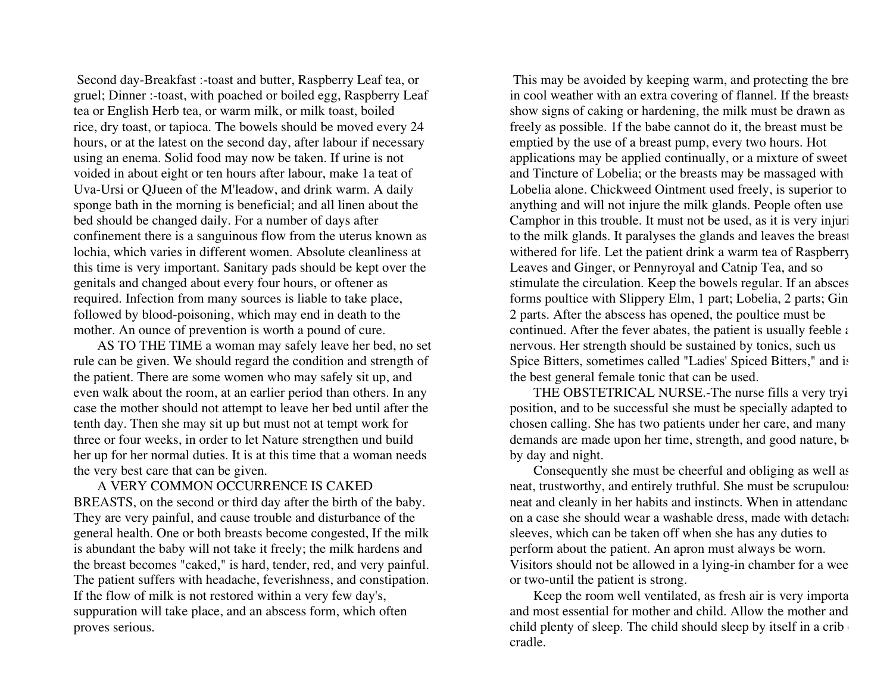Second day-Breakfast :-toast and butter, Raspberry Leaf tea, or gruel; Dinner :-toast, with poached or boiled egg, Raspberry Leaf tea or English Herb tea, or warm milk, or milk toast, boiled rice, dry toast, or tapioca. The bowels should be moved every 24 hours, or at the latest on the second day, after labour if necessary using an enema. Solid food may now be taken. If urine is not voided in about eight or ten hours after labour, make 1a teat of Uva-Ursi or QJueen of the M'leadow, and drink warm. A daily sponge bath in the morning is beneficial; and all linen about the bed should be changed daily. For a number of days after confinement there is a sanguinous flow from the uterus known as lochia, which varies in different women. Absolute cleanliness at this time is very important. Sanitary pads should be kept over the genitals and changed about every four hours, or oftener as required. Infection from many sources is liable to take place, followed by blood-poisoning, which may end in death to the mother. An ounce of prevention is worth a pound of cure.

AS TO THE TIME a woman may safely leave her bed, no set rule can be given. We should regard the condition and strength of the patient. There are some women who may safely sit up, and even walk about the room, at an earlier period than others. In any case the mother should not attempt to leave her bed until after the tenth day. Then she may sit up but must not at tempt work for three or four weeks, in order to let Nature strengthen und build her up for her normal duties. It is at this time that a woman needs the very best care that can be given.

A VERY COMMON OCCURRENCE IS CAKED BREASTS, on the second or third day after the birth of the baby. They are very painful, and cause trouble and disturbance of the general health. One or both breasts become congested, If the milk is abundant the baby will not take it freely; the milk hardens and the breast becomes "caked," is hard, tender, red, and very painful. The patient suffers with headache, feverishness, and constipation. If the flow of milk is not restored within a very few day's, suppuration will take place, and an abscess form, which often proves serious.

This may be avoided by keeping warm, and protecting the bre in cool weather with an extra covering of flannel. If the breasts show signs of caking or hardening, the milk must be drawn as freely as possible. 1f the babe cannot do it, the breast must be emptied by the use of a breast pump, every two hours. Hot applications may be applied continually, or a mixture of sweet and Tincture of Lobelia; or the breasts may be massaged with Lobelia alone. Chickweed Ointment used freely, is superior to anything and will not injure the milk glands. People often use Camphor in this trouble. It must not be used, as it is very injuri to the milk glands. It paralyses the glands and leaves the breast withered for life. Let the patient drink a warm tea of Raspberry Leaves and Ginger, or Pennyroyal and Catnip Tea, and so stimulate the circulation. Keep the bowels regular. If an absces forms poultice with Slippery Elm, 1 part; Lobelia, 2 parts; Gin 2 parts. After the abscess has opened, the poultice must be continued. After the fever abates, the patient is usually feeble a nervous. Her strength should be sustained by tonics, such us Spice Bitters, sometimes called "Ladies' Spiced Bitters," and is the best general female tonic that can be used.

THE OBSTETRICAL NURSE.-The nurse fills a very tryi position, and to be successful she must be specially adapted to chosen calling. She has two patients under her care, and many demands are made upon her time, strength, and good nature, b by day and night.

Consequently she must be cheerful and obliging as well as neat, trustworthy, and entirely truthful. She must be scrupulous neat and cleanly in her habits and instincts. When in attendanc on a case she should wear a washable dress, made with detacha sleeves, which can be taken off when she has any duties to perform about the patient. An apron must always be worn. Visitors should not be allowed in a lying-in chamber for a wee or two-until the patient is strong.

Keep the room well ventilated, as fresh air is very importa and most essential for mother and child. Allow the mother and child plenty of sleep. The child should sleep by itself in a crib cradle.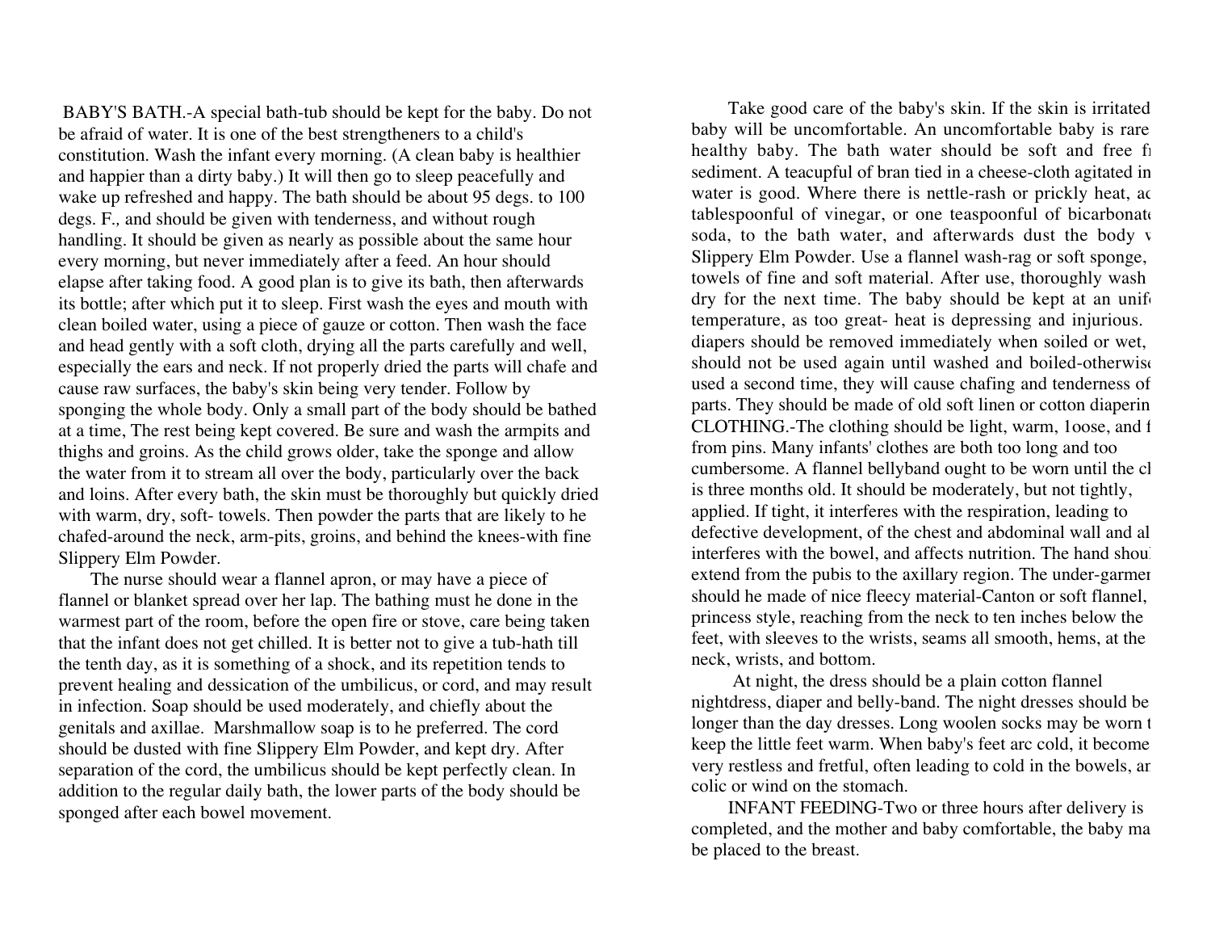BABY'S BATH.-A special bath-tub should be kept for the baby. Do not be afraid of water. It is one of the best strengtheners to a child's constitution. Wash the infant every morning. (A clean baby is healthier and happier than a dirty baby.) It will then go to sleep peacefully and wake up refreshed and happy. The bath should be about 95 degs. to 100 degs. F., and should be given with tenderness, and without rough handling. It should be given as nearly as possible about the same hour every morning, but never immediately after a feed. An hour should elapse after taking food. A good plan is to give its bath, then afterwards its bottle; after which put it to sleep. First wash the eyes and mouth with clean boiled water, using a piece of gauze or cotton. Then wash the face and head gently with a soft cloth, drying all the parts carefully and well, especially the ears and neck. If not properly dried the parts will chafe and cause raw surfaces, the baby's skin being very tender. Follow by sponging the whole body. Only a small part of the body should be bathed at a time, The rest being kept covered. Be sure and wash the armpits and thighs and groins. As the child grows older, take the sponge and allow the water from it to stream all over the body, particularly over the back and loins. After every bath, the skin must be thoroughly but quickly dried with warm, dry, soft- towels. Then powder the parts that are likely to he chafed-around the neck, arm-pits, groins, and behind the knees-with fine Slippery Elm Powder.

The nurse should wear a flannel apron, or may have a piece of flannel or blanket spread over her lap. The bathing must he done in the warmest part of the room, before the open fire or stove, care being taken that the infant does not get chilled. It is better not to give a tub-hath till the tenth day, as it is something of a shock, and its repetition tends to prevent healing and dessication of the umbilicus, or cord, and may result in infection. Soap should be used moderately, and chiefly about the genitals and axillae. Marshmallow soap is to he preferred. The cord should be dusted with fine Slippery Elm Powder, and kept dry. After separation of the cord, the umbilicus should be kept perfectly clean. In addition to the regular daily bath, the lower parts of the body should be sponged after each bowel movement.

Take good care of the baby's skin. If the skin is irritated baby will be uncomfortable. An uncomfortable baby is rare healthy baby. The bath water should be soft and free fr sediment. A teacupful of bran tied in a cheese-cloth agitated in water is good. Where there is nettle-rash or prickly heat, ac tablespoonful of vinegar, or one teaspoonful of bicarbonate soda, to the bath water, and afterwards dust the body v Slippery Elm Powder. Use a flannel wash-rag or soft sponge, towels of fine and soft material. After use, thoroughly wash dry for the next time. The baby should be kept at an unif temperature, as too great- heat is depressing and injurious. diapers should be removed immediately when soiled or wet, should not be used again until washed and boiled-otherwise used a second time, they will cause chafing and tenderness of parts. They should be made of old soft linen or cotton diaperin

CLOTHING.-The clothing should be light, warm, 1oose, and f from pins. Many infants' clothes are both too long and too cumbersome. A flannel bellyband ought to be worn until the cl is three months old. It should be moderately, but not tightly, applied. If tight, it interferes with the respiration, leading to defective development, of the chest and abdominal wall and al interferes with the bowel, and affects nutrition. The hand shoul extend from the pubis to the axillary region. The under-garmen should he made of nice fleecy material-Canton or soft flannel, princess style, reaching from the neck to ten inches below the feet, with sleeves to the wrists, seams all smooth, hems, at the neck, wrists, and bottom.

At night, the dress should be a plain cotton flannel nightdress, diaper and belly-band. The night dresses should be longer than the day dresses. Long woolen socks may be worn t keep the little feet warm. When baby's feet arc cold, it become very restless and fretful, often leading to cold in the bowels, ar colic or wind on the stomach.

INFANT FEEDlNG-Two or three hours after delivery is completed, and the mother and baby comfortable, the baby ma be placed to the breast.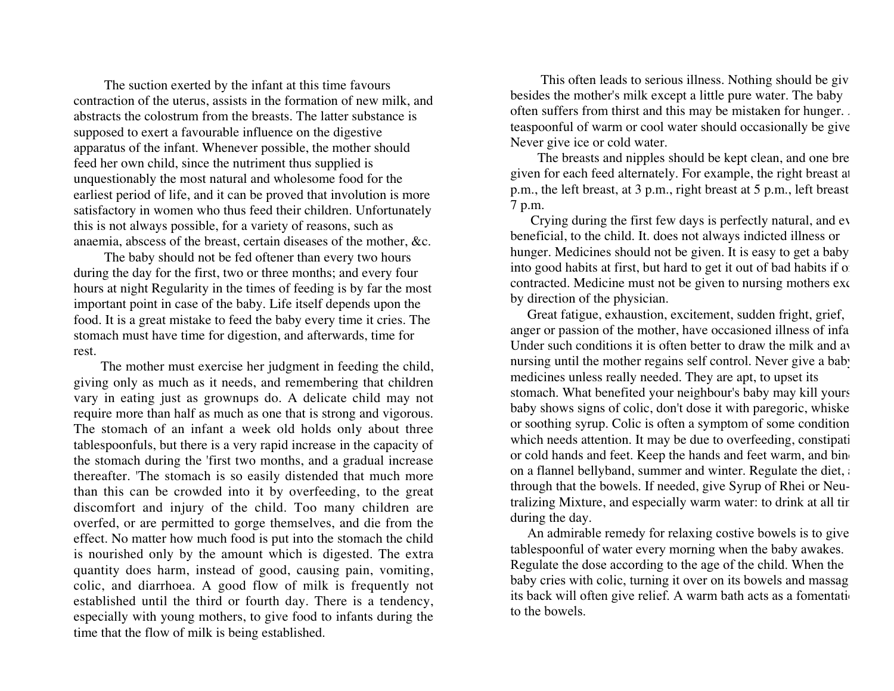The suction exerted by the infant at this time favours contraction of the uterus, assists in the formation of new milk, and abstracts the colostrum from the breasts. The latter substance is supposed to exert a favourable influence on the digestive apparatus of the infant. Whenever possible, the mother should feed her own child, since the nutriment thus supplied is unquestionably the most natural and wholesome food for the earliest period of life, and it can be proved that involution is more satisfactory in women who thus feed their children. Unfortunately this is not always possible, for a variety of reasons, such as anaemia, abscess of the breast, certain diseases of the mother, &c.

The baby should not be fed oftener than every two hours during the day for the first, two or three months; and every four hours at night Regularity in the times of feeding is by far the most important point in case of the baby. Life itself depends upon the food. It is a great mistake to feed the baby every time it cries. The stomach must have time for digestion, and afterwards, time for rest.

The mother must exercise her judgment in feeding the child, giving only as much as it needs, and remembering that children vary in eating just as grownups do. A delicate child may not require more than half as much as one that is strong and vigorous. The stomach of an infant a week old holds only about three tablespoonfuls, but there is a very rapid increase in the capacity of the stomach during the 'first two months, and a gradual increase thereafter. 'The stomach is so easily distended that much more than this can be crowded into it by overfeeding, to the great discomfort and injury of the child. Too many children are overfed, or are permitted to gorge themselves, and die from the effect. No matter how much food is put into the stomach the child is nourished only by the amount which is digested. The extra quantity does harm, instead of good, causing pain, vomiting, colic, and diarrhoea. A good flow of milk is frequently not established until the third or fourth day. There is a tendency, especially with young mothers, to give food to infants during the time that the flow of milk is being established.

This often leads to serious illness. Nothing should be giv besides the mother's milk except a little pure water. The baby often suffers from thirst and this may be mistaken for hunger. teaspoonful of warm or cool water should occasionally be give Never give ice or cold water.

The breasts and nipples should be kept clean, and one bre given for each feed alternately. For example, the right breast a p.m., the left breast, at 3 p.m., right breast at 5 p.m., left breast 7 p.m.

Crying during the first few days is perfectly natural, and ev beneficial, to the child. It. does not always indicted illness or hunger. Medicines should not be given. It is easy to get a baby into good habits at first, but hard to get it out of bad habits if o contracted. Medicine must not be given to nursing mothers exc by direction of the physician.

Great fatigue, exhaustion, excitement, sudden fright, grief, anger or passion of the mother, have occasioned illness of infa Under such conditions it is often better to draw the milk and av nursing until the mother regains self control. Never give a baby medicines unless really needed. They are apt, to upset its stomach. What benefited your neighbour's baby may kill yours baby shows signs of colic, don't dose it with paregoric, whiske or soothing syrup. Colic is often a symptom of some condition which needs attention. It may be due to overfeeding, constipati or cold hands and feet. Keep the hands and feet warm, and bin on a flannel bellyband, summer and winter. Regulate the diet, through that the bowels. If needed, give Syrup of Rhei or Neutralizing Mixture, and especially warm water: to drink at all tir during the day.

An admirable remedy for relaxing costive bowels is to give tablespoonful of water every morning when the baby awakes. Regulate the dose according to the age of the child. When the baby cries with colic, turning it over on its bowels and massag its back will often give relief. A warm bath acts as a fomentati to the bowels.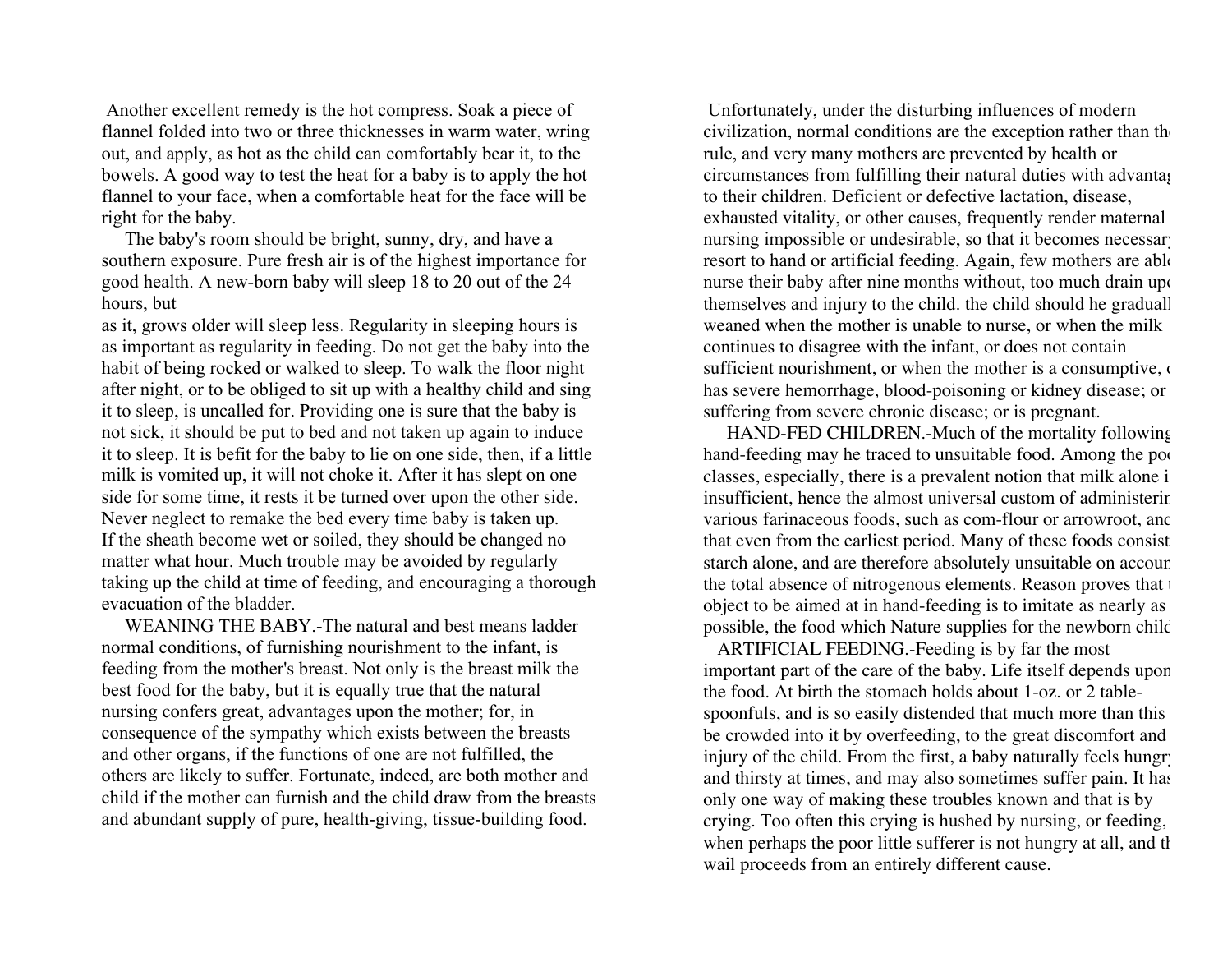Another excellent remedy is the hot compress. Soak a piece of flannel folded into two or three thicknesses in warm water, wring out, and apply, as hot as the child can comfortably bear it, to the bowels. A good way to test the heat for a baby is to apply the hot flannel to your face, when a comfortable heat for the face will be right for the baby.

The baby's room should be bright, sunny, dry, and have a southern exposure. Pure fresh air is of the highest importance for good health. A new-born baby will sleep 18 to 20 out of the 24 hours, but as it, grows older will sleep less. Regularity in sleeping hours is as important as regularity in feeding. Do not get the baby into the habit of being rocked or walked to sleep. To walk the floor night after night, or to be obliged to sit up with a healthy child and sing it to sleep, is uncalled for. Providing one is sure that the baby is not sick, it should be put to bed and not taken up again to induce it to sleep. It is befit for the baby to lie on one side, then, if a little milk is vomited up, it will not choke it. After it has slept on one side for some time, it rests it be turned over upon the other side. Never neglect to remake the bed every time baby is taken up. If the sheath become wet or soiled, they should be changed no matter what hour. Much trouble may be avoided by regularly taking up the child at time of feeding, and encouraging a thorough evacuation of the bladder.

WEANING THE BABY.-The natural and best means ladder normal conditions, of furnishing nourishment to the infant, is feeding from the mother's breast. Not only is the breast milk the best food for the baby, but it is equally true that the natural nursing confers great, advantages upon the mother; for, in consequence of the sympathy which exists between the breasts and other organs, if the functions of one are not fulfilled, the others are likely to suffer. Fortunate, indeed, are both mother and child if the mother can furnish and the child draw from the breasts and abundant supply of pure, health-giving, tissue-building food.

Unfortunately, under the disturbing influences of modern civilization, normal conditions are the exception rather than the rule, and very many mothers are prevented by health or circumstances from fulfilling their natural duties with advantage to their children. Deficient or defective lactation, disease, exhausted vitality, or other causes, frequently render maternal nursing impossible or undesirable, so that it becomes necessary resort to hand or artificial feeding. Again, few mothers are able nurse their baby after nine months without, too much drain upon themselves and injury to the child. the child should he gradually weaned when the mother is unable to nurse, or when the milk continues to disagree with the infant, or does not contain sufficient nourishment, or when the mother is a consumptive, or has severe hemorrhage, blood-poisoning or kidney disease; or suffering from severe chronic disease; or is pregnant.

HAND-FED CHILDREN.-Much of the mortality following hand-feeding may he traced to unsuitable food. Among the poor classes, especially, there is a prevalent notion that milk alone is insufficient, hence the almost universal custom of administering various farinaceous foods, such as com-flour or arrowroot, and that even from the earliest period. Many of these foods consist starch alone, and are therefore absolutely unsuitable on account the total absence of nitrogenous elements. Reason proves that the object to be aimed at in hand-feeding is to imitate as nearly as possible, the food which Nature supplies for the newborn child.

ARTIFICIAL FEEDING.-Feeding is by far the most important part of the care of the baby. Life itself depends upon the food. At birth the stomach holds about 1-oz. or 2 table-spoonfuls, and is so easily distended that much more than this be crowded into it by overfeeding, to the great discomfort and injury of the child. From the first, a baby naturally feels hungry and thirsty at times, and may also sometimes suffer pain. It has only one way of making these troubles known and that is by crying. Too often this crying is hushed by nursing, or feeding, when perhaps the poor little sufferer is not hungry at all, and the wail proceeds from an entirely different cause.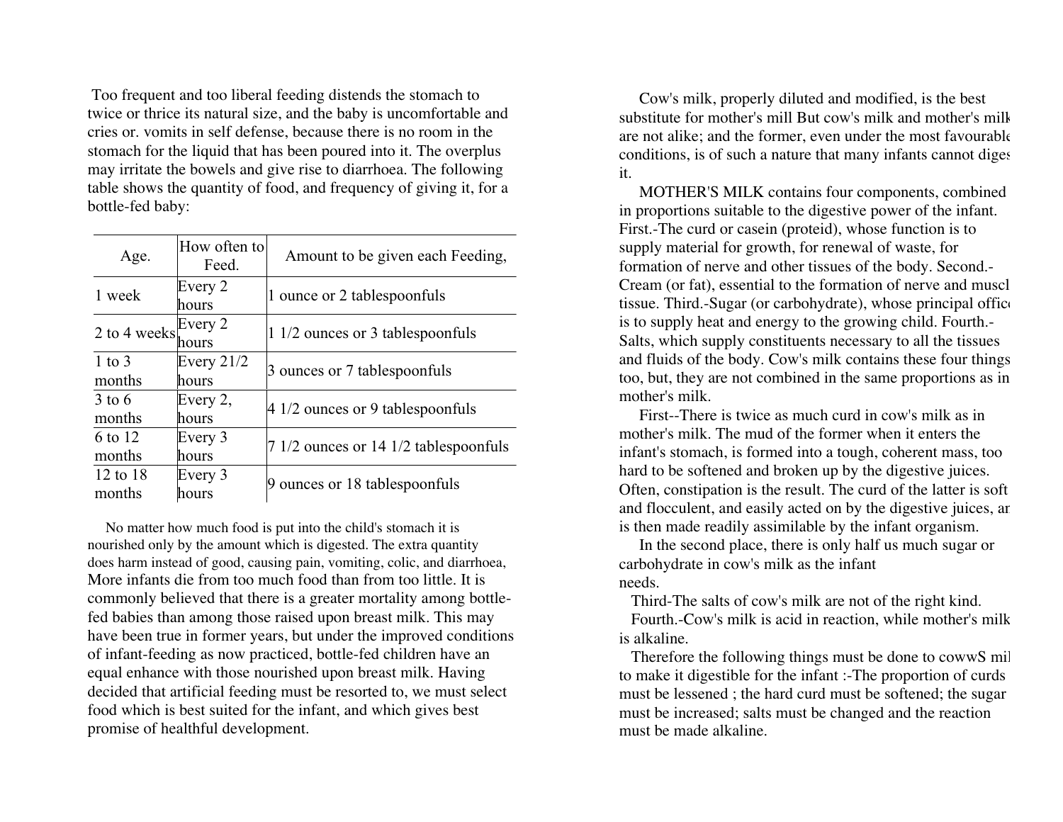Too frequent and too liberal feeding distends the stomach to twice or thrice its natural size, and the baby is uncomfortable and cries or. vomits in self defense, because there is no room in the stomach for the liquid that has been poured into it. The overplus may irritate the bowels and give rise to diarrhoea. The following table shows the quantity of food, and frequency of giving it, for a bottle-fed baby:

| Age. | How often to Feed. | Amount to be given each Feeding, |
|---|---|---|
| 1 week | Every 2 hours | 1 ounce or 2 tablespoonfuls |
| 2 to 4 weeks | Every 2 hours | 1 1/2 ounces or 3 tablespoonfuls |
| 1 to 3 months | Every 21/2 hours | 3 ounces or 7 tablespoonfuls |
| 3 to 6 months | Every 2, hours | 4 1/2 ounces or 9 tablespoonfuls |
| 6 to 12 months | Every 3 hours | 7 1/2 ounces or 14 1/2 tablespoonfuls |
| 12 to 18 months | Every 3 hours | 9 ounces or 18 tablespoonfuls |

No matter how much food is put into the child's stomach it is nourished only by the amount which is digested. The extra quantity does harm instead of good, causing pain, vomiting, colic, and diarrhoea, More infants die from too much food than from too little. It is commonly believed that there is a greater mortality among bottle-fed babies than among those raised upon breast milk. This may have been true in former years, but under the improved conditions of infant-feeding as now practiced, bottle-fed children have an equal enhance with those nourished upon breast milk. Having decided that artificial feeding must be resorted to, we must select food which is best suited for the infant, and which gives best promise of healthful development.

Cow's milk, properly diluted and modified, is the best substitute for mother's mill But cow's milk and mother's milk are not alike; and the former, even under the most favourable conditions, is of such a nature that many infants cannot digest it.

MOTHER'S MILK contains four components, combined in proportions suitable to the digestive power of the infant. First.-The curd or casein (proteid), whose function is to supply material for growth, for renewal of waste, for formation of nerve and other tissues of the body. Second.-Cream (or fat), essential to the formation of nerve and muscle tissue. Third.-Sugar (or carbohydrate), whose principal office is to supply heat and energy to the growing child. Fourth.-Salts, which supply constituents necessary to all the tissues and fluids of the body. Cow's milk contains these four things too, but, they are not combined in the same proportions as in mother's milk.

First--There is twice as much curd in cow's milk as in mother's milk. The mud of the former when it enters the infant's stomach, is formed into a tough, coherent mass, too hard to be softened and broken up by the digestive juices. Often, constipation is the result. The curd of the latter is soft and flocculent, and easily acted on by the digestive juices, and is then made readily assimilable by the infant organism.

In the second place, there is only half us much sugar or carbohydrate in cow's milk as the infant needs.

Third-The salts of cow's milk are not of the right kind.

Fourth.-Cow's milk is acid in reaction, while mother's milk is alkaline.

Therefore the following things must be done to cowwS milk to make it digestible for the infant :-The proportion of curds must be lessened ; the hard curd must be softened; the sugar must be increased; salts must be changed and the reaction must be made alkaline.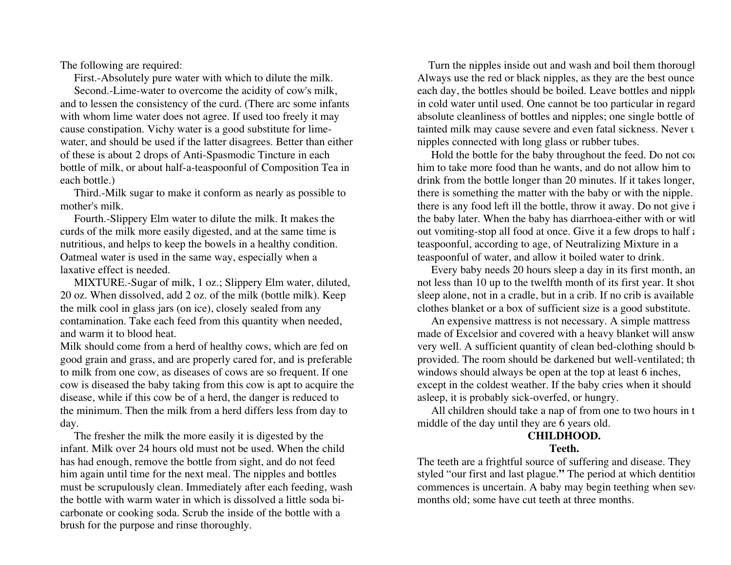The following are required:

First.-Absolutely pure water with which to dilute the milk.

Second.-Lime-water to overcome the acidity of cow's milk, and to lessen the consistency of the curd. (There arc some infants with whom lime water does not agree. If used too freely it may cause constipation. Vichy water is a good substitute for lime-water, and should be used if the latter disagrees. Better than either of these is about 2 drops of Anti-Spasmodic Tincture in each bottle of milk, or about half-a-teaspoonful of Composition Tea in each bottle.)

Third.-Milk sugar to make it conform as nearly as possible to mother's milk.

Fourth.-Slippery Elm water to dilute the milk. It makes the curds of the milk more easily digested, and at the same time is nutritious, and helps to keep the bowels in a healthy condition. Oatmeal water is used in the same way, especially when a laxative effect is needed.

MIXTURE.-Sugar of milk, 1 oz.; Slippery Elm water, diluted, 20 oz. When dissolved, add 2 oz. of the milk (bottle milk). Keep the milk cool in glass jars (on ice), closely sealed from any contamination. Take each feed from this quantity when needed, and warm it to blood heat.

Milk should come from a herd of healthy cows, which are fed on good grain and grass, and are properly cared for, and is preferable to milk from one cow, as diseases of cows are so frequent. If one cow is diseased the baby taking from this cow is apt to acquire the disease, while if this cow be of a herd, the danger is reduced to the minimum. Then the milk from a herd differs less from day to day.

The fresher the milk the more easily it is digested by the infant. Milk over 24 hours old must not be used. When the child has had enough, remove the bottle from sight, and do not feed him again until time for the next meal. The nipples and bottles must be scrupulously clean. Immediately after each feeding, wash the bottle with warm water in which is dissolved a little soda bi-carbonate or cooking soda. Scrub the inside of the bottle with a brush for the purpose and rinse thoroughly.

Turn the nipples inside out and wash and boil them thorougl Always use the red or black nipples, as they are the best ounce each day, the bottles should be boiled. Leave bottles and nipple in cold water until used. One cannot be too particular in regard absolute cleanliness of bottles and nipples; one single bottle of tainted milk may cause severe and even fatal sickness. Never u nipples connected with long glass or rubber tubes.

Hold the bottle for the baby throughout the feed. Do not coa him to take more food than he wants, and do not allow him to drink from the bottle longer than 20 minutes. lf it takes longer, there is something the matter with the baby or with the nipple. there is any food left ill the bottle, throw it away. Do not give i the baby later. When the baby has diarrhoea-either with or with out vomiting-stop all food at once. Give it a few drops to half a teaspoonful, according to age, of Neutralizing Mixture in a teaspoonful of water, and allow it boiled water to drink.

Every baby needs 20 hours sleep a day in its first month, an not less than 10 up to the twelfth month of its first year. It shou sleep alone, not in a cradle, but in a crib. If no crib is available clothes blanket or a box of sufficient size is a good substitute.

An expensive mattress is not necessary. A simple mattress made of Excelsior and covered with a heavy blanket will answ very well. A sufficient quantity of clean bed-clothing should b provided. The room should be darkened but well-ventilated; th windows should always be open at the top at least 6 inches, except in the coldest weather. If the baby cries when it should asleep, it is probably sick-overfed, or hungry.

All children should take a nap of from one to two hours in t middle of the day until they are 6 years old.

## CHILDHOOD.

### Teeth.

The teeth are a frightful source of suffering and disease. They styled "our first and last plague." The period at which dentition commences is uncertain. A baby may begin teething when seve months old; some have cut teeth at three months.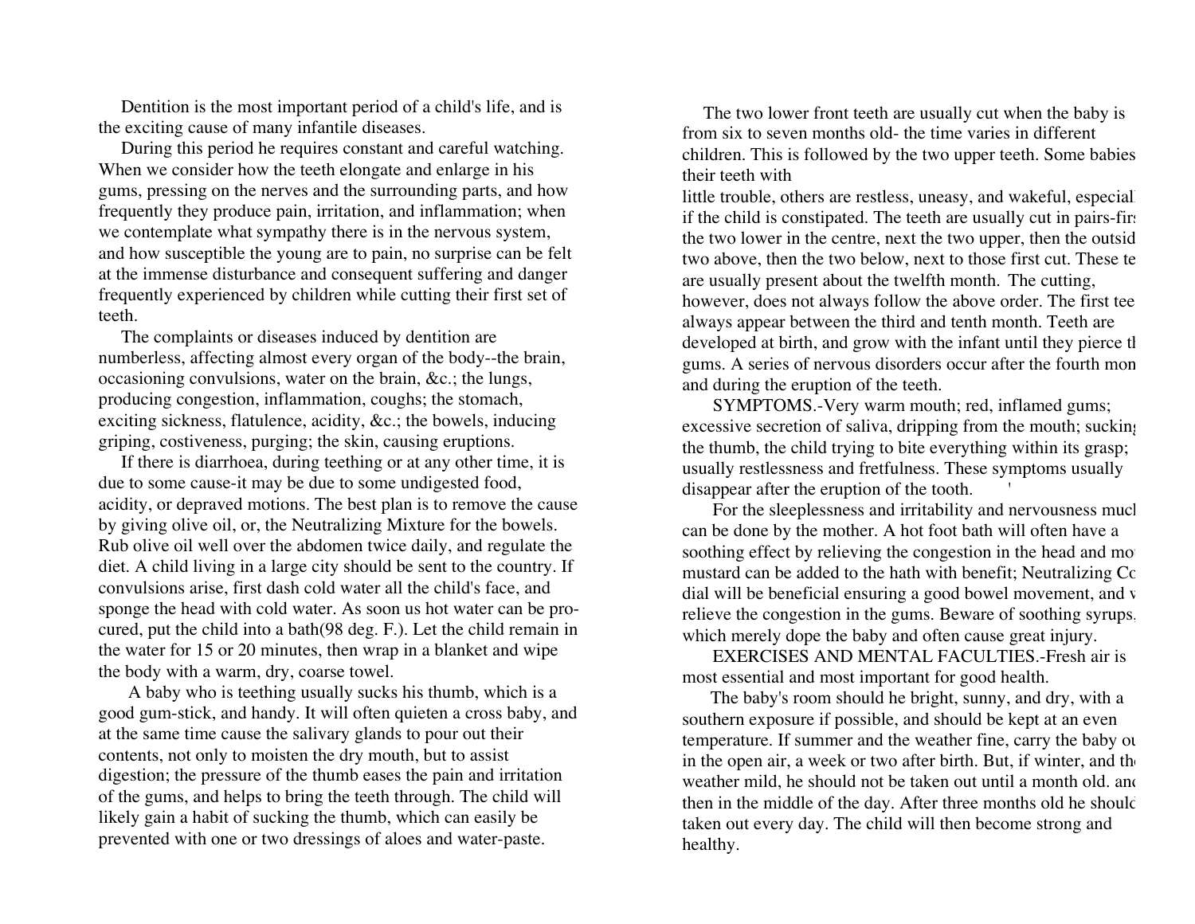Dentition is the most important period of a child's life, and is the exciting cause of many infantile diseases.

During this period he requires constant and careful watching. When we consider how the teeth elongate and enlarge in his gums, pressing on the nerves and the surrounding parts, and how frequently they produce pain, irritation, and inflammation; when we contemplate what sympathy there is in the nervous system, and how susceptible the young are to pain, no surprise can be felt at the immense disturbance and consequent suffering and danger frequently experienced by children while cutting their first set of teeth.

The complaints or diseases induced by dentition are numberless, affecting almost every organ of the body--the brain, occasioning convulsions, water on the brain, &c.; the lungs, producing congestion, inflammation, coughs; the stomach, exciting sickness, flatulence, acidity, &c.; the bowels, inducing griping, costiveness, purging; the skin, causing eruptions.

If there is diarrhoea, during teething or at any other time, it is due to some cause-it may be due to some undigested food, acidity, or depraved motions. The best plan is to remove the cause by giving olive oil, or, the Neutralizing Mixture for the bowels. Rub olive oil well over the abdomen twice daily, and regulate the diet. A child living in a large city should be sent to the country. If convulsions arise, first dash cold water all the child's face, and sponge the head with cold water. As soon us hot water can be procured, put the child into a bath(98 deg. F.). Let the child remain in the water for 15 or 20 minutes, then wrap in a blanket and wipe the body with a warm, dry, coarse towel.

A baby who is teething usually sucks his thumb, which is a good gum-stick, and handy. It will often quieten a cross baby, and at the same time cause the salivary glands to pour out their contents, not only to moisten the dry mouth, but to assist digestion; the pressure of the thumb eases the pain and irritation of the gums, and helps to bring the teeth through. The child will likely gain a habit of sucking the thumb, which can easily be prevented with one or two dressings of aloes and water-paste.

The two lower front teeth are usually cut when the baby is from six to seven months old- the time varies in different children. This is followed by the two upper teeth. Some babies their teeth with little trouble, others are restless, uneasy, and wakeful, especial if the child is constipated. The teeth are usually cut in pairs-firs the two lower in the centre, next the two upper, then the outsid two above, then the two below, next to those first cut. These te are usually present about the twelfth month. The cutting, however, does not always follow the above order. The first tee always appear between the third and tenth month. Teeth are developed at birth, and grow with the infant until they pierce th gums. A series of nervous disorders occur after the fourth mon and during the eruption of the teeth.

SYMPTOMS.-Very warm mouth; red, inflamed gums; excessive secretion of saliva, dripping from the mouth; suckin the thumb, the child trying to bite everything within its grasp; usually restlessness and fretfulness. These symptoms usually disappear after the eruption of the tooth.

For the sleeplessness and irritability and nervousness mucl can be done by the mother. A hot foot bath will often have a soothing effect by relieving the congestion in the head and mo mustard can be added to the hath with benefit; Neutralizing Co dial will be beneficial ensuring a good bowel movement, and v relieve the congestion in the gums. Beware of soothing syrups, which merely dope the baby and often cause great injury.

EXERCISES AND MENTAL FACULTIES.-Fresh air is most essential and most important for good health.

The baby's room should he bright, sunny, and dry, with a southern exposure if possible, and should be kept at an even temperature. If summer and the weather fine, carry the baby ou in the open air, a week or two after birth. But, if winter, and th weather mild, he should not be taken out until a month old. and then in the middle of the day. After three months old he should taken out every day. The child will then become strong and healthy.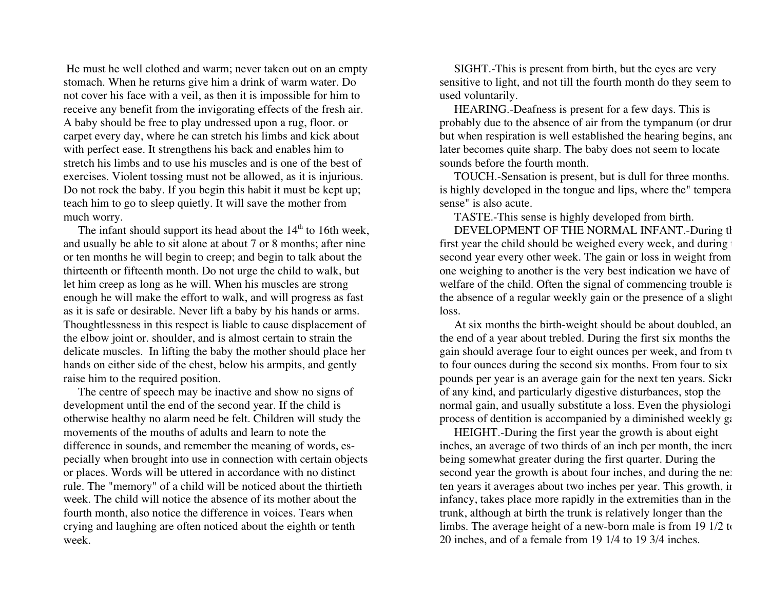He must he well clothed and warm; never taken out on an empty stomach. When he returns give him a drink of warm water. Do not cover his face with a veil, as then it is impossible for him to receive any benefit from the invigorating effects of the fresh air. A baby should be free to play undressed upon a rug, floor. or carpet every day, where he can stretch his limbs and kick about with perfect ease. It strengthens his back and enables him to stretch his limbs and to use his muscles and is one of the best of exercises. Violent tossing must not be allowed, as it is injurious. Do not rock the baby. If you begin this habit it must be kept up; teach him to go to sleep quietly. It will save the mother from much worry.

The infant should support its head about the 14th to 16th week, and usually be able to sit alone at about 7 or 8 months; after nine or ten months he will begin to creep; and begin to talk about the thirteenth or fifteenth month. Do not urge the child to walk, but let him creep as long as he will. When his muscles are strong enough he will make the effort to walk, and will progress as fast as it is safe or desirable. Never lift a baby by his hands or arms. Thoughtlessness in this respect is liable to cause displacement of the elbow joint or. shoulder, and is almost certain to strain the delicate muscles. In lifting the baby the mother should place her hands on either side of the chest, below his armpits, and gently raise him to the required position.

The centre of speech may be inactive and show no signs of development until the end of the second year. If the child is otherwise healthy no alarm need be felt. Children will study the movements of the mouths of adults and learn to note the difference in sounds, and remember the meaning of words, especially when brought into use in connection with certain objects or places. Words will be uttered in accordance with no distinct rule. The "memory" of a child will be noticed about the thirtieth week. The child will notice the absence of its mother about the fourth month, also notice the difference in voices. Tears when crying and laughing are often noticed about the eighth or tenth week.

SIGHT.-This is present from birth, but the eyes are very sensitive to light, and not till the fourth month do they seem to used voluntarily.

HEARING.-Deafness is present for a few days. This is probably due to the absence of air from the tympanum (or drur but when respiration is well established the hearing begins, and later becomes quite sharp. The baby does not seem to locate sounds before the fourth month.

TOUCH.-Sensation is present, but is dull for three months. is highly developed in the tongue and lips, where the" tempera sense" is also acute.

TASTE.-This sense is highly developed from birth.

DEVELOPMENT OF THE NORMAL INFANT.-During th first year the child should be weighed every week, and during second year every other week. The gain or loss in weight from one weighing to another is the very best indication we have of welfare of the child. Often the signal of commencing trouble is the absence of a regular weekly gain or the presence of a slight loss.

At six months the birth-weight should be about doubled, an the end of a year about trebled. During the first six months the gain should average four to eight ounces per week, and from tw to four ounces during the second six months. From four to six pounds per year is an average gain for the next ten years. Sickn of any kind, and particularly digestive disturbances, stop the normal gain, and usually substitute a loss. Even the physiologi process of dentition is accompanied by a diminished weekly ga

HEIGHT.-During the first year the growth is about eight inches, an average of two thirds of an inch per month, the incre being somewhat greater during the first quarter. During the second year the growth is about four inches, and during the nex ten years it averages about two inches per year. This growth, in infancy, takes place more rapidly in the extremities than in the trunk, although at birth the trunk is relatively longer than the limbs. The average height of a new-born male is from 19 1/2 to 20 inches, and of a female from 19 1/4 to 19 3/4 inches.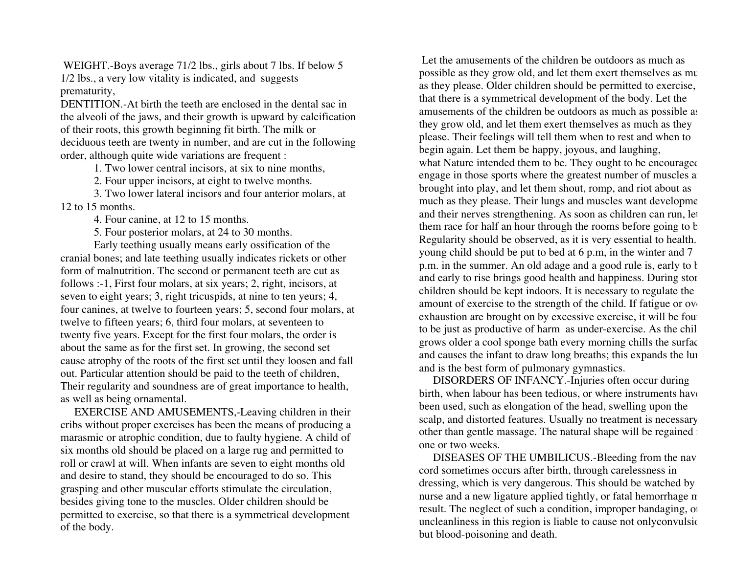WEIGHT.-Boys average 71/2 lbs., girls about 7 lbs. If below 5 1/2 lbs., a very low vitality is indicated, and suggests prematurity,

DENTITION.-At birth the teeth are enclosed in the dental sac in the alveoli of the jaws, and their growth is upward by calcification of their roots, this growth beginning fit birth. The milk or deciduous teeth are twenty in number, and are cut in the following order, although quite wide variations are frequent :

1. Two lower central incisors, at six to nine months,
2. Four upper incisors, at eight to twelve months.
3. Two lower lateral incisors and four anterior molars, at 12 to 15 months.
4. Four canine, at 12 to 15 months.
5. Four posterior molars, at 24 to 30 months.

Early teething usually means early ossification of the cranial bones; and late teething usually indicates rickets or other form of malnutrition. The second or permanent teeth are cut as follows :-1, First four molars, at six years; 2, right, incisors, at seven to eight years; 3, right tricuspids, at nine to ten yeurs; 4, four canines, at twelve to fourteen years; 5, second four molars, at twelve to fifteen years; 6, third four molars, at seventeen to twenty five years. Except for the first four molars, the order is about the same as for the first set. In growing, the second set cause atrophy of the roots of the first set until they loosen and fall out. Particular attention should be paid to the teeth of children, Their regularity and soundness are of great importance to health, as well as being ornamental.

EXERCISE AND AMUSEMENTS,-Leaving children in their cribs without proper exercises has been the means of producing a marasmic or atrophic condition, due to faulty hygiene. A child of six months old should be placed on a large rug and permitted to roll or crawl at will. When infants are seven to eight months old and desire to stand, they should be encouraged to do so. This grasping and other muscular efforts stimulate the circulation, besides giving tone to the muscles. Older children should be permitted to exercise, so that there is a symmetrical development of the body.

Let the amusements of the children be outdoors as much as possible as they grow old, and let them exert themselves as mu as they please. Older children should be permitted to exercise, that there is a symmetrical development of the body. Let the amusements of the children be outdoors as much as possible as they grow old, and let them exert themselves as much as they please. Their feelings will tell them when to rest and when to begin again. Let them be happy, joyous, and laughing, what Nature intended them to be. They ought to be encouragec engage in those sports where the greatest number of muscles a brought into play, and let them shout, romp, and riot about as much as they please. Their lungs and muscles want developme and their nerves strengthening. As soon as children can run, let them race for half an hour through the rooms before going to b Regularity should be observed, as it is very essential to health. young child should be put to bed at 6 p.m, in the winter and 7 p.m. in the summer. An old adage and a good rule is, early to b and early to rise brings good health and happiness. During stor children should be kept indoors. It is necessary to regulate the amount of exercise to the strength of the child. If fatigue or ove exhaustion are brought on by excessive exercise, it will be foun to be just as productive of harm as under-exercise. As the chil grows older a cool sponge bath every morning chills the surfac and causes the infant to draw long breaths; this expands the lur and is the best form of pulmonary gymnastics.

DISORDERS OF INFANCY.-Injuries often occur during birth, when labour has been tedious, or where instruments have been used, such as elongation of the head, swelling upon the scalp, and distorted features. Usually no treatment is necessary other than gentle massage. The natural shape will be regained i one or two weeks.

DISEASES OF THE UMBILICUS.-Bleeding from the nav cord sometimes occurs after birth, through carelessness in dressing, which is very dangerous. This should be watched by nurse and a new ligature applied tightly, or fatal hemorrhage m result. The neglect of such a condition, improper bandaging, or uncleanliness in this region is liable to cause not onlyconvulsic but blood-poisoning and death.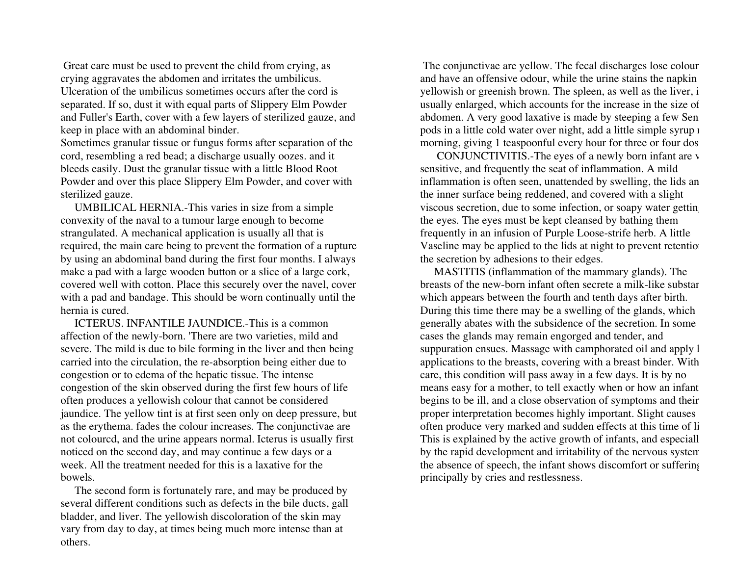Great care must be used to prevent the child from crying, as crying aggravates the abdomen and irritates the umbilicus. Ulceration of the umbilicus sometimes occurs after the cord is separated. If so, dust it with equal parts of Slippery Elm Powder and Fuller's Earth, cover with a few layers of sterilized gauze, and keep in place with an abdominal binder.

Sometimes granular tissue or fungus forms after separation of the cord, resembling a red bead; a discharge usually oozes. and it bleeds easily. Dust the granular tissue with a little Blood Root Powder and over this place Slippery Elm Powder, and cover with sterilized gauze.

UMBILICAL HERNIA.-This varies in size from a simple convexity of the naval to a tumour large enough to become strangulated. A mechanical application is usually all that is required, the main care being to prevent the formation of a rupture by using an abdominal band during the first four months. I always make a pad with a large wooden button or a slice of a large cork, covered well with cotton. Place this securely over the navel, cover with a pad and bandage. This should be worn continually until the hernia is cured.

ICTERUS. INFANTILE JAUNDICE.-This is a common affection of the newly-born. 'There are two varieties, mild and severe. The mild is due to bile forming in the liver and then being carried into the circulation, the re-absorption being either due to congestion or to edema of the hepatic tissue. The intense congestion of the skin observed during the first few hours of life often produces a yellowish colour that cannot be considered jaundice. The yellow tint is at first seen only on deep pressure, but as the erythema. fades the colour increases. The conjunctivae are not colourcd, and the urine appears normal. Icterus is usually first noticed on the second day, and may continue a few days or a week. All the treatment needed for this is a laxative for the bowels.

The second form is fortunately rare, and may be produced by several different conditions such as defects in the bile ducts, gall bladder, and liver. The yellowish discoloration of the skin may vary from day to day, at times being much more intense than at others.

The conjunctivae are yellow. The fecal discharges lose colour and have an offensive odour, while the urine stains the napkin yellowish or greenish brown. The spleen, as well as the liver, i usually enlarged, which accounts for the increase in the size of abdomen. A very good laxative is made by steeping a few Sen pods in a little cold water over night, add a little simple syrup i morning, giving 1 teaspoonful every hour for three or four dos

CONJUNCTIVITIS.-The eyes of a newly born infant are v sensitive, and frequently the seat of inflammation. A mild inflammation is often seen, unattended by swelling, the lids an the inner surface being reddened, and covered with a slight viscous secretion, due to some infection, or soapy water getting the eyes. The eyes must be kept cleansed by bathing them frequently in an infusion of Purple Loose-strife herb. A little Vaseline may be applied to the lids at night to prevent retention the secretion by adhesions to their edges.

MASTITIS (inflammation of the mammary glands). The breasts of the new-born infant often secrete a milk-like substan which appears between the fourth and tenth days after birth. During this time there may be a swelling of the glands, which generally abates with the subsidence of the secretion. In some cases the glands may remain engorged and tender, and suppuration ensues. Massage with camphorated oil and apply l applications to the breasts, covering with a breast binder. With care, this condition will pass away in a few days. It is by no means easy for a mother, to tell exactly when or how an infant begins to be ill, and a close observation of symptoms and their proper interpretation becomes highly important. Slight causes often produce very marked and sudden effects at this time of li This is explained by the active growth of infants, and especiall by the rapid development and irritability of the nervous system the absence of speech, the infant shows discomfort or suffering principally by cries and restlessness.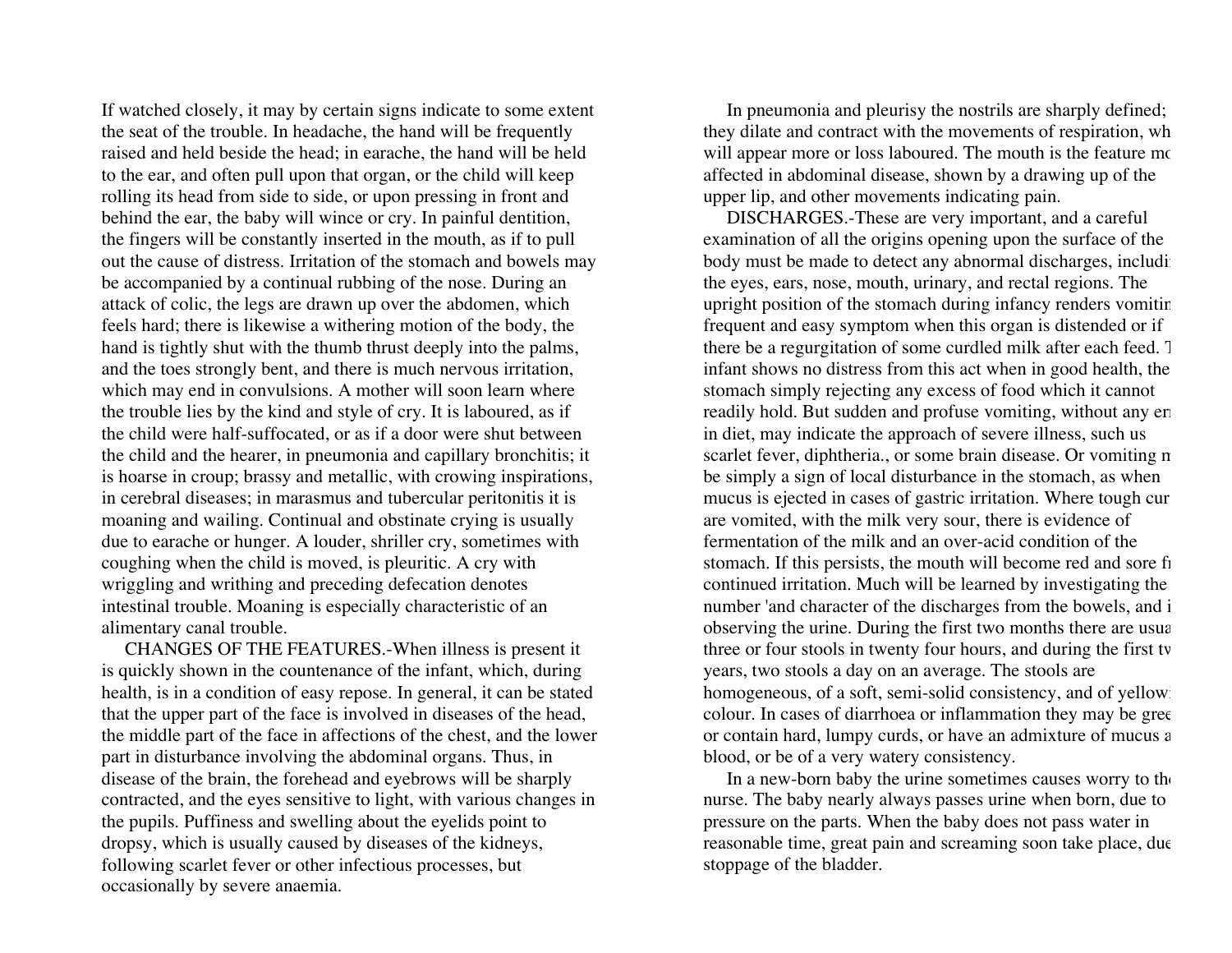If watched closely, it may by certain signs indicate to some extent the seat of the trouble. In headache, the hand will be frequently raised and held beside the head; in earache, the hand will be held to the ear, and often pull upon that organ, or the child will keep rolling its head from side to side, or upon pressing in front and behind the ear, the baby will wince or cry. In painful dentition, the fingers will be constantly inserted in the mouth, as if to pull out the cause of distress. Irritation of the stomach and bowels may be accompanied by a continual rubbing of the nose. During an attack of colic, the legs are drawn up over the abdomen, which feels hard; there is likewise a withering motion of the body, the hand is tightly shut with the thumb thrust deeply into the palms, and the toes strongly bent, and there is much nervous irritation, which may end in convulsions. A mother will soon learn where the trouble lies by the kind and style of cry. It is laboured, as if the child were half-suffocated, or as if a door were shut between the child and the hearer, in pneumonia and capillary bronchitis; it is hoarse in croup; brassy and metallic, with crowing inspirations, in cerebral diseases; in marasmus and tubercular peritonitis it is moaning and wailing. Continual and obstinate crying is usually due to earache or hunger. A louder, shriller cry, sometimes with coughing when the child is moved, is pleuritic. A cry with wriggling and writhing and preceding defecation denotes intestinal trouble. Moaning is especially characteristic of an alimentary canal trouble.

CHANGES OF THE FEATURES.-When illness is present it is quickly shown in the countenance of the infant, which, during health, is in a condition of easy repose. In general, it can be stated that the upper part of the face is involved in diseases of the head, the middle part of the face in affections of the chest, and the lower part in disturbance involving the abdominal organs. Thus, in disease of the brain, the forehead and eyebrows will be sharply contracted, and the eyes sensitive to light, with various changes in the pupils. Puffiness and swelling about the eyelids point to dropsy, which is usually caused by diseases of the kidneys, following scarlet fever or other infectious processes, but occasionally by severe anaemia.

In pneumonia and pleurisy the nostrils are sharply defined; they dilate and contract with the movements of respiration, wh will appear more or loss laboured. The mouth is the feature mo affected in abdominal disease, shown by a drawing up of the upper lip, and other movements indicating pain.

DISCHARGES.-These are very important, and a careful examination of all the origins opening upon the surface of the body must be made to detect any abnormal discharges, includi the eyes, ears, nose, mouth, urinary, and rectal regions. The upright position of the stomach during infancy renders vomitin frequent and easy symptom when this organ is distended or if there be a regurgitation of some curdled milk after each feed. T infant shows no distress from this act when in good health, the stomach simply rejecting any excess of food which it cannot readily hold. But sudden and profuse vomiting, without any er in diet, may indicate the approach of severe illness, such us scarlet fever, diphtheria., or some brain disease. Or vomiting m be simply a sign of local disturbance in the stomach, as when mucus is ejected in cases of gastric irritation. Where tough cur are vomited, with the milk very sour, there is evidence of fermentation of the milk and an over-acid condition of the stomach. If this persists, the mouth will become red and sore fr continued irritation. Much will be learned by investigating the number 'and character of the discharges from the bowels, and i observing the urine. During the first two months there are usua three or four stools in twenty four hours, and during the first tw years, two stools a day on an average. The stools are homogeneous, of a soft, semi-solid consistency, and of yellow colour. In cases of diarrhoea or inflammation they may be gree or contain hard, lumpy curds, or have an admixture of mucus a blood, or be of a very watery consistency.

In a new-born baby the urine sometimes causes worry to th nurse. The baby nearly always passes urine when born, due to pressure on the parts. When the baby does not pass water in reasonable time, great pain and screaming soon take place, due stoppage of the bladder.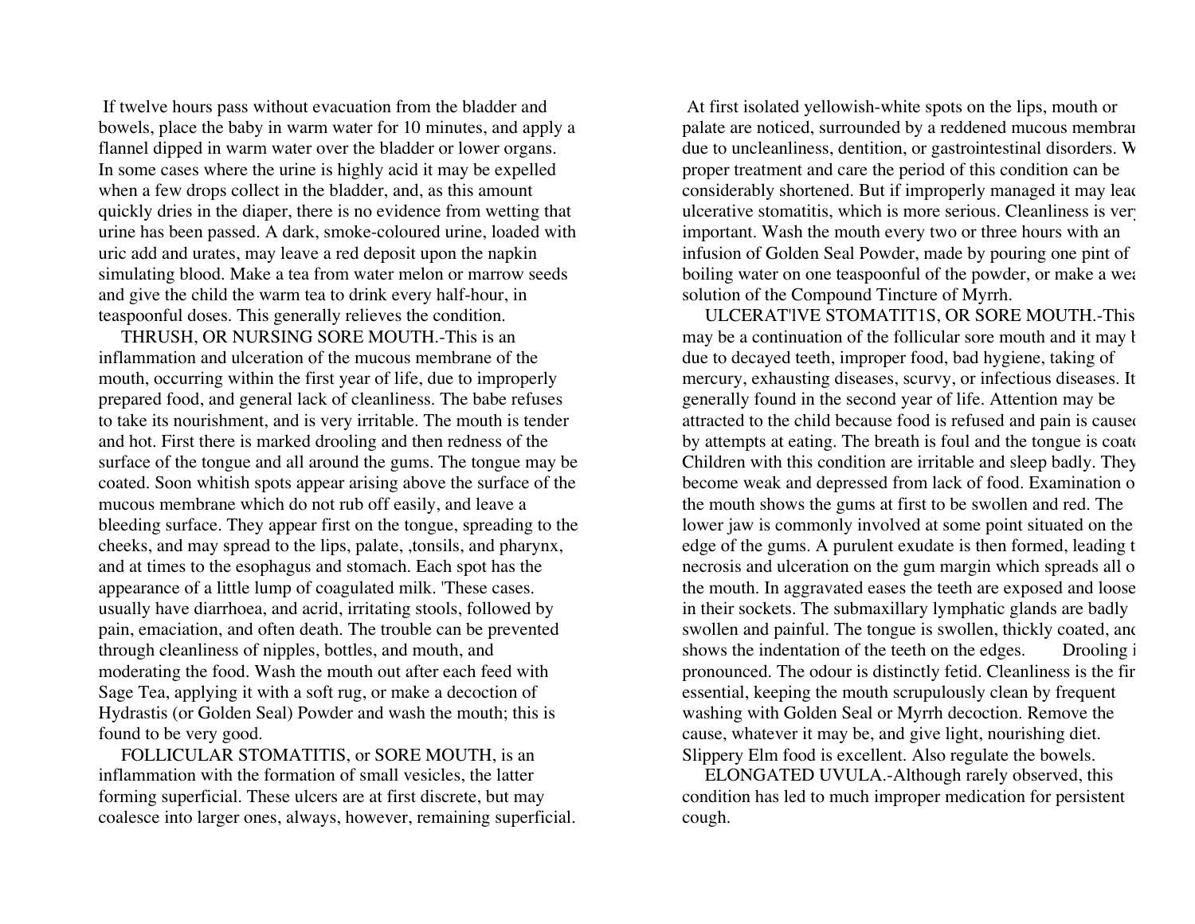If twelve hours pass without evacuation from the bladder and bowels, place the baby in warm water for 10 minutes, and apply a flannel dipped in warm water over the bladder or lower organs. In some cases where the urine is highly acid it may be expelled when a few drops collect in the bladder, and, as this amount quickly dries in the diaper, there is no evidence from wetting that urine has been passed. A dark, smoke-coloured urine, loaded with uric add and urates, may leave a red deposit upon the napkin simulating blood. Make a tea from water melon or marrow seeds and give the child the warm tea to drink every half-hour, in teaspoonful doses. This generally relieves the condition.

THRUSH, OR NURSING SORE MOUTH.-This is an inflammation and ulceration of the mucous membrane of the mouth, occurring within the first year of life, due to improperly prepared food, and general lack of cleanliness. The babe refuses to take its nourishment, and is very irritable. The mouth is tender and hot. First there is marked drooling and then redness of the surface of the tongue and all around the gums. The tongue may be coated. Soon whitish spots appear arising above the surface of the mucous membrane which do not rub off easily, and leave a bleeding surface. They appear first on the tongue, spreading to the cheeks, and may spread to the lips, palate, ,tonsils, and pharynx, and at times to the esophagus and stomach. Each spot has the appearance of a little lump of coagulated milk. 'These cases. usually have diarrhoea, and acrid, irritating stools, followed by pain, emaciation, and often death. The trouble can be prevented through cleanliness of nipples, bottles, and mouth, and moderating the food. Wash the mouth out after each feed with Sage Tea, applying it with a soft rug, or make a decoction of Hydrastis (or Golden Seal) Powder and wash the mouth; this is found to be very good.

FOLLICULAR STOMATITIS, or SORE MOUTH, is an inflammation with the formation of small vesicles, the latter forming superficial. These ulcers are at first discrete, but may coalesce into larger ones, always, however, remaining superficial. At first isolated yellowish-white spots on the lips, mouth or palate are noticed, surrounded by a reddened mucous membra due to uncleanliness, dentition, or gastrointestinal disorders. W proper treatment and care the period of this condition can be considerably shortened. But if improperly managed it may lea ulcerative stomatitis, which is more serious. Cleanliness is ver important. Wash the mouth every two or three hours with an infusion of Golden Seal Powder, made by pouring one pint of boiling water on one teaspoonful of the powder, or make a wea solution of the Compound Tincture of Myrrh.

ULCERAT'lVE STOMATIT1S, OR SORE MOUTH.-This may be a continuation of the follicular sore mouth and it may b due to decayed teeth, improper food, bad hygiene, taking of mercury, exhausting diseases, scurvy, or infectious diseases. It generally found in the second year of life. Attention may be attracted to the child because food is refused and pain is cause by attempts at eating. The breath is foul and the tongue is coat Children with this condition are irritable and sleep badly. They become weak and depressed from lack of food. Examination o the mouth shows the gums at first to be swollen and red. The lower jaw is commonly involved at some point situated on the edge of the gums. A purulent exudate is then formed, leading t necrosis and ulceration on the gum margin which spreads all o the mouth. In aggravated eases the teeth are exposed and loose in their sockets. The submaxillary lymphatic glands are badly swollen and painful. The tongue is swollen, thickly coated, an shows the indentation of the teeth on the edges. Drooling i pronounced. The odour is distinctly fetid. Cleanliness is the fir essential, keeping the mouth scrupulously clean by frequent washing with Golden Seal or Myrrh decoction. Remove the cause, whatever it may be, and give light, nourishing diet. Slippery Elm food is excellent. Also regulate the bowels.

ELONGATED UVULA.-Although rarely observed, this condition has led to much improper medication for persistent cough.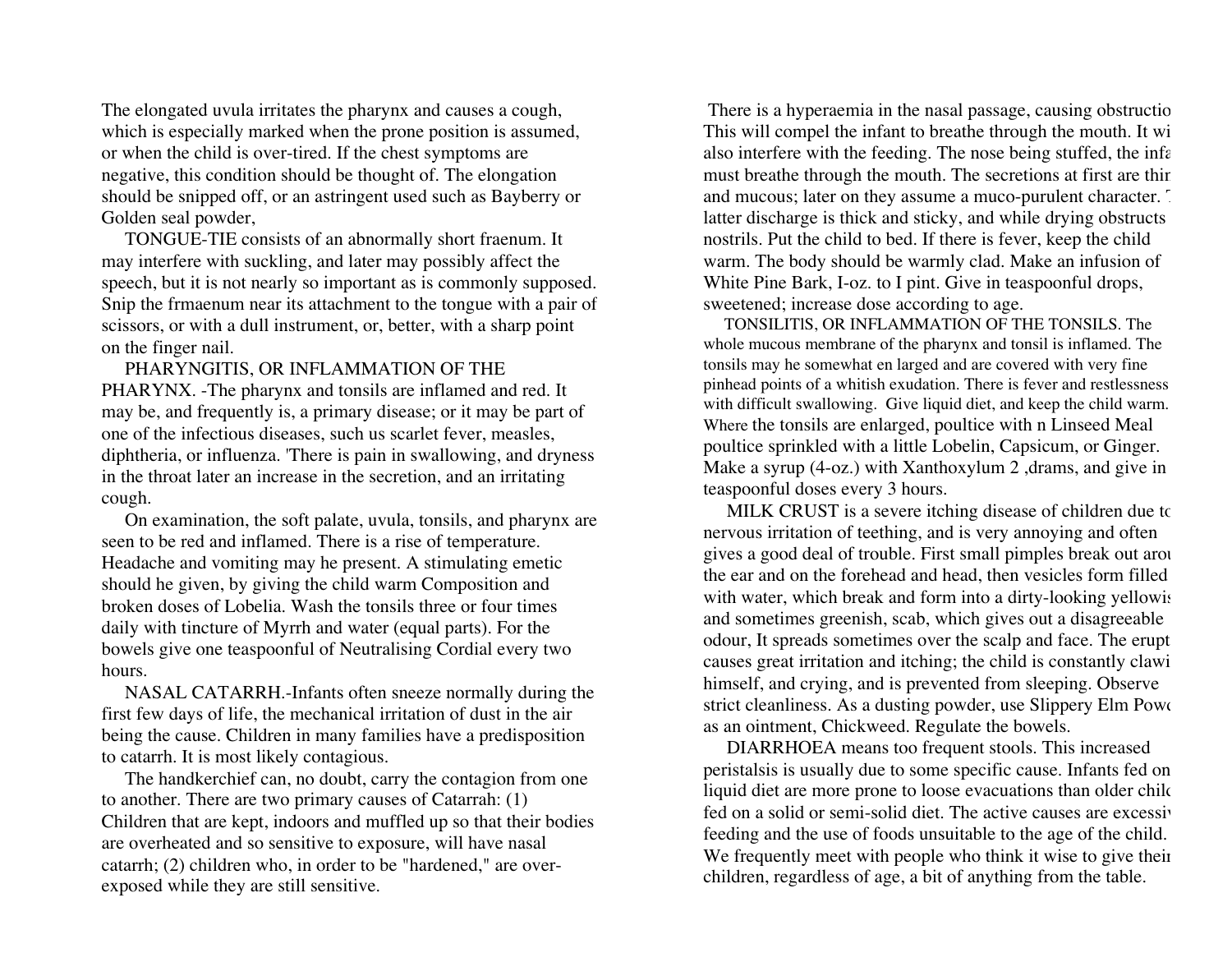The elongated uvula irritates the pharynx and causes a cough, which is especially marked when the prone position is assumed, or when the child is over-tired. If the chest symptoms are negative, this condition should be thought of. The elongation should be snipped off, or an astringent used such as Bayberry or Golden seal powder,

TONGUE-TIE consists of an abnormally short fraenum. It may interfere with suckling, and later may possibly affect the speech, but it is not nearly so important as is commonly supposed. Snip the frmaenum near its attachment to the tongue with a pair of scissors, or with a dull instrument, or, better, with a sharp point on the finger nail.

PHARYNGITIS, OR INFLAMMATION OF THE PHARYNX. -The pharynx and tonsils are inflamed and red. It may be, and frequently is, a primary disease; or it may be part of one of the infectious diseases, such us scarlet fever, measles, diphtheria, or influenza. 'There is pain in swallowing, and dryness in the throat later an increase in the secretion, and an irritating cough.

On examination, the soft palate, uvula, tonsils, and pharynx are seen to be red and inflamed. There is a rise of temperature. Headache and vomiting may he present. A stimulating emetic should he given, by giving the child warm Composition and broken doses of Lobelia. Wash the tonsils three or four times daily with tincture of Myrrh and water (equal parts). For the bowels give one teaspoonful of Neutralising Cordial every two hours.

NASAL CATARRH.-Infants often sneeze normally during the first few days of life, the mechanical irritation of dust in the air being the cause. Children in many families have a predisposition to catarrh. It is most likely contagious.

The handkerchief can, no doubt, carry the contagion from one to another. There are two primary causes of Catarrah: (1) Children that are kept, indoors and muffled up so that their bodies are overheated and so sensitive to exposure, will have nasal catarrh; (2) children who, in order to be "hardened," are over-exposed while they are still sensitive.

There is a hyperaemia in the nasal passage, causing obstructio This will compel the infant to breathe through the mouth. It wi also interfere with the feeding. The nose being stuffed, the infa must breathe through the mouth. The secretions at first are thir and mucous; later on they assume a muco-purulent character. T latter discharge is thick and sticky, and while drying obstructs nostrils. Put the child to bed. If there is fever, keep the child warm. The body should be warmly clad. Make an infusion of White Pine Bark, I-oz. to I pint. Give in teaspoonful drops, sweetened; increase dose according to age.

TONSILITIS, OR INFLAMMATION OF THE TONSILS. The whole mucous membrane of the pharynx and tonsil is inflamed. The tonsils may he somewhat en larged and are covered with very fine pinhead points of a whitish exudation. There is fever and restlessness with difficult swallowing. Give liquid diet, and keep the child warm. Where the tonsils are enlarged, poultice with n Linseed Meal poultice sprinkled with a little Lobelin, Capsicum, or Ginger. Make a syrup (4-oz.) with Xanthoxylum 2 ,drams, and give in teaspoonful doses every 3 hours.

MILK CRUST is a severe itching disease of children due to nervous irritation of teething, and is very annoying and often gives a good deal of trouble. First small pimples break out arou the ear and on the forehead and head, then vesicles form filled with water, which break and form into a dirty-looking yellowis and sometimes greenish, scab, which gives out a disagreeable odour, It spreads sometimes over the scalp and face. The erupt causes great irritation and itching; the child is constantly clawi himself, and crying, and is prevented from sleeping. Observe strict cleanliness. As a dusting powder, use Slippery Elm Powd as an ointment, Chickweed. Regulate the bowels.

DIARRHOEA means too frequent stools. This increased peristalsis is usually due to some specific cause. Infants fed on liquid diet are more prone to loose evacuations than older child fed on a solid or semi-solid diet. The active causes are excessiv feeding and the use of foods unsuitable to the age of the child. We frequently meet with people who think it wise to give their children, regardless of age, a bit of anything from the table.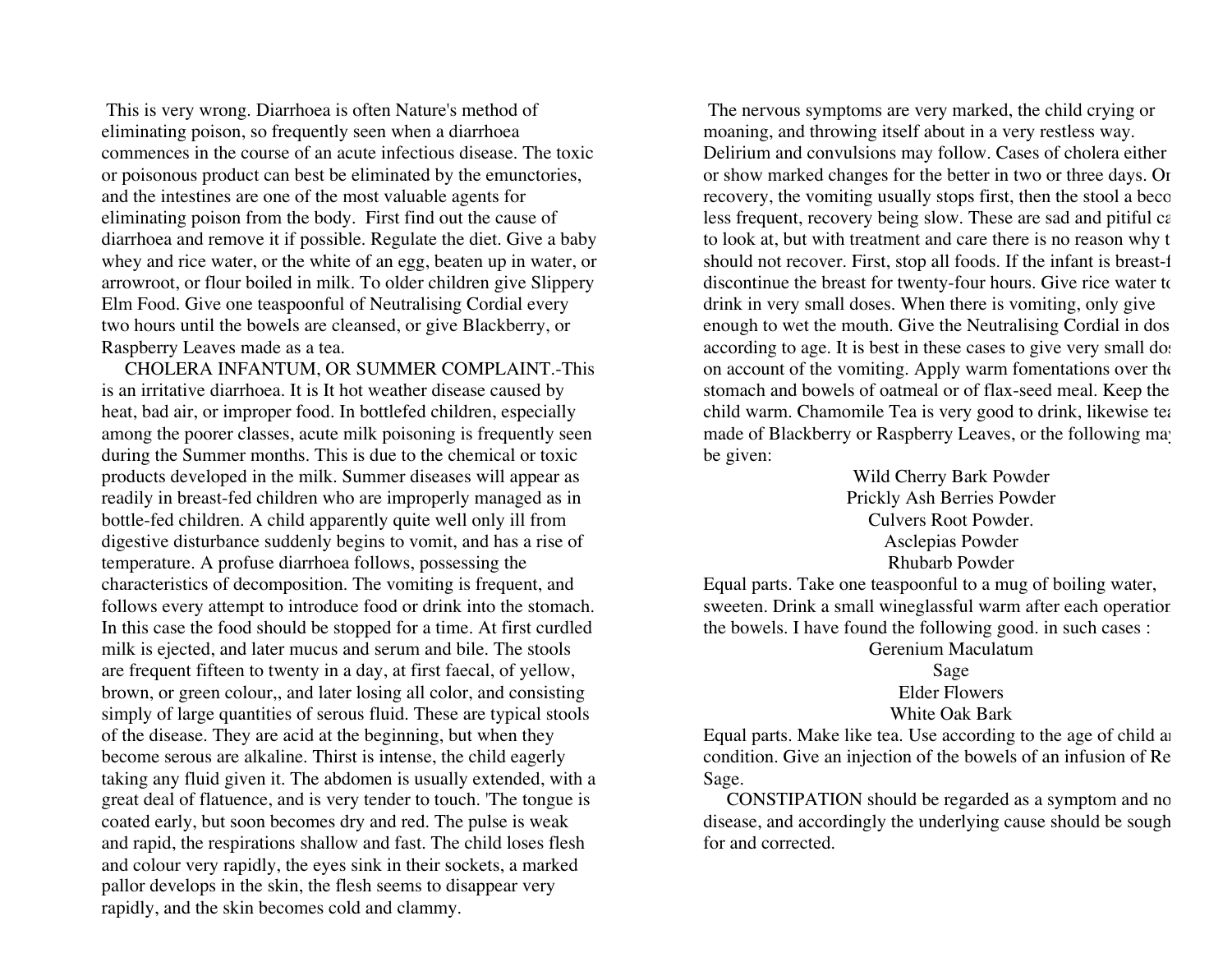This is very wrong. Diarrhoea is often Nature's method of eliminating poison, so frequently seen when a diarrhoea commences in the course of an acute infectious disease. The toxic or poisonous product can best be eliminated by the emunctories, and the intestines are one of the most valuable agents for eliminating poison from the body. First find out the cause of diarrhoea and remove it if possible. Regulate the diet. Give a baby whey and rice water, or the white of an egg, beaten up in water, or arrowroot, or flour boiled in milk. To older children give Slippery Elm Food. Give one teaspoonful of Neutralising Cordial every two hours until the bowels are cleansed, or give Blackberry, or Raspberry Leaves made as a tea.

CHOLERA INFANTUM, OR SUMMER COMPLAINT.-This is an irritative diarrhoea. It is It hot weather disease caused by heat, bad air, or improper food. In bottlefed children, especially among the poorer classes, acute milk poisoning is frequently seen during the Summer months. This is due to the chemical or toxic products developed in the milk. Summer diseases will appear as readily in breast-fed children who are improperly managed as in bottle-fed children. A child apparently quite well only ill from digestive disturbance suddenly begins to vomit, and has a rise of temperature. A profuse diarrhoea follows, possessing the characteristics of decomposition. The vomiting is frequent, and follows every attempt to introduce food or drink into the stomach. In this case the food should be stopped for a time. At first curdled milk is ejected, and later mucus and serum and bile. The stools are frequent fifteen to twenty in a day, at first faecal, of yellow, brown, or green colour,, and later losing all color, and consisting simply of large quantities of serous fluid. These are typical stools of the disease. They are acid at the beginning, but when they become serous are alkaline. Thirst is intense, the child eagerly taking any fluid given it. The abdomen is usually extended, with a great deal of flatuence, and is very tender to touch. 'The tongue is coated early, but soon becomes dry and red. The pulse is weak and rapid, the respirations shallow and fast. The child loses flesh and colour very rapidly, the eyes sink in their sockets, a marked pallor develops in the skin, the flesh seems to disappear very rapidly, and the skin becomes cold and clammy.

The nervous symptoms are very marked, the child crying or moaning, and throwing itself about in a very restless way. Delirium and convulsions may follow. Cases of cholera either or show marked changes for the better in two or three days. On recovery, the vomiting usually stops first, then the stool a beco less frequent, recovery being slow. These are sad and pitiful ca to look at, but with treatment and care there is no reason why t should not recover. First, stop all foods. If the infant is breast-f discontinue the breast for twenty-four hours. Give rice water to drink in very small doses. When there is vomiting, only give enough to wet the mouth. Give the Neutralising Cordial in dos according to age. It is best in these cases to give very small dos on account of the vomiting. Apply warm fomentations over the stomach and bowels of oatmeal or of flax-seed meal. Keep the child warm. Chamomile Tea is very good to drink, likewise tea made of Blackberry or Raspberry Leaves, or the following may be given:

Wild Cherry Bark Powder
Prickly Ash Berries Powder
Culvers Root Powder.
Asclepias Powder
Rhubarb Powder

Equal parts. Take one teaspoonful to a mug of boiling water, sweeten. Drink a small wineglassful warm after each operation the bowels. I have found the following good. in such cases :

Gerenium Maculatum
Sage
Elder Flowers
White Oak Bark

Equal parts. Make like tea. Use according to the age of child a condition. Give an injection of the bowels of an infusion of Re Sage.

CONSTIPATION should be regarded as a symptom and no disease, and accordingly the underlying cause should be sough for and corrected.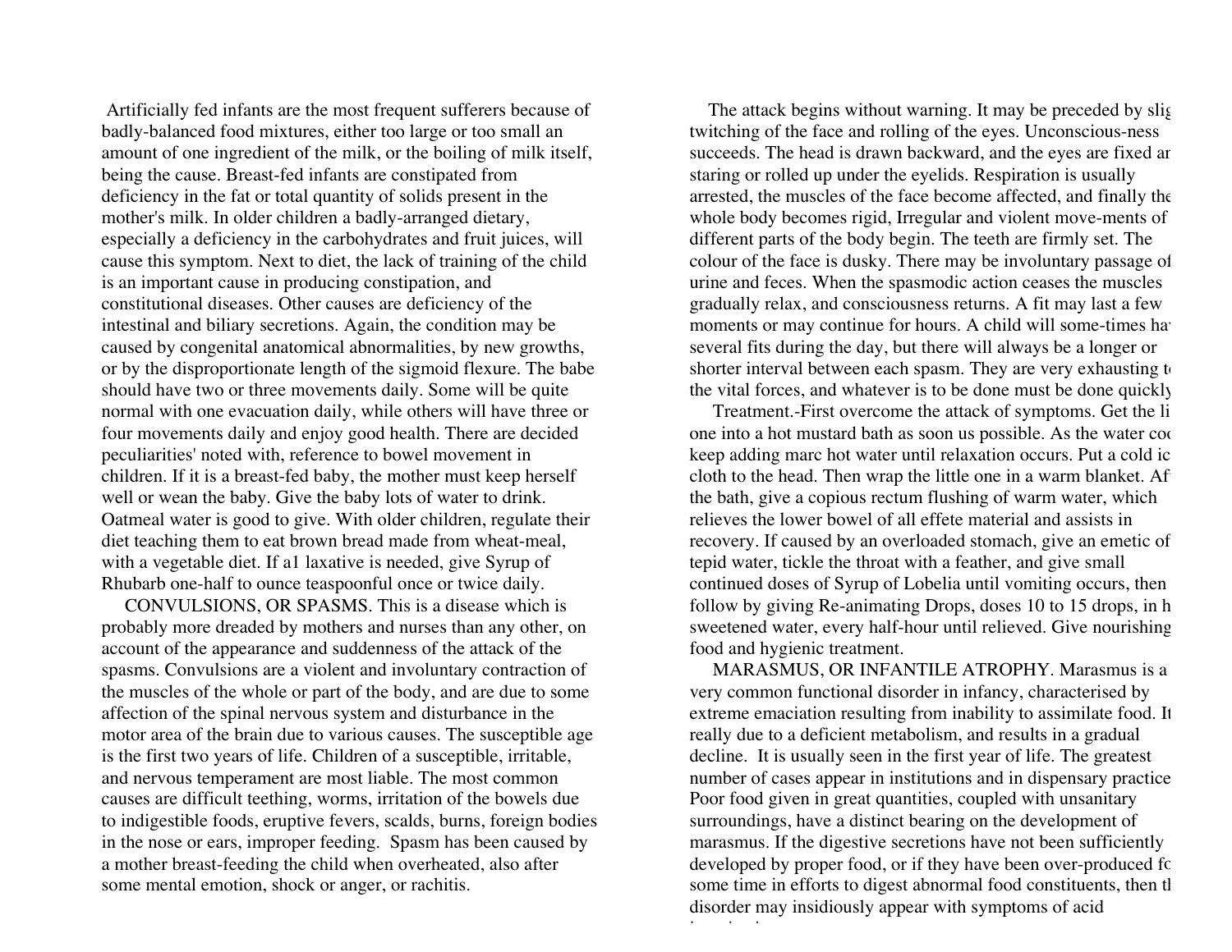Artificially fed infants are the most frequent sufferers because of badly-balanced food mixtures, either too large or too small an amount of one ingredient of the milk, or the boiling of milk itself, being the cause. Breast-fed infants are constipated from deficiency in the fat or total quantity of solids present in the mother's milk. In older children a badly-arranged dietary, especially a deficiency in the carbohydrates and fruit juices, will cause this symptom. Next to diet, the lack of training of the child is an important cause in producing constipation, and constitutional diseases. Other causes are deficiency of the intestinal and biliary secretions. Again, the condition may be caused by congenital anatomical abnormalities, by new growths, or by the disproportionate length of the sigmoid flexure. The babe should have two or three movements daily. Some will be quite normal with one evacuation daily, while others will have three or four movements daily and enjoy good health. There are decided peculiarities' noted with, reference to bowel movement in children. If it is a breast-fed baby, the mother must keep herself well or wean the baby. Give the baby lots of water to drink. Oatmeal water is good to give. With older children, regulate their diet teaching them to eat brown bread made from wheat-meal, with a vegetable diet. If a1 laxative is needed, give Syrup of Rhubarb one-half to ounce teaspoonful once or twice daily.

CONVULSIONS, OR SPASMS. This is a disease which is probably more dreaded by mothers and nurses than any other, on account of the appearance and suddenness of the attack of the spasms. Convulsions are a violent and involuntary contraction of the muscles of the whole or part of the body, and are due to some affection of the spinal nervous system and disturbance in the motor area of the brain due to various causes. The susceptible age is the first two years of life. Children of a susceptible, irritable, and nervous temperament are most liable. The most common causes are difficult teething, worms, irritation of the bowels due to indigestible foods, eruptive fevers, scalds, burns, foreign bodies in the nose or ears, improper feeding. Spasm has been caused by a mother breast-feeding the child when overheated, also after some mental emotion, shock or anger, or rachitis.

The attack begins without warning. It may be preceded by slig twitching of the face and rolling of the eyes. Unconscious-ness succeeds. The head is drawn backward, and the eyes are fixed ar staring or rolled up under the eyelids. Respiration is usually arrested, the muscles of the face become affected, and finally the whole body becomes rigid, Irregular and violent move-ments of different parts of the body begin. The teeth are firmly set. The colour of the face is dusky. There may be involuntary passage of urine and feces. When the spasmodic action ceases the muscles gradually relax, and consciousness returns. A fit may last a few moments or may continue for hours. A child will some-times ha several fits during the day, but there will always be a longer or shorter interval between each spasm. They are very exhausting t the vital forces, and whatever is to be done must be done quickly

Treatment.-First overcome the attack of symptoms. Get the li one into a hot mustard bath as soon us possible. As the water coo keep adding marc hot water until relaxation occurs. Put a cold ic cloth to the head. Then wrap the little one in a warm blanket. Af the bath, give a copious rectum flushing of warm water, which relieves the lower bowel of all effete material and assists in recovery. If caused by an overloaded stomach, give an emetic of tepid water, tickle the throat with a feather, and give small continued doses of Syrup of Lobelia until vomiting occurs, then follow by giving Re-animating Drops, doses 10 to 15 drops, in h sweetened water, every half-hour until relieved. Give nourishing food and hygienic treatment.

MARASMUS, OR INFANTILE ATROPHY. Marasmus is a very common functional disorder in infancy, characterised by extreme emaciation resulting from inability to assimilate food. It really due to a deficient metabolism, and results in a gradual decline. It is usually seen in the first year of life. The greatest number of cases appear in institutions and in dispensary practice Poor food given in great quantities, coupled with unsanitary surroundings, have a distinct bearing on the development of marasmus. If the digestive secretions have not been sufficiently developed by proper food, or if they have been over-produced fo some time in efforts to digest abnormal food constituents, then th disorder may insidiously appear with symptoms of acid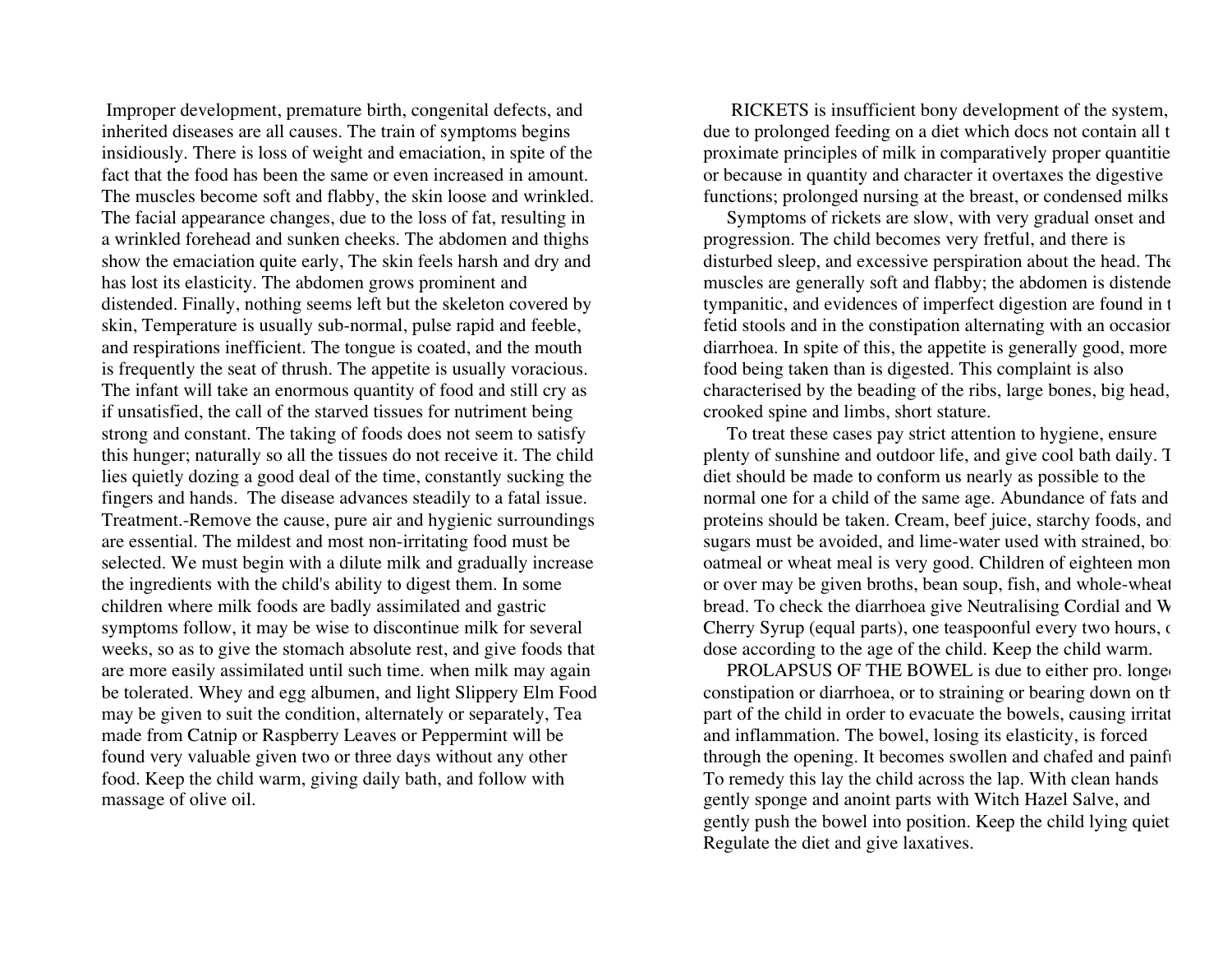Improper development, premature birth, congenital defects, and inherited diseases are all causes. The train of symptoms begins insidiously. There is loss of weight and emaciation, in spite of the fact that the food has been the same or even increased in amount. The muscles become soft and flabby, the skin loose and wrinkled. The facial appearance changes, due to the loss of fat, resulting in a wrinkled forehead and sunken cheeks. The abdomen and thighs show the emaciation quite early, The skin feels harsh and dry and has lost its elasticity. The abdomen grows prominent and distended. Finally, nothing seems left but the skeleton covered by skin, Temperature is usually sub-normal, pulse rapid and feeble, and respirations inefficient. The tongue is coated, and the mouth is frequently the seat of thrush. The appetite is usually voracious. The infant will take an enormous quantity of food and still cry as if unsatisfied, the call of the starved tissues for nutriment being strong and constant. The taking of foods does not seem to satisfy this hunger; naturally so all the tissues do not receive it. The child lies quietly dozing a good deal of the time, constantly sucking the fingers and hands. The disease advances steadily to a fatal issue. Treatment.-Remove the cause, pure air and hygienic surroundings are essential. The mildest and most non-irritating food must be selected. We must begin with a dilute milk and gradually increase the ingredients with the child's ability to digest them. In some children where milk foods are badly assimilated and gastric symptoms follow, it may be wise to discontinue milk for several weeks, so as to give the stomach absolute rest, and give foods that are more easily assimilated until such time. when milk may again be tolerated. Whey and egg albumen, and light Slippery Elm Food may be given to suit the condition, alternately or separately, Tea made from Catnip or Raspberry Leaves or Peppermint will be found very valuable given two or three days without any other food. Keep the child warm, giving daily bath, and follow with massage of olive oil.

RICKETS is insufficient bony development of the system, due to prolonged feeding on a diet which docs not contain all t proximate principles of milk in comparatively proper quantitie or because in quantity and character it overtaxes the digestive functions; prolonged nursing at the breast, or condensed milks

Symptoms of rickets are slow, with very gradual onset and progression. The child becomes very fretful, and there is disturbed sleep, and excessive perspiration about the head. The muscles are generally soft and flabby; the abdomen is distende tympanitic, and evidences of imperfect digestion are found in t fetid stools and in the constipation alternating with an occasion diarrhoea. In spite of this, the appetite is generally good, more food being taken than is digested. This complaint is also characterised by the beading of the ribs, large bones, big head, crooked spine and limbs, short stature.

To treat these cases pay strict attention to hygiene, ensure plenty of sunshine and outdoor life, and give cool bath daily. T diet should be made to conform us nearly as possible to the normal one for a child of the same age. Abundance of fats and proteins should be taken. Cream, beef juice, starchy foods, and sugars must be avoided, and lime-water used with strained, bo oatmeal or wheat meal is very good. Children of eighteen mon or over may be given broths, bean soup, fish, and whole-wheat bread. To check the diarrhoea give Neutralising Cordial and W Cherry Syrup (equal parts), one teaspoonful every two hours, c dose according to the age of the child. Keep the child warm.

PROLAPSUS OF THE BOWEL is due to either pro. longe constipation or diarrhoea, or to straining or bearing down on th part of the child in order to evacuate the bowels, causing irritat and inflammation. The bowel, losing its elasticity, is forced through the opening. It becomes swollen and chafed and painf To remedy this lay the child across the lap. With clean hands gently sponge and anoint parts with Witch Hazel Salve, and gently push the bowel into position. Keep the child lying quiet Regulate the diet and give laxatives.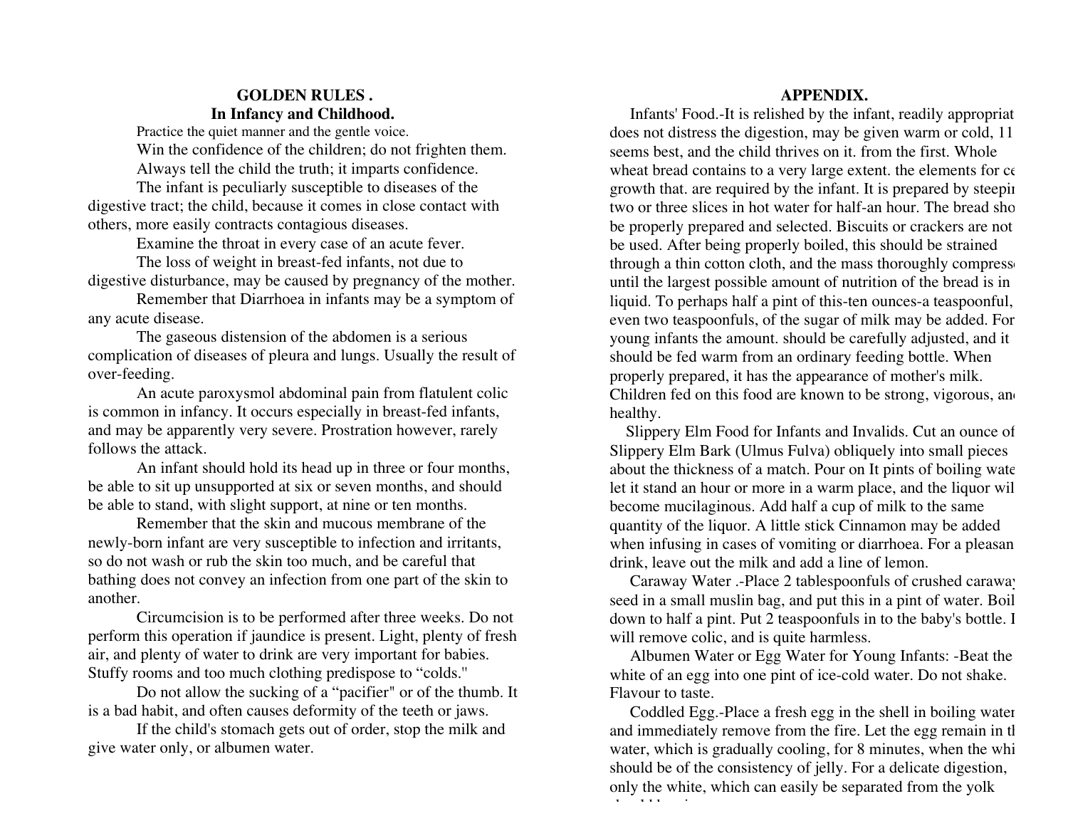## GOLDEN RULES .

### In Infancy and Childhood.

Practice the quiet manner and the gentle voice.

Win the confidence of the children; do not frighten them.

Always tell the child the truth; it imparts confidence.

The infant is peculiarly susceptible to diseases of the digestive tract; the child, because it comes in close contact with others, more easily contracts contagious diseases.

Examine the throat in every case of an acute fever.

The loss of weight in breast-fed infants, not due to digestive disturbance, may be caused by pregnancy of the mother.

Remember that Diarrhoea in infants may be a symptom of any acute disease.

The gaseous distension of the abdomen is a serious complication of diseases of pleura and lungs. Usually the result of over-feeding.

An acute paroxysmol abdominal pain from flatulent colic is common in infancy. It occurs especially in breast-fed infants, and may be apparently very severe. Prostration however, rarely follows the attack.

An infant should hold its head up in three or four months, be able to sit up unsupported at six or seven months, and should be able to stand, with slight support, at nine or ten months.

Remember that the skin and mucous membrane of the newly-born infant are very susceptible to infection and irritants, so do not wash or rub the skin too much, and be careful that bathing does not convey an infection from one part of the skin to another.

Circumcision is to be performed after three weeks. Do not perform this operation if jaundice is present. Light, plenty of fresh air, and plenty of water to drink are very important for babies. Stuffy rooms and too much clothing predispose to "colds."

Do not allow the sucking of a "pacifier" or of the thumb. It is a bad habit, and often causes deformity of the teeth or jaws.

If the child's stomach gets out of order, stop the milk and give water only, or albumen water.

## APPENDIX.

Infants' Food.-It is relished by the infant, readily appropriat does not distress the digestion, may be given warm or cold, 11 seems best, and the child thrives on it. from the first. Whole wheat bread contains to a very large extent. the elements for ce growth that. are required by the infant. It is prepared by steepi two or three slices in hot water for half-an hour. The bread sho be properly prepared and selected. Biscuits or crackers are not be used. After being properly boiled, this should be strained through a thin cotton cloth, and the mass thoroughly compress until the largest possible amount of nutrition of the bread is in liquid. To perhaps half a pint of this-ten ounces-a teaspoonful, even two teaspoonfuls, of the sugar of milk may be added. For young infants the amount. should be carefully adjusted, and it should be fed warm from an ordinary feeding bottle. When properly prepared, it has the appearance of mother's milk. Children fed on this food are known to be strong, vigorous, an healthy.

Slippery Elm Food for Infants and Invalids. Cut an ounce of Slippery Elm Bark (Ulmus Fulva) obliquely into small pieces about the thickness of a match. Pour on It pints of boiling wate let it stand an hour or more in a warm place, and the liquor wil become mucilaginous. Add half a cup of milk to the same quantity of the liquor. A little stick Cinnamon may be added when infusing in cases of vomiting or diarrhoea. For a pleasan drink, leave out the milk and add a line of lemon.

Caraway Water .-Place 2 tablespoonfuls of crushed caraway seed in a small muslin bag, and put this in a pint of water. Boil down to half a pint. Put 2 teaspoonfuls in to the baby's bottle. I will remove colic, and is quite harmless.

Albumen Water or Egg Water for Young Infants: -Beat the white of an egg into one pint of ice-cold water. Do not shake. Flavour to taste.

Coddled Egg.-Place a fresh egg in the shell in boiling water and immediately remove from the fire. Let the egg remain in t water, which is gradually cooling, for 8 minutes, when the whi should be of the consistency of jelly. For a delicate digestion, only the white, which can easily be separated from the yolk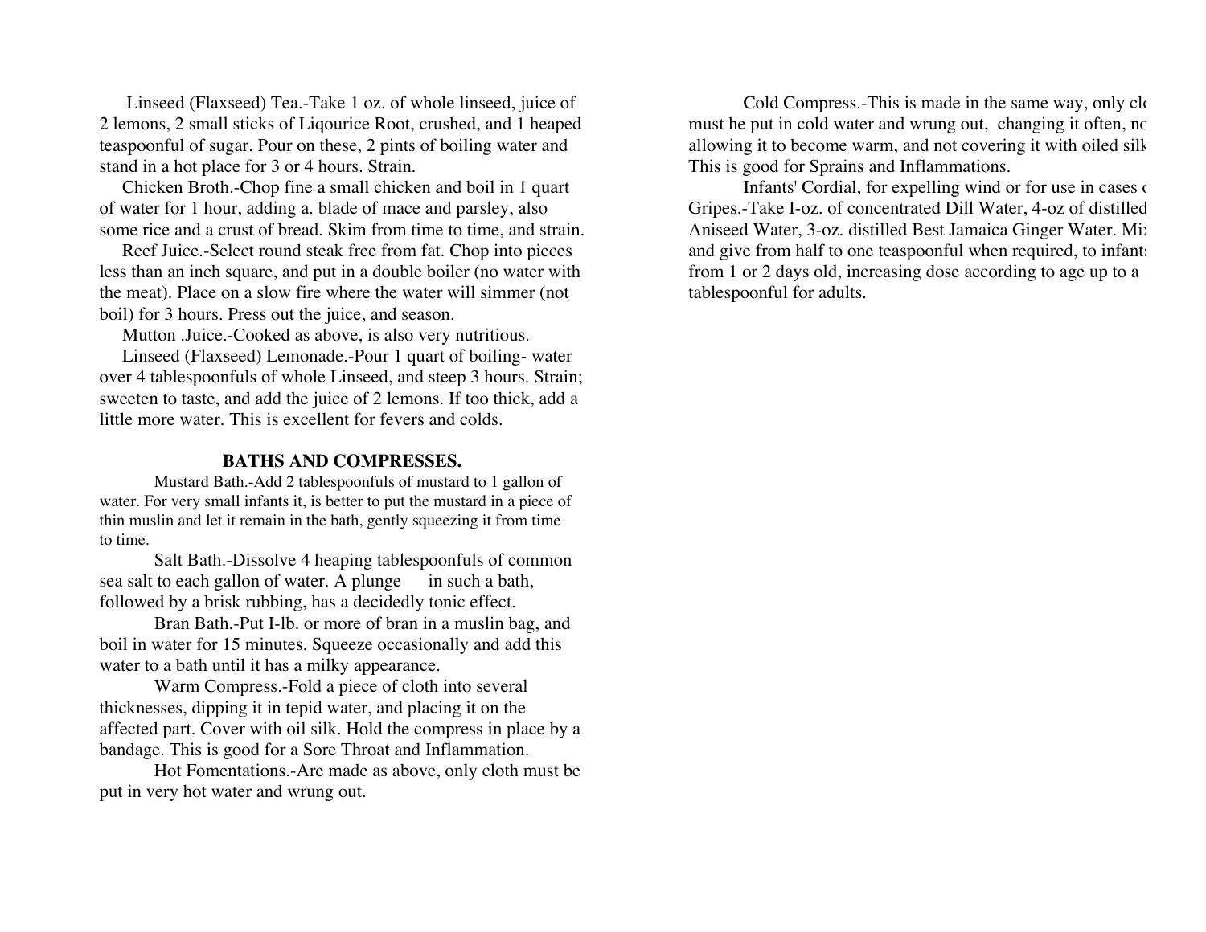Linseed (Flaxseed) Tea.-Take 1 oz. of whole linseed, juice of 2 lemons, 2 small sticks of Liqourice Root, crushed, and 1 heaped teaspoonful of sugar. Pour on these, 2 pints of boiling water and stand in a hot place for 3 or 4 hours. Strain.

Chicken Broth.-Chop fine a small chicken and boil in 1 quart of water for 1 hour, adding a. blade of mace and parsley, also some rice and a crust of bread. Skim from time to time, and strain.

Reef Juice.-Select round steak free from fat. Chop into pieces less than an inch square, and put in a double boiler (no water with the meat). Place on a slow fire where the water will simmer (not boil) for 3 hours. Press out the juice, and season.

Mutton .Juice.-Cooked as above, is also very nutritious.

Linseed (Flaxseed) Lemonade.-Pour 1 quart of boiling- water over 4 tablespoonfuls of whole Linseed, and steep 3 hours. Strain; sweeten to taste, and add the juice of 2 lemons. If too thick, add a little more water. This is excellent for fevers and colds.

## BATHS AND COMPRESSES.

Mustard Bath.-Add 2 tablespoonfuls of mustard to 1 gallon of water. For very small infants it, is better to put the mustard in a piece of thin muslin and let it remain in the bath, gently squeezing it from time to time.

Salt Bath.-Dissolve 4 heaping tablespoonfuls of common sea salt to each gallon of water. A plunge in such a bath, followed by a brisk rubbing, has a decidedly tonic effect.

Bran Bath.-Put I-lb. or more of bran in a muslin bag, and boil in water for 15 minutes. Squeeze occasionally and add this water to a bath until it has a milky appearance.

Warm Compress.-Fold a piece of cloth into several thicknesses, dipping it in tepid water, and placing it on the affected part. Cover with oil silk. Hold the compress in place by a bandage. This is good for a Sore Throat and Inflammation.

Hot Fomentations.-Are made as above, only cloth must be put in very hot water and wrung out.

Cold Compress.-This is made in the same way, only clo must he put in cold water and wrung out, changing it often, no allowing it to become warm, and not covering it with oiled silk This is good for Sprains and Inflammations.

Infants' Cordial, for expelling wind or for use in cases o Gripes.-Take I-oz. of concentrated Dill Water, 4-oz of distilled Aniseed Water, 3-oz. distilled Best Jamaica Ginger Water. Mix and give from half to one teaspoonful when required, to infants from 1 or 2 days old, increasing dose according to age up to a tablespoonful for adults.